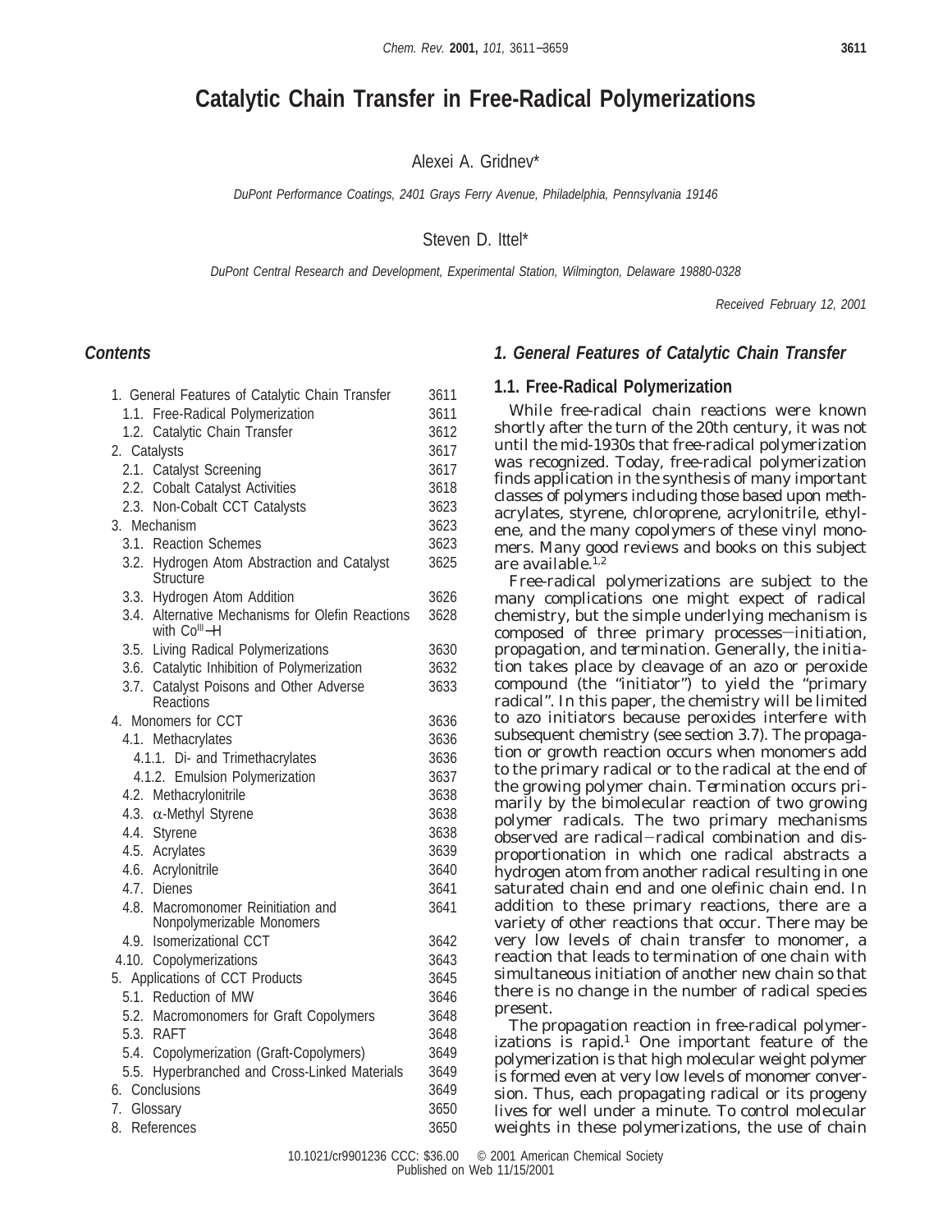# Catalytic Chain Transfer in Free-Radical Polymerizations

Alexei A. Gridnev*

*DuPont Performance Coatings, 2401 Grays Ferry Avenue, Philadelphia, Pennsylvania 19146*

Steven D. Ittel*

*DuPont Central Research and Development, Experimental Station, Wilmington, Delaware 19880-0328*

*Received February 12, 2001*

## Contents

| | |
|---|---|
| 1. General Features of Catalytic Chain Transfer | 3611 |
| 1.1. Free-Radical Polymerization | 3611 |
| 1.2. Catalytic Chain Transfer | 3612 |
| 2. Catalysts | 3617 |
| 2.1. Catalyst Screening | 3617 |
| 2.2. Cobalt Catalyst Activities | 3618 |
| 2.3. Non-Cobalt CCT Catalysts | 3623 |
| 3. Mechanism | 3623 |
| 3.1. Reaction Schemes | 3623 |
| 3.2. Hydrogen Atom Abstraction and Catalyst Structure | 3625 |
| 3.3. Hydrogen Atom Addition | 3626 |
| 3.4. Alternative Mechanisms for Olefin Reactions with $Co^{III}$–H | 3628 |
| 3.5. Living Radical Polymerizations | 3630 |
| 3.6. Catalytic Inhibition of Polymerization | 3632 |
| 3.7. Catalyst Poisons and Other Adverse Reactions | 3633 |
| 4. Monomers for CCT | 3636 |
| 4.1. Methacrylates | 3636 |
| 4.1.1. Di- and Trimethacrylates | 3636 |
| 4.1.2. Emulsion Polymerization | 3637 |
| 4.2. Methacrylonitrile | 3638 |
| 4.3. α-Methyl Styrene | 3638 |
| 4.4. Styrene | 3638 |
| 4.5. Acrylates | 3639 |
| 4.6. Acrylonitrile | 3640 |
| 4.7. Dienes | 3641 |
| 4.8. Macromonomer Reinitiation and Nonpolymerizable Monomers | 3641 |
| 4.9. Isomerizational CCT | 3642 |
| 4.10. Copolymerizations | 3643 |
| 5. Applications of CCT Products | 3645 |
| 5.1. Reduction of MW | 3646 |
| 5.2. Macromonomers for Graft Copolymers | 3648 |
| 5.3. RAFT | 3648 |
| 5.4. Copolymerization (Graft-Copolymers) | 3649 |
| 5.5. Hyperbranched and Cross-Linked Materials | 3649 |
| 6. Conclusions | 3649 |
| 7. Glossary | 3650 |
| 8. References | 3650 |

## 1. General Features of Catalytic Chain Transfer

### 1.1. Free-Radical Polymerization

While free-radical chain reactions were known shortly after the turn of the 20th century, it was not until the mid-1930s that free-radical polymerization was recognized. Today, free-radical polymerization finds application in the synthesis of many important classes of polymers including those based upon methacrylates, styrene, chloroprene, acrylonitrile, ethylene, and the many copolymers of these vinyl monomers. Many good reviews and books on this subject are available.[1,2]

Free-radical polymerizations are subject to the many complications one might expect of radical chemistry, but the simple underlying mechanism is composed of three primary processes—initiation, propagation, and termination. Generally, the initiation takes place by cleavage of an azo or peroxide compound (the "initiator") to yield the "primary radical". In this paper, the chemistry will be limited to azo initiators because peroxides interfere with subsequent chemistry (see section 3.7). The propagation or growth reaction occurs when monomers add to the primary radical or to the radical at the end of the growing polymer chain. Termination occurs primarily by the bimolecular reaction of two growing polymer radicals. The two primary mechanisms observed are radical–radical combination and disproportionation in which one radical abstracts a hydrogen atom from another radical resulting in one saturated chain end and one olefinic chain end. In addition to these primary reactions, there are a variety of other reactions that occur. There may be very low levels of chain transfer to monomer, a reaction that leads to termination of one chain with simultaneous initiation of another new chain so that there is no change in the number of radical species present.

The propagation reaction in free-radical polymerizations is rapid.[1] One important feature of the polymerization is that high molecular weight polymer is formed even at very low levels of monomer conversion. Thus, each propagating radical or its progeny lives for well under a minute. To control molecular weights in these polymerizations, the use of chain

10.1021/cr9901236 CCC: $36.00 © 2001 American Chemical Society
Published on Web 11/15/2001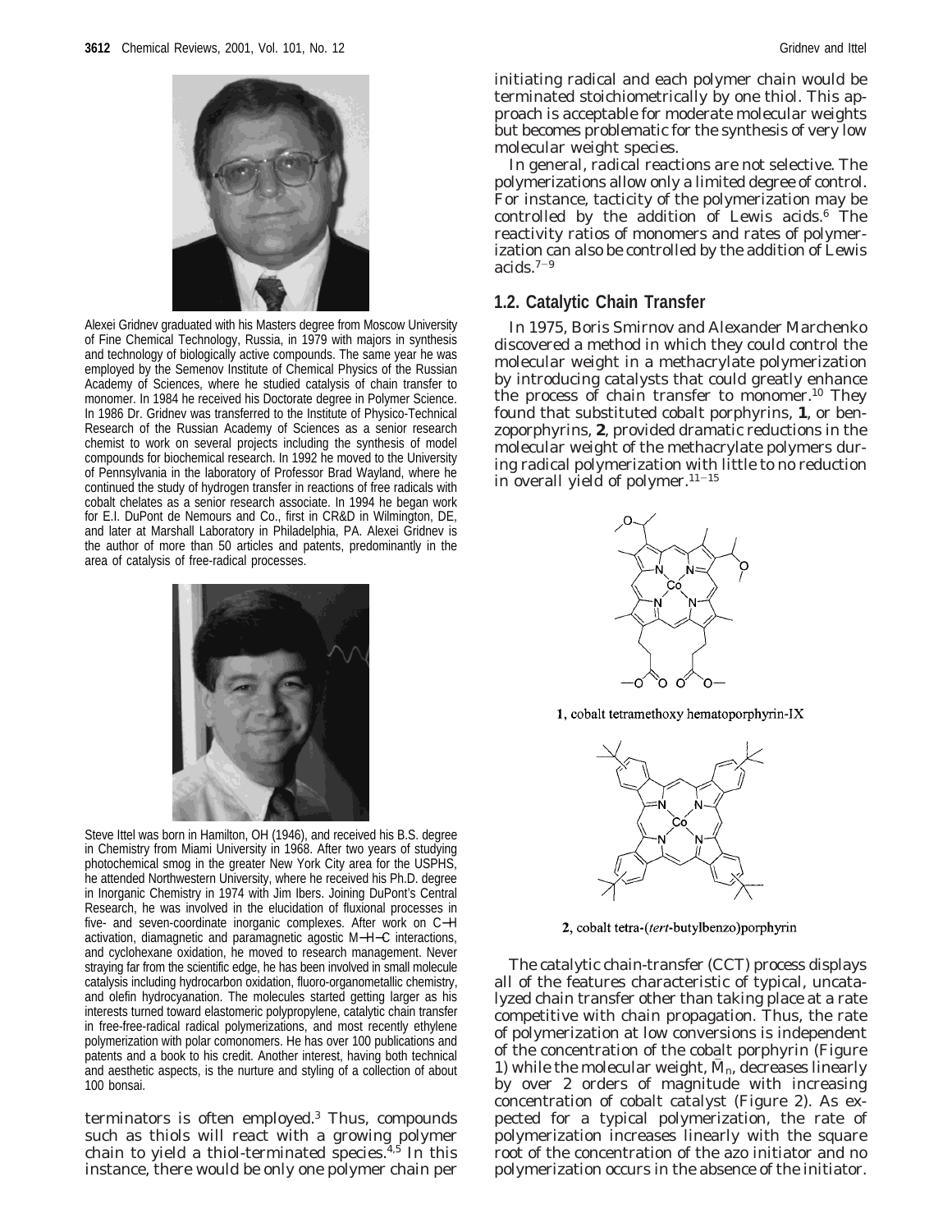Alexei Gridnev graduated with his Masters degree from Moscow University of Fine Chemical Technology, Russia, in 1979 with majors in synthesis and technology of biologically active compounds. The same year he was employed by the Semenov Institute of Chemical Physics of the Russian Academy of Sciences, where he studied catalysis of chain transfer to monomer. In 1984 he received his Doctorate degree in Polymer Science. In 1986 Dr. Gridnev was transferred to the Institute of Physico-Technical Research of the Russian Academy of Sciences as a senior research chemist to work on several projects including the synthesis of model compounds for biochemical research. In 1992 he moved to the University of Pennsylvania in the laboratory of Professor Brad Wayland, where he continued the study of hydrogen transfer in reactions of free radicals with cobalt chelates as a senior research associate. In 1994 he began work for E.I. DuPont de Nemours and Co., first in CR&D in Wilmington, DE, and later at Marshall Laboratory in Philadelphia, PA. Alexei Gridnev is the author of more than 50 articles and patents, predominantly in the area of catalysis of free-radical processes.

Steve Ittel was born in Hamilton, OH (1946), and received his B.S. degree in Chemistry from Miami University in 1968. After two years of studying photochemical smog in the greater New York City area for the USPHS, he attended Northwestern University, where he received his Ph.D. degree in Inorganic Chemistry in 1974 with Jim Ibers. Joining DuPont's Central Research, he was involved in the elucidation of fluxional processes in five- and seven-coordinate inorganic complexes. After work on C–H activation, diamagnetic and paramagnetic agostic M–H–C interactions, and cyclohexane oxidation, he moved to research management. Never straying far from the scientific edge, he has been involved in small molecule catalysis including hydrocarbon oxidation, fluoro-organometallic chemistry, and olefin hydrocyanation. The molecules started getting larger as his interests turned toward elastomeric polypropylene, catalytic chain transfer in free-free-radical radical polymerizations, and most recently ethylene polymerization with polar comonomers. He has over 100 publications and patents and a book to his credit. Another interest, having both technical and aesthetic aspects, is the nurture and styling of a collection of about 100 bonsai.

terminators is often employed.[3] Thus, compounds such as thiols will react with a growing polymer chain to yield a thiol-terminated species.[4,5] In this instance, there would be only one polymer chain per initiating radical and each polymer chain would be terminated stoichiometrically by one thiol. This approach is acceptable for moderate molecular weights but becomes problematic for the synthesis of very low molecular weight species.

In general, radical reactions are not selective. The polymerizations allow only a limited degree of control. For instance, tacticity of the polymerization may be controlled by the addition of Lewis acids.[6] The reactivity ratios of monomers and rates of polymerization can also be controlled by the addition of Lewis acids.[7–9]

## 1.2. Catalytic Chain Transfer

In 1975, Boris Smirnov and Alexander Marchenko discovered a method in which they could control the molecular weight in a methacrylate polymerization by introducing catalysts that could greatly enhance the process of chain transfer to monomer.[10] They found that substituted cobalt porphyrins, **1**, or benzoporphyrins, **2**, provided dramatic reductions in the molecular weight of the methacrylate polymers during radical polymerization with little to no reduction in overall yield of polymer.[11–15]

**1**, cobalt tetramethoxy hematoporphyrin-IX

**2**, cobalt tetra-(*tert*-butylbenzo)porphyrin

The catalytic chain-transfer (CCT) process displays all of the features characteristic of typical, uncatalyzed chain transfer other than taking place at a rate competitive with chain propagation. Thus, the rate of polymerization at low conversions is independent of the concentration of the cobalt porphyrin (Figure 1) while the molecular weight, $\bar{M}_n$, decreases linearly by over 2 orders of magnitude with increasing concentration of cobalt catalyst (Figure 2). As expected for a typical polymerization, the rate of polymerization increases linearly with the square root of the concentration of the azo initiator and no polymerization occurs in the absence of the initiator.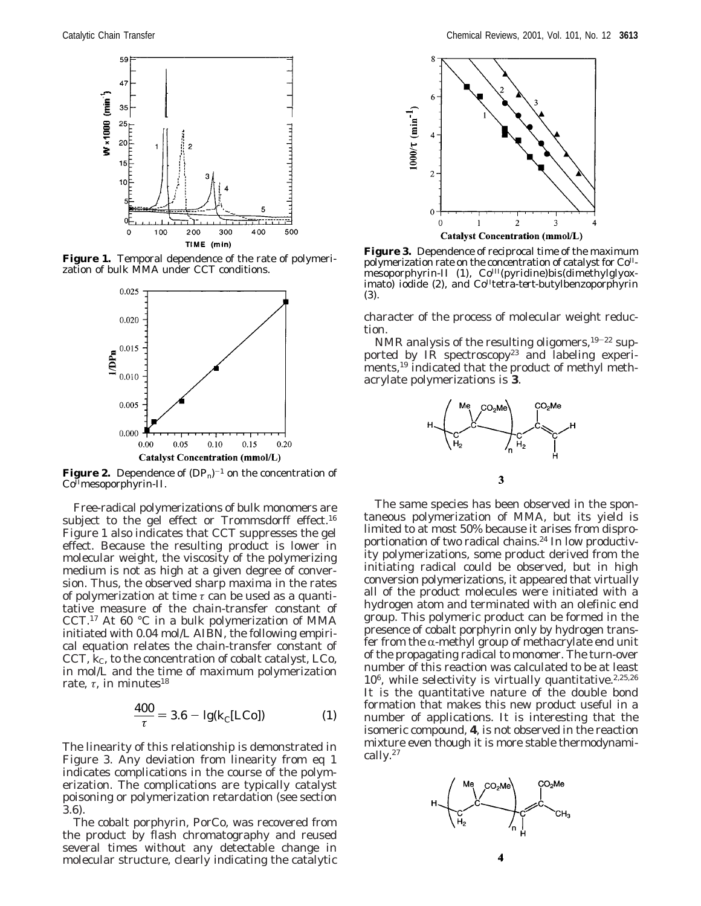**Figure 1.** Temporal dependence of the rate of polymerization of bulk MMA under CCT conditions.

**Figure 2.** Dependence of $(DP_n)^{-1}$ on the concentration of $Co^{II}$mesoporphyrin-II.

Free-radical polymerizations of bulk monomers are subject to the gel effect or Trommsdorff effect.[16] Figure 1 also indicates that CCT suppresses the gel effect. Because the resulting product is lower in molecular weight, the viscosity of the polymerizing medium is not as high at a given degree of conversion. Thus, the observed sharp maxima in the rates of polymerization at time $\tau$ can be used as a quantitative measure of the chain-transfer constant of CCT.[17] At 60 °C in a bulk polymerization of MMA initiated with 0.04 mol/L AIBN, the following empirical equation relates the chain-transfer constant of CCT, $k_C$, to the concentration of cobalt catalyst, LCo, in mol/L and the time of maximum polymerization rate, $\tau$, in minutes[18]

$$\frac{400}{\tau} = 3.6 - \lg(k_C[\mathrm{LCo}]) \qquad (1)$$

The linearity of this relationship is demonstrated in Figure 3. Any deviation from linearity from eq 1 indicates complications in the course of the polymerization. The complications are typically catalyst poisoning or polymerization retardation (see section 3.6).

The cobalt porphyrin, PorCo, was recovered from the product by flash chromatography and reused several times without any detectable change in molecular structure, clearly indicating the catalytic character of the process of molecular weight reduction.

**Figure 3.** Dependence of reciprocal time of the maximum polymerization rate on the concentration of catalyst for $Co^{II}$-mesoporphyrin-II (1), $Co^{III}$(pyridine)bis(dimethylglyoximato) iodide (2), and $Co^{II}$tetra-*tert*-butylbenzoporphyrin (3).

NMR analysis of the resulting oligomers,[19-22] supported by IR spectroscopy[23] and labeling experiments,[19] indicated that the product of methyl methacrylate polymerizations is **3**.

**3**

The same species has been observed in the spontaneous polymerization of MMA, but its yield is limited to at most 50% because it arises from disproportionation of two radical chains.[24] In low productivity polymerizations, some product derived from the initiating radical could be observed, but in high conversion polymerizations, it appeared that virtually all of the product molecules were initiated with a hydrogen atom and terminated with an olefinic end group. This polymeric product can be formed in the presence of cobalt porphyrin only by hydrogen transfer from the α-methyl group of methacrylate end unit of the propagating radical to monomer. The turn-over number of this reaction was calculated to be at least $10^6$, while selectivity is virtually quantitative.[2,25,26] It is the quantitative nature of the double bond formation that makes this new product useful in a number of applications. It is interesting that the isomeric compound, **4**, is not observed in the reaction mixture even though it is more stable thermodynamically.[27]

**4**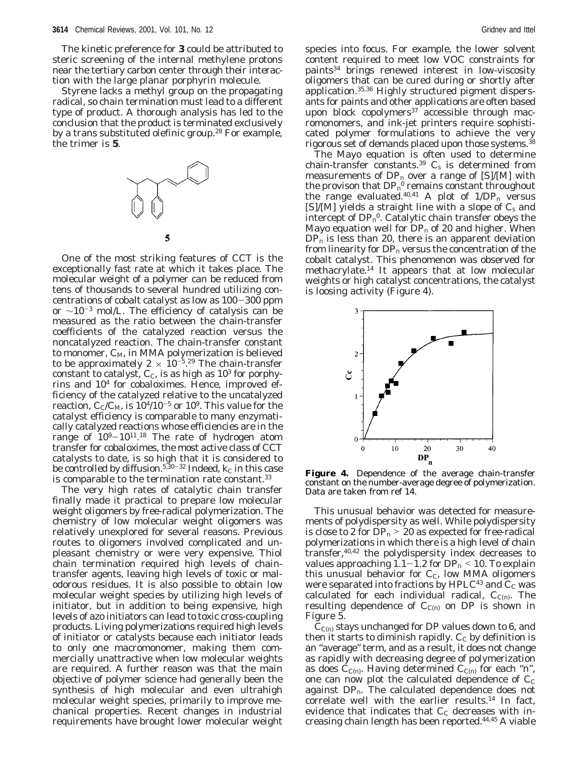The kinetic preference for **3** could be attributed to steric screening of the internal methylene protons near the tertiary carbon center through their interaction with the large planar porphyrin molecule.

Styrene lacks a methyl group on the propagating radical, so chain termination must lead to a different type of product. A thorough analysis has led to the conclusion that the product is terminated exclusively by a trans substituted olefinic group.[28] For example, the trimer is **5**.

**5**

One of the most striking features of CCT is the exceptionally fast rate at which it takes place. The molecular weight of a polymer can be reduced from tens of thousands to several hundred utilizing concentrations of cobalt catalyst as low as 100−300 ppm or $\sim 10^{-3}$ mol/L. The efficiency of catalysis can be measured as the ratio between the chain-transfer coefficients of the catalyzed reaction versus the noncatalyzed reaction. The chain-transfer constant to monomer, $C_M$, in MMA polymerization is believed to be approximately $2 \times 10^{-5}$.[29] The chain-transfer constant to catalyst, $C_C$, is as high as $10^3$ for porphyrins and $10^4$ for cobaloximes. Hence, improved efficiency of the catalyzed relative to the uncatalyzed reaction, $C_C/C_M$, is $10^4/10^{-5}$ or $10^9$. This value for the catalyst efficiency is comparable to many enzymatically catalyzed reactions whose efficiencies are in the range of $10^9$−$10^{11}$.[18] The rate of hydrogen atom transfer for cobaloximes, the most active class of CCT catalysts to date, is so high that it is considered to be controlled by diffusion.[5,30−32] Indeed, $k_C$ in this case is comparable to the termination rate constant.[33]

The very high rates of catalytic chain transfer finally made it practical to prepare low molecular weight oligomers by free-radical polymerization. The chemistry of low molecular weight oligomers was relatively unexplored for several reasons. Previous routes to oligomers involved complicated and unpleasant chemistry or were very expensive. Thiol chain termination required high levels of chain-transfer agents, leaving high levels of toxic or malodorous residues. It is also possible to obtain low molecular weight species by utilizing high levels of initiator, but in addition to being expensive, high levels of azo initiators can lead to toxic cross-coupling products. Living polymerizations required high levels of initiator or catalysts because each initiator leads to only one macromonomer, making them commercially unattractive when low molecular weights are required. A further reason was that the main objective of polymer science had generally been the synthesis of high molecular and even ultrahigh molecular weight species, primarily to improve mechanical properties. Recent changes in industrial requirements have brought lower molecular weight species into focus. For example, the lower solvent content required to meet low VOC constraints for paints[34] brings renewed interest in low-viscosity oligomers that can be cured during or shortly after application.[35,36] Highly structured pigment dispersants for paints and other applications are often based upon block copolymers[37] accessible through macromonomers, and ink-jet printers require sophisticated polymer formulations to achieve the very rigorous set of demands placed upon those systems.[38]

The Mayo equation is often used to determine chain-transfer constants.[39] $C_s$ is determined from measurements of $DP_n$ over a range of [S]/[M] with the provison that $DP_n^0$ remains constant throughout the range evaluated.[40,41] A plot of $1/DP_n$ versus [S]/[M] yields a straight line with a slope of $C_s$ and intercept of $DP_n^0$. Catalytic chain transfer obeys the Mayo equation well for $DP_n$ of 20 and higher. When $DP_n$ is less than 20, there is an apparent deviation from linearity for $DP_n$ versus the concentration of the cobalt catalyst. This phenomenon was observed for methacrylate.[14] It appears that at low molecular weights or high catalyst concentrations, the catalyst is loosing activity (Figure 4).

**Figure 4.** Dependence of the average chain-transfer constant on the number-average degree of polymerization. Data are taken from ref 14.

This unusual behavior was detected for measurements of polydispersity as well. While polydispersity is close to 2 for $DP_n > 20$ as expected for free-radical polymerizations in which there is a high level of chain transfer,[40,42] the polydispersity index decreases to values approaching 1.1−1.2 for $DP_n < 10$. To explain this unusual behavior for $C_C$, low MMA oligomers were separated into fractions by HPLC[43] and $C_C$ was calculated for each individual radical, $C_{C(n)}$. The resulting dependence of $C_{C(n)}$ on DP is shown in Figure 5.

$C_{C(n)}$ stays unchanged for DP values down to 6, and then it starts to diminish rapidly. $C_C$ by definition is an "average" term, and as a result, it does not change as rapidly with decreasing degree of polymerization as does $C_{C(n)}$. Having determined $C_{C(n)}$ for each "n", one can now plot the calculated dependence of $C_C$ against $DP_n$. The calculated dependence does not correlate well with the earlier results.[14] In fact, evidence that indicates that $C_C$ decreases with increasing chain length has been reported.[44,45] A viable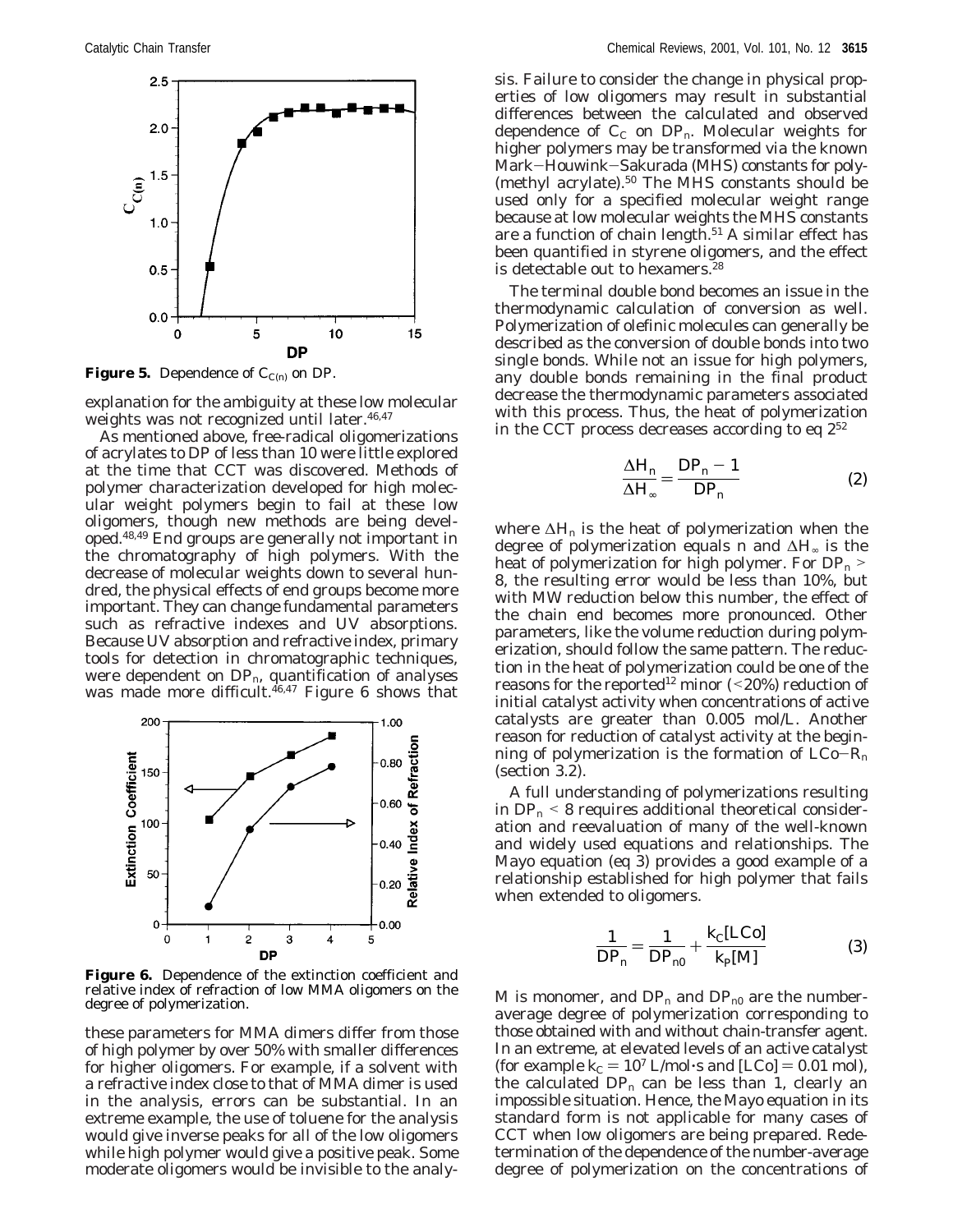**Figure 5.** Dependence of $C_{C(n)}$ on DP.

explanation for the ambiguity at these low molecular weights was not recognized until later.[46,47]

As mentioned above, free-radical oligomerizations of acrylates to DP of less than 10 were little explored at the time that CCT was discovered. Methods of polymer characterization developed for high molecular weight polymers begin to fail at these low oligomers, though new methods are being developed.[48,49] End groups are generally not important in the chromatography of high polymers. With the decrease of molecular weights down to several hundred, the physical effects of end groups become more important. They can change fundamental parameters such as refractive indexes and UV absorptions. Because UV absorption and refractive index, primary tools for detection in chromatographic techniques, were dependent on $DP_n$, quantification of analyses was made more difficult.[46,47] Figure 6 shows that

**Figure 6.** Dependence of the extinction coefficient and relative index of refraction of low MMA oligomers on the degree of polymerization.

these parameters for MMA dimers differ from those of high polymer by over 50% with smaller differences for higher oligomers. For example, if a solvent with a refractive index close to that of MMA dimer is used in the analysis, errors can be substantial. In an extreme example, the use of toluene for the analysis would give inverse peaks for all of the low oligomers while high polymer would give a positive peak. Some moderate oligomers would be invisible to the analysis. Failure to consider the change in physical properties of low oligomers may result in substantial differences between the calculated and observed dependence of $C_C$ on $DP_n$. Molecular weights for higher polymers may be transformed via the known Mark–Houwink–Sakurada (MHS) constants for poly(methyl acrylate).[50] The MHS constants should be used only for a specified molecular weight range because at low molecular weights the MHS constants are a function of chain length.[51] A similar effect has been quantified in styrene oligomers, and the effect is detectable out to hexamers.[28]

The terminal double bond becomes an issue in the thermodynamic calculation of conversion as well. Polymerization of olefinic molecules can generally be described as the conversion of double bonds into two single bonds. While not an issue for high polymers, any double bonds remaining in the final product decrease the thermodynamic parameters associated with this process. Thus, the heat of polymerization in the CCT process decreases according to eq 2[52]

$$\frac{\Delta H_n}{\Delta H_\infty} = \frac{DP_n - 1}{DP_n} \tag{2}$$

where $\Delta H_n$ is the heat of polymerization when the degree of polymerization equals n and $\Delta H_\infty$ is the heat of polymerization for high polymer. For $DP_n > 8$, the resulting error would be less than 10%, but with MW reduction below this number, the effect of the chain end becomes more pronounced. Other parameters, like the volume reduction during polymerization, should follow the same pattern. The reduction in the heat of polymerization could be one of the reasons for the reported[12] minor (<20%) reduction of initial catalyst activity when concentrations of active catalysts are greater than 0.005 mol/L. Another reason for reduction of catalyst activity at the beginning of polymerization is the formation of LCo–$R_n$ (section 3.2).

A full understanding of polymerizations resulting in $DP_n < 8$ requires additional theoretical consideration and reevaluation of many of the well-known and widely used equations and relationships. The Mayo equation (eq 3) provides a good example of a relationship established for high polymer that fails when extended to oligomers.

$$\frac{1}{DP_n} = \frac{1}{DP_{n0}} + \frac{k_C[\mathrm{LCo}]}{k_p[\mathrm{M}]} \tag{3}$$

M is monomer, and $DP_n$ and $DP_{n0}$ are the number-average degree of polymerization corresponding to those obtained with and without chain-transfer agent. In an extreme, at elevated levels of an active catalyst (for example $k_C = 10^7$ L/mol·s and [LCo] = 0.01 mol), the calculated $DP_n$ can be less than 1, clearly an impossible situation. Hence, the Mayo equation in its standard form is not applicable for many cases of CCT when low oligomers are being prepared. Redetermination of the dependence of the number-average degree of polymerization on the concentrations of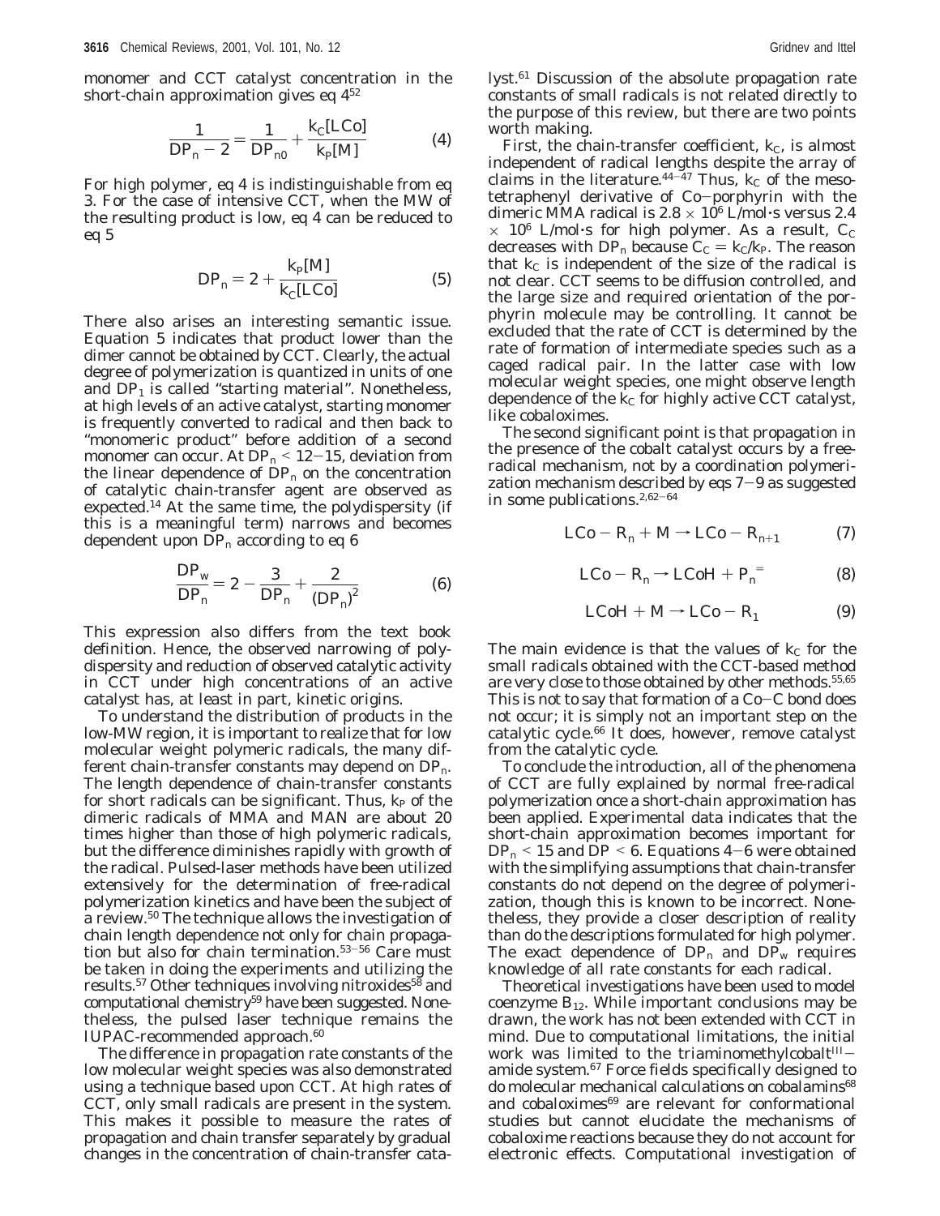monomer and CCT catalyst concentration in the short-chain approximation gives eq 4[52]

$$\frac{1}{DP_n - 2} = \frac{1}{DP_{n0}} + \frac{k_C[LCo]}{k_P[M]} \tag{4}$$

For high polymer, eq 4 is indistinguishable from eq 3. For the case of intensive CCT, when the MW of the resulting product is low, eq 4 can be reduced to eq 5

$$DP_n = 2 + \frac{k_P[M]}{k_C[LCo]} \tag{5}$$

There also arises an interesting semantic issue. Equation 5 indicates that product lower than the dimer cannot be obtained by CCT. Clearly, the actual degree of polymerization is quantized in units of one and $DP_1$ is called "starting material". Nonetheless, at high levels of an active catalyst, starting monomer is frequently converted to radical and then back to "monomeric product" before addition of a second monomer can occur. At $DP_n < 12-15$, deviation from the linear dependence of $DP_n$ on the concentration of catalytic chain-transfer agent are observed as expected.[14] At the same time, the polydispersity (if this is a meaningful term) narrows and becomes dependent upon $DP_n$ according to eq 6

$$\frac{DP_w}{DP_n} = 2 - \frac{3}{DP_n} + \frac{2}{(DP_n)^2} \tag{6}$$

This expression also differs from the text book definition. Hence, the observed narrowing of polydispersity and reduction of observed catalytic activity in CCT under high concentrations of an active catalyst has, at least in part, kinetic origins.

To understand the distribution of products in the low-MW region, it is important to realize that for low molecular weight polymeric radicals, the many different chain-transfer constants may depend on $DP_n$. The length dependence of chain-transfer constants for short radicals can be significant. Thus, $k_P$ of the dimeric radicals of MMA and MAN are about 20 times higher than those of high polymeric radicals, but the difference diminishes rapidly with growth of the radical. Pulsed-laser methods have been utilized extensively for the determination of free-radical polymerization kinetics and have been the subject of a review.[50] The technique allows the investigation of chain length dependence not only for chain propagation but also for chain termination.[53-56] Care must be taken in doing the experiments and utilizing the results.[57] Other techniques involving nitroxides[58] and computational chemistry[59] have been suggested. Nonetheless, the pulsed laser technique remains the IUPAC-recommended approach.[60]

The difference in propagation rate constants of the low molecular weight species was also demonstrated using a technique based upon CCT. At high rates of CCT, only small radicals are present in the system. This makes it possible to measure the rates of propagation and chain transfer separately by gradual changes in the concentration of chain-transfer catalyst.[61] Discussion of the absolute propagation rate constants of small radicals is not related directly to the purpose of this review, but there are two points worth making.

First, the chain-transfer coefficient, $k_C$, is almost independent of radical lengths despite the array of claims in the literature.[44-47] Thus, $k_C$ of the meso-tetraphenyl derivative of Co–porphyrin with the dimeric MMA radical is $2.8 \times 10^6$ L/mol·s versus $2.4 \times 10^6$ L/mol·s for high polymer. As a result, $C_C$ decreases with $DP_n$ because $C_C = k_C/k_P$. The reason that $k_C$ is independent of the size of the radical is not clear. CCT seems to be diffusion controlled, and the large size and required orientation of the porphyrin molecule may be controlling. It cannot be excluded that the rate of CCT is determined by the rate of formation of intermediate species such as a caged radical pair. In the latter case with low molecular weight species, one might observe length dependence of the $k_C$ for highly active CCT catalyst, like cobaloximes.

The second significant point is that propagation in the presence of the cobalt catalyst occurs by a free-radical mechanism, not by a coordination polymerization mechanism described by eqs 7–9 as suggested in some publications.[2,62-64]

$$LCo - R_n + M \rightarrow LCo - R_{n+1} \tag{7}$$

$$LCo - R_n \rightarrow LCoH + P_n^{=} \tag{8}$$

$$LCoH + M \rightarrow LCo - R_1 \tag{9}$$

The main evidence is that the values of $k_C$ for the small radicals obtained with the CCT-based method are very close to those obtained by other methods.[55,65] This is not to say that formation of a Co–C bond does not occur; it is simply not an important step on the catalytic cycle.[66] It does, however, remove catalyst from the catalytic cycle.

To conclude the introduction, all of the phenomena of CCT are fully explained by normal free-radical polymerization once a short-chain approximation has been applied. Experimental data indicates that the short-chain approximation becomes important for $DP_n < 15$ and $DP < 6$. Equations 4–6 were obtained with the simplifying assumptions that chain-transfer constants do not depend on the degree of polymerization, though this is known to be incorrect. Nonetheless, they provide a closer description of reality than do the descriptions formulated for high polymer. The exact dependence of $DP_n$ and $DP_w$ requires knowledge of all rate constants for each radical.

Theoretical investigations have been used to model coenzyme $B_{12}$. While important conclusions may be drawn, the work has not been extended with CCT in mind. Due to computational limitations, the initial work was limited to the triaminomethylcobalt$^{III}$–amide system.[67] Force fields specifically designed to do molecular mechanical calculations on cobalamins[68] and cobaloximes[69] are relevant for conformational studies but cannot elucidate the mechanisms of cobaloxime reactions because they do not account for electronic effects. Computational investigation of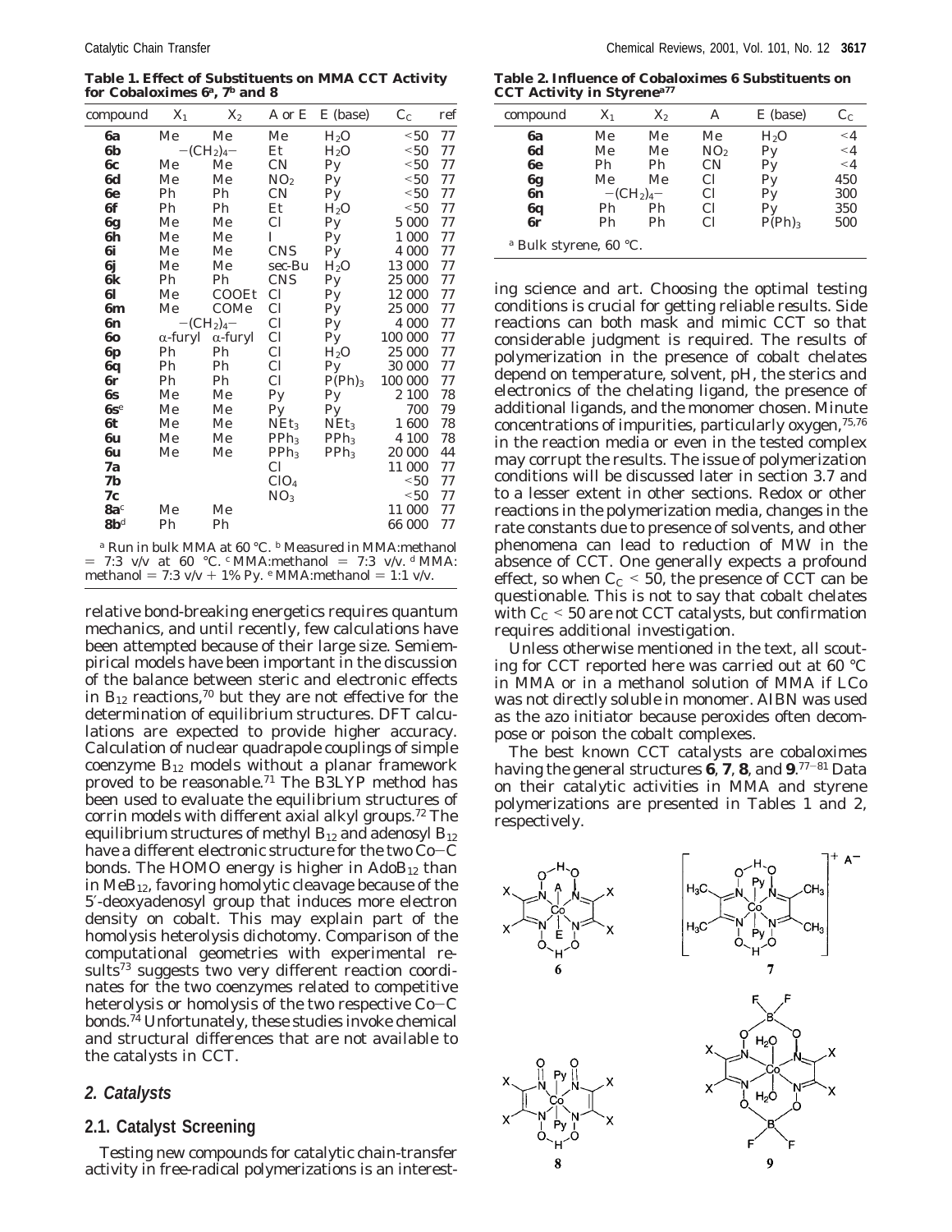**Table 1. Effect of Substituents on MMA CCT Activity for Cobaloximes 6[a], 7[b] and 8**

| compound | $X_1$ | $X_2$ | A or E | E (base) | $C_C$ | ref |
|---|---|---|---|---|---|---|
| **6a** | Me | Me | Me | $H_2O$ | <50 | 77 |
| **6b** | $-(CH_2)_4-$ | | Et | $H_2O$ | <50 | 77 |
| **6c** | Me | Me | CN | Py | <50 | 77 |
| **6d** | Me | Me | $NO_2$ | Py | <50 | 77 |
| **6e** | Ph | Ph | CN | Py | <50 | 77 |
| **6f** | Ph | Ph | Et | $H_2O$ | <50 | 77 |
| **6g** | Me | Me | Cl | Py | 5 000 | 77 |
| **6h** | Me | Me | I | Py | 1 000 | 77 |
| **6i** | Me | Me | CNS | Py | 4 000 | 77 |
| **6j** | Me | Me | sec-Bu | $H_2O$ | 13 000 | 77 |
| **6k** | Ph | Ph | CNS | Py | 25 000 | 77 |
| **6l** | Me | COOEt | Cl | Py | 12 000 | 77 |
| **6m** | Me | COMe | Cl | Py | 25 000 | 77 |
| **6n** | $-(CH_2)_4-$ | | Cl | Py | 4 000 | 77 |
| **6o** | α-furyl | α-furyl | Cl | Py | 100 000 | 77 |
| **6p** | Ph | Ph | Cl | $H_2O$ | 25 000 | 77 |
| **6q** | Ph | Ph | Cl | Py | 30 000 | 77 |
| **6r** | Ph | Ph | Cl | $P(Ph)_3$ | 100 000 | 77 |
| **6s** | Me | Me | Py | Py | 2 100 | 78 |
| **6s**[e] | Me | Me | Py | Py | 700 | 79 |
| **6t** | Me | Me | $NEt_3$ | $NEt_3$ | 1 600 | 78 |
| **6u** | Me | Me | $PPh_3$ | $PPh_3$ | 4 100 | 78 |
| **6u** | Me | Me | $PPh_3$ | $PPh_3$ | 20 000 | 44 |
| **7a** | | | Cl | | 11 000 | 77 |
| **7b** | | | $ClO_4$ | | <50 | 77 |
| **7c** | | | $NO_3$ | | <50 | 77 |
| **8a**[c] | Me | Me | | | 11 000 | 77 |
| **8b**[d] | Ph | Ph | | | 66 000 | 77 |

[a] Run in bulk MMA at 60 °C. [b] Measured in MMA:methanol = 7:3 v/v at 60 °C. [c] MMA:methanol = 7:3 v/v. [d] MMA:methanol = 7:3 v/v + 1% Py. [e] MMA:methanol = 1:1 v/v.

relative bond-breaking energetics requires quantum mechanics, and until recently, few calculations have been attempted because of their large size. Semiempirical models have been important in the discussion of the balance between steric and electronic effects in $B_{12}$ reactions,[70] but they are not effective for the determination of equilibrium structures. DFT calculations are expected to provide higher accuracy. Calculation of nuclear quadrapole couplings of simple coenzyme $B_{12}$ models without a planar framework proved to be reasonable.[71] The B3LYP method has been used to evaluate the equilibrium structures of corrin models with different axial alkyl groups.[72] The equilibrium structures of methyl $B_{12}$ and adenosyl $B_{12}$ have a different electronic structure for the two Co−C bonds. The HOMO energy is higher in $AdoB_{12}$ than in $MeB_{12}$, favoring homolytic cleavage because of the 5′-deoxyadenosyl group that induces more electron density on cobalt. This may explain part of the homolysis heterolysis dichotomy. Comparison of the computational geometries with experimental results[73] suggests two very different reaction coordinates for the two coenzymes related to competitive heterolysis or homolysis of the two respective Co−C bonds.[74] Unfortunately, these studies invoke chemical and structural differences that are not available to the catalysts in CCT.

## 2. Catalysts

### 2.1. Catalyst Screening

Testing new compounds for catalytic chain-transfer activity in free-radical polymerizations is an interesting science and art. Choosing the optimal testing conditions is crucial for getting reliable results. Side reactions can both mask and mimic CCT so that considerable judgment is required. The results of polymerization in the presence of cobalt chelates depend on temperature, solvent, pH, the sterics and electronics of the chelating ligand, the presence of additional ligands, and the monomer chosen. Minute concentrations of impurities, particularly oxygen,[75,76] in the reaction media or even in the tested complex may corrupt the results. The issue of polymerization conditions will be discussed later in section 3.7 and to a lesser extent in other sections. Redox or other reactions in the polymerization media, changes in the rate constants due to presence of solvents, and other phenomena can lead to reduction of MW in the absence of CCT. One generally expects a profound effect, so when $C_C$ < 50, the presence of CCT can be questionable. This is not to say that cobalt chelates with $C_C$ < 50 are not CCT catalysts, but confirmation requires additional investigation.

**Table 2. Influence of Cobaloximes 6 Substituents on CCT Activity in Styrene[a77]**

| compound | $X_1$ | $X_2$ | A | E (base) | $C_C$ |
|---|---|---|---|---|---|
| **6a** | Me | Me | Me | $H_2O$ | <4 |
| **6d** | Me | Me | $NO_2$ | Py | <4 |
| **6e** | Ph | Ph | CN | Py | <4 |
| **6g** | Me | Me | Cl | Py | 450 |
| **6n** | $-(CH_2)_4-$ | | Cl | Py | 300 |
| **6q** | Ph | Ph | Cl | Py | 350 |
| **6r** | Ph | Ph | Cl | $P(Ph)_3$ | 500 |

[a] Bulk styrene, 60 °C.

Unless otherwise mentioned in the text, all scouting for CCT reported here was carried out at 60 °C in MMA or in a methanol solution of MMA if LCo was not directly soluble in monomer. AIBN was used as the azo initiator because peroxides often decompose or poison the cobalt complexes.

The best known CCT catalysts are cobaloximes having the general structures **6**, **7**, **8**, and **9**.[77−81] Data on their catalytic activities in MMA and styrene polymerizations are presented in Tables 1 and 2, respectively.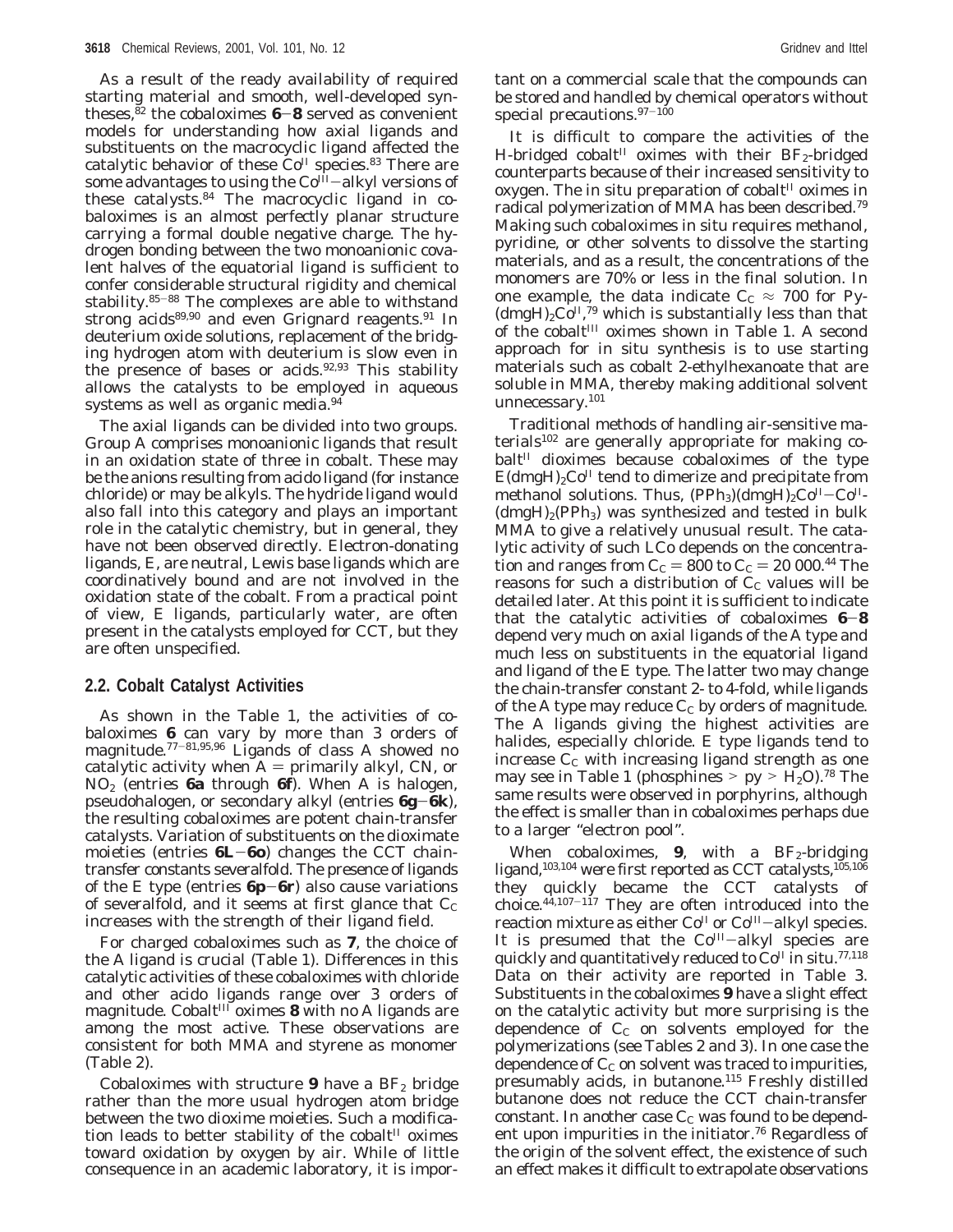As a result of the ready availability of required starting material and smooth, well-developed syntheses,[82] the cobaloximes **6**−**8** served as convenient models for understanding how axial ligands and substituents on the macrocyclic ligand affected the catalytic behavior of these $Co^{II}$ species.[83] There are some advantages to using the $Co^{III}$−alkyl versions of these catalysts.[84] The macrocyclic ligand in cobaloximes is an almost perfectly planar structure carrying a formal double negative charge. The hydrogen bonding between the two monoanionic covalent halves of the equatorial ligand is sufficient to confer considerable structural rigidity and chemical stability.[85−88] The complexes are able to withstand strong acids[89,90] and even Grignard reagents.[91] In deuterium oxide solutions, replacement of the bridging hydrogen atom with deuterium is slow even in the presence of bases or acids.[92,93] This stability allows the catalysts to be employed in aqueous systems as well as organic media.[94]

The axial ligands can be divided into two groups. Group A comprises monoanionic ligands that result in an oxidation state of three in cobalt. These may be the anions resulting from acido ligand (for instance chloride) or may be alkyls. The hydride ligand would also fall into this category and plays an important role in the catalytic chemistry, but in general, they have not been observed directly. Electron-donating ligands, E, are neutral, Lewis base ligands which are coordinatively bound and are not involved in the oxidation state of the cobalt. From a practical point of view, E ligands, particularly water, are often present in the catalysts employed for CCT, but they are often unspecified.

## 2.2. Cobalt Catalyst Activities

As shown in the Table 1, the activities of cobaloximes **6** can vary by more than 3 orders of magnitude.[77−81,95,96] Ligands of class A showed no catalytic activity when A = primarily alkyl, CN, or $NO_2$ (entries **6a** through **6f**). When A is halogen, pseudohalogen, or secondary alkyl (entries **6g**−**6k**), the resulting cobaloximes are potent chain-transfer catalysts. Variation of substituents on the dioximate moieties (entries **6L**−**6o**) changes the CCT chain-transfer constants severalfold. The presence of ligands of the E type (entries **6p**−**6r**) also cause variations of severalfold, and it seems at first glance that $C_C$ increases with the strength of their ligand field.

For charged cobaloximes such as **7**, the choice of the A ligand is crucial (Table 1). Differences in this catalytic activities of these cobaloximes with chloride and other acido ligands range over 3 orders of magnitude. Cobalt$^{III}$ oximes **8** with no A ligands are among the most active. These observations are consistent for both MMA and styrene as monomer (Table 2).

Cobaloximes with structure **9** have a $BF_2$ bridge rather than the more usual hydrogen atom bridge between the two dioxime moieties. Such a modification leads to better stability of the cobalt$^{II}$ oximes toward oxidation by oxygen by air. While of little consequence in an academic laboratory, it is important on a commercial scale that the compounds can be stored and handled by chemical operators without special precautions.[97−100]

It is difficult to compare the activities of the H-bridged cobalt$^{II}$ oximes with their $BF_2$-bridged counterparts because of their increased sensitivity to oxygen. The in situ preparation of cobalt$^{II}$ oximes in radical polymerization of MMA has been described.[79] Making such cobaloximes in situ requires methanol, pyridine, or other solvents to dissolve the starting materials, and as a result, the concentrations of the monomers are 70% or less in the final solution. In one example, the data indicate $C_C \approx 700$ for Py-$(dmgH)_2Co^{II}$,[79] which is substantially less than that of the cobalt$^{III}$ oximes shown in Table 1. A second approach for in situ synthesis is to use starting materials such as cobalt 2-ethylhexanoate that are soluble in MMA, thereby making additional solvent unnecessary.[101]

Traditional methods of handling air-sensitive materials[102] are generally appropriate for making cobalt$^{II}$ dioximes because cobaloximes of the type $E(dmgH)_2Co^{II}$ tend to dimerize and precipitate from methanol solutions. Thus, $(PPh_3)(dmgH)_2Co^{II}$−$Co^{II}(dmgH)_2(PPh_3)$ was synthesized and tested in bulk MMA to give a relatively unusual result. The catalytic activity of such LCo depends on the concentration and ranges from $C_C = 800$ to $C_C = 20\,000$.[44] The reasons for such a distribution of $C_C$ values will be detailed later. At this point it is sufficient to indicate that the catalytic activities of cobaloximes **6**−**8** depend very much on axial ligands of the A type and much less on substituents in the equatorial ligand and ligand of the E type. The latter two may change the chain-transfer constant 2- to 4-fold, while ligands of the A type may reduce $C_C$ by orders of magnitude. The A ligands giving the highest activities are halides, especially chloride. E type ligands tend to increase $C_C$ with increasing ligand strength as one may see in Table 1 (phosphines > py > $H_2O$).[78] The same results were observed in porphyrins, although the effect is smaller than in cobaloximes perhaps due to a larger "electron pool".

When cobaloximes, **9**, with a $BF_2$-bridging ligand,[103,104] were first reported as CCT catalysts,[105,106] they quickly became the CCT catalysts of choice.[44,107−117] They are often introduced into the reaction mixture as either $Co^{II}$ or $Co^{III}$−alkyl species. It is presumed that the $Co^{III}$−alkyl species are quickly and quantitatively reduced to $Co^{II}$ in situ.[77,118] Data on their activity are reported in Table 3. Substituents in the cobaloximes **9** have a slight effect on the catalytic activity but more surprising is the dependence of $C_C$ on solvents employed for the polymerizations (see Tables 2 and 3). In one case the dependence of $C_C$ on solvent was traced to impurities, presumably acids, in butanone.[115] Freshly distilled butanone does not reduce the CCT chain-transfer constant. In another case $C_C$ was found to be dependent upon impurities in the initiator.[76] Regardless of the origin of the solvent effect, the existence of such an effect makes it difficult to extrapolate observations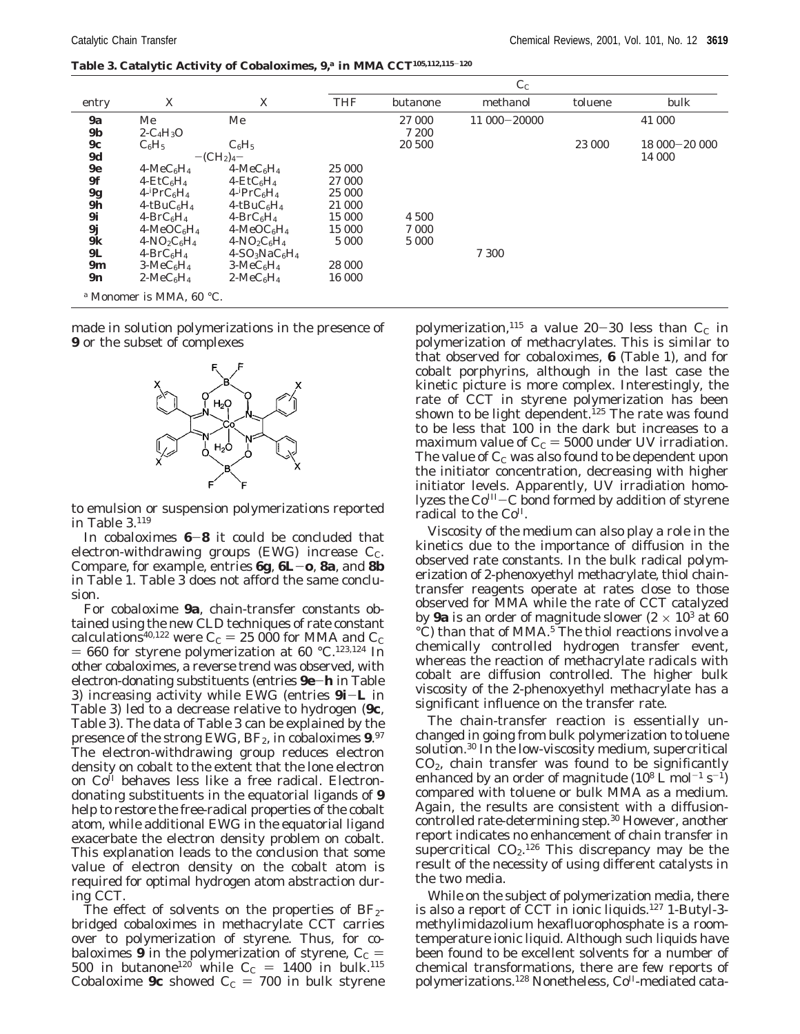**Table 3. Catalytic Activity of Cobaloximes, 9,[a] in MMA CCT[105,112,115−120]**

| entry | X | X | $C_C$ THF | $C_C$ butanone | $C_C$ methanol | $C_C$ toluene | $C_C$ bulk |
|---|---|---|---|---|---|---|---|
| **9a** | Me | Me | | 27 000 | 11 000−20000 | | 41 000 |
| **9b** | $2\text{-}C_4H_3O$ | | | 7 200 | | | |
| **9c** | $C_6H_5$ | $C_6H_5$ | | 20 500 | | 23 000 | 18 000−20 000 |
| **9d** | −$(CH_2)_4$− | | | | | | 14 000 |
| **9e** | $4\text{-}MeC_6H_4$ | $4\text{-}MeC_6H_4$ | 25 000 | | | | |
| **9f** | $4\text{-}EtC_6H_4$ | $4\text{-}EtC_6H_4$ | 27 000 | | | | |
| **9g** | $4\text{-}^iPrC_6H_4$ | $4\text{-}^iPrC_6H_4$ | 25 000 | | | | |
| **9h** | $4\text{-}tBuC_6H_4$ | $4\text{-}tBuC_6H_4$ | 21 000 | | | | |
| **9i** | $4\text{-}BrC_6H_4$ | $4\text{-}BrC_6H_4$ | 15 000 | 4 500 | | | |
| **9j** | $4\text{-}MeOC_6H_4$ | $4\text{-}MeOC_6H_4$ | 15 000 | 7 000 | | | |
| **9k** | $4\text{-}NO_2C_6H_4$ | $4\text{-}NO_2C_6H_4$ | 5 000 | 5 000 | | | |
| **9L** | $4\text{-}BrC_6H_4$ | $4\text{-}SO_3NaC_6H_4$ | | | 7 300 | | |
| **9m** | $3\text{-}MeC_6H_4$ | $3\text{-}MeC_6H_4$ | 28 000 | | | | |
| **9n** | $2\text{-}MeC_6H_4$ | $2\text{-}MeC_6H_4$ | 16 000 | | | | |

[a] Monomer is MMA, 60 °C.

made in solution polymerizations in the presence of **9** or the subset of complexes

to emulsion or suspension polymerizations reported in Table 3.[119]

In cobaloximes **6**−**8** it could be concluded that electron-withdrawing groups (EWG) increase $C_C$. Compare, for example, entries **6g**, **6L**−**o**, **8a**, and **8b** in Table 1. Table 3 does not afford the same conclusion.

For cobaloxime **9a**, chain-transfer constants obtained using the new CLD techniques of rate constant calculations[40,122] were $C_C$ = 25 000 for MMA and $C_C$ = 660 for styrene polymerization at 60 °C.[123,124] In other cobaloximes, a reverse trend was observed, with electron-donating substituents (entries **9e**−**h** in Table 3) increasing activity while EWG (entries **9i**−**L** in Table 3) led to a decrease relative to hydrogen (**9c**, Table 3). The data of Table 3 can be explained by the presence of the strong EWG, $BF_2$, in cobaloximes **9**.[97] The electron-withdrawing group reduces electron density on cobalt to the extent that the lone electron on $Co^{II}$ behaves less like a free radical. Electron-donating substituents in the equatorial ligands of **9** help to restore the free-radical properties of the cobalt atom, while additional EWG in the equatorial ligand exacerbate the electron density problem on cobalt. This explanation leads to the conclusion that some value of electron density on the cobalt atom is required for optimal hydrogen atom abstraction during CCT.

The effect of solvents on the properties of $BF_2$-bridged cobaloximes in methacrylate CCT carries over to polymerization of styrene. Thus, for cobaloximes **9** in the polymerization of styrene, $C_C$ = 500 in butanone[120] while $C_C$ = 1400 in bulk.[115] Cobaloxime **9c** showed $C_C$ = 700 in bulk styrene polymerization,[115] a value 20−30 less than $C_C$ in polymerization of methacrylates. This is similar to that observed for cobaloximes, **6** (Table 1), and for cobalt porphyrins, although in the last case the kinetic picture is more complex. Interestingly, the rate of CCT in styrene polymerization has been shown to be light dependent.[125] The rate was found to be less that 100 in the dark but increases to a maximum value of $C_C$ = 5000 under UV irradiation. The value of $C_C$ was also found to be dependent upon the initiator concentration, decreasing with higher initiator levels. Apparently, UV irradiation homolyzes the $Co^{III}$−C bond formed by addition of styrene radical to the $Co^{II}$.

Viscosity of the medium can also play a role in the kinetics due to the importance of diffusion in the observed rate constants. In the bulk radical polymerization of 2-phenoxyethyl methacrylate, thiol chain-transfer reagents operate at rates close to those observed for MMA while the rate of CCT catalyzed by **9a** is an order of magnitude slower ($2 \times 10^3$ at 60 °C) than that of MMA.[5] The thiol reactions involve a chemically controlled hydrogen transfer event, whereas the reaction of methacrylate radicals with cobalt are diffusion controlled. The higher bulk viscosity of the 2-phenoxyethyl methacrylate has a significant influence on the transfer rate.

The chain-transfer reaction is essentially unchanged in going from bulk polymerization to toluene solution.[30] In the low-viscosity medium, supercritical $CO_2$, chain transfer was found to be significantly enhanced by an order of magnitude ($10^8$ L mol$^{-1}$ s$^{-1}$) compared with toluene or bulk MMA as a medium. Again, the results are consistent with a diffusion-controlled rate-determining step.[30] However, another report indicates no enhancement of chain transfer in supercritical $CO_2$.[126] This discrepancy may be the result of the necessity of using different catalysts in the two media.

While on the subject of polymerization media, there is also a report of CCT in ionic liquids.[127] 1-Butyl-3-methylimidazolium hexafluorophosphate is a room-temperature ionic liquid. Although such liquids have been found to be excellent solvents for a number of chemical transformations, there are few reports of polymerizations.[128] Nonetheless, $Co^{II}$-mediated cata-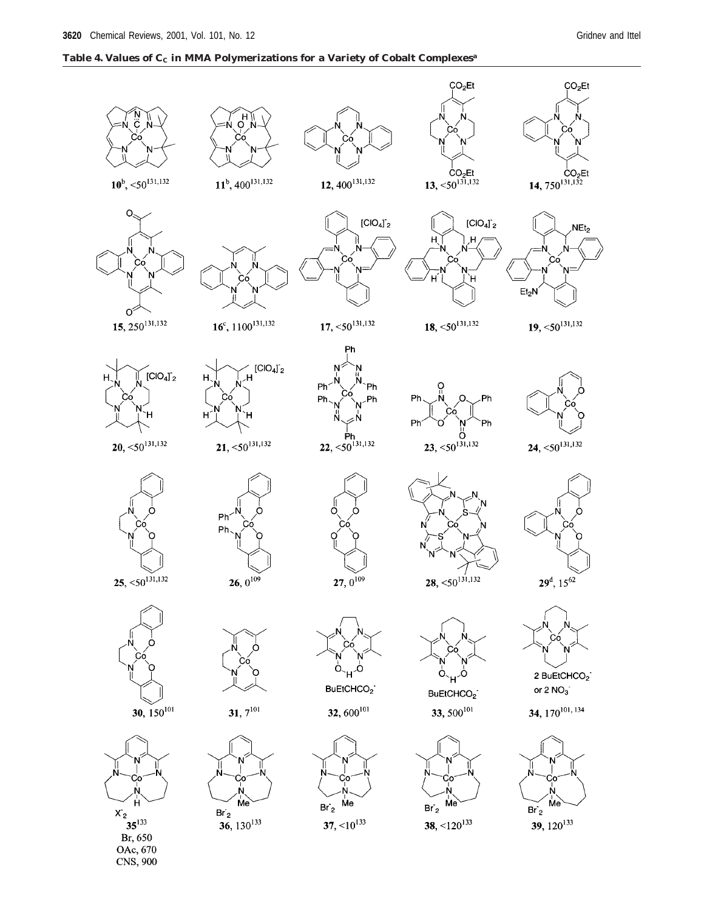**Table 4. Values of $C_C$ in MMA Polymerizations for a Variety of Cobalt Complexes**[a]

| Complex | $C_C$ | Ref |
|---|---|---|
| **10**[b] | <50 | [131,132] |
| **11**[b] | 400 | [131,132] |
| **12** | 400 | [131,132] |
| **13** | <50 | [131,132] |
| **14** | 750 | [131,132] |
| **15** | 250 | [131,132] |
| **16**[c] | 1100 | [131,132] |
| **17** | <50 | [131,132] |
| **18** | <50 | [131,132] |
| **19** | <50 | [131,132] |
| **20** | <50 | [131,132] |
| **21** | <50 | [131,132] |
| **22** | <50 | [131,132] |
| **23** | <50 | [131,132] |
| **24** | <50 | [131,132] |
| **25** | <50 | [131,132] |
| **26** | 0 | [109] |
| **27** | 0 | [109] |
| **28** | <50 | [131,132] |
| **29**[d] | 15 | [62] |
| **30** | 150 | [101] |
| **31** | 7 | [101] |
| **32** (BuEtCHCO$_2^-$) | 600 | [101] |
| **33** (BuEtCHCO$_2^-$) | 500 | [101] |
| **34** (2 BuEtCHCO$_2^-$ or 2 NO$_3^-$) | 170 | [101, 134] |
| **35** (X$^-_2$): Br | 650 | [133] |
| **35** (X$^-_2$): OAc | 670 | [133] |
| **35** (X$^-_2$): CNS | 900 | [133] |
| **36** (Br$^-_2$) | 130 | [133] |
| **37** (Br$^-_2$) | <10 | [133] |
| **38** (Br$^-_2$) | <120 | [133] |
| **39** (Br$^-_2$) | 120 | [133] |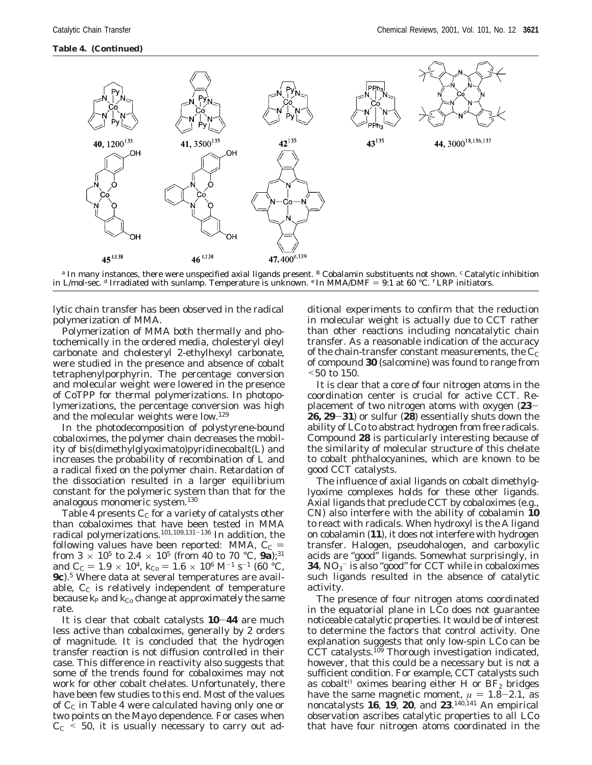**Table 4. (Continued)**

40, 1200[135] 41, 3500[135] 42[135] 43[135] 44, 3000[18,136,137]

45[f,138] 46[f,138] 47, 400[e,139]

[a] In many instances, there were unspecified axial ligands present. [B] Cobalamin substituents not shown. [c] Catalytic inhibition in L/mol·sec. [d] Irradiated with sunlamp. Temperature is unknown. [e] In MMA/DMF = 9:1 at 60 °C. [f] LRP initiators.

lytic chain transfer has been observed in the radical polymerization of MMA.

Polymerization of MMA both thermally and photochemically in the ordered media, cholesteryl oleyl carbonate and cholesteryl 2-ethylhexyl carbonate, were studied in the presence and absence of cobalt tetraphenylporphyrin. The percentage conversion and molecular weight were lowered in the presence of CoTPP for thermal polymerizations. In photopolymerizations, the percentage conversion was high and the molecular weights were low.[129]

In the photodecomposition of polystyrene-bound cobaloximes, the polymer chain decreases the mobility of bis(dimethylglyoximato)pyridinecobalt(L) and increases the probability of recombination of L and a radical fixed on the polymer chain. Retardation of the dissociation resulted in a larger equilibrium constant for the polymeric system than that for the analogous monomeric system.[130]

Table 4 presents $C_C$ for a variety of catalysts other than cobaloximes that have been tested in MMA radical polymerizations.[101,109,131-136] In addition, the following values have been reported: MMA, $C_C$ = from $3 \times 10^5$ to $2.4 \times 10^5$ (from 40 to 70 °C, **9a**);[31] and $C_C = 1.9 \times 10^4$, $k_{Co} = 1.6 \times 10^6$ $M^{-1}$ $s^{-1}$ (60 °C, **9c**).[5] Where data at several temperatures are available, $C_C$ is relatively independent of temperature because $k_P$ and $k_{Co}$ change at approximately the same rate.

It is clear that cobalt catalysts **10**–**44** are much less active than cobaloximes, generally by 2 orders of magnitude. It is concluded that the hydrogen transfer reaction is not diffusion controlled in their case. This difference in reactivity also suggests that some of the trends found for cobaloximes may not work for other cobalt chelates. Unfortunately, there have been few studies to this end. Most of the values of $C_C$ in Table 4 were calculated having only one or two points on the Mayo dependence. For cases when $C_C < 50$, it is usually necessary to carry out additional experiments to confirm that the reduction in molecular weight is actually due to CCT rather than other reactions including noncatalytic chain transfer. As a reasonable indication of the accuracy of the chain-transfer constant measurements, the $C_C$ of compound **30** (salcomine) was found to range from <50 to 150.

It is clear that a core of four nitrogen atoms in the coordination center is crucial for active CCT. Replacement of two nitrogen atoms with oxygen (**23**–**26, 29**–**31**) or sulfur (**28**) essentially shuts down the ability of LCo to abstract hydrogen from free radicals. Compound **28** is particularly interesting because of the similarity of molecular structure of this chelate to cobalt phthalocyanines, which are known to be good CCT catalysts.

The influence of axial ligands on cobalt dimethylglyoxime complexes holds for these other ligands. Axial ligands that preclude CCT by cobaloximes (e.g., CN) also interfere with the ability of cobalamin **10** to react with radicals. When hydroxyl is the A ligand on cobalamin (**11**), it does not interfere with hydrogen transfer. Halogen, pseudohalogen, and carboxylic acids are "good" ligands. Somewhat surprisingly, in **34**, $NO_3^-$ is also "good" for CCT while in cobaloximes such ligands resulted in the absence of catalytic activity.

The presence of four nitrogen atoms coordinated in the equatorial plane in LCo does not guarantee noticeable catalytic properties. It would be of interest to determine the factors that control activity. One explanation suggests that only low-spin LCo can be CCT catalysts.[109] Thorough investigation indicated, however, that this could be a necessary but is not a sufficient condition. For example, CCT catalysts such as cobalt[II] oximes bearing either H or $BF_2$ bridges have the same magnetic moment, $\mu$ = 1.8–2.1, as noncatalysts **16**, **19**, **20**, and **23**.[140,141] An empirical observation ascribes catalytic properties to all LCo that have four nitrogen atoms coordinated in the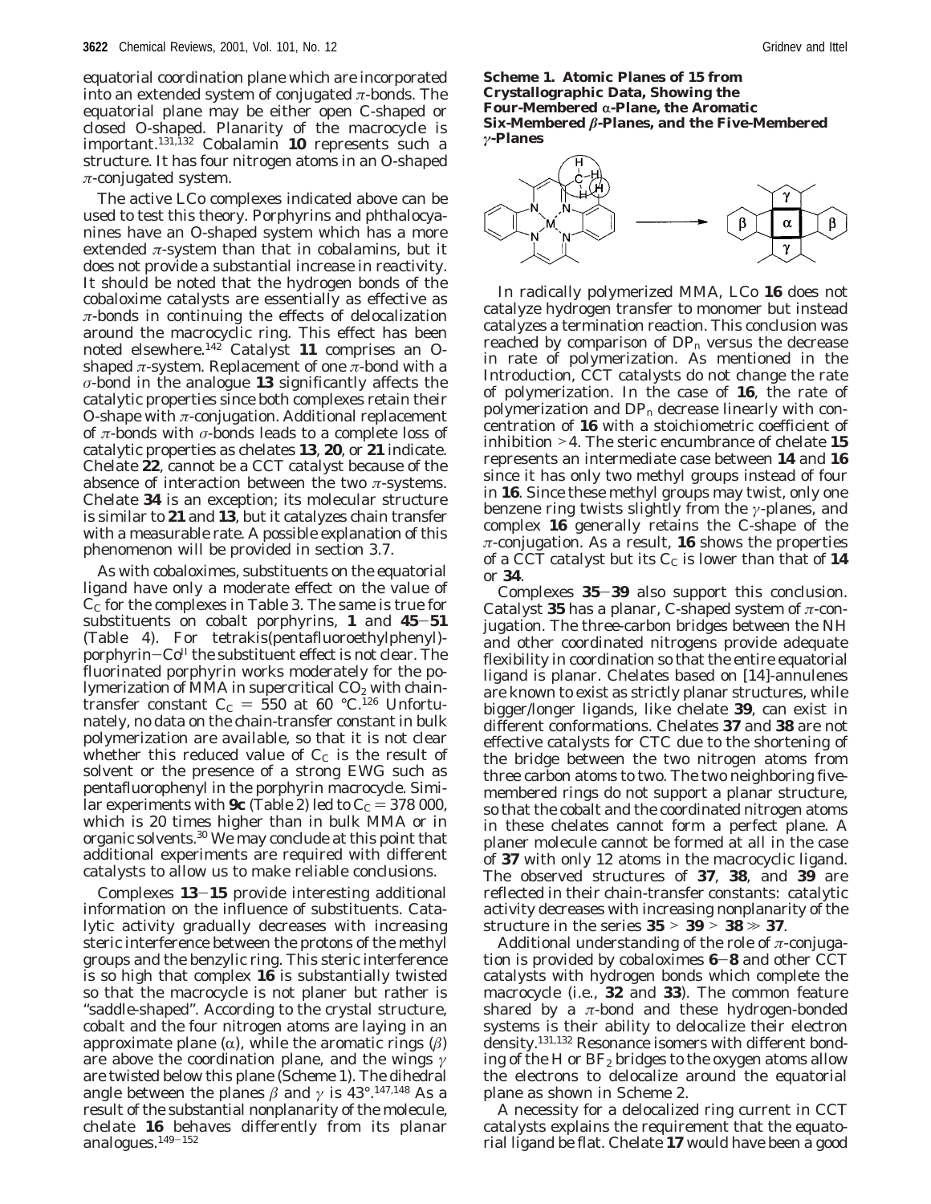equatorial coordination plane which are incorporated into an extended system of conjugated π-bonds. The equatorial plane may be either open C-shaped or closed O-shaped. Planarity of the macrocycle is important.[131,132] Cobalamin **10** represents such a structure. It has four nitrogen atoms in an O-shaped π-conjugated system.

The active LCo complexes indicated above can be used to test this theory. Porphyrins and phthalocyanines have an O-shaped system which has a more extended π-system than that in cobalamins, but it does not provide a substantial increase in reactivity. It should be noted that the hydrogen bonds of the cobaloxime catalysts are essentially as effective as π-bonds in continuing the effects of delocalization around the macrocyclic ring. This effect has been noted elsewhere.[142] Catalyst **11** comprises an O-shaped π-system. Replacement of one π-bond with a σ-bond in the analogue **13** significantly affects the catalytic properties since both complexes retain their O-shape with π-conjugation. Additional replacement of π-bonds with σ-bonds leads to a complete loss of catalytic properties as chelates **13**, **20**, or **21** indicate. Chelate **22**, cannot be a CCT catalyst because of the absence of interaction between the two π-systems. Chelate **34** is an exception; its molecular structure is similar to **21** and **13**, but it catalyzes chain transfer with a measurable rate. A possible explanation of this phenomenon will be provided in section 3.7.

As with cobaloximes, substituents on the equatorial ligand have only a moderate effect on the value of $C_C$ for the complexes in Table 3. The same is true for substituents on cobalt porphyrins, **1** and **45**−**51** (Table 4). For tetrakis(pentafluoroethylphenyl)-porphyrin−$Co^{II}$ the substituent effect is not clear. The fluorinated porphyrin works moderately for the polymerization of MMA in supercritical $CO_2$ with chain-transfer constant $C_C$ = 550 at 60 °C.[126] Unfortunately, no data on the chain-transfer constant in bulk polymerization are available, so that it is not clear whether this reduced value of $C_C$ is the result of solvent or the presence of a strong EWG such as pentafluorophenyl in the porphyrin macrocycle. Similar experiments with **9c** (Table 2) led to $C_C$ = 378 000, which is 20 times higher than in bulk MMA or in organic solvents.[30] We may conclude at this point that additional experiments are required with different catalysts to allow us to make reliable conclusions.

Complexes **13**−**15** provide interesting additional information on the influence of substituents. Catalytic activity gradually decreases with increasing steric interference between the protons of the methyl groups and the benzylic ring. This steric interference is so high that complex **16** is substantially twisted so that the macrocycle is not planer but rather is "saddle-shaped". According to the crystal structure, cobalt and the four nitrogen atoms are laying in an approximate plane (α), while the aromatic rings (β) are above the coordination plane, and the wings γ are twisted below this plane (Scheme 1). The dihedral angle between the planes β and γ is 43°.[147,148] As a result of the substantial nonplanarity of the molecule, chelate **16** behaves differently from its planar analogues.[149−152]

**Scheme 1. Atomic Planes of 15 from Crystallographic Data, Showing the Four-Membered α-Plane, the Aromatic Six-Membered β-Planes, and the Five-Membered γ-Planes**

In radically polymerized MMA, LCo **16** does not catalyze hydrogen transfer to monomer but instead catalyzes a termination reaction. This conclusion was reached by comparison of $DP_n$ versus the decrease in rate of polymerization. As mentioned in the Introduction, CCT catalysts do not change the rate of polymerization. In the case of **16**, the rate of polymerization and $DP_n$ decrease linearly with concentration of **16** with a stoichiometric coefficient of inhibition >4. The steric encumbrance of chelate **15** represents an intermediate case between **14** and **16** since it has only two methyl groups instead of four in **16**. Since these methyl groups may twist, only one benzene ring twists slightly from the γ-planes, and complex **16** generally retains the C-shape of the π-conjugation. As a result, **16** shows the properties of a CCT catalyst but its $C_C$ is lower than that of **14** or **34**.

Complexes **35**−**39** also support this conclusion. Catalyst **35** has a planar, C-shaped system of π-conjugation. The three-carbon bridges between the NH and other coordinated nitrogens provide adequate flexibility in coordination so that the entire equatorial ligand is planar. Chelates based on [14]-annulenes are known to exist as strictly planar structures, while bigger/longer ligands, like chelate **39**, can exist in different conformations. Chelates **37** and **38** are not effective catalysts for CTC due to the shortening of the bridge between the two nitrogen atoms from three carbon atoms to two. The two neighboring five-membered rings do not support a planar structure, so that the cobalt and the coordinated nitrogen atoms in these chelates cannot form a perfect plane. A planer molecule cannot be formed at all in the case of **37** with only 12 atoms in the macrocyclic ligand. The observed structures of **37**, **38**, and **39** are reflected in their chain-transfer constants: catalytic activity decreases with increasing nonplanarity of the structure in the series **35** > **39** > **38** ≫ **37**.

Additional understanding of the role of π-conjugation is provided by cobaloximes **6**−**8** and other CCT catalysts with hydrogen bonds which complete the macrocycle (i.e., **32** and **33**). The common feature shared by a π-bond and these hydrogen-bonded systems is their ability to delocalize their electron density.[131,132] Resonance isomers with different bonding of the H or $BF_2$ bridges to the oxygen atoms allow the electrons to delocalize around the equatorial plane as shown in Scheme 2.

A necessity for a delocalized ring current in CCT catalysts explains the requirement that the equatorial ligand be flat. Chelate **17** would have been a good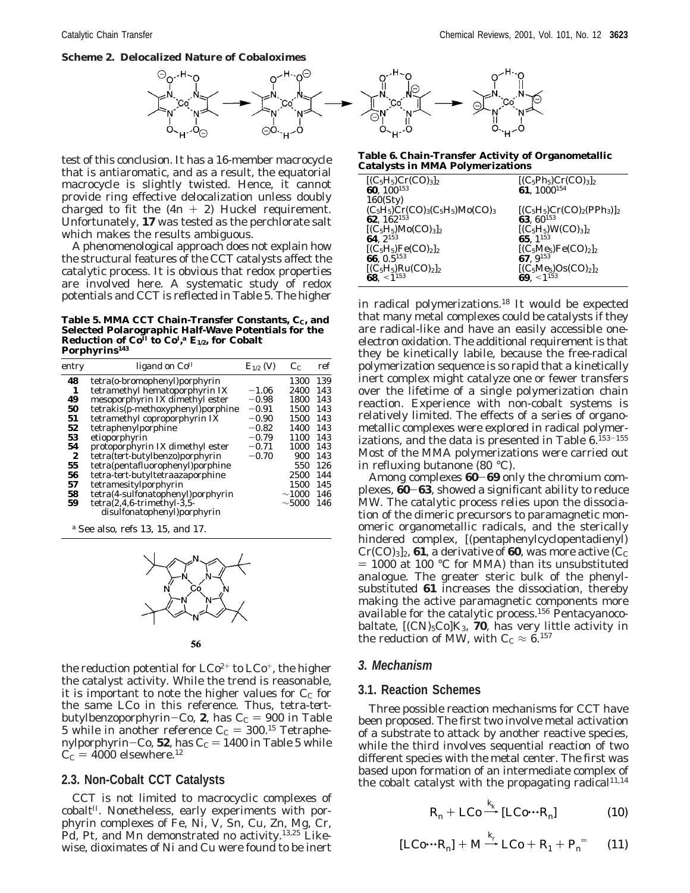**Scheme 2. Delocalized Nature of Cobaloximes**

test of this conclusion. It has a 16-member macrocycle that is antiaromatic, and as a result, the equatorial macrocycle is slightly twisted. Hence, it cannot provide ring effective delocalization unless doubly charged to fit the $(4n + 2)$ Huckel requirement. Unfortunately, **17** was tested as the perchlorate salt which makes the results ambiguous.

A phenomenological approach does not explain how the structural features of the CCT catalysts affect the catalytic process. It is obvious that redox properties are involved here. A systematic study of redox potentials and CCT is reflected in Table 5. The higher the reduction potential for $LCo^{2+}$ to $LCo^{+}$, the higher the catalyst activity. While the trend is reasonable, it is important to note the higher values for $C_C$ for the same LCo in this reference. Thus, tetra-*tert*-butylbenzoporphyrin−Co, **2**, has $C_C$ = 900 in Table 5 while in another reference $C_C$ = 300.[15] Tetraphenylporphyrin−Co, **52**, has $C_C$ = 1400 in Table 5 while $C_C$ = 4000 elsewhere.[12]

**Table 5. MMA CCT Chain-Transfer Constants, $C_C$, and Selected Polarographic Half-Wave Potentials for the Reduction of $Co^{II}$ to $Co^{I}$,[a] $E_{1/2}$, for Cobalt Porphyrins[143]**

| entry | ligand on $Co^{II}$ | $E_{1/2}$ (V) | $C_C$ | ref |
|---|---|---|---|---|
| **48** | tetra(*o*-bromophenyl)porphyrin | | 1300 | 139 |
| **1** | tetramethyl hematoporphyrin IX | −1.06 | 2400 | 143 |
| **49** | mesoporphyrin IX dimethyl ester | −0.98 | 1800 | 143 |
| **50** | tetrakis(*p*-methoxyphenyl)porphine | −0.91 | 1500 | 143 |
| **51** | tetramethyl coproporphyrin IX | −0.90 | 1500 | 143 |
| **52** | tetraphenylporphine | −0.82 | 1400 | 143 |
| **53** | etioporphyrin | −0.79 | 1100 | 143 |
| **54** | protoporphyrin IX dimethyl ester | −0.71 | 1000 | 143 |
| **2** | tetra(*tert*-butylbenzo)porphyrin | −0.70 | 900 | 143 |
| **55** | tetra(pentafluorophenyl)porphine | | 550 | 126 |
| **56** | tetra-*tert*-butyltetraazaporphine | | 2500 | 144 |
| **57** | tetramesitylporphyrin | | 1500 | 145 |
| **58** | tetra(4-sulfonatophenyl)porphyrin | | ∼1000 | 146 |
| **59** | tetra(2,4,6-trimethyl-3,5-disulfonatophenyl)porphyrin | | ∼5000 | 146 |

[a] See also, refs 13, 15, and 17.

**56**

## 2.3. Non-Cobalt CCT Catalysts

CCT is not limited to macrocyclic complexes of cobalt$^{II}$. Nonetheless, early experiments with porphyrin complexes of Fe, Ni, V, Sn, Cu, Zn, Mg, Cr, Pd, Pt, and Mn demonstrated no activity.[13,25] Likewise, dioximates of Ni and Cu were found to be inert in radical polymerizations.[18] It would be expected that many metal complexes could be catalysts if they are radical-like and have an easily accessible one-electron oxidation. The additional requirement is that they be kinetically labile, because the free-radical polymerization sequence is so rapid that a kinetically inert complex might catalyze one or fewer transfers over the lifetime of a single polymerization chain reaction. Experience with non-cobalt systems is relatively limited. The effects of a series of organometallic complexes were explored in radical polymerizations, and the data is presented in Table 6.[153−155] Most of the MMA polymerizations were carried out in refluxing butanone (80 °C).

**Table 6. Chain-Transfer Activity of Organometallic Catalysts in MMA Polymerizations**

| | |
|---|---|
| $[(C_5H_5)Cr(CO)_3]_2$ **60**, 100[153] 160(Sty) | $[(C_5Ph_5)Cr(CO)_3]_2$ **61**, 1000[154] |
| $(C_5H_5)Cr(CO)_3(C_5H_5)Mo(CO)_3$ **62**, 162[153] | $[(C_5H_5)Cr(CO)_2(PPh_3)]_2$ **63**, 60[153] |
| $[(C_5H_5)Mo(CO)_3]_2$ **64**, 2[153] | $[(C_5H_5)W(CO)_3]_2$ **65**, 1[153] |
| $[(C_5H_5)Fe(CO)_2]_2$ **66**, 0.5[153] | $[(C_5Me_5)Fe(CO)_2]_2$ **67**, 9[153] |
| $[(C_5H_5)Ru(CO)_2]_2$ **68**, <1[153] | $[(C_5Me_5)Os(CO)_2]_2$ **69**, <1[153] |

Among complexes **60**−**69** only the chromium complexes, **60**−**63**, showed a significant ability to reduce MW. The catalytic process relies upon the dissociation of the dimeric precursors to paramagnetic monomeric organometallic radicals, and the sterically hindered complex, [(pentaphenylcyclopentadienyl)Cr(CO)$_3$]$_2$, **61**, a derivative of **60**, was more active ($C_C$ = 1000 at 100 °C for MMA) than its unsubstituted analogue. The greater steric bulk of the phenyl-substituted **61** increases the dissociation, thereby making the active paramagnetic components more available for the catalytic process.[156] Pentacyanocobaltate, $[(CN)_5Co]K_3$, **70**, has very little activity in the reduction of MW, with $C_C \approx 6$.[157]

## 3. Mechanism

### 3.1. Reaction Schemes

Three possible reaction mechanisms for CCT have been proposed. The first two involve metal activation of a substrate to attack by another reactive species, while the third involves sequential reaction of two different species with the metal center. The first was based upon formation of an intermediate complex of the cobalt catalyst with the propagating radical[11,14]

$$R_n + LCo \xrightarrow{k_k} [LCo\cdots R_n] \qquad (10)$$

$$[LCo\cdots R_n] + M \xrightarrow{k_r} LCo + R_1 + P_n^{=} \qquad (11)$$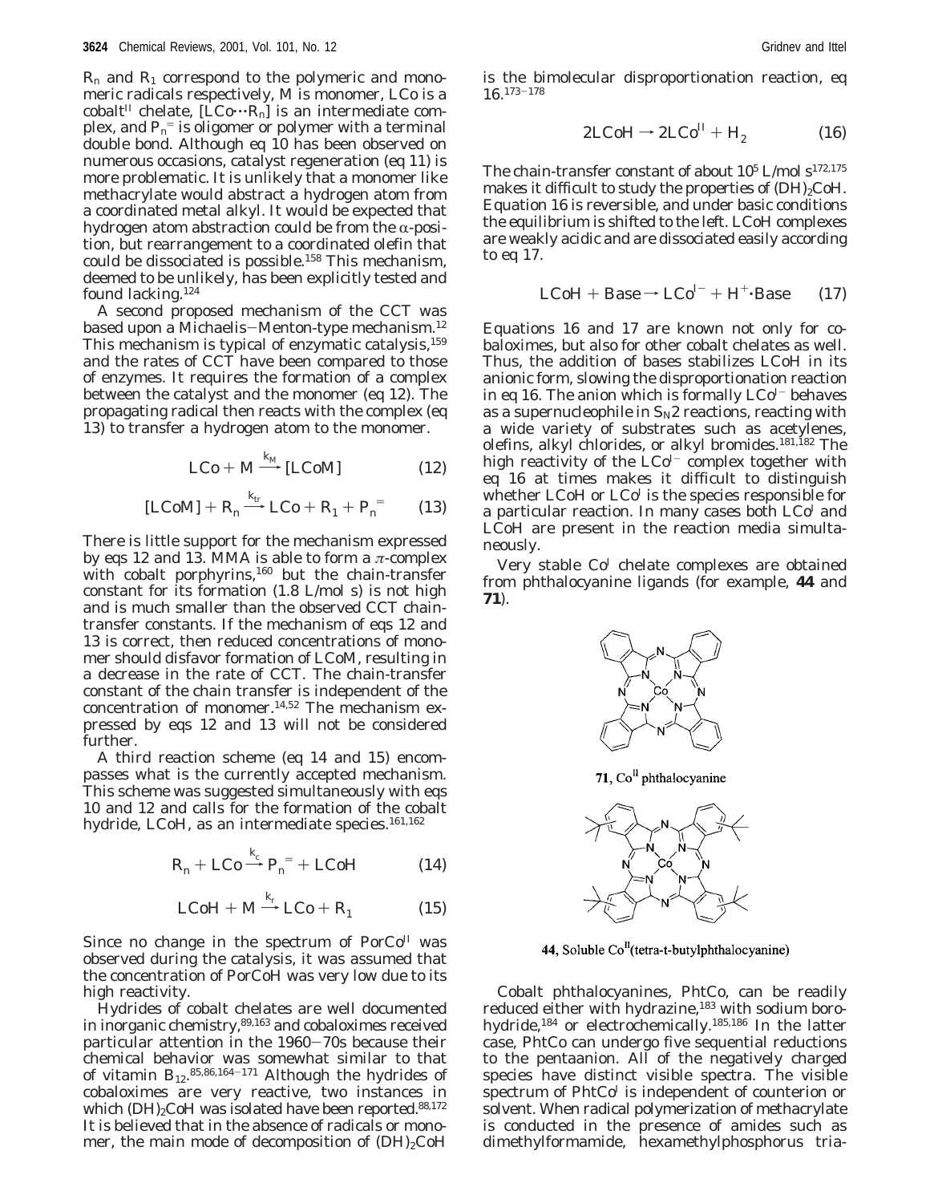$R_n$ and $R_1$ correspond to the polymeric and monomeric radicals respectively, M is monomer, LCo is a cobalt$^{II}$ chelate, [LCo···$R_n$] is an intermediate complex, and $P_n^{=}$ is oligomer or polymer with a terminal double bond. Although eq 10 has been observed on numerous occasions, catalyst regeneration (eq 11) is more problematic. It is unlikely that a monomer like methacrylate would abstract a hydrogen atom from a coordinated metal alkyl. It would be expected that hydrogen atom abstraction could be from the α-position, but rearrangement to a coordinated olefin that could be dissociated is possible.[158] This mechanism, deemed to be unlikely, has been explicitly tested and found lacking.[124]

A second proposed mechanism of the CCT was based upon a Michaelis–Menton-type mechanism.[12] This mechanism is typical of enzymatic catalysis,[159] and the rates of CCT have been compared to those of enzymes. It requires the formation of a complex between the catalyst and the monomer (eq 12). The propagating radical then reacts with the complex (eq 13) to transfer a hydrogen atom to the monomer.

$$\mathrm{LCo} + \mathrm{M} \xrightarrow{k_M} [\mathrm{LCoM}] \qquad (12)$$

$$[\mathrm{LCoM}] + R_n \xrightarrow{k_{tr}} \mathrm{LCo} + R_1 + P_n^{=} \qquad (13)$$

There is little support for the mechanism expressed by eqs 12 and 13. MMA is able to form a π-complex with cobalt porphyrins,[160] but the chain-transfer constant for its formation (1.8 L/mol s) is not high and is much smaller than the observed CCT chain-transfer constants. If the mechanism of eqs 12 and 13 is correct, then reduced concentrations of monomer should disfavor formation of LCoM, resulting in a decrease in the rate of CCT. The chain-transfer constant of the chain transfer is independent of the concentration of monomer.[14,52] The mechanism expressed by eqs 12 and 13 will not be considered further.

A third reaction scheme (eq 14 and 15) encompasses what is the currently accepted mechanism. This scheme was suggested simultaneously with eqs 10 and 12 and calls for the formation of the cobalt hydride, LCoH, as an intermediate species.[161,162]

$$R_n + \mathrm{LCo} \xrightarrow{k_c} P_n^{=} + \mathrm{LCoH} \qquad (14)$$

$$\mathrm{LCoH} + \mathrm{M} \xrightarrow{k_r} \mathrm{LCo} + R_1 \qquad (15)$$

Since no change in the spectrum of PorCo$^{II}$ was observed during the catalysis, it was assumed that the concentration of PorCoH was very low due to its high reactivity.

Hydrides of cobalt chelates are well documented in inorganic chemistry,[89,163] and cobaloximes received particular attention in the 1960–70s because their chemical behavior was somewhat similar to that of vitamin $B_{12}$.[85,86,164–171] Although the hydrides of cobaloximes are very reactive, two instances in which $(DH)_2$CoH was isolated have been reported.[88,172] It is believed that in the absence of radicals or monomer, the main mode of decomposition of $(DH)_2$CoH is the bimolecular disproportionation reaction, eq 16.[173–178]

$$2\mathrm{LCoH} \rightarrow 2\mathrm{LCo}^{II} + H_2 \qquad (16)$$

The chain-transfer constant of about $10^5$ L/mol s[172,175] makes it difficult to study the properties of $(DH)_2$CoH. Equation 16 is reversible, and under basic conditions the equilibrium is shifted to the left. LCoH complexes are weakly acidic and are dissociated easily according to eq 17.

$$\mathrm{LCoH} + \mathrm{Base} \rightarrow \mathrm{LCo}^{I-} + \mathrm{H}^{+}\cdot\mathrm{Base} \qquad (17)$$

Equations 16 and 17 are known not only for cobaloximes, but also for other cobalt chelates as well. Thus, the addition of bases stabilizes LCoH in its anionic form, slowing the disproportionation reaction in eq 16. The anion which is formally LCo$^{I-}$ behaves as a supernucleophile in $S_N2$ reactions, reacting with a wide variety of substrates such as acetylenes, olefins, alkyl chlorides, or alkyl bromides.[181,182] The high reactivity of the LCo$^{I-}$ complex together with eq 16 at times makes it difficult to distinguish whether LCoH or LCo$^{I}$ is the species responsible for a particular reaction. In many cases both LCo$^{I}$ and LCoH are present in the reaction media simultaneously.

Very stable Co$^{I}$ chelate complexes are obtained from phthalocyanine ligands (for example, **44** and **71**).

**71**, Co$^{II}$ phthalocyanine

**44**, Soluble Co$^{II}$(tetra-t-butylphthalocyanine)

Cobalt phthalocyanines, PhtCo, can be readily reduced either with hydrazine,[183] with sodium borohydride,[184] or electrochemically.[185,186] In the latter case, PhtCo can undergo five sequential reductions to the pentaanion. All of the negatively charged species have distinct visible spectra. The visible spectrum of PhtCo$^{I}$ is independent of counterion or solvent. When radical polymerization of methacrylate is conducted in the presence of amides such as dimethylformamide, hexamethylphosphorus tria-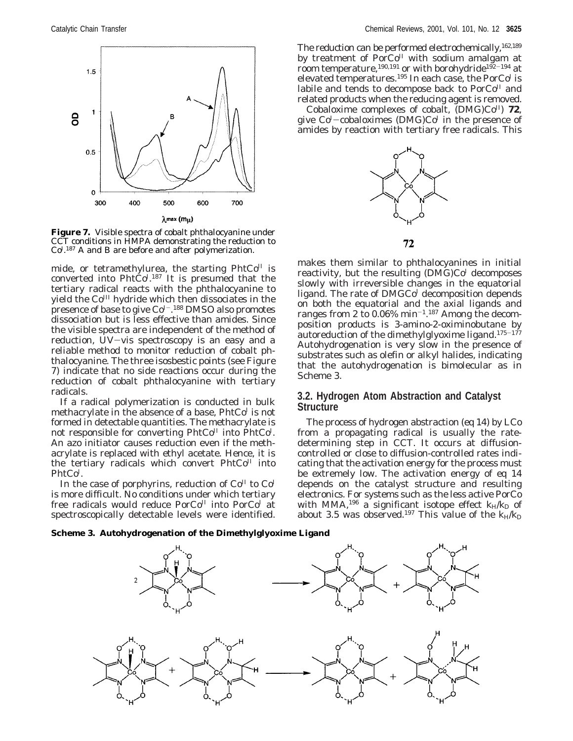**Figure 7.** Visible spectra of cobalt phthalocyanine under CCT conditions in HMPA demonstrating the reduction to $Co^{I}$.[187] A and B are before and after polymerization.

mide, or tetramethylurea, the starting $PhtCo^{II}$ is converted into $PhtCo^{I}$.[187] It is presumed that the tertiary radical reacts with the phthalocyanine to yield the $Co^{III}$ hydride which then dissociates in the presence of base to give $Co^{I-}$.[188] DMSO also promotes dissociation but is less effective than amides. Since the visible spectra are independent of the method of reduction, UV–vis spectroscopy is an easy and a reliable method to monitor reduction of cobalt phthalocyanine. The three isosbestic points (see Figure 7) indicate that no side reactions occur during the reduction of cobalt phthalocyanine with tertiary radicals.

If a radical polymerization is conducted in bulk methacrylate in the absence of a base, $PhtCo^{I}$ is not formed in detectable quantities. The methacrylate is not responsible for converting $PhtCo^{II}$ into $PhtCo^{I}$. An azo initiator causes reduction even if the methacrylate is replaced with ethyl acetate. Hence, it is the tertiary radicals which convert $PhtCo^{II}$ into $PhtCo^{I}$.

In the case of porphyrins, reduction of $Co^{II}$ to $Co^{I}$ is more difficult. No conditions under which tertiary free radicals would reduce $PorCo^{II}$ into $PorCo^{I}$ at spectroscopically detectable levels were identified. The reduction can be performed electrochemically,[162,189] by treatment of $PorCo^{II}$ with sodium amalgam at room temperature,[190,191] or with borohydride[192–194] at elevated temperatures.[195] In each case, the $PorCo^{I}$ is labile and tends to decompose back to $PorCo^{II}$ and related products when the reducing agent is removed.

Cobaloxime complexes of cobalt, $(DMG)Co^{II}$) **72**, give $Co^{I}$–cobaloximes $(DMG)Co^{I}$ in the presence of amides by reaction with tertiary free radicals. This

**72**

makes them similar to phthalocyanines in initial reactivity, but the resulting $(DMG)Co^{I}$ decomposes slowly with irreversible changes in the equatorial ligand. The rate of $DMGCo^{I}$ decomposition depends on both the equatorial and the axial ligands and ranges from 2 to 0.06% $min^{-1}$.[187] Among the decomposition products is 3-amino-2-oximinobutane by autoreduction of the dimethylglyoxime ligand.[175–177] Autohydrogenation is very slow in the presence of substrates such as olefin or alkyl halides, indicating that the autohydrogenation is bimolecular as in Scheme 3.

### 3.2. Hydrogen Atom Abstraction and Catalyst Structure

The process of hydrogen abstraction (eq 14) by LCo from a propagating radical is usually the rate-determining step in CCT. It occurs at diffusion-controlled or close to diffusion-controlled rates indicating that the activation energy for the process must be extremely low. The activation energy of eq 14 depends on the catalyst structure and resulting electronics. For systems such as the less active PorCo with MMA,[196] a significant isotope effect $k_H/k_D$ of about 3.5 was observed.[197] This value of the $k_H/k_D$

**Scheme 3. Autohydrogenation of the Dimethylglyoxime Ligand**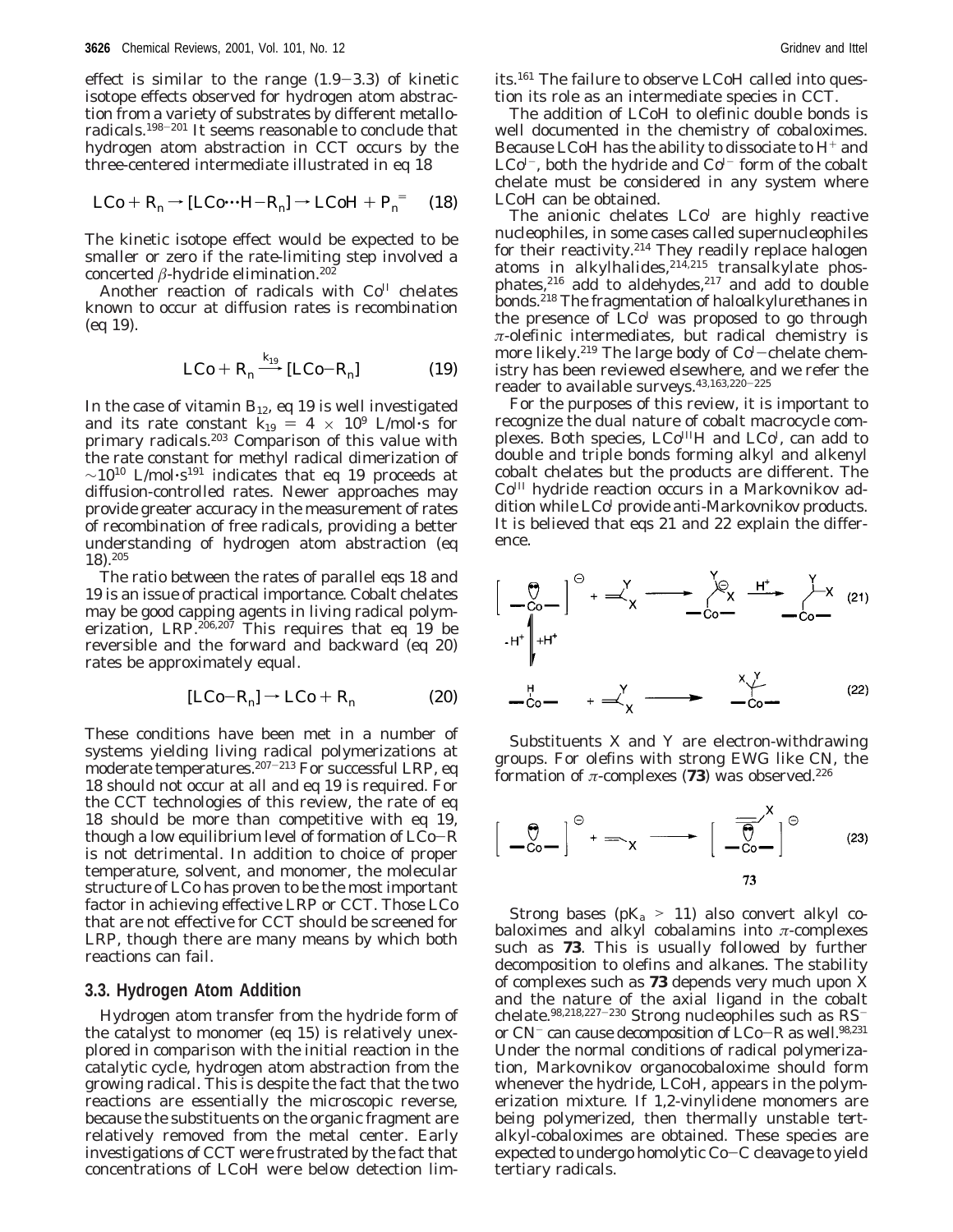effect is similar to the range (1.9−3.3) of kinetic isotope effects observed for hydrogen atom abstraction from a variety of substrates by different metalloradicals.[198−201] It seems reasonable to conclude that hydrogen atom abstraction in CCT occurs by the three-centered intermediate illustrated in eq 18

$$LCo + R_n \rightarrow [LCo\cdots H-R_n] \rightarrow LCoH + P_n^{=} \quad (18)$$

The kinetic isotope effect would be expected to be smaller or zero if the rate-limiting step involved a concerted β-hydride elimination.[202]

Another reaction of radicals with $Co^{II}$ chelates known to occur at diffusion rates is recombination (eq 19).

$$LCo + R_n \xrightarrow{k_{19}} [LCo-R_n] \quad (19)$$

In the case of vitamin $B_{12}$, eq 19 is well investigated and its rate constant $k_{19} = 4 \times 10^9$ L/mol·s for primary radicals.[203] Comparison of this value with the rate constant for methyl radical dimerization of $\sim 10^{10}$ L/mol·s[191] indicates that eq 19 proceeds at diffusion-controlled rates. Newer approaches may provide greater accuracy in the measurement of rates of recombination of free radicals, providing a better understanding of hydrogen atom abstraction (eq 18).[205]

The ratio between the rates of parallel eqs 18 and 19 is an issue of practical importance. Cobalt chelates may be good capping agents in living radical polymerization, LRP.[206,207] This requires that eq 19 be reversible and the forward and backward (eq 20) rates be approximately equal.

$$[LCo-R_n] \rightarrow LCo + R_n \quad (20)$$

These conditions have been met in a number of systems yielding living radical polymerizations at moderate temperatures.[207−213] For successful LRP, eq 18 should not occur at all and eq 19 is required. For the CCT technologies of this review, the rate of eq 18 should be more than competitive with eq 19, though a low equilibrium level of formation of LCo−R is not detrimental. In addition to choice of proper temperature, solvent, and monomer, the molecular structure of LCo has proven to be the most important factor in achieving effective LRP or CCT. Those LCo that are not effective for CCT should be screened for LRP, though there are many means by which both reactions can fail.

### 3.3. Hydrogen Atom Addition

Hydrogen atom transfer from the hydride form of the catalyst to monomer (eq 15) is relatively unexplored in comparison with the initial reaction in the catalytic cycle, hydrogen atom abstraction from the growing radical. This is despite the fact that the two reactions are essentially the microscopic reverse, because the substituents on the organic fragment are relatively removed from the metal center. Early investigations of CCT were frustrated by the fact that concentrations of LCoH were below detection limits.[161] The failure to observe LCoH called into question its role as an intermediate species in CCT.

The addition of LCoH to olefinic double bonds is well documented in the chemistry of cobaloximes. Because LCoH has the ability to dissociate to $H^+$ and $LCo^{I-}$, both the hydride and $Co^{I-}$ form of the cobalt chelate must be considered in any system where LCoH can be obtained.

The anionic chelates $LCo^{I}$ are highly reactive nucleophiles, in some cases called supernucleophiles for their reactivity.[214] They readily replace halogen atoms in alkylhalides,[214,215] transalkylate phosphates,[216] add to aldehydes,[217] and add to double bonds.[218] The fragmentation of haloalkylurethanes in the presence of $LCo^{I}$ was proposed to go through π-olefinic intermediates, but radical chemistry is more likely.[219] The large body of $Co^{I}$−chelate chemistry has been reviewed elsewhere, and we refer the reader to available surveys.[43,163,220−225]

For the purposes of this review, it is important to recognize the dual nature of cobalt macrocycle complexes. Both species, $LCo^{III}H$ and $LCo^{I}$, can add to double and triple bonds forming alkyl and alkenyl cobalt chelates but the products are different. The $Co^{III}$ hydride reaction occurs in a Markovnikov addition while $LCo^{I}$ provide anti-Markovnikov products. It is believed that eqs 21 and 22 explain the difference.

(21) $[-Co^{I}-]^{\ominus}$ + $CH_2=C(X)(Y)$ → anionic Co−CH$_2$−C$^{\ominus}$(X)(Y) adduct $\xrightarrow{H^+}$ Co−CH$_2$−CH(X)(Y); with $[-Co^{I}-]^{\ominus}$ ⇌ H−Co ($-H^+$ / $+H^+$)

(22) H−Co + $CH_2=C(X)(Y)$ → Co−C(CH$_3$)(X)(Y)

Substituents X and Y are electron-withdrawing groups. For olefins with strong EWG like CN, the formation of π-complexes (**73**) was observed.[226]

(23) $[-Co^{I}-]^{\ominus}$ + $CH_2=CH-X$ → $[\pi\text{-}(CH_2=CHX)Co]^{\ominus}$ **73**

Strong bases ($pK_a > 11$) also convert alkyl cobaloximes and alkyl cobalamins into π-complexes such as **73**. This is usually followed by further decomposition to olefins and alkanes. The stability of complexes such as **73** depends very much upon X and the nature of the axial ligand in the cobalt chelate.[98,218,227−230] Strong nucleophiles such as $RS^-$ or $CN^-$ can cause decomposition of LCo−R as well.[98,231] Under the normal conditions of radical polymerization, Markovnikov organocobaloxime should form whenever the hydride, LCoH, appears in the polymerization mixture. If 1,2-vinylidene monomers are being polymerized, then thermally unstable *tert*-alkyl-cobaloximes are obtained. These species are expected to undergo homolytic Co−C cleavage to yield tertiary radicals.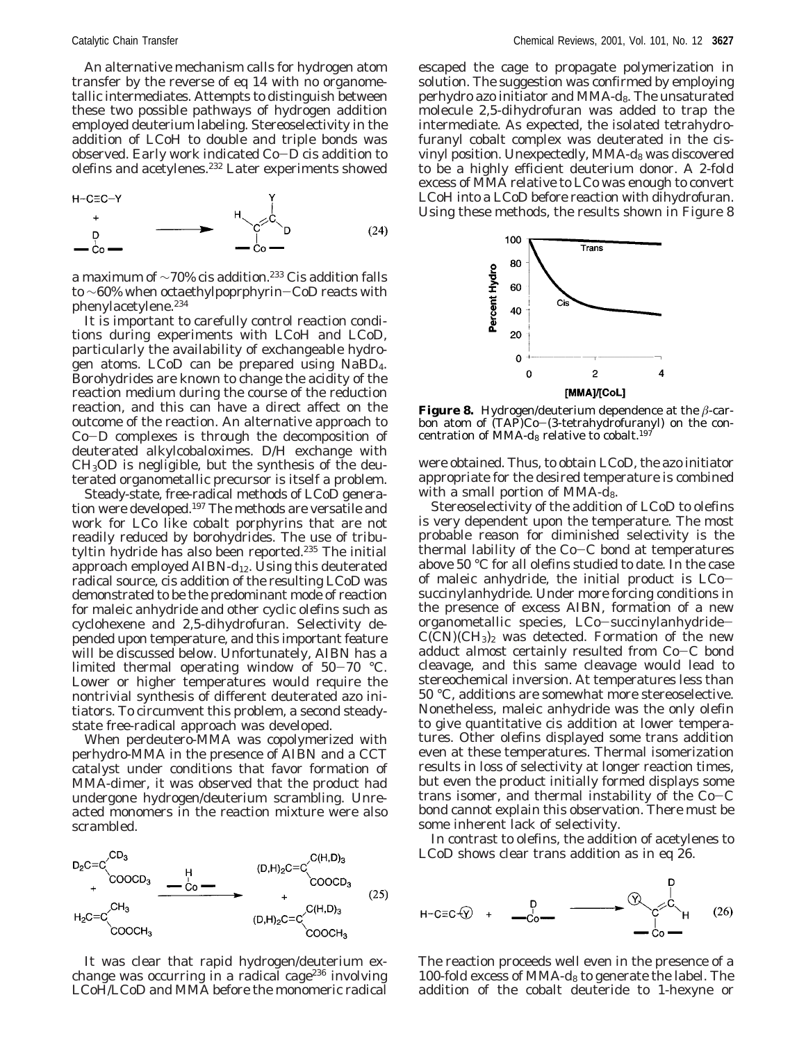An alternative mechanism calls for hydrogen atom transfer by the reverse of eq 14 with no organometallic intermediates. Attempts to distinguish between these two possible pathways of hydrogen addition employed deuterium labeling. Stereoselectivity in the addition of LCoH to double and triple bonds was observed. Early work indicated Co–D cis addition to olefins and acetylenes.[232] Later experiments showed

$$\mathrm{H{-}C{\equiv}C{-}Y} + \mathrm{D{-}[Co]} \longrightarrow \text{(H)(D)C=C(Y)–[Co]} \tag{24}$$

a maximum of ~70% cis addition.[233] Cis addition falls to ~60% when octaethylpoprphyrin–CoD reacts with phenylacetylene.[234]

It is important to carefully control reaction conditions during experiments with LCoH and LCoD, particularly the availability of exchangeable hydrogen atoms. LCoD can be prepared using $NaBD_4$. Borohydrides are known to change the acidity of the reaction medium during the course of the reduction reaction, and this can have a direct affect on the outcome of the reaction. An alternative approach to Co–D complexes is through the decomposition of deuterated alkylcobaloximes. D/H exchange with $CH_3OD$ is negligible, but the synthesis of the deuterated organometallic precursor is itself a problem.

Steady-state, free-radical methods of LCoD generation were developed.[197] The methods are versatile and work for LCo like cobalt porphyrins that are not readily reduced by borohydrides. The use of tributyltin hydride has also been reported.[235] The initial approach employed AIBN-$d_{12}$. Using this deuterated radical source, cis addition of the resulting LCoD was demonstrated to be the predominant mode of reaction for maleic anhydride and other cyclic olefins such as cyclohexene and 2,5-dihydrofuran. Selectivity depended upon temperature, and this important feature will be discussed below. Unfortunately, AIBN has a limited thermal operating window of 50–70 °C. Lower or higher temperatures would require the nontrivial synthesis of different deuterated azo initiators. To circumvent this problem, a second steady-state free-radical approach was developed.

When perdeutero-MMA was copolymerized with perhydro-MMA in the presence of AIBN and a CCT catalyst under conditions that favor formation of MMA-dimer, it was observed that the product had undergone hydrogen/deuterium scrambling. Unreacted monomers in the reaction mixture were also scrambled.

$$\begin{array}{c} D_2C{=}C(CD_3)COOCD_3 \\ + \\ H_2C{=}C(CH_3)COOCH_3 \end{array} \xrightarrow{\text{H–[Co]}} \begin{array}{c} (D,H)_2C{=}C(C(H,D)_3)COOCD_3 \\ + \\ (D,H)_2C{=}C(C(H,D)_3)COOCH_3 \end{array} \tag{25}$$

It was clear that rapid hydrogen/deuterium exchange was occurring in a radical cage[236] involving LCoH/LCoD and MMA before the monomeric radical escaped the cage to propagate polymerization in solution. The suggestion was confirmed by employing perhydro azo initiator and MMA-$d_8$. The unsaturated molecule 2,5-dihydrofuran was added to trap the intermediate. As expected, the isolated tetrahydrofuranyl cobalt complex was deuterated in the cis-vinyl position. Unexpectedly, MMA-$d_8$ was discovered to be a highly efficient deuterium donor. A 2-fold excess of MMA relative to LCo was enough to convert LCoH into a LCoD before reaction with dihydrofuran. Using these methods, the results shown in Figure 8 were obtained. Thus, to obtain LCoD, the azo initiator appropriate for the desired temperature is combined with a small portion of MMA-$d_8$.

**Figure 8.** Hydrogen/deuterium dependence at the $\beta$-carbon atom of (TAP)Co–(3-tetrahydrofuranyl) on the concentration of MMA-$d_8$ relative to cobalt.[197]

Stereoselectivity of the addition of LCoD to olefins is very dependent upon the temperature. The most probable reason for diminished selectivity is the thermal lability of the Co–C bond at temperatures above 50 °C for all olefins studied to date. In the case of maleic anhydride, the initial product is LCo–succinylanhydride. Under more forcing conditions in the presence of excess AIBN, formation of a new organometallic species, LCo–succinylanhydride–$C(CN)(CH_3)_2$ was detected. Formation of the new adduct almost certainly resulted from Co–C bond cleavage, and this same cleavage would lead to stereochemical inversion. At temperatures less than 50 °C, additions are somewhat more stereoselective. Nonetheless, maleic anhydride was the only olefin to give quantitative cis addition at lower temperatures. Other olefins displayed some trans addition even at these temperatures. Thermal isomerization results in loss of selectivity at longer reaction times, but even the product initially formed displays some trans isomer, and thermal instability of the Co–C bond cannot explain this observation. There must be some inherent lack of selectivity.

In contrast to olefins, the addition of acetylenes to LCoD shows clear trans addition as in eq 26.

$$\mathrm{H{-}C{\equiv}C{-}Y} + \mathrm{D{-}[Co]} \longrightarrow \text{(Y)([Co])C=C(D)(H)} \tag{26}$$

The reaction proceeds well even in the presence of a 100-fold excess of MMA-$d_8$ to generate the label. The addition of the cobalt deuteride to 1-hexyne or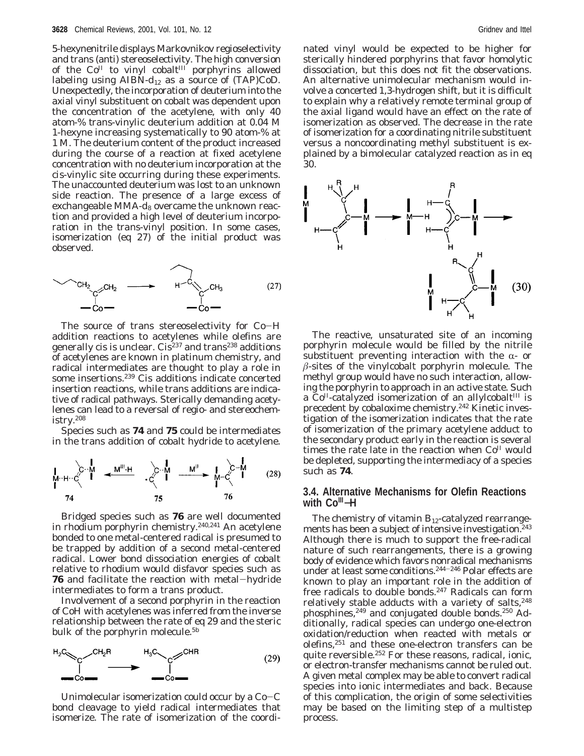5-hexynenitrile displays Markovnikov regioselectivity and trans (anti) stereoselectivity. The high conversion of the $Co^{II}$ to vinyl cobalt$^{III}$ porphyrins allowed labeling using AIBN-$d_{12}$ as a source of (TAP)CoD. Unexpectedly, the incorporation of deuterium into the axial vinyl substituent on cobalt was dependent upon the concentration of the acetylene, with only 40 atom-% trans-vinylic deuterium addition at 0.04 M 1-hexyne increasing systematically to 90 atom-% at 1 M. The deuterium content of the product increased during the course of a reaction at fixed acetylene concentration with no deuterium incorporation at the cis-vinylic site occurring during these experiments. The unaccounted deuterium was lost to an unknown side reaction. The presence of a large excess of exchangeable MMA-$d_8$ overcame the unknown reaction and provided a high level of deuterium incorporation in the trans-vinyl position. In some cases, isomerization (eq 27) of the initial product was observed.

(27)

The source of trans stereoselectivity for Co–H addition reactions to acetylenes while olefins are generally cis is unclear. Cis[237] and trans[238] additions of acetylenes are known in platinum chemistry, and radical intermediates are thought to play a role in some insertions.[239] Cis additions indicate concerted insertion reactions, while trans additions are indicative of radical pathways. Sterically demanding acetylenes can lead to a reversal of regio- and stereochemistry.[208]

Species such as **74** and **75** could be intermediates in the trans addition of cobalt hydride to acetylene.

(28)

Bridged species such as **76** are well documented in rhodium porphyrin chemistry.[240,241] An acetylene bonded to one metal-centered radical is presumed to be trapped by addition of a second metal-centered radical. Lower bond dissociation energies of cobalt relative to rhodium would disfavor species such as **76** and facilitate the reaction with metal–hydride intermediates to form a trans product.

Involvement of a second porphyrin in the reaction of CoH with acetylenes was inferred from the inverse relationship between the rate of eq 29 and the steric bulk of the porphyrin molecule.[5b]

(29)

Unimolecular isomerization could occur by a Co–C bond cleavage to yield radical intermediates that isomerize. The rate of isomerization of the coordinated vinyl would be expected to be higher for sterically hindered porphyrins that favor homolytic dissociation, but this does not fit the observations. An alternative unimolecular mechanism would involve a concerted 1,3-hydrogen shift, but it is difficult to explain why a relatively remote terminal group of the axial ligand would have an effect on the rate of isomerization as observed. The decrease in the rate of isomerization for a coordinating nitrile substituent versus a noncoordinating methyl substituent is explained by a bimolecular catalyzed reaction as in eq 30.

(30)

The reactive, unsaturated site of an incoming porphyrin molecule would be filled by the nitrile substituent preventing interaction with the α- or β-sites of the vinylcobalt porphyrin molecule. The methyl group would have no such interaction, allowing the porphyrin to approach in an active state. Such a $Co^{II}$-catalyzed isomerization of an allylcobalt$^{III}$ is precedent by cobaloxime chemistry.[242] Kinetic investigation of the isomerization indicates that the rate of isomerization of the primary acetylene adduct to the secondary product early in the reaction is several times the rate late in the reaction when $Co^{II}$ would be depleted, supporting the intermediacy of a species such as **74**.

### 3.4. Alternative Mechanisms for Olefin Reactions with $Co^{III}$–H

The chemistry of vitamin $B_{12}$-catalyzed rearrangements has been a subject of intensive investigation.[243] Although there is much to support the free-radical nature of such rearrangements, there is a growing body of evidence which favors nonradical mechanisms under at least some conditions.[244–246] Polar effects are known to play an important role in the addition of free radicals to double bonds.[247] Radicals can form relatively stable adducts with a variety of salts,[248] phosphines,[249] and conjugated double bonds.[250] Additionally, radical species can undergo one-electron oxidation/reduction when reacted with metals or olefins,[251] and these one-electron transfers can be quite reversible.[252] For these reasons, radical, ionic, or electron-transfer mechanisms cannot be ruled out. A given metal complex may be able to convert radical species into ionic intermediates and back. Because of this complication, the origin of some selectivities may be based on the limiting step of a multistep process.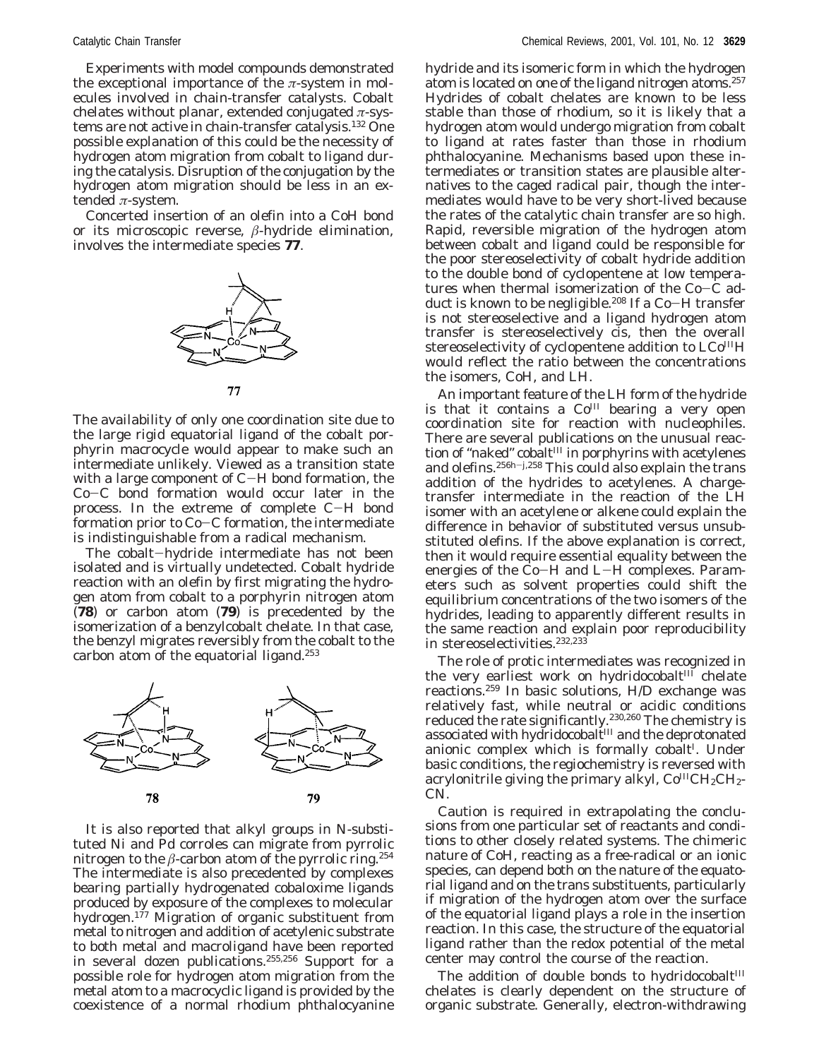Experiments with model compounds demonstrated the exceptional importance of the $\pi$-system in molecules involved in chain-transfer catalysts. Cobalt chelates without planar, extended conjugated $\pi$-systems are not active in chain-transfer catalysis.[132] One possible explanation of this could be the necessity of hydrogen atom migration from cobalt to ligand during the catalysis. Disruption of the conjugation by the hydrogen atom migration should be less in an extended $\pi$-system.

Concerted insertion of an olefin into a CoH bond or its microscopic reverse, $\beta$-hydride elimination, involves the intermediate species **77**.

**77**

The availability of only one coordination site due to the large rigid equatorial ligand of the cobalt porphyrin macrocycle would appear to make such an intermediate unlikely. Viewed as a transition state with a large component of C–H bond formation, the Co–C bond formation would occur later in the process. In the extreme of complete C–H bond formation prior to Co–C formation, the intermediate is indistinguishable from a radical mechanism.

The cobalt–hydride intermediate has not been isolated and is virtually undetected. Cobalt hydride reaction with an olefin by first migrating the hydrogen atom from cobalt to a porphyrin nitrogen atom (**78**) or carbon atom (**79**) is precedented by the isomerization of a benzylcobalt chelate. In that case, the benzyl migrates reversibly from the cobalt to the carbon atom of the equatorial ligand.[253]

**78** **79**

It is also reported that alkyl groups in N-substituted Ni and Pd corroles can migrate from pyrrolic nitrogen to the $\beta$-carbon atom of the pyrrolic ring.[254] The intermediate is also precedented by complexes bearing partially hydrogenated cobaloxime ligands produced by exposure of the complexes to molecular hydrogen.[177] Migration of organic substituent from metal to nitrogen and addition of acetylenic substrate to both metal and macroligand have been reported in several dozen publications.[255,256] Support for a possible role for hydrogen atom migration from the metal atom to a macrocyclic ligand is provided by the coexistence of a normal rhodium phthalocyanine hydride and its isomeric form in which the hydrogen atom is located on one of the ligand nitrogen atoms.[257] Hydrides of cobalt chelates are known to be less stable than those of rhodium, so it is likely that a hydrogen atom would undergo migration from cobalt to ligand at rates faster than those in rhodium phthalocyanine. Mechanisms based upon these intermediates or transition states are plausible alternatives to the caged radical pair, though the intermediates would have to be very short-lived because the rates of the catalytic chain transfer are so high. Rapid, reversible migration of the hydrogen atom between cobalt and ligand could be responsible for the poor stereoselectivity of cobalt hydride addition to the double bond of cyclopentene at low temperatures when thermal isomerization of the Co–C adduct is known to be negligible.[208] If a Co–H transfer is not stereoselective and a ligand hydrogen atom transfer is stereoselectively cis, then the overall stereoselectivity of cyclopentene addition to $LCo^{III}H$ would reflect the ratio between the concentrations the isomers, CoH, and LH.

An important feature of the LH form of the hydride is that it contains a $Co^{III}$ bearing a very open coordination site for reaction with nucleophiles. There are several publications on the unusual reaction of "naked" $cobalt^{III}$ in porphyrins with acetylenes and olefins.[256h–j,258] This could also explain the trans addition of the hydrides to acetylenes. A charge-transfer intermediate in the reaction of the LH isomer with an acetylene or alkene could explain the difference in behavior of substituted versus unsubstituted olefins. If the above explanation is correct, then it would require essential equality between the energies of the Co–H and L–H complexes. Parameters such as solvent properties could shift the equilibrium concentrations of the two isomers of the hydrides, leading to apparently different results in the same reaction and explain poor reproducibility in stereoselectivities.[232,233]

The role of protic intermediates was recognized in the very earliest work on $hydridocobalt^{III}$ chelate reactions.[259] In basic solutions, H/D exchange was relatively fast, while neutral or acidic conditions reduced the rate significantly.[230,260] The chemistry is associated with $hydridocobalt^{III}$ and the deprotonated anionic complex which is formally $cobalt^{I}$. Under basic conditions, the regiochemistry is reversed with acrylonitrile giving the primary alkyl, $Co^{III}CH_2CH_2CN$.

Caution is required in extrapolating the conclusions from one particular set of reactants and conditions to other closely related systems. The chimeric nature of CoH, reacting as a free-radical or an ionic species, can depend both on the nature of the equatorial ligand and on the trans substituents, particularly if migration of the hydrogen atom over the surface of the equatorial ligand plays a role in the insertion reaction. In this case, the structure of the equatorial ligand rather than the redox potential of the metal center may control the course of the reaction.

The addition of double bonds to $hydridocobalt^{III}$ chelates is clearly dependent on the structure of organic substrate. Generally, electron-withdrawing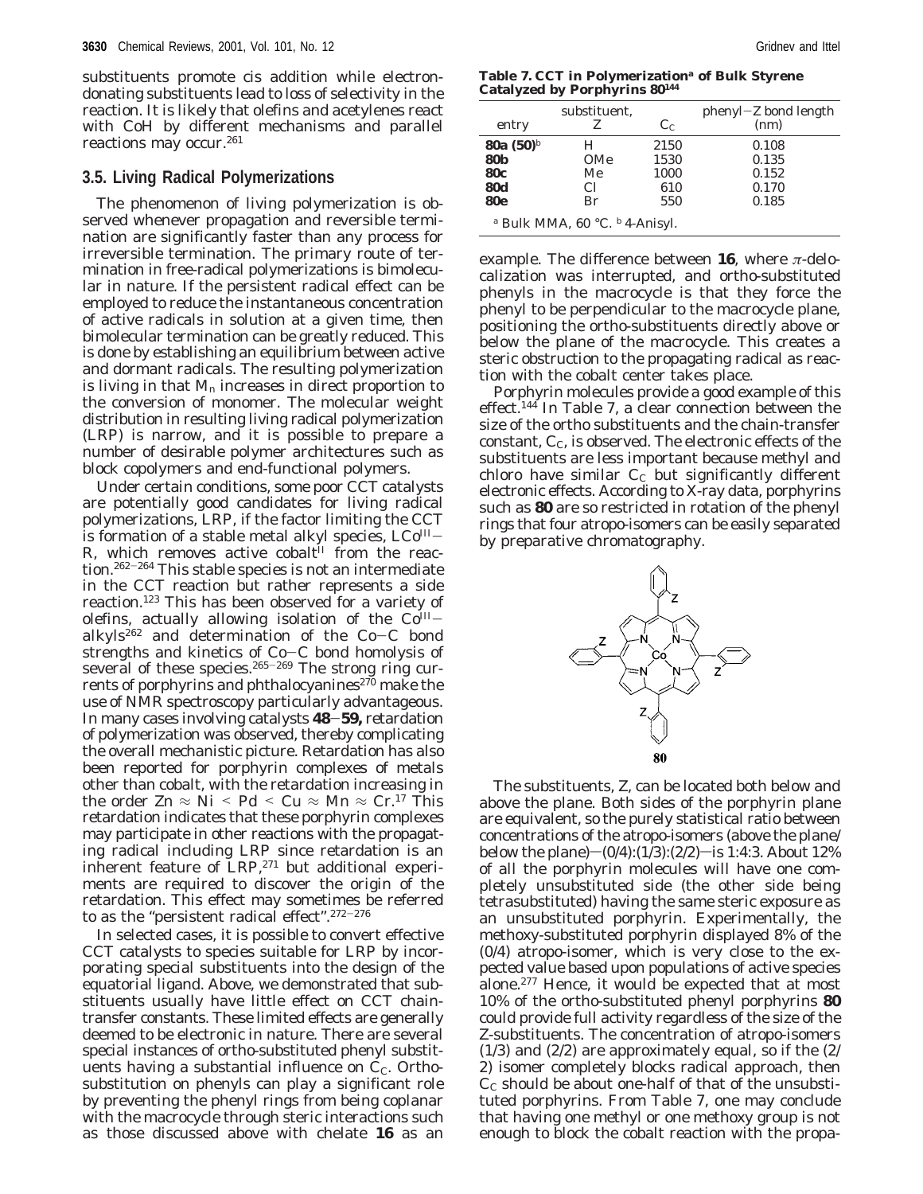substituents promote cis addition while electron-donating substituents lead to loss of selectivity in the reaction. It is likely that olefins and acetylenes react with CoH by different mechanisms and parallel reactions may occur.[261]

### 3.5. Living Radical Polymerizations

The phenomenon of living polymerization is observed whenever propagation and reversible termination are significantly faster than any process for irreversible termination. The primary route of termination in free-radical polymerizations is bimolecular in nature. If the persistent radical effect can be employed to reduce the instantaneous concentration of active radicals in solution at a given time, then bimolecular termination can be greatly reduced. This is done by establishing an equilibrium between active and dormant radicals. The resulting polymerization is living in that $M_n$ increases in direct proportion to the conversion of monomer. The molecular weight distribution in resulting living radical polymerization (LRP) is narrow, and it is possible to prepare a number of desirable polymer architectures such as block copolymers and end-functional polymers.

Under certain conditions, some poor CCT catalysts are potentially good candidates for living radical polymerizations, LRP, if the factor limiting the CCT is formation of a stable metal alkyl species, $LCo^{III}-R$, which removes active cobalt$^{II}$ from the reaction.[262-264] This stable species is not an intermediate in the CCT reaction but rather represents a side reaction.[123] This has been observed for a variety of olefins, actually allowing isolation of the $Co^{III}$-alkyls[262] and determination of the Co–C bond strengths and kinetics of Co–C bond homolysis of several of these species.[265-269] The strong ring currents of porphyrins and phthalocyanines[270] make the use of NMR spectroscopy particularly advantageous. In many cases involving catalysts **48**–**59**, retardation of polymerization was observed, thereby complicating the overall mechanistic picture. Retardation has also been reported for porphyrin complexes of metals other than cobalt, with the retardation increasing in the order Zn ≈ Ni < Pd < Cu ≈ Mn ≈ Cr.[17] This retardation indicates that these porphyrin complexes may participate in other reactions with the propagating radical including LRP since retardation is an inherent feature of LRP,[271] but additional experiments are required to discover the origin of the retardation. This effect may sometimes be referred to as the "persistent radical effect".[272-276]

In selected cases, it is possible to convert effective CCT catalysts to species suitable for LRP by incorporating special substituents into the design of the equatorial ligand. Above, we demonstrated that substituents usually have little effect on CCT chain-transfer constants. These limited effects are generally deemed to be electronic in nature. There are several special instances of ortho-substituted phenyl substituents having a substantial influence on $C_C$. Ortho-substitution on phenyls can play a significant role by preventing the phenyl rings from being coplanar with the macrocycle through steric interactions such as those discussed above with chelate **16** as an example. The difference between **16**, where π-delocalization was interrupted, and ortho-substituted phenyls in the macrocycle is that they force the phenyl to be perpendicular to the macrocycle plane, positioning the ortho-substituents directly above or below the plane of the macrocycle. This creates a steric obstruction to the propagating radical as reaction with the cobalt center takes place.

**Table 7. CCT in Polymerization[a] of Bulk Styrene Catalyzed by Porphyrins 80[144]**

| entry | substituent, Z | $C_C$ | phenyl–Z bond length (nm) |
|---|---|---|---|
| **80a (50)**[b] | H | 2150 | 0.108 |
| **80b** | OMe | 1530 | 0.135 |
| **80c** | Me | 1000 | 0.152 |
| **80d** | Cl | 610 | 0.170 |
| **80e** | Br | 550 | 0.185 |

[a] Bulk MMA, 60 °C. [b] 4-Anisyl.

Porphyrin molecules provide a good example of this effect.[144] In Table 7, a clear connection between the size of the ortho substituents and the chain-transfer constant, $C_C$, is observed. The electronic effects of the substituents are less important because methyl and chloro have similar $C_C$ but significantly different electronic effects. According to X-ray data, porphyrins such as **80** are so restricted in rotation of the phenyl rings that four atropo-isomers can be easily separated by preparative chromatography.

**80**

The substituents, Z, can be located both below and above the plane. Both sides of the porphyrin plane are equivalent, so the purely statistical ratio between concentrations of the atropo-isomers (above the plane/below the plane)—(0/4):(1/3):(2/2)—is 1:4:3. About 12% of all the porphyrin molecules will have one completely unsubstituted side (the other side being tetrasubstituted) having the same steric exposure as an unsubstituted porphyrin. Experimentally, the methoxy-substituted porphyrin displayed 8% of the (0/4) atropo-isomer, which is very close to the expected value based upon populations of active species alone.[277] Hence, it would be expected that at most 10% of the ortho-substituted phenyl porphyrins **80** could provide full activity regardless of the size of the Z-substituents. The concentration of atropo-isomers (1/3) and (2/2) are approximately equal, so if the (2/2) isomer completely blocks radical approach, then $C_C$ should be about one-half of that of the unsubstituted porphyrins. From Table 7, one may conclude that having one methyl or one methoxy group is not enough to block the cobalt reaction with the propa-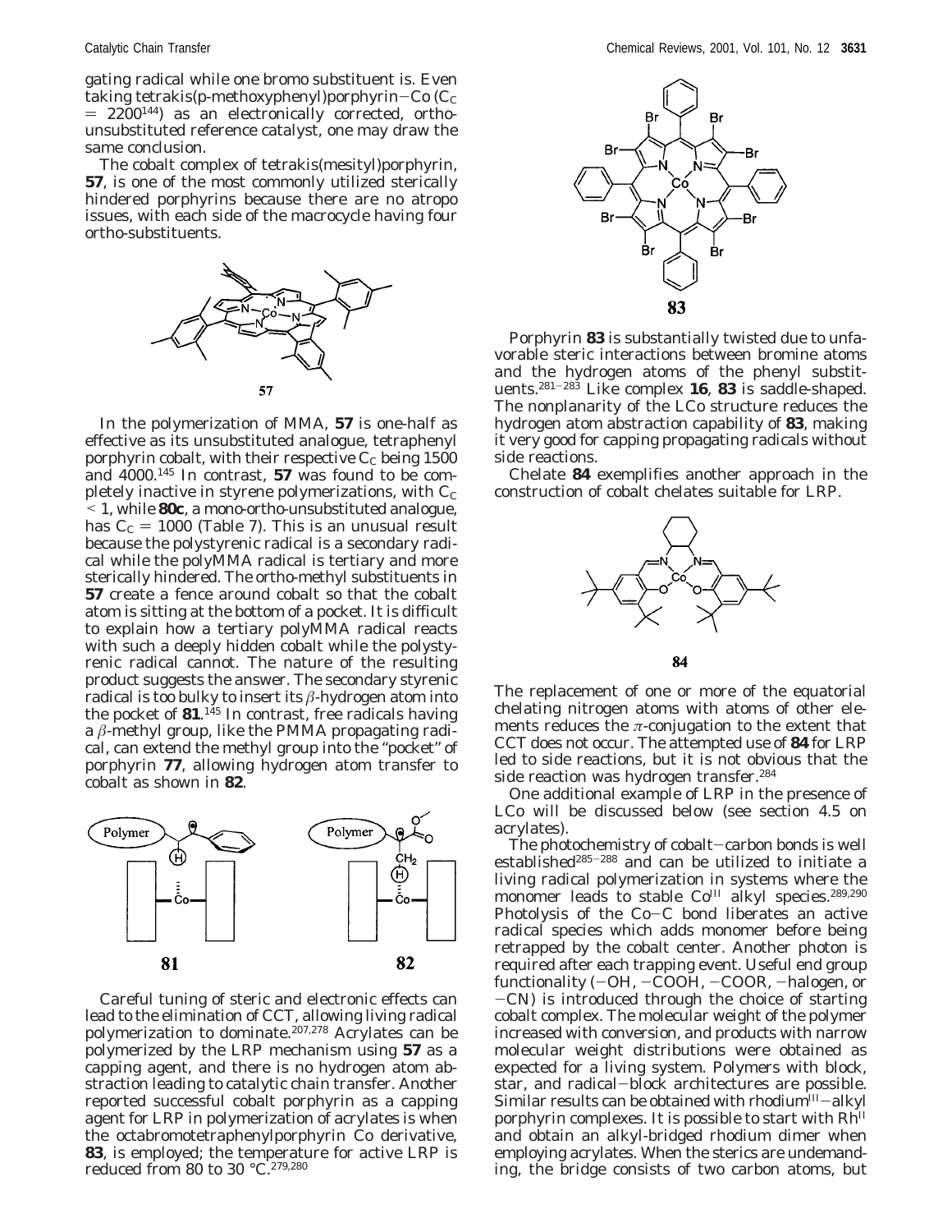gating radical while one bromo substituent is. Even taking tetrakis(p-methoxyphenyl)porphyrin–Co ($C_C$ = 2200[144]) as an electronically corrected, ortho-unsubstituted reference catalyst, one may draw the same conclusion.

The cobalt complex of tetrakis(mesityl)porphyrin, **57**, is one of the most commonly utilized sterically hindered porphyrins because there are no atropo issues, with each side of the macrocycle having four ortho-substituents.

**57**

In the polymerization of MMA, **57** is one-half as effective as its unsubstituted analogue, tetraphenyl porphyrin cobalt, with their respective $C_C$ being 1500 and 4000.[145] In contrast, **57** was found to be completely inactive in styrene polymerizations, with $C_C$ < 1, while **80c**, a mono-ortho-unsubstituted analogue, has $C_C$ = 1000 (Table 7). This is an unusual result because the polystyrenic radical is a secondary radical while the polyMMA radical is tertiary and more sterically hindered. The ortho-methyl substituents in **57** create a fence around cobalt so that the cobalt atom is sitting at the bottom of a pocket. It is difficult to explain how a tertiary polyMMA radical reacts with such a deeply hidden cobalt while the polystyrenic radical cannot. The nature of the resulting product suggests the answer. The secondary styrenic radical is too bulky to insert its β-hydrogen atom into the pocket of **81**.[145] In contrast, free radicals having a β-methyl group, like the PMMA propagating radical, can extend the methyl group into the "pocket" of porphyrin **77**, allowing hydrogen atom transfer to cobalt as shown in **82**.

**81** **82**

Careful tuning of steric and electronic effects can lead to the elimination of CCT, allowing living radical polymerization to dominate.[207,278] Acrylates can be polymerized by the LRP mechanism using **57** as a capping agent, and there is no hydrogen atom abstraction leading to catalytic chain transfer. Another reported successful cobalt porphyrin as a capping agent for LRP in polymerization of acrylates is when the octabromotetraphenylporphyrin Co derivative, **83**, is employed; the temperature for active LRP is reduced from 80 to 30 °C.[279,280]

**83**

Porphyrin **83** is substantially twisted due to unfavorable steric interactions between bromine atoms and the hydrogen atoms of the phenyl substituents.[281–283] Like complex **16**, **83** is saddle-shaped. The nonplanarity of the LCo structure reduces the hydrogen atom abstraction capability of **83**, making it very good for capping propagating radicals without side reactions.

Chelate **84** exemplifies another approach in the construction of cobalt chelates suitable for LRP.

**84**

The replacement of one or more of the equatorial chelating nitrogen atoms with atoms of other elements reduces the π-conjugation to the extent that CCT does not occur. The attempted use of **84** for LRP led to side reactions, but it is not obvious that the side reaction was hydrogen transfer.[284]

One additional example of LRP in the presence of LCo will be discussed below (see section 4.5 on acrylates).

The photochemistry of cobalt–carbon bonds is well established[285–288] and can be utilized to initiate a living radical polymerization in systems where the monomer leads to stable $Co^{III}$ alkyl species.[289,290] Photolysis of the Co–C bond liberates an active radical species which adds monomer before being retrapped by the cobalt center. Another photon is required after each trapping event. Useful end group functionality (–OH, –COOH, –COOR, –halogen, or –CN) is introduced through the choice of starting cobalt complex. The molecular weight of the polymer increased with conversion, and products with narrow molecular weight distributions were obtained as expected for a living system. Polymers with block, star, and radical–block architectures are possible. Similar results can be obtained with rhodium$^{III}$–alkyl porphyrin complexes. It is possible to start with $Rh^{II}$ and obtain an alkyl-bridged rhodium dimer when employing acrylates. When the sterics are undemanding, the bridge consists of two carbon atoms, but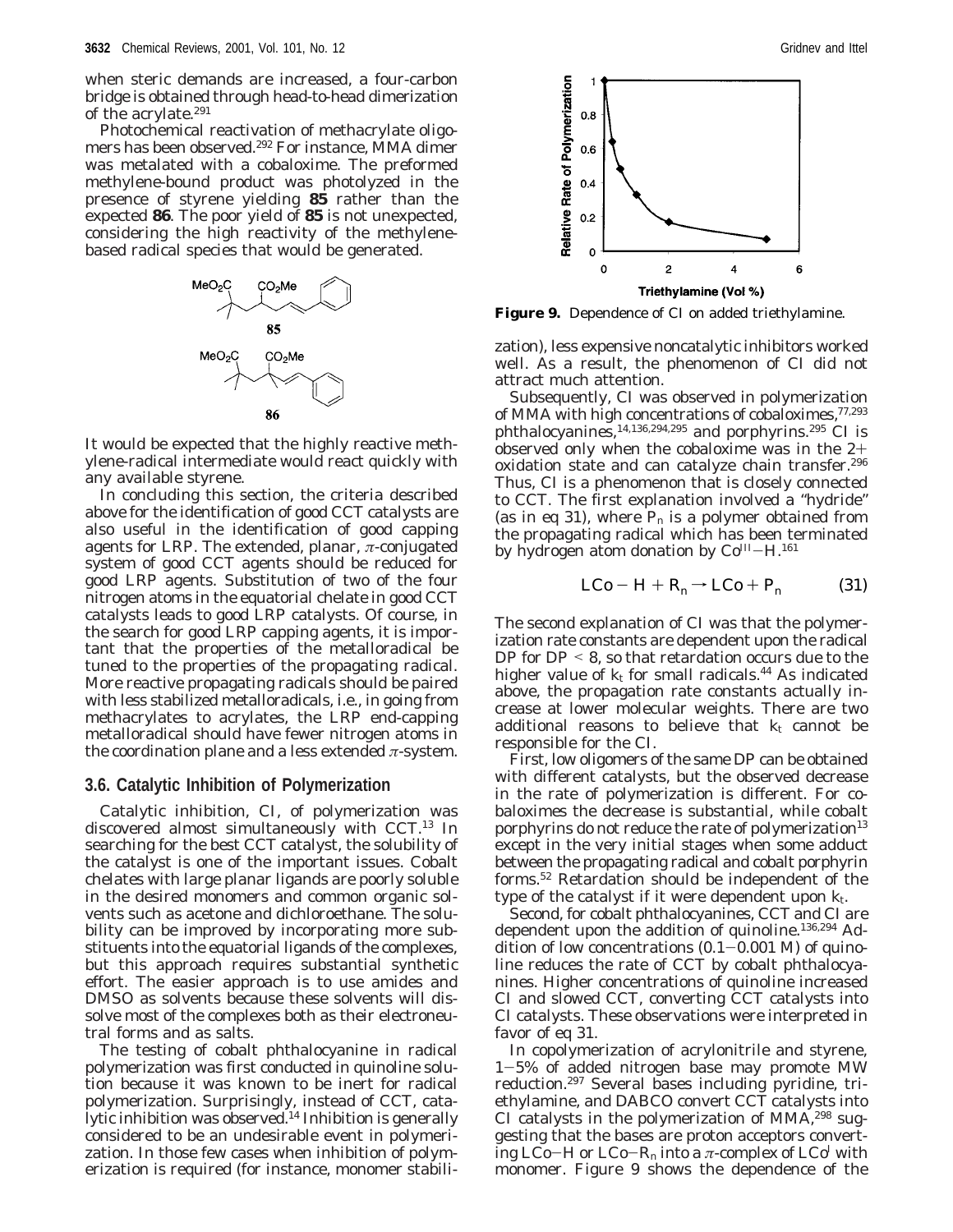when steric demands are increased, a four-carbon bridge is obtained through head-to-head dimerization of the acrylate.[291]

Photochemical reactivation of methacrylate oligomers has been observed.[292] For instance, MMA dimer was metalated with a cobaloxime. The preformed methylene-bound product was photolyzed in the presence of styrene yielding **85** rather than the expected **86**. The poor yield of **85** is not unexpected, considering the high reactivity of the methylene-based radical species that would be generated.

It would be expected that the highly reactive methylene-radical intermediate would react quickly with any available styrene.

In concluding this section, the criteria described above for the identification of good CCT catalysts are also useful in the identification of good capping agents for LRP. The extended, planar, $\pi$-conjugated system of good CCT agents should be reduced for good LRP agents. Substitution of two of the four nitrogen atoms in the equatorial chelate in good CCT catalysts leads to good LRP catalysts. Of course, in the search for good LRP capping agents, it is important that the properties of the metalloradical be tuned to the properties of the propagating radical. More reactive propagating radicals should be paired with less stabilized metalloradicals, i.e., in going from methacrylates to acrylates, the LRP end-capping metalloradical should have fewer nitrogen atoms in the coordination plane and a less extended $\pi$-system.

### 3.6. Catalytic Inhibition of Polymerization

Catalytic inhibition, CI, of polymerization was discovered almost simultaneously with CCT.[13] In searching for the best CCT catalyst, the solubility of the catalyst is one of the important issues. Cobalt chelates with large planar ligands are poorly soluble in the desired monomers and common organic solvents such as acetone and dichloroethane. The solubility can be improved by incorporating more substituents into the equatorial ligands of the complexes, but this approach requires substantial synthetic effort. The easier approach is to use amides and DMSO as solvents because these solvents will dissolve most of the complexes both as their electroneutral forms and as salts.

The testing of cobalt phthalocyanine in radical polymerization was first conducted in quinoline solution because it was known to be inert for radical polymerization. Surprisingly, instead of CCT, catalytic inhibition was observed.[14] Inhibition is generally considered to be an undesirable event in polymerization. In those few cases when inhibition of polymerization is required (for instance, monomer stabilization), less expensive noncatalytic inhibitors worked well. As a result, the phenomenon of CI did not attract much attention.

**Figure 9.** Dependence of CI on added triethylamine.

Subsequently, CI was observed in polymerization of MMA with high concentrations of cobaloximes,[77,293] phthalocyanines,[14,136,294,295] and porphyrins.[295] CI is observed only when the cobaloxime was in the 2+ oxidation state and can catalyze chain transfer.[296] Thus, CI is a phenomenon that is closely connected to CCT. The first explanation involved a "hydride" (as in eq 31), where $P_n$ is a polymer obtained from the propagating radical which has been terminated by hydrogen atom donation by $Co^{III}-H$.[161]

$$LCo-H + R_n \rightarrow LCo + P_n \qquad (31)$$

The second explanation of CI was that the polymerization rate constants are dependent upon the radical DP for DP < 8, so that retardation occurs due to the higher value of $k_t$ for small radicals.[44] As indicated above, the propagation rate constants actually increase at lower molecular weights. There are two additional reasons to believe that $k_t$ cannot be responsible for the CI.

First, low oligomers of the same DP can be obtained with different catalysts, but the observed decrease in the rate of polymerization is different. For cobaloximes the decrease is substantial, while cobalt porphyrins do not reduce the rate of polymerization[13] except in the very initial stages when some adduct between the propagating radical and cobalt porphyrin forms.[52] Retardation should be independent of the type of the catalyst if it were dependent upon $k_t$.

Second, for cobalt phthalocyanines, CCT and CI are dependent upon the addition of quinoline.[136,294] Addition of low concentrations (0.1−0.001 M) of quinoline reduces the rate of CCT by cobalt phthalocyanines. Higher concentrations of quinoline increased CI and slowed CCT, converting CCT catalysts into CI catalysts. These observations were interpreted in favor of eq 31.

In copolymerization of acrylonitrile and styrene, 1−5% of added nitrogen base may promote MW reduction.[297] Several bases including pyridine, triethylamine, and DABCO convert CCT catalysts into CI catalysts in the polymerization of MMA,[298] suggesting that the bases are proton acceptors converting $LCo-H$ or $LCo-R_n$ into a $\pi$-complex of $LCo^I$ with monomer. Figure 9 shows the dependence of the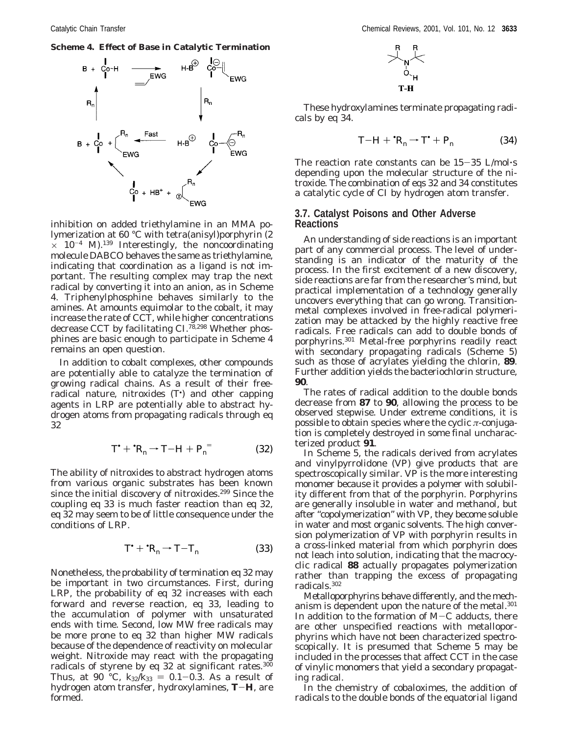**Scheme 4. Effect of Base in Catalytic Termination**

inhibition on added triethylamine in an MMA polymerization at 60 °C with tetra(anisyl)porphyrin (2 $\times$ $10^{-4}$ M).[139] Interestingly, the noncoordinating molecule DABCO behaves the same as triethylamine, indicating that coordination as a ligand is not important. The resulting complex may trap the next radical by converting it into an anion, as in Scheme 4. Triphenylphosphine behaves similarly to the amines. At amounts equimolar to the cobalt, it may increase the rate of CCT, while higher concentrations decrease CCT by facilitating CI.[78,298] Whether phosphines are basic enough to participate in Scheme 4 remains an open question.

In addition to cobalt complexes, other compounds are potentially able to catalyze the termination of growing radical chains. As a result of their free-radical nature, nitroxides ($T^{\bullet}$) and other capping agents in LRP are potentially able to abstract hydrogen atoms from propagating radicals through eq 32

$$T^{\bullet} + {}^{\bullet}R_n \rightarrow T{-}H + P_n^{=} \tag{32}$$

The ability of nitroxides to abstract hydrogen atoms from various organic substrates has been known since the initial discovery of nitroxides.[299] Since the coupling eq 33 is much faster reaction than eq 32, eq 32 may seem to be of little consequence under the conditions of LRP.

$$T^{\bullet} + {}^{\bullet}R_n \rightarrow T{-}T_n \tag{33}$$

Nonetheless, the probability of termination eq 32 may be important in two circumstances. First, during LRP, the probability of eq 32 increases with each forward and reverse reaction, eq 33, leading to the accumulation of polymer with unsaturated ends with time. Second, low MW free radicals may be more prone to eq 32 than higher MW radicals because of the dependence of reactivity on molecular weight. Nitroxide may react with the propagating radicals of styrene by eq 32 at significant rates.[300] Thus, at 90 °C, $k_{32}/k_{33}$ = 0.1–0.3. As a result of hydrogen atom transfer, hydroxylamines, **T–H**, are formed.

**T-H**

These hydroxylamines terminate propagating radicals by eq 34.

$$T{-}H + {}^{\bullet}R_n \rightarrow T^{\bullet} + P_n \tag{34}$$

The reaction rate constants can be 15–35 L/mol·s depending upon the molecular structure of the nitroxide. The combination of eqs 32 and 34 constitutes a catalytic cycle of CI by hydrogen atom transfer.

### 3.7. Catalyst Poisons and Other Adverse Reactions

An understanding of side reactions is an important part of any commercial process. The level of understanding is an indicator of the maturity of the process. In the first excitement of a new discovery, side reactions are far from the researcher's mind, but practical implementation of a technology generally uncovers everything that can go wrong. Transition-metal complexes involved in free-radical polymerization may be attacked by the highly reactive free radicals. Free radicals can add to double bonds of porphyrins.[301] Metal-free porphyrins readily react with secondary propagating radicals (Scheme 5) such as those of acrylates yielding the chlorin, **89**. Further addition yields the bacteriochlorin structure, **90**.

The rates of radical addition to the double bonds decrease from **87** to **90**, allowing the process to be observed stepwise. Under extreme conditions, it is possible to obtain species where the cyclic $\pi$-conjugation is completely destroyed in some final uncharacterized product **91**.

In Scheme 5, the radicals derived from acrylates and vinylpyrrolidone (VP) give products that are spectroscopically similar. VP is the more interesting monomer because it provides a polymer with solubility different from that of the porphyrin. Porphyrins are generally insoluble in water and methanol, but after "copolymerization" with VP, they become soluble in water and most organic solvents. The high conversion polymerization of VP with porphyrin results in a cross-linked material from which porphyrin does not leach into solution, indicating that the macrocyclic radical **88** actually propagates polymerization rather than trapping the excess of propagating radicals.[302]

Metalloporphyrins behave differently, and the mechanism is dependent upon the nature of the metal.[301] In addition to the formation of M–C adducts, there are other unspecified reactions with metalloporphyrins which have not been characterized spectroscopically. It is presumed that Scheme 5 may be included in the processes that affect CCT in the case of vinylic monomers that yield a secondary propagating radical.

In the chemistry of cobaloximes, the addition of radicals to the double bonds of the equatorial ligand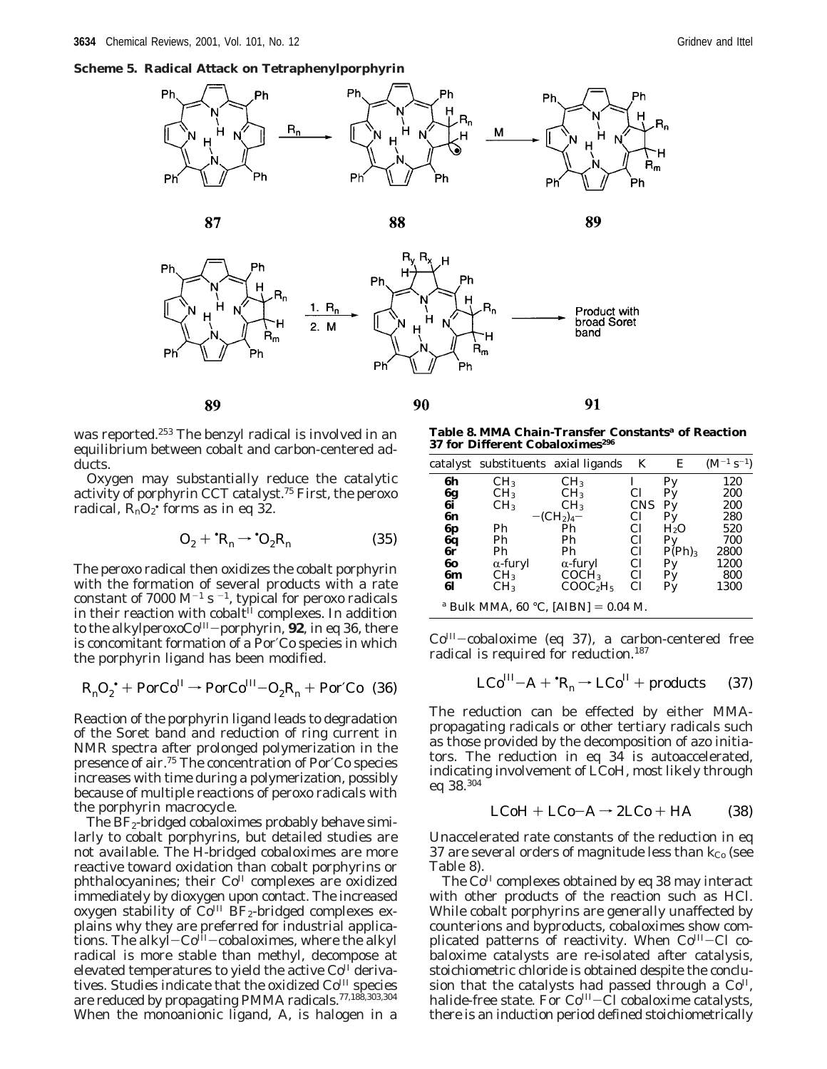**Scheme 5. Radical Attack on Tetraphenylporphyrin**

was reported.[253] The benzyl radical is involved in an equilibrium between cobalt and carbon-centered adducts.

Oxygen may substantially reduce the catalytic activity of porphyrin CCT catalyst.[75] First, the peroxo radical, $R_nO_2^{\bullet}$ forms as in eq 32.

$$O_2 + {}^{\bullet}R_n \rightarrow {}^{\bullet}O_2R_n \quad (35)$$

The peroxo radical then oxidizes the cobalt porphyrin with the formation of several products with a rate constant of 7000 $M^{-1}$ $s^{-1}$, typical for peroxo radicals in their reaction with cobalt$^{II}$ complexes. In addition to the alkylperoxo$Co^{III}$–porphyrin, **92**, in eq 36, there is concomitant formation of a Por′Co species in which the porphyrin ligand has been modified.

$$R_nO_2^{\bullet} + PorCo^{II} \rightarrow PorCo^{III}{-}O_2R_n + Por'Co \quad (36)$$

Reaction of the porphyrin ligand leads to degradation of the Soret band and reduction of ring current in NMR spectra after prolonged polymerization in the presence of air.[75] The concentration of Por′Co species increases with time during a polymerization, possibly because of multiple reactions of peroxo radicals with the porphyrin macrocycle.

The $BF_2$-bridged cobaloximes probably behave similarly to cobalt porphyrins, but detailed studies are not available. The H-bridged cobaloximes are more reactive toward oxidation than cobalt porphyrins or phthalocyanines; their $Co^{II}$ complexes are oxidized immediately by dioxygen upon contact. The increased oxygen stability of $Co^{III}$ $BF_2$-bridged complexes explains why they are preferred for industrial applications. The alkyl–$Co^{III}$–cobaloximes, where the alkyl radical is more stable than methyl, decompose at elevated temperatures to yield the active $Co^{II}$ derivatives. Studies indicate that the oxidized $Co^{III}$ species are reduced by propagating PMMA radicals.[77,188,303,304] When the monoanionic ligand, A, is halogen in a $Co^{III}$–cobaloxime (eq 37), a carbon-centered free radical is required for reduction.[187]

**Table 8. MMA Chain-Transfer Constants[a] of Reaction 37 for Different Cobaloximes[296]**

| catalyst | substituents | axial ligands | K | E | ($M^{-1}$ $s^{-1}$) |
|---|---|---|---|---|---|
| **6h** | $CH_3$ | $CH_3$ | I | Py | 120 |
| **6g** | $CH_3$ | $CH_3$ | Cl | Py | 200 |
| **6i** | $CH_3$ | $CH_3$ | CNS | Py | 200 |
| **6n** | $-(CH_2)_4-$ | | Cl | Py | 280 |
| **6p** | Ph | Ph | Cl | $H_2O$ | 520 |
| **6q** | Ph | Ph | Cl | Py | 700 |
| **6r** | Ph | Ph | Cl | $P(Ph)_3$ | 2800 |
| **6o** | α-furyl | α-furyl | Cl | Py | 1200 |
| **6m** | $CH_3$ | $COCH_3$ | Cl | Py | 800 |
| **6l** | $CH_3$ | $COOC_2H_5$ | Cl | Py | 1300 |

[a] Bulk MMA, 60 °C, [AIBN] = 0.04 M.

$$LCo^{III}{-}A + {}^{\bullet}R_n \rightarrow LCo^{II} + \text{products} \quad (37)$$

The reduction can be effected by either MMA-propagating radicals or other tertiary radicals such as those provided by the decomposition of azo initiators. The reduction in eq 34 is autoaccelerated, indicating involvement of LCoH, most likely through eq 38.[304]

$$LCoH + LCo{-}A \rightarrow 2LCo + HA \quad (38)$$

Unaccelerated rate constants of the reduction in eq 37 are several orders of magnitude less than $k_{Co}$ (see Table 8).

The $Co^{II}$ complexes obtained by eq 38 may interact with other products of the reaction such as HCl. While cobalt porphyrins are generally unaffected by counterions and byproducts, cobaloximes show complicated patterns of reactivity. When $Co^{III}$–Cl cobaloxime catalysts are re-isolated after catalysis, stoichiometric chloride is obtained despite the conclusion that the catalysts had passed through a $Co^{II}$, halide-free state. For $Co^{III}$–Cl cobaloxime catalysts, there is an induction period defined stoichiometrically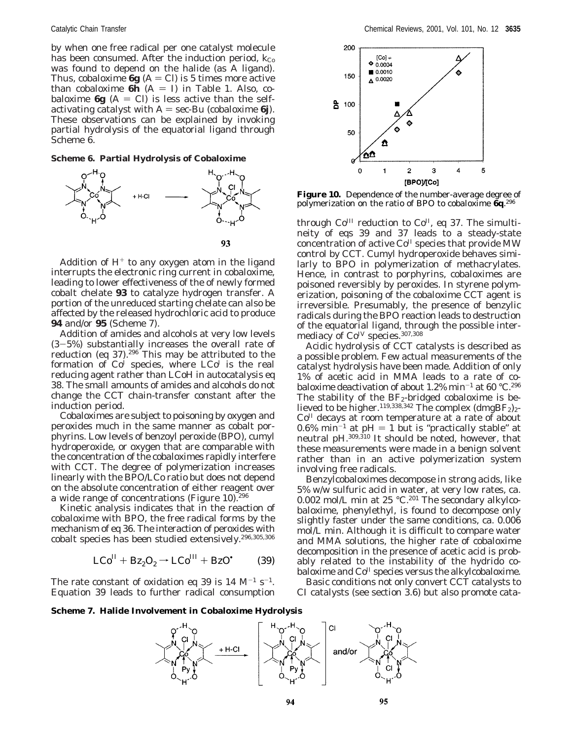by when one free radical per one catalyst molecule has been consumed. After the induction period, $k_{Co}$ was found to depend on the halide (as A ligand). Thus, cobaloxime **6g** (A = Cl) is 5 times more active than cobaloxime **6h** (A = I) in Table 1. Also, cobaloxime **6g** (A = Cl) is less active than the self-activating catalyst with A = sec-Bu (cobaloxime **6j**). These observations can be explained by invoking partial hydrolysis of the equatorial ligand through Scheme 6.

**Scheme 6. Partial Hydrolysis of Cobaloxime**

Addition of $H^+$ to any oxygen atom in the ligand interrupts the electronic ring current in cobaloxime, leading to lower effectiveness of the of newly formed cobalt chelate **93** to catalyze hydrogen transfer. A portion of the unreduced starting chelate can also be affected by the released hydrochloric acid to produce **94** and/or **95** (Scheme 7).

Addition of amides and alcohols at very low levels (3–5%) substantially increases the overall rate of reduction (eq 37).[296] This may be attributed to the formation of $Co^I$ species, where $LCo^I$ is the real reducing agent rather than LCoH in autocatalysis eq 38. The small amounts of amides and alcohols do not change the CCT chain-transfer constant after the induction period.

Cobaloximes are subject to poisoning by oxygen and peroxides much in the same manner as cobalt porphyrins. Low levels of benzoyl peroxide (BPO), cumyl hydroperoxide, or oxygen that are comparable with the concentration of the cobaloximes rapidly interfere with CCT. The degree of polymerization increases linearly with the BPO/LCo ratio but does not depend on the absolute concentration of either reagent over a wide range of concentrations (Figure 10).[296]

Kinetic analysis indicates that in the reaction of cobaloxime with BPO, the free radical forms by the mechanism of eq 36. The interaction of peroxides with cobalt species has been studied extensively.[296,305,306]

$$LCo^{II} + Bz_2O_2 \rightarrow LCo^{III} + BzO^{\bullet} \qquad (39)$$

The rate constant of oxidation eq 39 is 14 $M^{-1}\ s^{-1}$. Equation 39 leads to further radical consumption through $Co^{III}$ reduction to $Co^{II}$, eq 37. The simultineity of eqs 39 and 37 leads to a steady-state concentration of active $Co^{II}$ species that provide MW control by CCT. Cumyl hydroperoxide behaves similarly to BPO in polymerization of methacrylates. Hence, in contrast to porphyrins, cobaloximes are poisoned reversibly by peroxides. In styrene polymerization, poisoning of the cobaloxime CCT agent is irreversible. Presumably, the presence of benzylic radicals during the BPO reaction leads to destruction of the equatorial ligand, through the possible intermediacy of $Co^{IV}$ species.[307,308]

**Figure 10.** Dependence of the number-average degree of polymerization on the ratio of BPO to cobaloxime **6q**.[296]

Acidic hydrolysis of CCT catalysts is described as a possible problem. Few actual measurements of the catalyst hydrolysis have been made. Addition of only 1% of acetic acid in MMA leads to a rate of cobaloxime deactivation of about 1.2% $min^{-1}$ at 60 °C.[296] The stability of the $BF_2$-bridged cobaloxime is believed to be higher.[119,338,342] The complex $(dmgBF_2)_2$-$Co^{II}$ decays at room temperature at a rate of about 0.6% $min^{-1}$ at pH = 1 but is "practically stable" at neutral pH.[309,310] It should be noted, however, that these measurements were made in a benign solvent rather than in an active polymerization system involving free radicals.

Benzylcobaloximes decompose in strong acids, like 5% w/w sulfuric acid in water, at very low rates, ca. 0.002 mol/L min at 25 °C.[201] The secondary alkylcobaloxime, phenylethyl, is found to decompose only slightly faster under the same conditions, ca. 0.006 mol/L min. Although it is difficult to compare water and MMA solutions, the higher rate of cobaloxime decomposition in the presence of acetic acid is probably related to the instability of the hydrido cobaloxime and $Co^{II}$ species versus the alkylcobaloxime.

Basic conditions not only convert CCT catalysts to CI catalysts (see section 3.6) but also promote cata-

**Scheme 7. Halide Involvement in Cobaloxime Hydrolysis**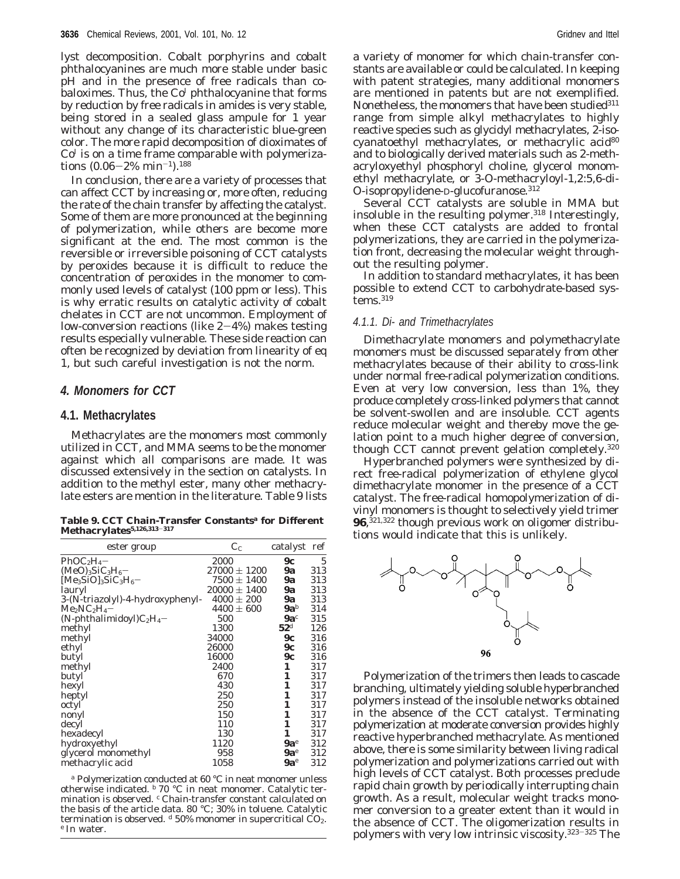lyst decomposition. Cobalt porphyrins and cobalt phthalocyanines are much more stable under basic pH and in the presence of free radicals than cobaloximes. Thus, the $Co^I$ phthalocyanine that forms by reduction by free radicals in amides is very stable, being stored in a sealed glass ampule for 1 year without any change of its characteristic blue-green color. The more rapid decomposition of dioximates of $Co^I$ is on a time frame comparable with polymerizations (0.06–2% $min^{-1}$).[188]

In conclusion, there are a variety of processes that can affect CCT by increasing or, more often, reducing the rate of the chain transfer by affecting the catalyst. Some of them are more pronounced at the beginning of polymerization, while others are become more significant at the end. The most common is the reversible or irreversible poisoning of CCT catalysts by peroxides because it is difficult to reduce the concentration of peroxides in the monomer to commonly used levels of catalyst (100 ppm or less). This is why erratic results on catalytic activity of cobalt chelates in CCT are not uncommon. Employment of low-conversion reactions (like 2–4%) makes testing results especially vulnerable. These side reaction can often be recognized by deviation from linearity of eq 1, but such careful investigation is not the norm.

## 4. Monomers for CCT

### 4.1. Methacrylates

Methacrylates are the monomers most commonly utilized in CCT, and MMA seems to be the monomer against which all comparisons are made. It was discussed extensively in the section on catalysts. In addition to the methyl ester, many other methacrylate esters are mention in the literature. Table 9 lists

**Table 9. CCT Chain-Transfer Constants[a] for Different Methacrylates[5,126,313–317]**

| ester group | $C_C$ | catalyst | ref |
|---|---|---|---|
| $PhOC_2H_4-$ | 2000 | **9c** | 5 |
| $(MeO)_3SiC_3H_6-$ | 27000 ± 1200 | **9a** | 313 |
| $[Me_3SiO]_3SiC_3H_6-$ | 7500 ± 1400 | **9a** | 313 |
| lauryl | 20000 ± 1400 | **9a** | 313 |
| 3-(N-triazolyl)-4-hydroxyphenyl- | 4000 ± 200 | **9a** | 313 |
| $Me_2NC_2H_4-$ | 4400 ± 600 | **9a**[b] | 314 |
| (N-phthalimidoyl)$C_2H_4-$ | 500 | **9a**[c] | 315 |
| methyl | 1300 | **52**[d] | 126 |
| methyl | 34000 | **9c** | 316 |
| ethyl | 26000 | **9c** | 316 |
| butyl | 16000 | **9c** | 316 |
| methyl | 2400 | **1** | 317 |
| butyl | 670 | **1** | 317 |
| hexyl | 430 | **1** | 317 |
| heptyl | 250 | **1** | 317 |
| octyl | 250 | **1** | 317 |
| nonyl | 150 | **1** | 317 |
| decyl | 110 | **1** | 317 |
| hexadecyl | 130 | **1** | 317 |
| hydroxyethyl | 1120 | **9a**[e] | 312 |
| glycerol monomethyl | 958 | **9a**[e] | 312 |
| methacrylic acid | 1058 | **9a**[e] | 312 |

[a] Polymerization conducted at 60 °C in neat monomer unless otherwise indicated. [b] 70 °C in neat monomer. Catalytic termination is observed. [c] Chain-transfer constant calculated on the basis of the article data. 80 °C; 30% in toluene. Catalytic termination is observed. [d] 50% monomer in supercritical $CO_2$. [e] In water.

a variety of monomer for which chain-transfer constants are available or could be calculated. In keeping with patent strategies, many additional monomers are mentioned in patents but are not exemplified. Nonetheless, the monomers that have been studied[311] range from simple alkyl methacrylates to highly reactive species such as glycidyl methacrylates, 2-isocyanatoethyl methacrylates, or methacrylic acid[80] and to biologically derived materials such as 2-methacryloxyethyl phosphoryl choline, glycerol monomethyl methacrylate, or 3-O-methacryloyl-1,2:5,6-di-O-isopropylidene-D-glucofuranose.[312]

Several CCT catalysts are soluble in MMA but insoluble in the resulting polymer.[318] Interestingly, when these CCT catalysts are added to frontal polymerizations, they are carried in the polymerization front, decreasing the molecular weight throughout the resulting polymer.

In addition to standard methacrylates, it has been possible to extend CCT to carbohydrate-based systems.[319]

#### 4.1.1. Di- and Trimethacrylates

Dimethacrylate monomers and polymethacrylate monomers must be discussed separately from other methacrylates because of their ability to cross-link under normal free-radical polymerization conditions. Even at very low conversion, less than 1%, they produce completely cross-linked polymers that cannot be solvent-swollen and are insoluble. CCT agents reduce molecular weight and thereby move the gelation point to a much higher degree of conversion, though CCT cannot prevent gelation completely.[320]

Hyperbranched polymers were synthesized by direct free-radical polymerization of ethylene glycol dimethacrylate monomer in the presence of a CCT catalyst. The free-radical homopolymerization of divinyl monomers is thought to selectively yield trimer **96**,[321,322] though previous work on oligomer distributions would indicate that this is unlikely.

**96**

Polymerization of the trimers then leads to cascade branching, ultimately yielding soluble hyperbranched polymers instead of the insoluble networks obtained in the absence of the CCT catalyst. Terminating polymerization at moderate conversion provides highly reactive hyperbranched methacrylate. As mentioned above, there is some similarity between living radical polymerization and polymerizations carried out with high levels of CCT catalyst. Both processes preclude rapid chain growth by periodically interrupting chain growth. As a result, molecular weight tracks monomer conversion to a greater extent than it would in the absence of CCT. The oligomerization results in polymers with very low intrinsic viscosity.[323–325] The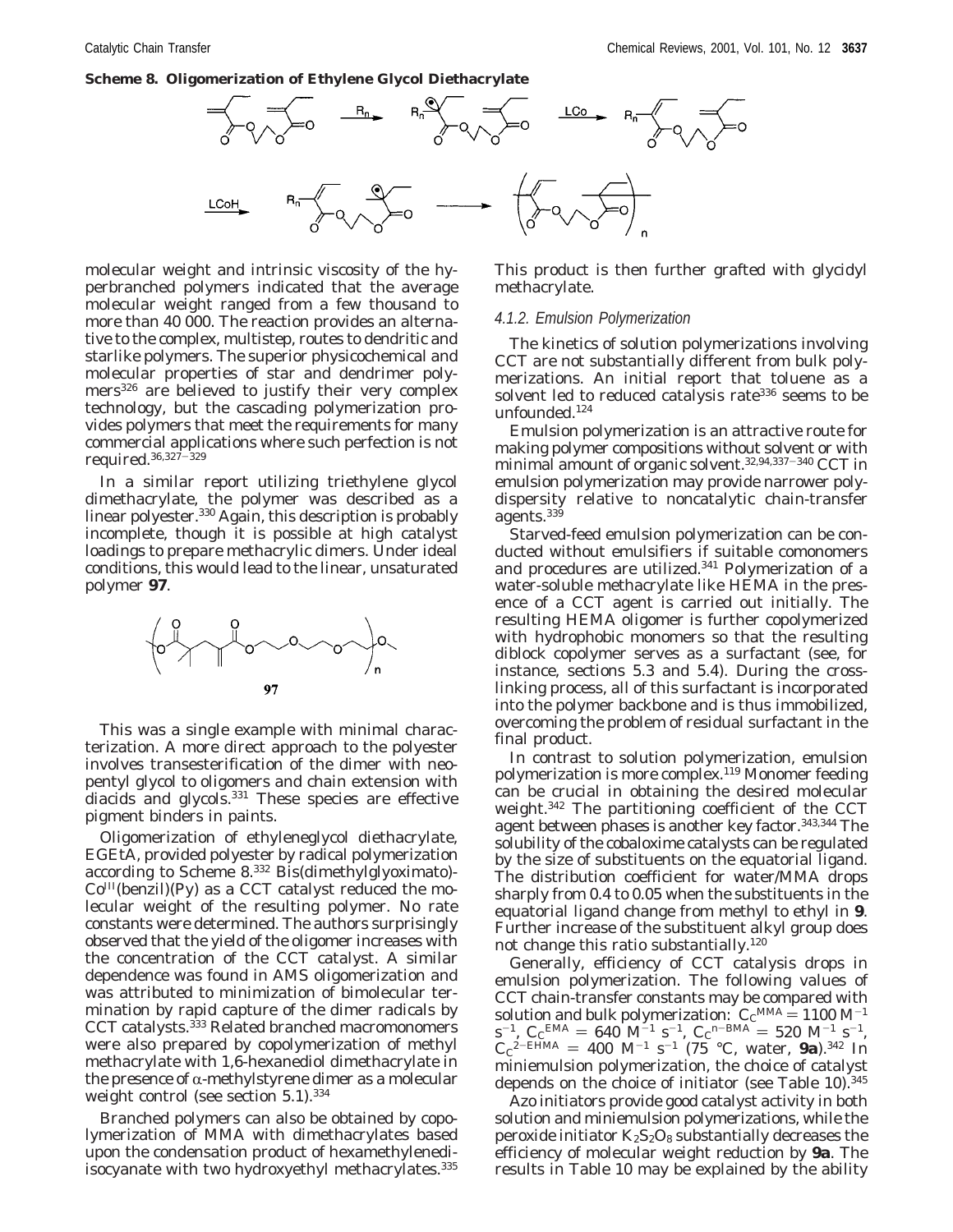**Scheme 8. Oligomerization of Ethylene Glycol Diethacrylate**

molecular weight and intrinsic viscosity of the hyperbranched polymers indicated that the average molecular weight ranged from a few thousand to more than 40 000. The reaction provides an alternative to the complex, multistep, routes to dendritic and starlike polymers. The superior physicochemical and molecular properties of star and dendrimer polymers[326] are believed to justify their very complex technology, but the cascading polymerization provides polymers that meet the requirements for many commercial applications where such perfection is not required.[36,327-329]

In a similar report utilizing triethylene glycol dimethacrylate, the polymer was described as a linear polyester.[330] Again, this description is probably incomplete, though it is possible at high catalyst loadings to prepare methacrylic dimers. Under ideal conditions, this would lead to the linear, unsaturated polymer **97**.

**97**

This was a single example with minimal characterization. A more direct approach to the polyester involves transesterification of the dimer with neopentyl glycol to oligomers and chain extension with diacids and glycols.[331] These species are effective pigment binders in paints.

Oligomerization of ethyleneglycol diethacrylate, EGEtA, provided polyester by radical polymerization according to Scheme 8.[332] Bis(dimethylglyoximato)-$Co^{III}$(benzil)(Py) as a CCT catalyst reduced the molecular weight of the resulting polymer. No rate constants were determined. The authors surprisingly observed that the yield of the oligomer increases with the concentration of the CCT catalyst. A similar dependence was found in AMS oligomerization and was attributed to minimization of bimolecular termination by rapid capture of the dimer radicals by CCT catalysts.[333] Related branched macromonomers were also prepared by copolymerization of methyl methacrylate with 1,6-hexanediol dimethacrylate in the presence of α-methylstyrene dimer as a molecular weight control (see section 5.1).[334]

Branched polymers can also be obtained by copolymerization of MMA with dimethacrylates based upon the condensation product of hexamethylenediisocyanate with two hydroxyethyl methacrylates.[335] This product is then further grafted with glycidyl methacrylate.

#### 4.1.2. Emulsion Polymerization

The kinetics of solution polymerizations involving CCT are not substantially different from bulk polymerizations. An initial report that toluene as a solvent led to reduced catalysis rate[336] seems to be unfounded.[124]

Emulsion polymerization is an attractive route for making polymer compositions without solvent or with minimal amount of organic solvent.[32,94,337-340] CCT in emulsion polymerization may provide narrower polydispersity relative to noncatalytic chain-transfer agents.[339]

Starved-feed emulsion polymerization can be conducted without emulsifiers if suitable comonomers and procedures are utilized.[341] Polymerization of a water-soluble methacrylate like HEMA in the presence of a CCT agent is carried out initially. The resulting HEMA oligomer is further copolymerized with hydrophobic monomers so that the resulting diblock copolymer serves as a surfactant (see, for instance, sections 5.3 and 5.4). During the cross-linking process, all of this surfactant is incorporated into the polymer backbone and is thus immobilized, overcoming the problem of residual surfactant in the final product.

In contrast to solution polymerization, emulsion polymerization is more complex.[119] Monomer feeding can be crucial in obtaining the desired molecular weight.[342] The partitioning coefficient of the CCT agent between phases is another key factor.[343,344] The solubility of the cobaloxime catalysts can be regulated by the size of substituents on the equatorial ligand. The distribution coefficient for water/MMA drops sharply from 0.4 to 0.05 when the substituents in the equatorial ligand change from methyl to ethyl in **9**. Further increase of the substituent alkyl group does not change this ratio substantially.[120]

Generally, efficiency of CCT catalysis drops in emulsion polymerization. The following values of CCT chain-transfer constants may be compared with solution and bulk polymerization: $C_C^{MMA} = 1100\ M^{-1}\ s^{-1}$, $C_C^{EMA} = 640\ M^{-1}\ s^{-1}$, $C_C^{n-BMA} = 520\ M^{-1}\ s^{-1}$, $C_C^{2-EHMA} = 400\ M^{-1}\ s^{-1}$ (75 °C, water, **9a**).[342] In miniemulsion polymerization, the choice of catalyst depends on the choice of initiator (see Table 10).[345]

Azo initiators provide good catalyst activity in both solution and miniemulsion polymerizations, while the peroxide initiator $K_2S_2O_8$ substantially decreases the efficiency of molecular weight reduction by **9a**. The results in Table 10 may be explained by the ability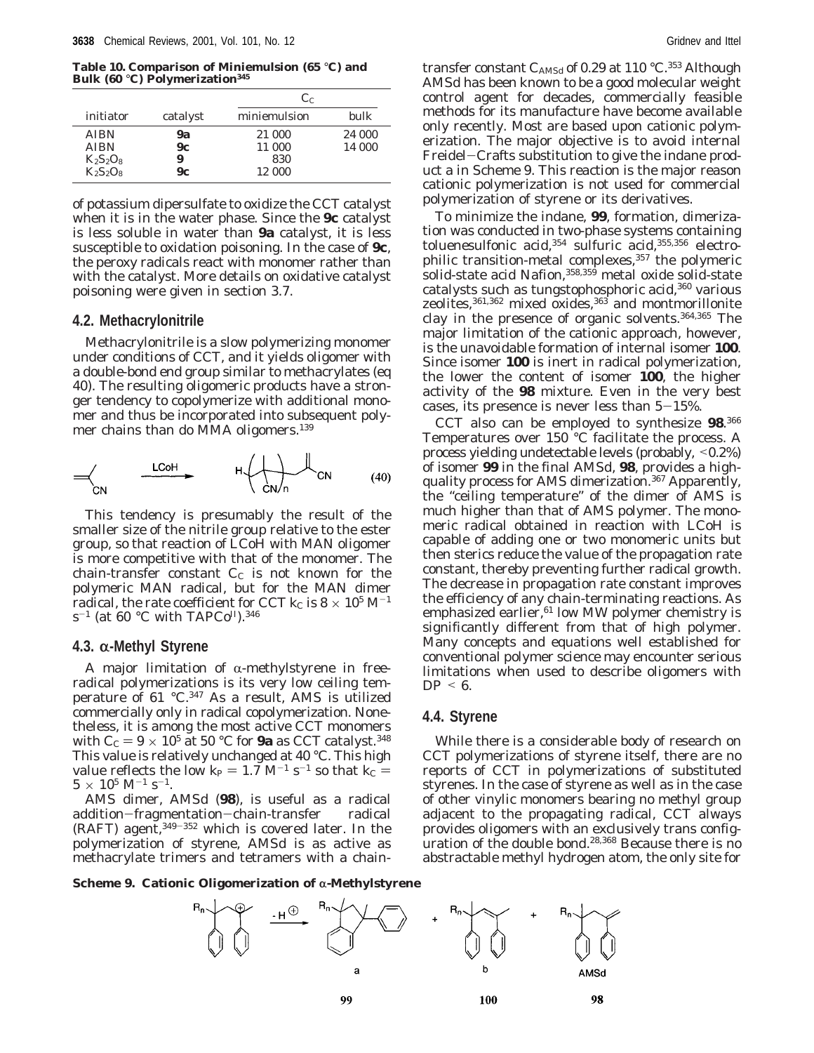**Table 10. Comparison of Miniemulsion (65 °C) and Bulk (60 °C) Polymerization[345]**

| initiator | catalyst | $C_C$ miniemulsion | $C_C$ bulk |
|---|---|---|---|
| AIBN | **9a** | 21 000 | 24 000 |
| AIBN | **9c** | 11 000 | 14 000 |
| $K_2S_2O_8$ | **9** | 830 | |
| $K_2S_2O_8$ | **9c** | 12 000 | |

of potassium dipersulfate to oxidize the CCT catalyst when it is in the water phase. Since the **9c** catalyst is less soluble in water than **9a** catalyst, it is less susceptible to oxidation poisoning. In the case of **9c**, the peroxy radicals react with monomer rather than with the catalyst. More details on oxidative catalyst poisoning were given in section 3.7.

## 4.2. Methacrylonitrile

Methacrylonitrile is a slow polymerizing monomer under conditions of CCT, and it yields oligomer with a double-bond end group similar to methacrylates (eq 40). The resulting oligomeric products have a stronger tendency to copolymerize with additional monomer and thus be incorporated into subsequent polymer chains than do MMA oligomers.[139]

$$\text{CH}_2\text{=C(CH}_3\text{)CN} \xrightarrow{\text{LCoH}} \text{H}\left(\text{CH}_2\text{C(CH}_3\text{)(CN)}\right)_n\text{CH}_2\text{C(=CH}_2\text{)CN} \qquad (40)$$

This tendency is presumably the result of the smaller size of the nitrile group relative to the ester group, so that reaction of LCoH with MAN oligomer is more competitive with that of the monomer. The chain-transfer constant $C_C$ is not known for the polymeric MAN radical, but for the MAN dimer radical, the rate coefficient for CCT $k_C$ is $8 \times 10^5$ M$^{-1}$ s$^{-1}$ (at 60 °C with TAPCo$^{II}$).[346]

## 4.3. α-Methyl Styrene

A major limitation of α-methylstyrene in free-radical polymerizations is its very low ceiling temperature of 61 °C.[347] As a result, AMS is utilized commercially only in radical copolymerization. Nonetheless, it is among the most active CCT monomers with $C_C = 9 \times 10^5$ at 50 °C for **9a** as CCT catalyst.[348] This value is relatively unchanged at 40 °C. This high value reflects the low $k_P = 1.7$ M$^{-1}$ s$^{-1}$ so that $k_C = 5 \times 10^5$ M$^{-1}$ s$^{-1}$.

AMS dimer, AMSd (**98**), is useful as a radical addition–fragmentation–chain-transfer radical (RAFT) agent,[349–352] which is covered later. In the polymerization of styrene, AMSd is as active as methacrylate trimers and tetramers with a chain-transfer constant $C_{AMSd}$ of 0.29 at 110 °C.[353] Although AMSd has been known to be a good molecular weight control agent for decades, commercially feasible methods for its manufacture have become available only recently. Most are based upon cationic polymerization. The major objective is to avoid internal Friedel–Crafts substitution to give the indane product a in Scheme 9. This reaction is the major reason cationic polymerization is not used for commercial polymerization of styrene or its derivatives.

To minimize the indane, **99**, formation, dimerization was conducted in two-phase systems containing toluenesulfonic acid,[354] sulfuric acid,[355,356] electrophilic transition-metal complexes,[357] the polymeric solid-state acid Nafion,[358,359] metal oxide solid-state catalysts such as tungstophosphoric acid,[360] various zeolites,[361,362] mixed oxides,[363] and montmorillonite clay in the presence of organic solvents.[364,365] The major limitation of the cationic approach, however, is the unavoidable formation of internal isomer **100**. Since isomer **100** is inert in radical polymerization, the lower the content of isomer **100**, the higher activity of the **98** mixture. Even in the very best cases, its presence is never less than 5–15%.

CCT also can be employed to synthesize **98**.[366] Temperatures over 150 °C facilitate the process. A process yielding undetectable levels (probably, <0.2%) of isomer **99** in the final AMSd, **98**, provides a high-quality process for AMS dimerization.[367] Apparently, the "ceiling temperature" of the dimer of AMS is much higher than that of AMS polymer. The monomeric radical obtained in reaction with LCoH is capable of adding one or two monomeric units but then sterics reduce the value of the propagation rate constant, thereby preventing further radical growth. The decrease in propagation rate constant improves the efficiency of any chain-terminating reactions. As emphasized earlier,[61] low MW polymer chemistry is significantly different from that of high polymer. Many concepts and equations well established for conventional polymer science may encounter serious limitations when used to describe oligomers with DP < 6.

## 4.4. Styrene

While there is a considerable body of research on CCT polymerizations of styrene itself, there are no reports of CCT in polymerizations of substituted styrenes. In the case of styrene as well as in the case of other vinylic monomers bearing no methyl group adjacent to the propagating radical, CCT always provides oligomers with an exclusively trans configuration of the double bond.[28,368] Because there is no abstractable methyl hydrogen atom, the only site for

**Scheme 9. Cationic Oligomerization of α-Methylstyrene**

$$\text{R}_n\text{-cation} \xrightarrow{-\text{H}^{\oplus}} \underset{\mathbf{99}}{\text{a}} + \underset{\mathbf{100}}{\text{b}} + \underset{\mathbf{98}}{\text{AMSd}}$$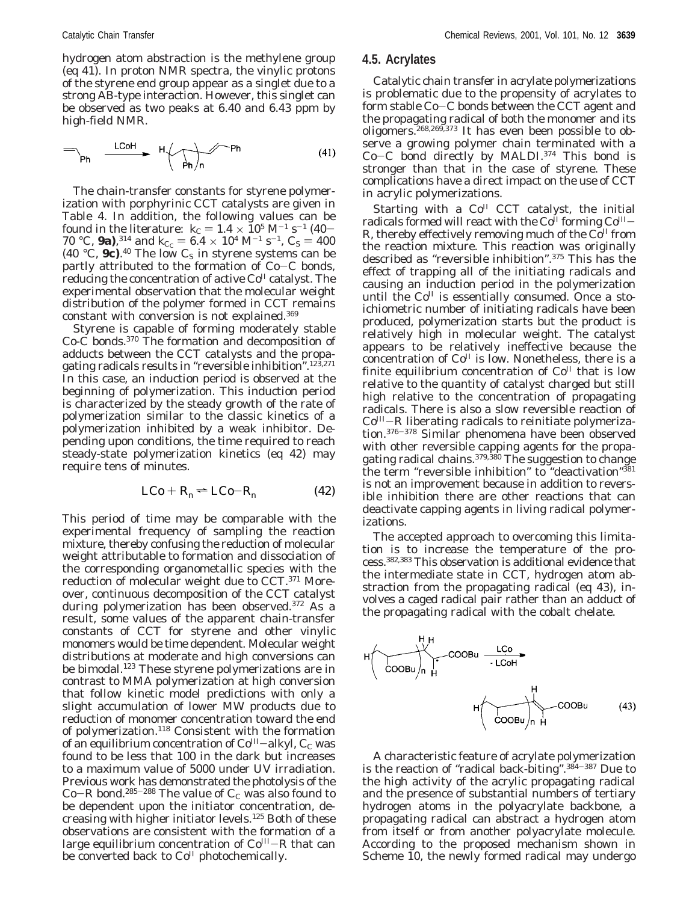hydrogen atom abstraction is the methylene group (eq 41). In proton NMR spectra, the vinylic protons of the styrene end group appear as a singlet due to a strong AB-type interaction. However, this singlet can be observed as two peaks at 6.40 and 6.43 ppm by high-field NMR.

$$\text{CH}_2{=}\text{CHPh} \xrightarrow{\text{LCoH}} \text{H}{-}(\text{CH}_2\text{CHPh})_n{-}\text{CH}{=}\text{CHPh} \tag{41}$$

The chain-transfer constants for styrene polymerization with porphyrinic CCT catalysts are given in Table 4. In addition, the following values can be found in the literature: $k_C = 1.4 \times 10^5$ M$^{-1}$ s$^{-1}$ (40–70 °C, **9a**),[314] and $k_{C_C} = 6.4 \times 10^4$ M$^{-1}$ s$^{-1}$, $C_S = 400$ (40 °C, **9c**).[40] The low $C_S$ in styrene systems can be partly attributed to the formation of Co–C bonds, reducing the concentration of active Co$^{II}$ catalyst. The experimental observation that the molecular weight distribution of the polymer formed in CCT remains constant with conversion is not explained.[369]

Styrene is capable of forming moderately stable Co-C bonds.[370] The formation and decomposition of adducts between the CCT catalysts and the propagating radicals results in "reversible inhibition".[123,271] In this case, an induction period is observed at the beginning of polymerization. This induction period is characterized by the steady growth of the rate of polymerization similar to the classic kinetics of a polymerization inhibited by a weak inhibitor. Depending upon conditions, the time required to reach steady-state polymerization kinetics (eq 42) may require tens of minutes.

$$\text{LCo} + \text{R}_n \rightleftharpoons \text{LCo}{-}\text{R}_n \tag{42}$$

This period of time may be comparable with the experimental frequency of sampling the reaction mixture, thereby confusing the reduction of molecular weight attributable to formation and dissociation of the corresponding organometallic species with the reduction of molecular weight due to CCT.[371] Moreover, continuous decomposition of the CCT catalyst during polymerization has been observed.[372] As a result, some values of the apparent chain-transfer constants of CCT for styrene and other vinylic monomers would be time dependent. Molecular weight distributions at moderate and high conversions can be bimodal.[123] These styrene polymerizations are in contrast to MMA polymerization at high conversion that follow kinetic model predictions with only a slight accumulation of lower MW products due to reduction of monomer concentration toward the end of polymerization.[118] Consistent with the formation of an equilibrium concentration of Co$^{III}$–alkyl, $C_C$ was found to be less that 100 in the dark but increases to a maximum value of 5000 under UV irradiation. Previous work has demonstrated the photolysis of the Co–R bond.[285–288] The value of $C_C$ was also found to be dependent upon the initiator concentration, decreasing with higher initiator levels.[125] Both of these observations are consistent with the formation of a large equilibrium concentration of Co$^{III}$–R that can be converted back to Co$^{II}$ photochemically.

## 4.5. Acrylates

Catalytic chain transfer in acrylate polymerizations is problematic due to the propensity of acrylates to form stable Co–C bonds between the CCT agent and the propagating radical of both the monomer and its oligomers.[268,269,373] It has even been possible to observe a growing polymer chain terminated with a Co–C bond directly by MALDI.[374] This bond is stronger than that in the case of styrene. These complications have a direct impact on the use of CCT in acrylic polymerizations.

Starting with a Co$^{II}$ CCT catalyst, the initial radicals formed will react with the Co$^{II}$ forming Co$^{III}$–R, thereby effectively removing much of the Co$^{II}$ from the reaction mixture. This reaction was originally described as "reversible inhibition".[375] This has the effect of trapping all of the initiating radicals and causing an induction period in the polymerization until the Co$^{II}$ is essentially consumed. Once a stoichiometric number of initiating radicals have been produced, polymerization starts but the product is relatively high in molecular weight. The catalyst appears to be relatively ineffective because the concentration of Co$^{II}$ is low. Nonetheless, there is a finite equilibrium concentration of Co$^{II}$ that is low relative to the quantity of catalyst charged but still high relative to the concentration of propagating radicals. There is also a slow reversible reaction of Co$^{III}$–R liberating radicals to reinitiate polymerization.[376–378] Similar phenomena have been observed with other reversible capping agents for the propagating radical chains.[379,380] The suggestion to change the term "reversible inhibition" to "deactivation"[381] is not an improvement because in addition to reversible inhibition there are other reactions that can deactivate capping agents in living radical polymerizations.

The accepted approach to overcoming this limitation is to increase the temperature of the process.[382,383] This observation is additional evidence that the intermediate state in CCT, hydrogen atom abstraction from the propagating radical (eq 43), involves a caged radical pair rather than an adduct of the propagating radical with the cobalt chelate.

$$\text{H}{-}(\text{CH}_2\text{CH(COOBu)})_n{-}\text{CH}_2\dot{\text{C}}\text{H(COOBu)} \xrightarrow[-\text{LCoH}]{\text{LCo}} \text{H}{-}(\text{CH}_2\text{CH(COOBu)})_n{-}\text{CH}{=}\text{CH(COOBu)} \tag{43}$$

A characteristic feature of acrylate polymerization is the reaction of "radical back-biting".[384–387] Due to the high activity of the acrylic propagating radical and the presence of substantial numbers of tertiary hydrogen atoms in the polyacrylate backbone, a propagating radical can abstract a hydrogen atom from itself or from another polyacrylate molecule. According to the proposed mechanism shown in Scheme 10, the newly formed radical may undergo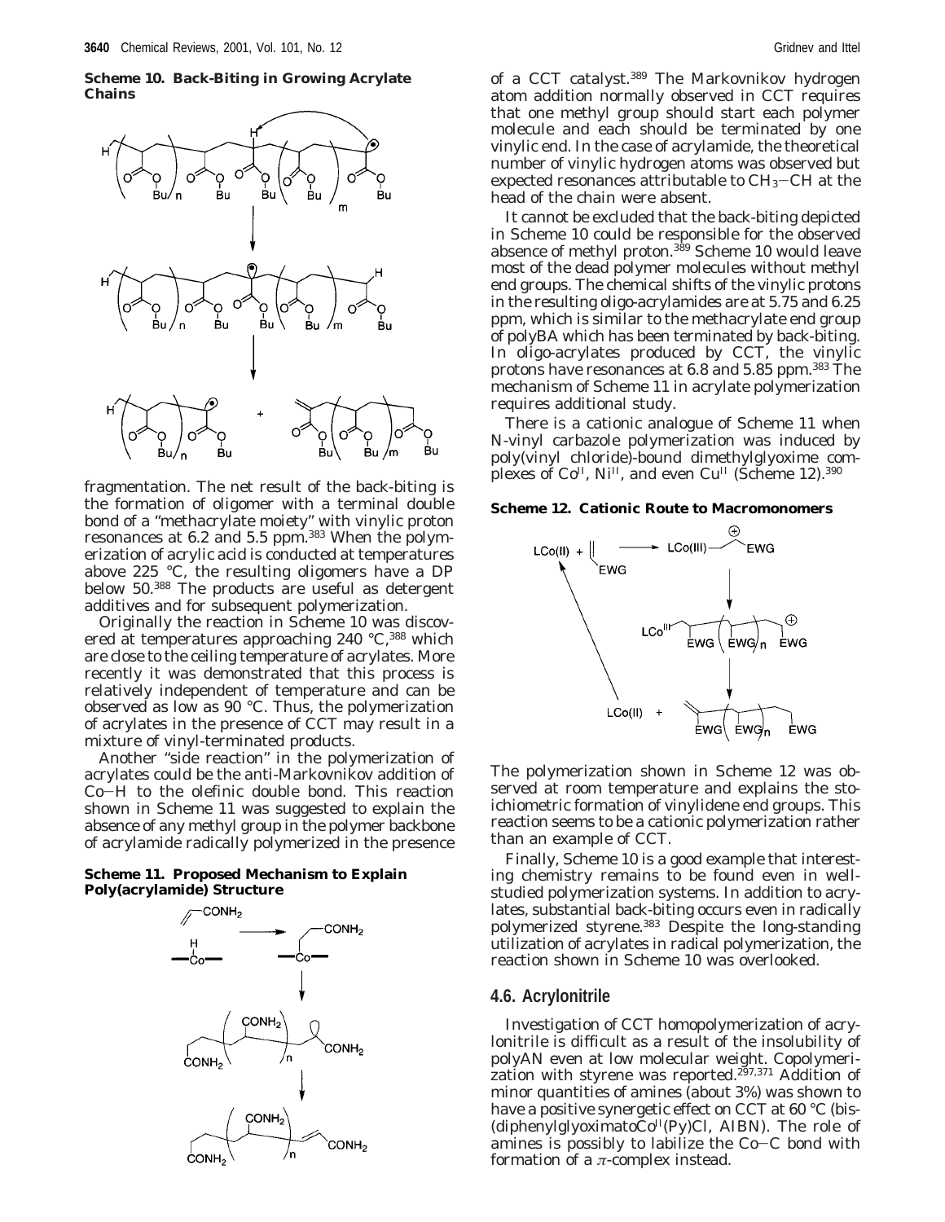**Scheme 10. Back-Biting in Growing Acrylate Chains**

fragmentation. The net result of the back-biting is the formation of oligomer with a terminal double bond of a "methacrylate moiety" with vinylic proton resonances at 6.2 and 5.5 ppm.[383] When the polymerization of acrylic acid is conducted at temperatures above 225 °C, the resulting oligomers have a DP below 50.[388] The products are useful as detergent additives and for subsequent polymerization.

Originally the reaction in Scheme 10 was discovered at temperatures approaching 240 °C,[388] which are close to the ceiling temperature of acrylates. More recently it was demonstrated that this process is relatively independent of temperature and can be observed as low as 90 °C. Thus, the polymerization of acrylates in the presence of CCT may result in a mixture of vinyl-terminated products.

Another "side reaction" in the polymerization of acrylates could be the anti-Markovnikov addition of Co–H to the olefinic double bond. This reaction shown in Scheme 11 was suggested to explain the absence of any methyl group in the polymer backbone of acrylamide radically polymerized in the presence of a CCT catalyst.[389] The Markovnikov hydrogen atom addition normally observed in CCT requires that one methyl group should start each polymer molecule and each should be terminated by one vinylic end. In the case of acrylamide, the theoretical number of vinylic hydrogen atoms was observed but expected resonances attributable to $CH_3$–CH at the head of the chain were absent.

**Scheme 11. Proposed Mechanism to Explain Poly(acrylamide) Structure**

It cannot be excluded that the back-biting depicted in Scheme 10 could be responsible for the observed absence of methyl proton.[389] Scheme 10 would leave most of the dead polymer molecules without methyl end groups. The chemical shifts of the vinylic protons in the resulting oligo-acrylamides are at 5.75 and 6.25 ppm, which is similar to the methacrylate end group of polyBA which has been terminated by back-biting. In oligo-acrylates produced by CCT, the vinylic protons have resonances at 6.8 and 5.85 ppm.[383] The mechanism of Scheme 11 in acrylate polymerization requires additional study.

There is a cationic analogue of Scheme 11 when N-vinyl carbazole polymerization was induced by poly(vinyl chloride)-bound dimethylglyoxime complexes of $Co^{II}$, $Ni^{II}$, and even $Cu^{II}$ (Scheme 12).[390]

**Scheme 12. Cationic Route to Macromonomers**

The polymerization shown in Scheme 12 was observed at room temperature and explains the stoichiometric formation of vinylidene end groups. This reaction seems to be a cationic polymerization rather than an example of CCT.

Finally, Scheme 10 is a good example that interesting chemistry remains to be found even in well-studied polymerization systems. In addition to acrylates, substantial back-biting occurs even in radically polymerized styrene.[383] Despite the long-standing utilization of acrylates in radical polymerization, the reaction shown in Scheme 10 was overlooked.

## 4.6. Acrylonitrile

Investigation of CCT homopolymerization of acrylonitrile is difficult as a result of the insolubility of polyAN even at low molecular weight. Copolymerization with styrene was reported.[297,371] Addition of minor quantities of amines (about 3%) was shown to have a positive synergetic effect on CCT at 60 °C (bis(diphenylglyoximato$Co^{II}$(Py)Cl, AIBN). The role of amines is possibly to labilize the Co–C bond with formation of a $\pi$-complex instead.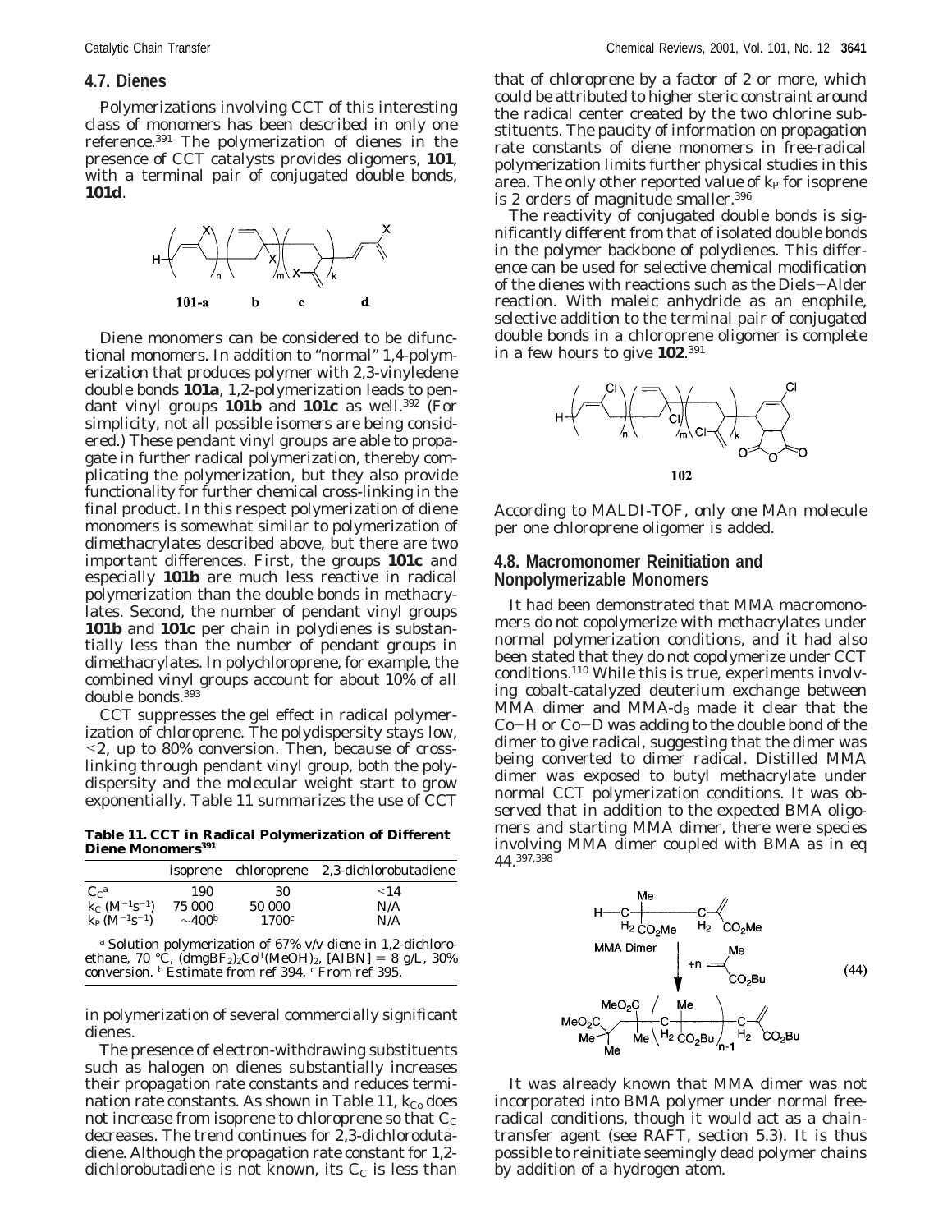## 4.7. Dienes

Polymerizations involving CCT of this interesting class of monomers has been described in only one reference.[391] The polymerization of dienes in the presence of CCT catalysts provides oligomers, **101**, with a terminal pair of conjugated double bonds, **101d**.

**101-a b c d**

Diene monomers can be considered to be difunctional monomers. In addition to "normal" 1,4-polymerization that produces polymer with 2,3-vinyledene double bonds **101a**, 1,2-polymerization leads to pendant vinyl groups **101b** and **101c** as well.[392] (For simplicity, not all possible isomers are being considered.) These pendant vinyl groups are able to propagate in further radical polymerization, thereby complicating the polymerization, but they also provide functionality for further chemical cross-linking in the final product. In this respect polymerization of diene monomers is somewhat similar to polymerization of dimethacrylates described above, but there are two important differences. First, the groups **101c** and especially **101b** are much less reactive in radical polymerization than the double bonds in methacrylates. Second, the number of pendant vinyl groups **101b** and **101c** per chain in polydienes is substantially less than the number of pendant groups in dimethacrylates. In polychloroprene, for example, the combined vinyl groups account for about 10% of all double bonds.[393]

CCT suppresses the gel effect in radical polymerization of chloroprene. The polydispersity stays low, <2, up to 80% conversion. Then, because of cross-linking through pendant vinyl group, both the polydispersity and the molecular weight start to grow exponentially. Table 11 summarizes the use of CCT in polymerization of several commercially significant dienes.

**Table 11. CCT in Radical Polymerization of Different Diene Monomers[391]**

| | isoprene | chloroprene | 2,3-dichlorobutadiene |
|---|---|---|---|
| $C_C$[a] | 190 | 30 | <14 |
| $k_C$ ($M^{-1}s^{-1}$) | 75 000 | 50 000 | N/A |
| $k_P$ ($M^{-1}s^{-1}$) | ~400[b] | 1700[c] | N/A |

[a] Solution polymerization of 67% v/v diene in 1,2-dichloroethane, 70 °C, $(dmgBF_2)_2Co^{II}(MeOH)_2$, [AIBN] = 8 g/L, 30% conversion. [b] Estimate from ref 394. [c] From ref 395.

The presence of electron-withdrawing substituents such as halogen on dienes substantially increases their propagation rate constants and reduces termination rate constants. As shown in Table 11, $k_{Co}$ does not increase from isoprene to chloroprene so that $C_C$ decreases. The trend continues for 2,3-dichlorodutadiene. Although the propagation rate constant for 1,2-dichlorobutadiene is not known, its $C_C$ is less than that of chloroprene by a factor of 2 or more, which could be attributed to higher steric constraint around the radical center created by the two chlorine substituents. The paucity of information on propagation rate constants of diene monomers in free-radical polymerization limits further physical studies in this area. The only other reported value of $k_P$ for isoprene is 2 orders of magnitude smaller.[396]

The reactivity of conjugated double bonds is significantly different from that of isolated double bonds in the polymer backbone of polydienes. This difference can be used for selective chemical modification of the dienes with reactions such as the Diels–Alder reaction. With maleic anhydride as an enophile, selective addition to the terminal pair of conjugated double bonds in a chloroprene oligomer is complete in a few hours to give **102**.[391]

**102**

According to MALDI-TOF, only one MAn molecule per one chloroprene oligomer is added.

## 4.8. Macromonomer Reinitiation and Nonpolymerizable Monomers

It had been demonstrated that MMA macromonomers do not copolymerize with methacrylates under normal polymerization conditions, and it had also been stated that they do not copolymerize under CCT conditions.[110] While this is true, experiments involving cobalt-catalyzed deuterium exchange between MMA dimer and MMA-$d_8$ made it clear that the Co–H or Co–D was adding to the double bond of the dimer to give radical, suggesting that the dimer was being converted to dimer radical. Distilled MMA dimer was exposed to butyl methacrylate under normal CCT polymerization conditions. It was observed that in addition to the expected BMA oligomers and starting MMA dimer, there were species involving MMA dimer coupled with BMA as in eq 44.[397,398]

(44)

It was already known that MMA dimer was not incorporated into BMA polymer under normal free-radical conditions, though it would act as a chain-transfer agent (see RAFT, section 5.3). It is thus possible to reinitiate seemingly dead polymer chains by addition of a hydrogen atom.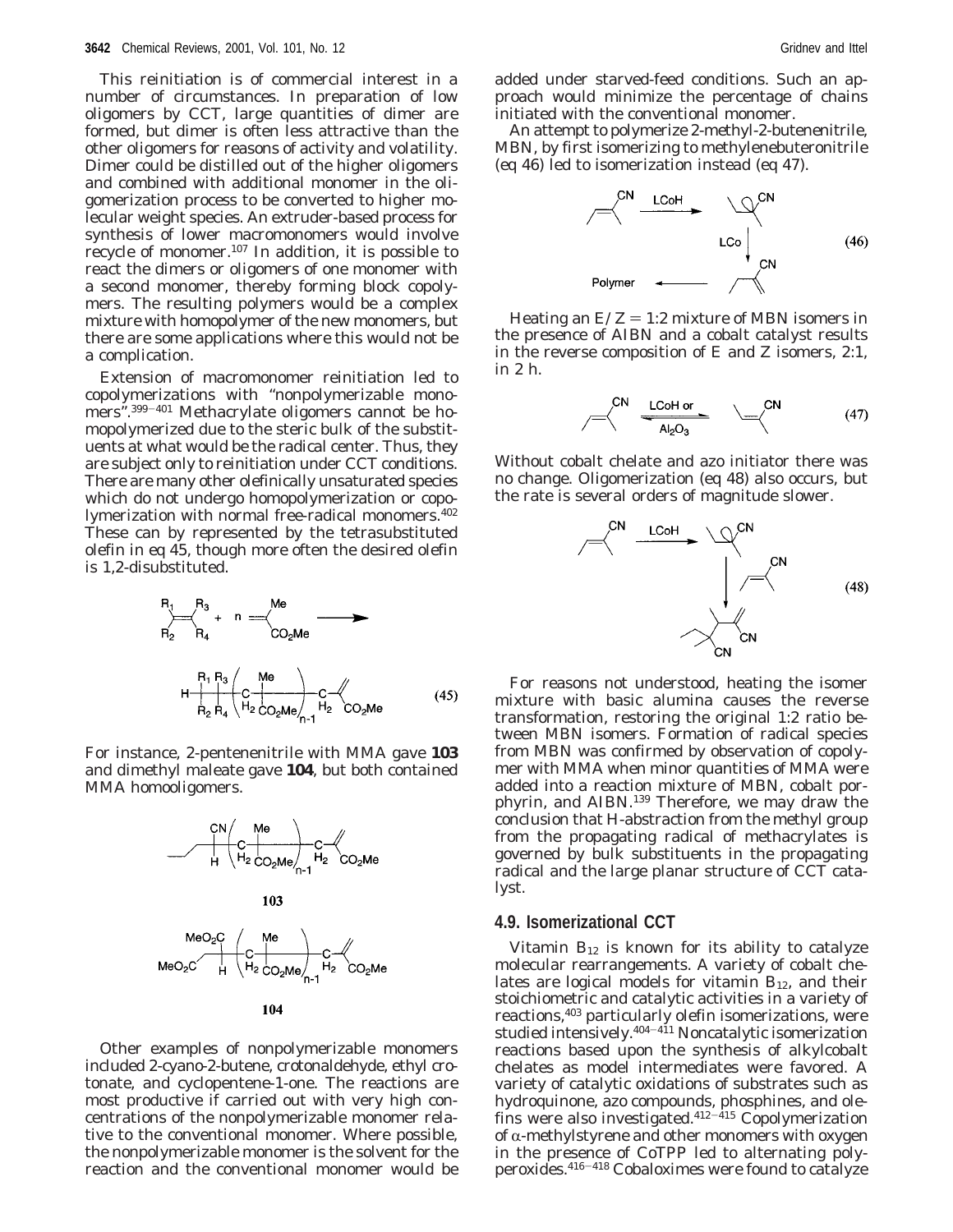This reinitiation is of commercial interest in a number of circumstances. In preparation of low oligomers by CCT, large quantities of dimer are formed, but dimer is often less attractive than the other oligomers for reasons of activity and volatility. Dimer could be distilled out of the higher oligomers and combined with additional monomer in the oligomerization process to be converted to higher molecular weight species. An extruder-based process for synthesis of lower macromonomers would involve recycle of monomer.[107] In addition, it is possible to react the dimers or oligomers of one monomer with a second monomer, thereby forming block copolymers. The resulting polymers would be a complex mixture with homopolymer of the new monomers, but there are some applications where this would not be a complication.

Extension of macromonomer reinitiation led to copolymerizations with "nonpolymerizable monomers".[399-401] Methacrylate oligomers cannot be homopolymerized due to the steric bulk of the substituents at what would be the radical center. Thus, they are subject only to reinitiation under CCT conditions. There are many other olefinically unsaturated species which do not undergo homopolymerization or copolymerization with normal free-radical monomers.[402] These can by represented by the tetrasubstituted olefin in eq 45, though more often the desired olefin is 1,2-disubstituted.

$$R_1R_2C{=}CR_3R_4 + n\ CH_2{=}C(Me)CO_2Me \longrightarrow H{-}CR_1R_2{-}CR_3R_4{-}\left(CH_2{-}C(Me)(CO_2Me)\right)_{n-1}{-}CH_2{-}C({=}CH_2)CO_2Me \quad (45)$$

For instance, 2-pentenenitrile with MMA gave **103** and dimethyl maleate gave **104**, but both contained MMA homooligomers.

**103**

**104**

Other examples of nonpolymerizable monomers included 2-cyano-2-butene, crotonaldehyde, ethyl crotonate, and cyclopentene-1-one. The reactions are most productive if carried out with very high concentrations of the nonpolymerizable monomer relative to the conventional monomer. Where possible, the nonpolymerizable monomer is the solvent for the reaction and the conventional monomer would be added under starved-feed conditions. Such an approach would minimize the percentage of chains initiated with the conventional monomer.

An attempt to polymerize 2-methyl-2-butenenitrile, MBN, by first isomerizing to methylenebuteronitrile (eq 46) led to isomerization instead (eq 47).

(46)

Heating an $E/Z = 1{:}2$ mixture of MBN isomers in the presence of AIBN and a cobalt catalyst results in the reverse composition of E and Z isomers, 2:1, in 2 h.

(47)

Without cobalt chelate and azo initiator there was no change. Oligomerization (eq 48) also occurs, but the rate is several orders of magnitude slower.

(48)

For reasons not understood, heating the isomer mixture with basic alumina causes the reverse transformation, restoring the original 1:2 ratio between MBN isomers. Formation of radical species from MBN was confirmed by observation of copolymer with MMA when minor quantities of MMA were added into a reaction mixture of MBN, cobalt porphyrin, and AIBN.[139] Therefore, we may draw the conclusion that H-abstraction from the methyl group from the propagating radical of methacrylates is governed by bulk substituents in the propagating radical and the large planar structure of CCT catalyst.

## 4.9. Isomerizational CCT

Vitamin $B_{12}$ is known for its ability to catalyze molecular rearrangements. A variety of cobalt chelates are logical models for vitamin $B_{12}$, and their stoichiometric and catalytic activities in a variety of reactions,[403] particularly olefin isomerizations, were studied intensively.[404-411] Noncatalytic isomerization reactions based upon the synthesis of alkylcobalt chelates as model intermediates were favored. A variety of catalytic oxidations of substrates such as hydroquinone, azo compounds, phosphines, and olefins were also investigated.[412-415] Copolymerization of $\alpha$-methylstyrene and other monomers with oxygen in the presence of CoTPP led to alternating polyperoxides.[416-418] Cobaloximes were found to catalyze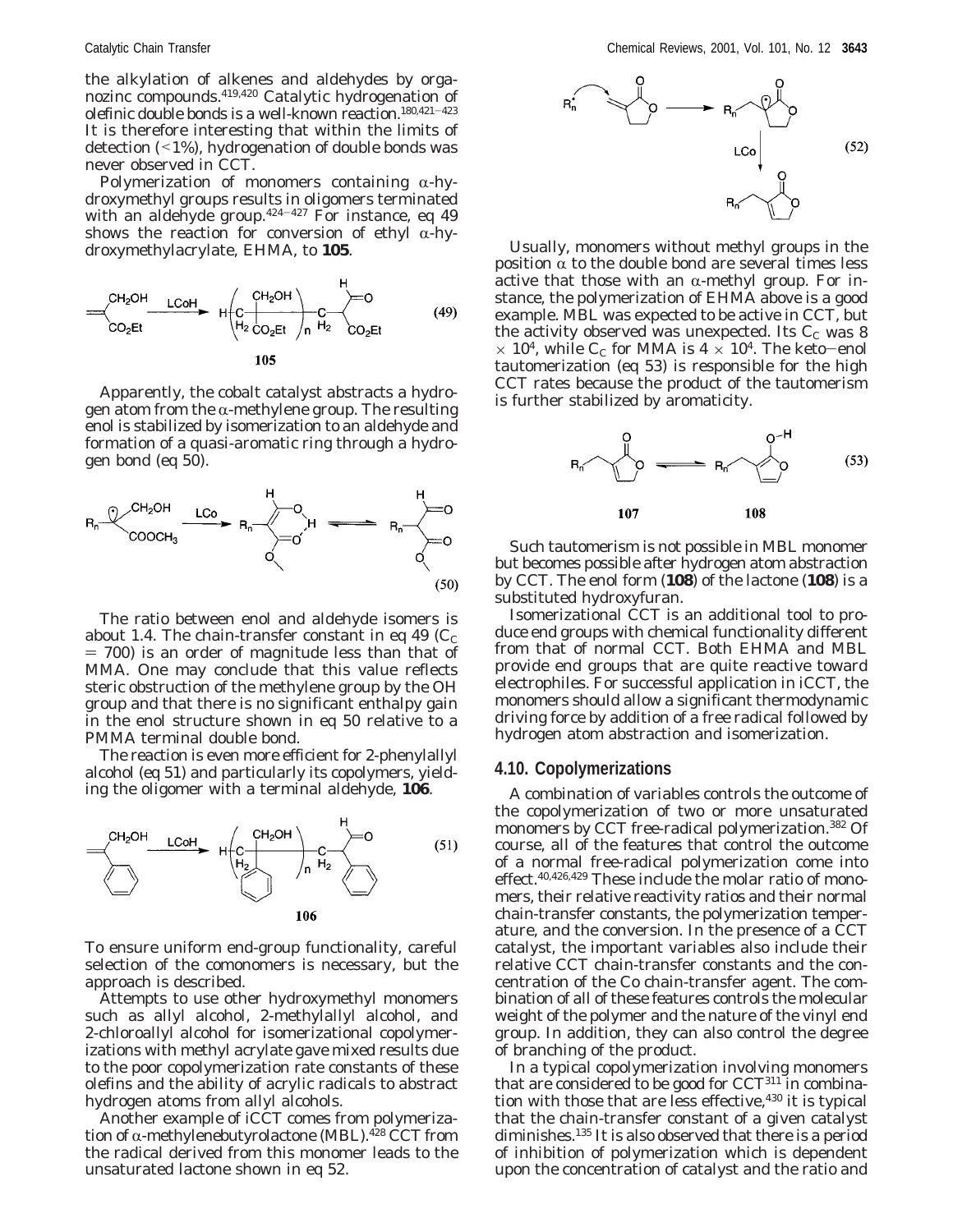the alkylation of alkenes and aldehydes by organozinc compounds.[419,420] Catalytic hydrogenation of olefinic double bonds is a well-known reaction.[180,421-423] It is therefore interesting that within the limits of detection (<1%), hydrogenation of double bonds was never observed in CCT.

Polymerization of monomers containing α-hydroxymethyl groups results in oligomers terminated with an aldehyde group.[424-427] For instance, eq 49 shows the reaction for conversion of ethyl α-hydroxymethylacrylate, EHMA, to **105**.

$$\text{CH}_2\text{=C(CH}_2\text{OH)CO}_2\text{Et} \xrightarrow{\text{LCoH}} \text{H}\left(\text{CH}_2\text{–C(CH}_2\text{OH)(CO}_2\text{Et)}\right)_n\text{–CH}_2\text{–CH(CHO)CO}_2\text{Et} \quad (49)$$

**105**

Apparently, the cobalt catalyst abstracts a hydrogen atom from the α-methylene group. The resulting enol is stabilized by isomerization to an aldehyde and formation of a quasi-aromatic ring through a hydrogen bond (eq 50).

$$\text{R}_n\text{–}\dot{\text{C}}\text{(CH}_2\text{OH)COOCH}_3 \xrightarrow{\text{LCo}} \text{R}_n\text{–C(=CHOH)COOCH}_3 \rightleftharpoons \text{R}_n\text{–CH(CHO)COOCH}_3 \quad (50)$$

The ratio between enol and aldehyde isomers is about 1.4. The chain-transfer constant in eq 49 ($C_C$ = 700) is an order of magnitude less than that of MMA. One may conclude that this value reflects steric obstruction of the methylene group by the OH group and that there is no significant enthalpy gain in the enol structure shown in eq 50 relative to a PMMA terminal double bond.

The reaction is even more efficient for 2-phenylallyl alcohol (eq 51) and particularly its copolymers, yielding the oligomer with a terminal aldehyde, **106**.

$$\text{CH}_2\text{=C(CH}_2\text{OH)Ph} \xrightarrow{\text{LCoH}} \text{H}\left(\text{CH}_2\text{–C(CH}_2\text{OH)(Ph)}\right)_n\text{–CH}_2\text{–CH(CHO)Ph} \quad (51)$$

**106**

To ensure uniform end-group functionality, careful selection of the comonomers is necessary, but the approach is described.

Attempts to use other hydroxymethyl monomers such as allyl alcohol, 2-methylallyl alcohol, and 2-chloroallyl alcohol for isomerizational copolymerizations with methyl acrylate gave mixed results due to the poor copolymerization rate constants of these olefins and the ability of acrylic radicals to abstract hydrogen atoms from allyl alcohols.

Another example of iCCT comes from polymerization of α-methylenebutyrolactone (MBL).[428] CCT from the radical derived from this monomer leads to the unsaturated lactone shown in eq 52.

$$\text{R}_n^{\bullet} + \text{MBL} \longrightarrow \text{R}_n\text{CH}_2\text{–(lactone radical)} \xrightarrow{\text{LCo}} \text{R}_n\text{CH}_2\text{–(unsaturated lactone)} \quad (52)$$

Usually, monomers without methyl groups in the position α to the double bond are several times less active that those with an α-methyl group. For instance, the polymerization of EHMA above is a good example. MBL was expected to be active in CCT, but the activity observed was unexpected. Its $C_C$ was 8 × $10^4$, while $C_C$ for MMA is 4 × $10^4$. The keto–enol tautomerization (eq 53) is responsible for the high CCT rates because the product of the tautomerism is further stabilized by aromaticity.

$$\textbf{107} \rightleftharpoons \textbf{108} \quad (53)$$

Such tautomerism is not possible in MBL monomer but becomes possible after hydrogen atom abstraction by CCT. The enol form (**108**) of the lactone (**108**) is a substituted hydroxyfuran.

Isomerizational CCT is an additional tool to produce end groups with chemical functionality different from that of normal CCT. Both EHMA and MBL provide end groups that are quite reactive toward electrophiles. For successful application in iCCT, the monomers should allow a significant thermodynamic driving force by addition of a free radical followed by hydrogen atom abstraction and isomerization.

## 4.10. Copolymerizations

A combination of variables controls the outcome of the copolymerization of two or more unsaturated monomers by CCT free-radical polymerization.[382] Of course, all of the features that control the outcome of a normal free-radical polymerization come into effect.[40,426,429] These include the molar ratio of monomers, their relative reactivity ratios and their normal chain-transfer constants, the polymerization temperature, and the conversion. In the presence of a CCT catalyst, the important variables also include their relative CCT chain-transfer constants and the concentration of the Co chain-transfer agent. The combination of all of these features controls the molecular weight of the polymer and the nature of the vinyl end group. In addition, they can also control the degree of branching of the product.

In a typical copolymerization involving monomers that are considered to be good for CCT[311] in combination with those that are less effective,[430] it is typical that the chain-transfer constant of a given catalyst diminishes.[135] It is also observed that there is a period of inhibition of polymerization which is dependent upon the concentration of catalyst and the ratio and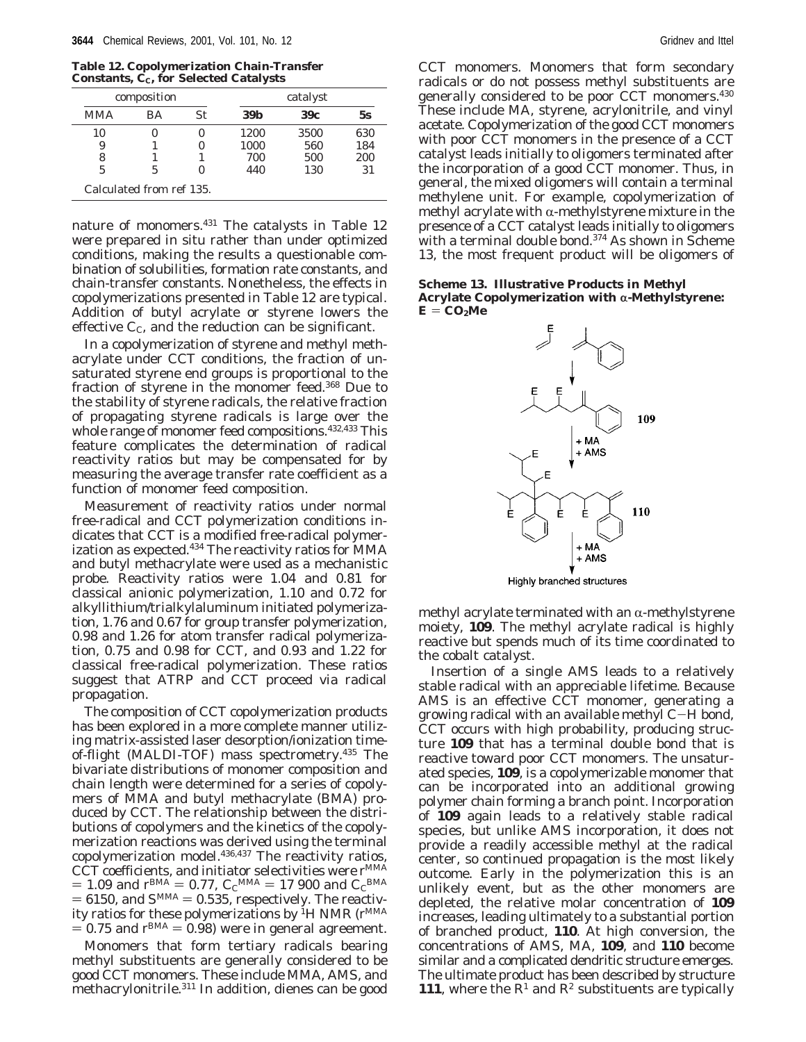**Table 12. Copolymerization Chain-Transfer Constants, $C_C$, for Selected Catalysts**

| composition | | | catalyst | | |
|---|---|---|---|---|---|
| MMA | BA | St | **39b** | **39c** | **5s** |
| 10 | 0 | 0 | 1200 | 3500 | 630 |
| 9 | 1 | 0 | 1000 | 560 | 184 |
| 8 | 1 | 1 | 700 | 500 | 200 |
| 5 | 5 | 0 | 440 | 130 | 31 |

Calculated from ref 135.

nature of monomers.[431] The catalysts in Table 12 were prepared in situ rather than under optimized conditions, making the results a questionable combination of solubilities, formation rate constants, and chain-transfer constants. Nonetheless, the effects in copolymerizations presented in Table 12 are typical. Addition of butyl acrylate or styrene lowers the effective $C_C$, and the reduction can be significant.

In a copolymerization of styrene and methyl methacrylate under CCT conditions, the fraction of unsaturated styrene end groups is proportional to the fraction of styrene in the monomer feed.[368] Due to the stability of styrene radicals, the relative fraction of propagating styrene radicals is large over the whole range of monomer feed compositions.[432,433] This feature complicates the determination of radical reactivity ratios but may be compensated for by measuring the average transfer rate coefficient as a function of monomer feed composition.

Measurement of reactivity ratios under normal free-radical and CCT polymerization conditions indicates that CCT is a modified free-radical polymerization as expected.[434] The reactivity ratios for MMA and butyl methacrylate were used as a mechanistic probe. Reactivity ratios were 1.04 and 0.81 for classical anionic polymerization, 1.10 and 0.72 for alkyllithium/trialkylaluminum initiated polymerization, 1.76 and 0.67 for group transfer polymerization, 0.98 and 1.26 for atom transfer radical polymerization, 0.75 and 0.98 for CCT, and 0.93 and 1.22 for classical free-radical polymerization. These ratios suggest that ATRP and CCT proceed via radical propagation.

The composition of CCT copolymerization products has been explored in a more complete manner utilizing matrix-assisted laser desorption/ionization time-of-flight (MALDI-TOF) mass spectrometry.[435] The bivariate distributions of monomer composition and chain length were determined for a series of copolymers of MMA and butyl methacrylate (BMA) produced by CCT. The relationship between the distributions of copolymers and the kinetics of the copolymerization reactions was derived using the terminal copolymerization model.[436,437] The reactivity ratios, CCT coefficients, and initiator selectivities were $r^{MMA} = 1.09$ and $r^{BMA} = 0.77$, $C_C^{MMA} = 17\,900$ and $C_C^{BMA} = 6150$, and $S^{MMA} = 0.535$, respectively. The reactivity ratios for these polymerizations by $^1$H NMR ($r^{MMA} = 0.75$ and $r^{BMA} = 0.98$) were in general agreement.

Monomers that form tertiary radicals bearing methyl substituents are generally considered to be good CCT monomers. These include MMA, AMS, and methacrylonitrile.[311] In addition, dienes can be good CCT monomers. Monomers that form secondary radicals or do not possess methyl substituents are generally considered to be poor CCT monomers.[430] These include MA, styrene, acrylonitrile, and vinyl acetate. Copolymerization of the good CCT monomers with poor CCT monomers in the presence of a CCT catalyst leads initially to oligomers terminated after the incorporation of a good CCT monomer. Thus, in general, the mixed oligomers will contain a terminal methylene unit. For example, copolymerization of methyl acrylate with α-methylstyrene mixture in the presence of a CCT catalyst leads initially to oligomers with a terminal double bond.[374] As shown in Scheme 13, the most frequent product will be oligomers of

**Scheme 13. Illustrative Products in Methyl Acrylate Copolymerization with α-Methylstyrene: E = $CO_2$Me**

methyl acrylate terminated with an α-methylstyrene moiety, **109**. The methyl acrylate radical is highly reactive but spends much of its time coordinated to the cobalt catalyst.

Insertion of a single AMS leads to a relatively stable radical with an appreciable lifetime. Because AMS is an effective CCT monomer, generating a growing radical with an available methyl C–H bond, CCT occurs with high probability, producing structure **109** that has a terminal double bond that is reactive toward poor CCT monomers. The unsaturated species, **109**, is a copolymerizable monomer that can be incorporated into an additional growing polymer chain forming a branch point. Incorporation of **109** again leads to a relatively stable radical species, but unlike AMS incorporation, it does not provide a readily accessible methyl at the radical center, so continued propagation is the most likely outcome. Early in the polymerization this is an unlikely event, but as the other monomers are depleted, the relative molar concentration of **109** increases, leading ultimately to a substantial portion of branched product, **110**. At high conversion, the concentrations of AMS, MA, **109**, and **110** become similar and a complicated dendritic structure emerges. The ultimate product has been described by structure **111**, where the R[1] and R[2] substituents are typically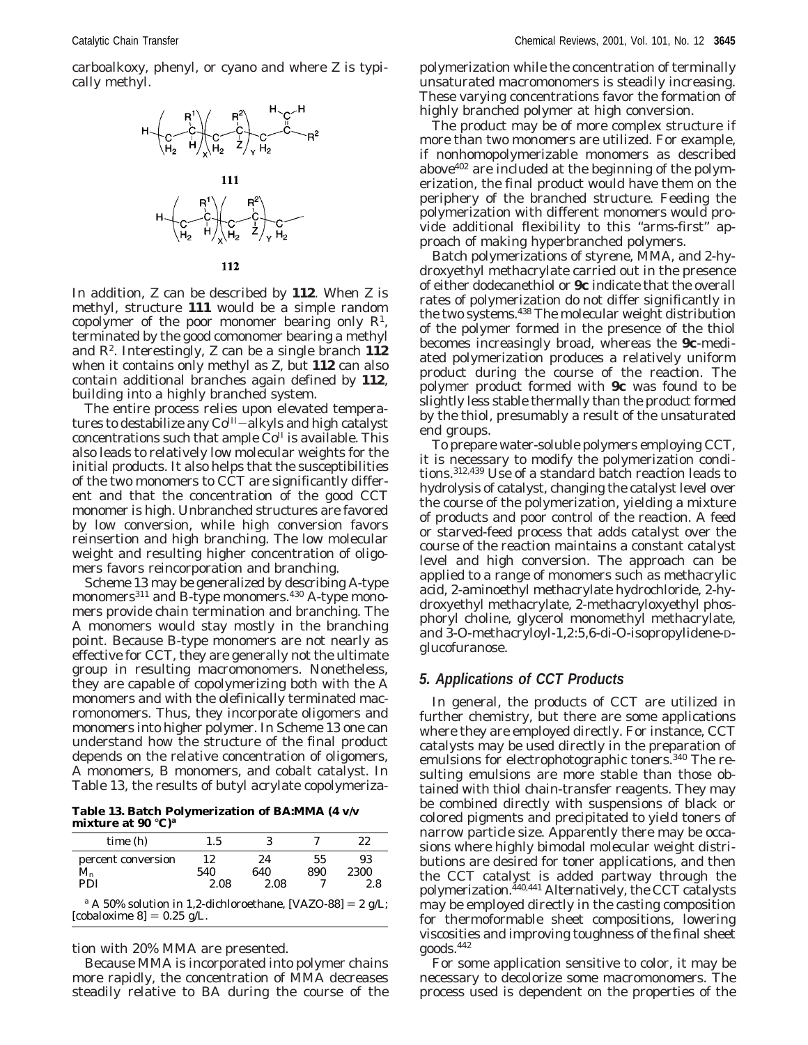carboalkoxy, phenyl, or cyano and where Z is typically methyl.

$$\mathrm{H}\left(\mathrm{C}_{\mathrm{H}_2}-\overset{\mathrm{R}^1}{\underset{\mathrm{H}}{\mathrm{C}}}\right)_X\left(\mathrm{C}_{\mathrm{H}_2}-\overset{\mathrm{R}^2}{\underset{\mathrm{Z}}{\mathrm{C}}}\right)_Y\mathrm{C}_{\mathrm{H}_2}-\overset{\mathrm{CH_2}}{\overset{\|}{\mathrm{C}}}-\mathrm{R}^2$$

**111**

$$\mathrm{H}\left(\mathrm{C}_{\mathrm{H}_2}-\overset{\mathrm{R}^1}{\underset{\mathrm{H}}{\mathrm{C}}}\right)_X\left(\mathrm{C}_{\mathrm{H}_2}-\overset{\mathrm{R}^2}{\underset{\mathrm{Z}}{\mathrm{C}}}\right)_Y\mathrm{C}_{\mathrm{H}_2}-$$

**112**

In addition, Z can be described by **112**. When Z is methyl, structure **111** would be a simple random copolymer of the poor monomer bearing only $R^1$, terminated by the good comonomer bearing a methyl and $R^2$. Interestingly, Z can be a single branch **112** when it contains only methyl as Z, but **112** can also contain additional branches again defined by **112**, building into a highly branched system.

The entire process relies upon elevated temperatures to destabilize any $Co^{III}$−alkyls and high catalyst concentrations such that ample $Co^{II}$ is available. This also leads to relatively low molecular weights for the initial products. It also helps that the susceptibilities of the two monomers to CCT are significantly different and that the concentration of the good CCT monomer is high. Unbranched structures are favored by low conversion, while high conversion favors reinsertion and high branching. The low molecular weight and resulting higher concentration of oligomers favors reincorporation and branching.

Scheme 13 may be generalized by describing A-type monomers[311] and B-type monomers.[430] A-type monomers provide chain termination and branching. The A monomers would stay mostly in the branching point. Because B-type monomers are not nearly as effective for CCT, they are generally not the ultimate group in resulting macromonomers. Nonetheless, they are capable of copolymerizing both with the A monomers and with the olefinically terminated macromonomers. Thus, they incorporate oligomers and monomers into higher polymer. In Scheme 13 one can understand how the structure of the final product depends on the relative concentration of oligomers, A monomers, B monomers, and cobalt catalyst. In Table 13, the results of butyl acrylate copolymerization with 20% MMA are presented.

**Table 13. Batch Polymerization of BA:MMA (4 v/v mixture at 90 °C)[a]**

| time (h) | 1.5 | 3 | 7 | 22 |
|---|---|---|---|---|
| percent conversion | 12 | 24 | 55 | 93 |
| $M_n$ | 540 | 640 | 890 | 2300 |
| PDI | 2.08 | 2.08 | 7 | 2.8 |

[a] A 50% solution in 1,2-dichloroethane, [VAZO-88] = 2 g/L; [cobaloxime 8] = 0.25 g/L.

Because MMA is incorporated into polymer chains more rapidly, the concentration of MMA decreases steadily relative to BA during the course of the polymerization while the concentration of terminally unsaturated macromonomers is steadily increasing. These varying concentrations favor the formation of highly branched polymer at high conversion.

The product may be of more complex structure if more than two monomers are utilized. For example, if nonhomopolymerizable monomers as described above[402] are included at the beginning of the polymerization, the final product would have them on the periphery of the branched structure. Feeding the polymerization with different monomers would provide additional flexibility to this "arms-first" approach of making hyperbranched polymers.

Batch polymerizations of styrene, MMA, and 2-hydroxyethyl methacrylate carried out in the presence of either dodecanethiol or **9c** indicate that the overall rates of polymerization do not differ significantly in the two systems.[438] The molecular weight distribution of the polymer formed in the presence of the thiol becomes increasingly broad, whereas the **9c**-mediated polymerization produces a relatively uniform product during the course of the reaction. The polymer product formed with **9c** was found to be slightly less stable thermally than the product formed by the thiol, presumably a result of the unsaturated end groups.

To prepare water-soluble polymers employing CCT, it is necessary to modify the polymerization conditions.[312,439] Use of a standard batch reaction leads to hydrolysis of catalyst, changing the catalyst level over the course of the polymerization, yielding a mixture of products and poor control of the reaction. A feed or starved-feed process that adds catalyst over the course of the reaction maintains a constant catalyst level and high conversion. The approach can be applied to a range of monomers such as methacrylic acid, 2-aminoethyl methacrylate hydrochloride, 2-hydroxyethyl methacrylate, 2-methacryloxyethyl phosphoryl choline, glycerol monomethyl methacrylate, and 3-*O*-methacryloyl-1,2:5,6-di-*O*-isopropylidene-D-glucofuranose.

## 5. Applications of CCT Products

In general, the products of CCT are utilized in further chemistry, but there are some applications where they are employed directly. For instance, CCT catalysts may be used directly in the preparation of emulsions for electrophotographic toners.[340] The resulting emulsions are more stable than those obtained with thiol chain-transfer reagents. They may be combined directly with suspensions of black or colored pigments and precipitated to yield toners of narrow particle size. Apparently there may be occasions where highly bimodal molecular weight distributions are desired for toner applications, and then the CCT catalyst is added partway through the polymerization.[440,441] Alternatively, the CCT catalysts may be employed directly in the casting composition for thermoformable sheet compositions, lowering viscosities and improving toughness of the final sheet goods.[442]

For some application sensitive to color, it may be necessary to decolorize some macromonomers. The process used is dependent on the properties of the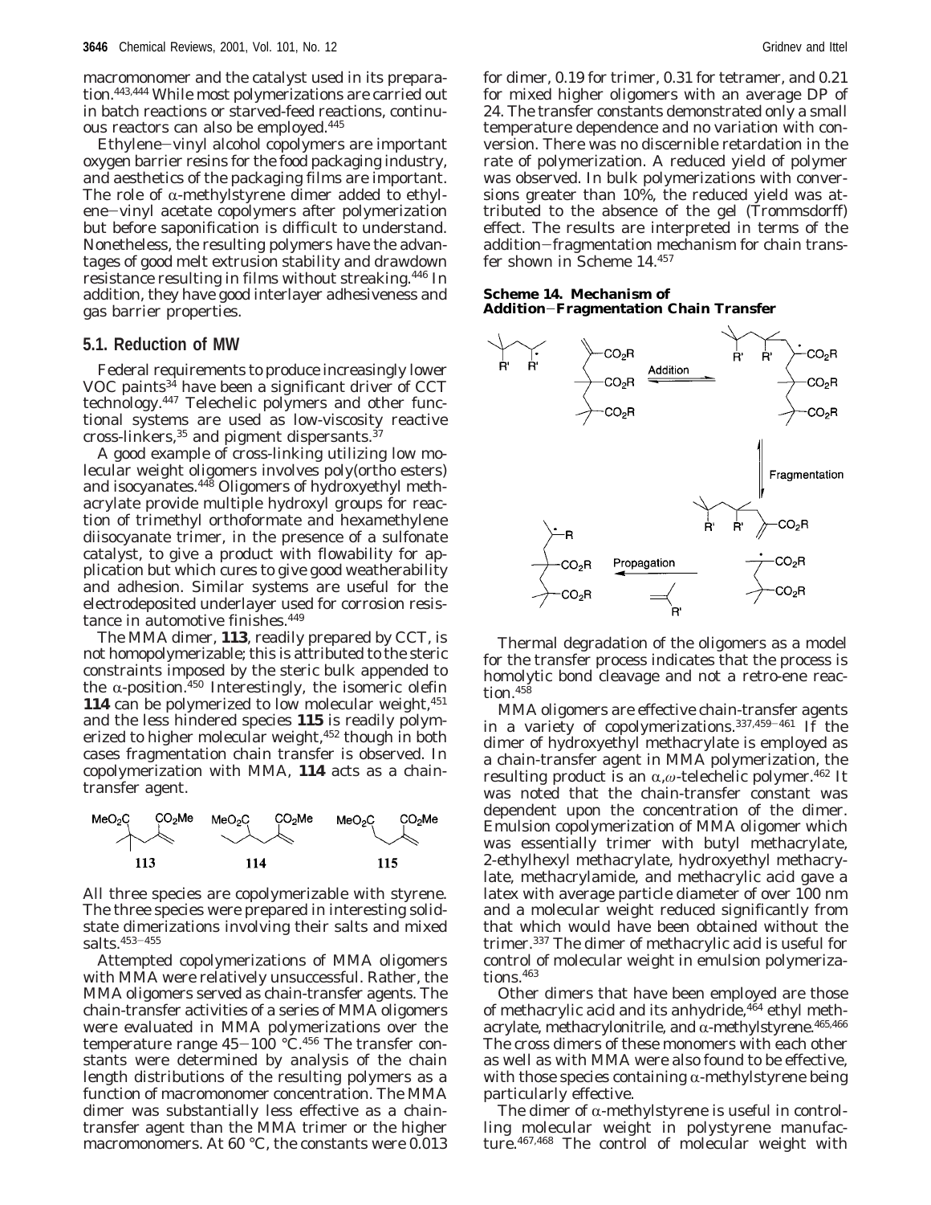macromonomer and the catalyst used in its preparation.[443,444] While most polymerizations are carried out in batch reactions or starved-feed reactions, continuous reactors can also be employed.[445]

Ethylene–vinyl alcohol copolymers are important oxygen barrier resins for the food packaging industry, and aesthetics of the packaging films are important. The role of α-methylstyrene dimer added to ethylene–vinyl acetate copolymers after polymerization but before saponification is difficult to understand. Nonetheless, the resulting polymers have the advantages of good melt extrusion stability and drawdown resistance resulting in films without streaking.[446] In addition, they have good interlayer adhesiveness and gas barrier properties.

## 5.1. Reduction of MW

Federal requirements to produce increasingly lower VOC paints[34] have been a significant driver of CCT technology.[447] Telechelic polymers and other functional systems are used as low-viscosity reactive cross-linkers,[35] and pigment dispersants.[37]

A good example of cross-linking utilizing low molecular weight oligomers involves poly(ortho esters) and isocyanates.[448] Oligomers of hydroxyethyl methacrylate provide multiple hydroxyl groups for reaction of trimethyl orthoformate and hexamethylene diisocyanate trimer, in the presence of a sulfonate catalyst, to give a product with flowability for application but which cures to give good weatherability and adhesion. Similar systems are useful for the electrodeposited underlayer used for corrosion resistance in automotive finishes.[449]

The MMA dimer, **113**, readily prepared by CCT, is not homopolymerizable; this is attributed to the steric constraints imposed by the steric bulk appended to the α-position.[450] Interestingly, the isomeric olefin **114** can be polymerized to low molecular weight,[451] and the less hindered species **115** is readily polymerized to higher molecular weight,[452] though in both cases fragmentation chain transfer is observed. In copolymerization with MMA, **114** acts as a chain-transfer agent.

**113** **114** **115**

All three species are copolymerizable with styrene. The three species were prepared in interesting solid-state dimerizations involving their salts and mixed salts.[453–455]

Attempted copolymerizations of MMA oligomers with MMA were relatively unsuccessful. Rather, the MMA oligomers served as chain-transfer agents. The chain-transfer activities of a series of MMA oligomers were evaluated in MMA polymerizations over the temperature range 45–100 °C.[456] The transfer constants were determined by analysis of the chain length distributions of the resulting polymers as a function of macromonomer concentration. The MMA dimer was substantially less effective as a chain-transfer agent than the MMA trimer or the higher macromonomers. At 60 °C, the constants were 0.013 for dimer, 0.19 for trimer, 0.31 for tetramer, and 0.21 for mixed higher oligomers with an average DP of 24. The transfer constants demonstrated only a small temperature dependence and no variation with conversion. There was no discernible retardation in the rate of polymerization. A reduced yield of polymer was observed. In bulk polymerizations with conversions greater than 10%, the reduced yield was attributed to the absence of the gel (Trommsdorff) effect. The results are interpreted in terms of the addition–fragmentation mechanism for chain transfer shown in Scheme 14.[457]

**Scheme 14. Mechanism of Addition–Fragmentation Chain Transfer**

Thermal degradation of the oligomers as a model for the transfer process indicates that the process is homolytic bond cleavage and not a retro-ene reaction.[458]

MMA oligomers are effective chain-transfer agents in a variety of copolymerizations.[337,459–461] If the dimer of hydroxyethyl methacrylate is employed as a chain-transfer agent in MMA polymerization, the resulting product is an α,ω-telechelic polymer.[462] It was noted that the chain-transfer constant was dependent upon the concentration of the dimer. Emulsion copolymerization of MMA oligomer which was essentially trimer with butyl methacrylate, 2-ethylhexyl methacrylate, hydroxyethyl methacrylate, methacrylamide, and methacrylic acid gave a latex with average particle diameter of over 100 nm and a molecular weight reduced significantly from that which would have been obtained without the trimer.[337] The dimer of methacrylic acid is useful for control of molecular weight in emulsion polymerizations.[463]

Other dimers that have been employed are those of methacrylic acid and its anhydride,[464] ethyl methacrylate, methacrylonitrile, and α-methylstyrene.[465,466] The cross dimers of these monomers with each other as well as with MMA were also found to be effective, with those species containing α-methylstyrene being particularly effective.

The dimer of α-methylstyrene is useful in controlling molecular weight in polystyrene manufacture.[467,468] The control of molecular weight with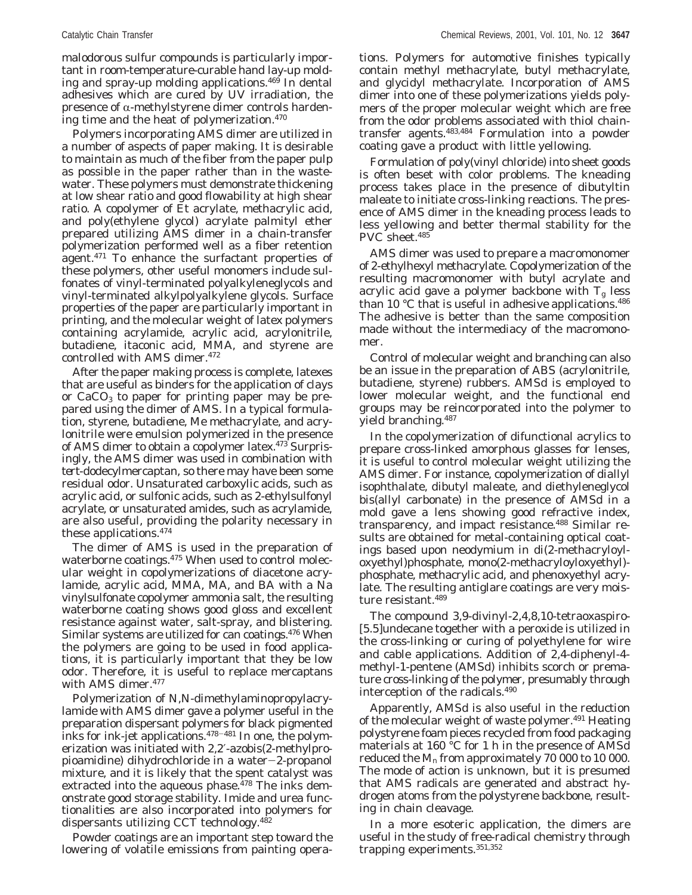malodorous sulfur compounds is particularly important in room-temperature-curable hand lay-up molding and spray-up molding applications.[469] In dental adhesives which are cured by UV irradiation, the presence of α-methylstyrene dimer controls hardening time and the heat of polymerization.[470]

Polymers incorporating AMS dimer are utilized in a number of aspects of paper making. It is desirable to maintain as much of the fiber from the paper pulp as possible in the paper rather than in the wastewater. These polymers must demonstrate thickening at low shear ratio and good flowability at high shear ratio. A copolymer of Et acrylate, methacrylic acid, and poly(ethylene glycol) acrylate palmityl ether prepared utilizing AMS dimer in a chain-transfer polymerization performed well as a fiber retention agent.[471] To enhance the surfactant properties of these polymers, other useful monomers include sulfonates of vinyl-terminated polyalkyleneglycols and vinyl-terminated alkylpolyalkylene glycols. Surface properties of the paper are particularly important in printing, and the molecular weight of latex polymers containing acrylamide, acrylic acid, acrylonitrile, butadiene, itaconic acid, MMA, and styrene are controlled with AMS dimer.[472]

After the paper making process is complete, latexes that are useful as binders for the application of clays or $CaCO_3$ to paper for printing paper may be prepared using the dimer of AMS. In a typical formulation, styrene, butadiene, Me methacrylate, and acrylonitrile were emulsion polymerized in the presence of AMS dimer to obtain a copolymer latex.[473] Surprisingly, the AMS dimer was used in combination with *tert*-dodecylmercaptan, so there may have been some residual odor. Unsaturated carboxylic acids, such as acrylic acid, or sulfonic acids, such as 2-ethylsulfonyl acrylate, or unsaturated amides, such as acrylamide, are also useful, providing the polarity necessary in these applications.[474]

The dimer of AMS is used in the preparation of waterborne coatings.[475] When used to control molecular weight in copolymerizations of diacetone acrylamide, acrylic acid, MMA, MA, and BA with a Na vinylsulfonate copolymer ammonia salt, the resulting waterborne coating shows good gloss and excellent resistance against water, salt-spray, and blistering. Similar systems are utilized for can coatings.[476] When the polymers are going to be used in food applications, it is particularly important that they be low odor. Therefore, it is useful to replace mercaptans with AMS dimer.[477]

Polymerization of *N*,*N*-dimethylaminopropylacrylamide with AMS dimer gave a polymer useful in the preparation dispersant polymers for black pigmented inks for ink-jet applications.[478-481] In one, the polymerization was initiated with 2,2′-azobis(2-methylpropioamidine) dihydrochloride in a water−2-propanol mixture, and it is likely that the spent catalyst was extracted into the aqueous phase.[478] The inks demonstrate good storage stability. Imide and urea functionalities are also incorporated into polymers for dispersants utilizing CCT technology.[482]

Powder coatings are an important step toward the lowering of volatile emissions from painting operations. Polymers for automotive finishes typically contain methyl methacrylate, butyl methacrylate, and glycidyl methacrylate. Incorporation of AMS dimer into one of these polymerizations yields polymers of the proper molecular weight which are free from the odor problems associated with thiol chain-transfer agents.[483,484] Formulation into a powder coating gave a product with little yellowing.

Formulation of poly(vinyl chloride) into sheet goods is often beset with color problems. The kneading process takes place in the presence of dibutyltin maleate to initiate cross-linking reactions. The presence of AMS dimer in the kneading process leads to less yellowing and better thermal stability for the PVC sheet.[485]

AMS dimer was used to prepare a macromonomer of 2-ethylhexyl methacrylate. Copolymerization of the resulting macromonomer with butyl acrylate and acrylic acid gave a polymer backbone with $T_g$ less than 10 °C that is useful in adhesive applications.[486] The adhesive is better than the same composition made without the intermediacy of the macromonomer.

Control of molecular weight and branching can also be an issue in the preparation of ABS (acrylonitrile, butadiene, styrene) rubbers. AMSd is employed to lower molecular weight, and the functional end groups may be reincorporated into the polymer to yield branching.[487]

In the copolymerization of difunctional acrylics to prepare cross-linked amorphous glasses for lenses, it is useful to control molecular weight utilizing the AMS dimer. For instance, copolymerization of diallyl isophthalate, dibutyl maleate, and diethyleneglycol bis(allyl carbonate) in the presence of AMSd in a mold gave a lens showing good refractive index, transparency, and impact resistance.[488] Similar results are obtained for metal-containing optical coatings based upon neodymium in di(2-methacryloyloxyethyl)phosphate, mono(2-methacryloyloxyethyl)phosphate, methacrylic acid, and phenoxyethyl acrylate. The resulting antiglare coatings are very moisture resistant.[489]

The compound 3,9-divinyl-2,4,8,10-tetraoxaspiro-[5.5]undecane together with a peroxide is utilized in the cross-linking or curing of polyethylene for wire and cable applications. Addition of 2,4-diphenyl-4-methyl-1-pentene (AMSd) inhibits scorch or premature cross-linking of the polymer, presumably through interception of the radicals.[490]

Apparently, AMSd is also useful in the reduction of the molecular weight of waste polymer.[491] Heating polystyrene foam pieces recycled from food packaging materials at 160 °C for 1 h in the presence of AMSd reduced the $M_n$ from approximately 70 000 to 10 000. The mode of action is unknown, but it is presumed that AMS radicals are generated and abstract hydrogen atoms from the polystyrene backbone, resulting in chain cleavage.

In a more esoteric application, the dimers are useful in the study of free-radical chemistry through trapping experiments.[351,352]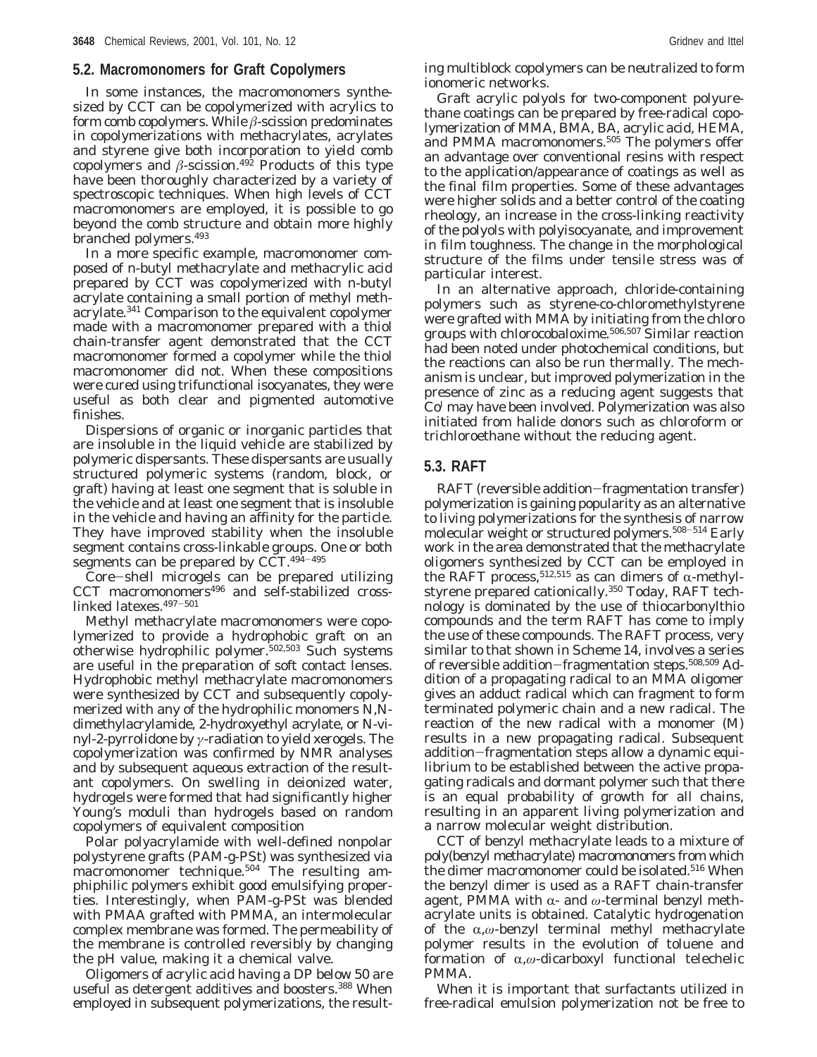## 5.2. Macromonomers for Graft Copolymers

In some instances, the macromonomers synthesized by CCT can be copolymerized with acrylics to form comb copolymers. While $\beta$-scission predominates in copolymerizations with methacrylates, acrylates and styrene give both incorporation to yield comb copolymers and $\beta$-scission.[492] Products of this type have been thoroughly characterized by a variety of spectroscopic techniques. When high levels of CCT macromonomers are employed, it is possible to go beyond the comb structure and obtain more highly branched polymers.[493]

In a more specific example, macromonomer composed of n-butyl methacrylate and methacrylic acid prepared by CCT was copolymerized with n-butyl acrylate containing a small portion of methyl methacrylate.[341] Comparison to the equivalent copolymer made with a macromonomer prepared with a thiol chain-transfer agent demonstrated that the CCT macromonomer formed a copolymer while the thiol macromonomer did not. When these compositions were cured using trifunctional isocyanates, they were useful as both clear and pigmented automotive finishes.

Dispersions of organic or inorganic particles that are insoluble in the liquid vehicle are stabilized by polymeric dispersants. These dispersants are usually structured polymeric systems (random, block, or graft) having at least one segment that is soluble in the vehicle and at least one segment that is insoluble in the vehicle and having an affinity for the particle. They have improved stability when the insoluble segment contains cross-linkable groups. One or both segments can be prepared by CCT.[494-495]

Core–shell microgels can be prepared utilizing CCT macromonomers[496] and self-stabilized cross-linked latexes.[497-501]

Methyl methacrylate macromonomers were copolymerized to provide a hydrophobic graft on an otherwise hydrophilic polymer.[502,503] Such systems are useful in the preparation of soft contact lenses. Hydrophobic methyl methacrylate macromonomers were synthesized by CCT and subsequently copolymerized with any of the hydrophilic monomers N,N-dimethylacrylamide, 2-hydroxyethyl acrylate, or N-vinyl-2-pyrrolidone by $\gamma$-radiation to yield xerogels. The copolymerization was confirmed by NMR analyses and by subsequent aqueous extraction of the resultant copolymers. On swelling in deionized water, hydrogels were formed that had significantly higher Young's moduli than hydrogels based on random copolymers of equivalent composition

Polar polyacrylamide with well-defined nonpolar polystyrene grafts (PAM-g-PSt) was synthesized via macromonomer technique.[504] The resulting amphiphilic polymers exhibit good emulsifying properties. Interestingly, when PAM-g-PSt was blended with PMAA grafted with PMMA, an intermolecular complex membrane was formed. The permeability of the membrane is controlled reversibly by changing the pH value, making it a chemical valve.

Oligomers of acrylic acid having a DP below 50 are useful as detergent additives and boosters.[388] When employed in subsequent polymerizations, the resulting multiblock copolymers can be neutralized to form ionomeric networks.

Graft acrylic polyols for two-component polyurethane coatings can be prepared by free-radical copolymerization of MMA, BMA, BA, acrylic acid, HEMA, and PMMA macromonomers.[505] The polymers offer an advantage over conventional resins with respect to the application/appearance of coatings as well as the final film properties. Some of these advantages were higher solids and a better control of the coating rheology, an increase in the cross-linking reactivity of the polyols with polyisocyanate, and improvement in film toughness. The change in the morphological structure of the films under tensile stress was of particular interest.

In an alternative approach, chloride-containing polymers such as styrene-co-chloromethylstyrene were grafted with MMA by initiating from the chloro groups with chlorocobaloxime.[506,507] Similar reaction had been noted under photochemical conditions, but the reactions can also be run thermally. The mechanism is unclear, but improved polymerization in the presence of zinc as a reducing agent suggests that $Co^{I}$ may have been involved. Polymerization was also initiated from halide donors such as chloroform or trichloroethane without the reducing agent.

## 5.3. RAFT

RAFT (reversible addition–fragmentation transfer) polymerization is gaining popularity as an alternative to living polymerizations for the synthesis of narrow molecular weight or structured polymers.[508-514] Early work in the area demonstrated that the methacrylate oligomers synthesized by CCT can be employed in the RAFT process,[512,515] as can dimers of $\alpha$-methylstyrene prepared cationically.[350] Today, RAFT technology is dominated by the use of thiocarbonylthio compounds and the term RAFT has come to imply the use of these compounds. The RAFT process, very similar to that shown in Scheme 14, involves a series of reversible addition–fragmentation steps.[508,509] Addition of a propagating radical to an MMA oligomer gives an adduct radical which can fragment to form terminated polymeric chain and a new radical. The reaction of the new radical with a monomer (M) results in a new propagating radical. Subsequent addition–fragmentation steps allow a dynamic equilibrium to be established between the active propagating radicals and dormant polymer such that there is an equal probability of growth for all chains, resulting in an apparent living polymerization and a narrow molecular weight distribution.

CCT of benzyl methacrylate leads to a mixture of poly(benzyl methacrylate) macromonomers from which the dimer macromonomer could be isolated.[516] When the benzyl dimer is used as a RAFT chain-transfer agent, PMMA with $\alpha$- and $\omega$-terminal benzyl methacrylate units is obtained. Catalytic hydrogenation of the $\alpha,\omega$-benzyl terminal methyl methacrylate polymer results in the evolution of toluene and formation of $\alpha,\omega$-dicarboxyl functional telechelic PMMA.

When it is important that surfactants utilized in free-radical emulsion polymerization not be free to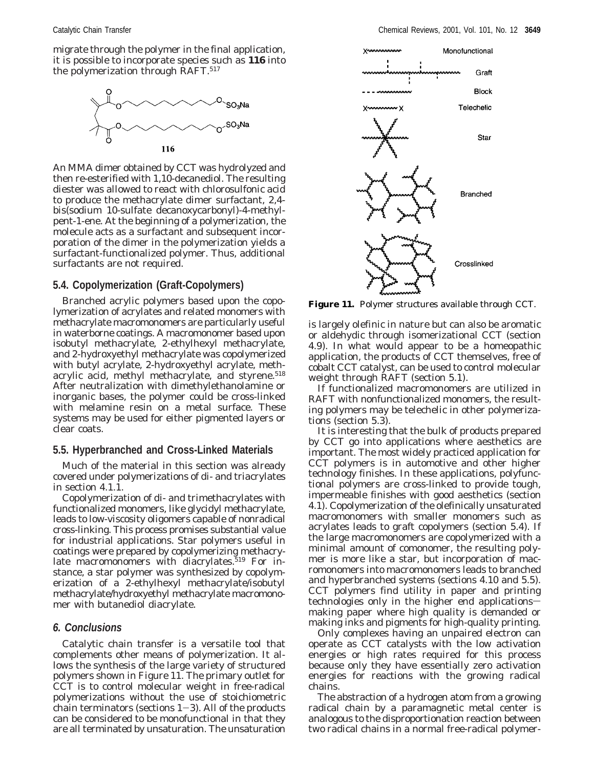migrate through the polymer in the final application, it is possible to incorporate species such as **116** into the polymerization through RAFT.[517]

**116**

An MMA dimer obtained by CCT was hydrolyzed and then re-esterified with 1,10-decanediol. The resulting diester was allowed to react with chlorosulfonic acid to produce the methacrylate dimer surfactant, 2,4-bis(sodium 10-sulfate decanoxycarbonyl)-4-methylpent-1-ene. At the beginning of a polymerization, the molecule acts as a surfactant and subsequent incorporation of the dimer in the polymerization yields a surfactant-functionalized polymer. Thus, additional surfactants are not required.

## 5.4. Copolymerization (Graft-Copolymers)

Branched acrylic polymers based upon the copolymerization of acrylates and related monomers with methacrylate macromonomers are particularly useful in waterborne coatings. A macromonomer based upon isobutyl methacrylate, 2-ethylhexyl methacrylate, and 2-hydroxyethyl methacrylate was copolymerized with butyl acrylate, 2-hydroxyethyl acrylate, methacrylic acid, methyl methacrylate, and styrene.[518] After neutralization with dimethylethanolamine or inorganic bases, the polymer could be cross-linked with melamine resin on a metal surface. These systems may be used for either pigmented layers or clear coats.

## 5.5. Hyperbranched and Cross-Linked Materials

Much of the material in this section was already covered under polymerizations of di- and triacrylates in section 4.1.1.

Copolymerization of di- and trimethacrylates with functionalized monomers, like glycidyl methacrylate, leads to low-viscosity oligomers capable of nonradical cross-linking. This process promises substantial value for industrial applications. Star polymers useful in coatings were prepared by copolymerizing methacrylate macromonomers with diacrylates.[519] For instance, a star polymer was synthesized by copolymerization of a 2-ethylhexyl methacrylate/isobutyl methacrylate/hydroxyethyl methacrylate macromonomer with butanediol diacrylate.

## 6. Conclusions

Catalytic chain transfer is a versatile tool that complements other means of polymerization. It allows the synthesis of the large variety of structured polymers shown in Figure 11. The primary outlet for CCT is to control molecular weight in free-radical polymerizations without the use of stoichiometric chain terminators (sections 1–3). All of the products can be considered to be monofunctional in that they are all terminated by unsaturation. The unsaturation is largely olefinic in nature but can also be aromatic or aldehydic through isomerizational CCT (section 4.9). In what would appear to be a homeopathic application, the products of CCT themselves, free of cobalt CCT catalyst, can be used to control molecular weight through RAFT (section 5.1).

**Figure 11.** Polymer structures available through CCT.

If functionalized macromonomers are utilized in RAFT with nonfunctionalized monomers, the resulting polymers may be telechelic in other polymerizations (section 5.3).

It is interesting that the bulk of products prepared by CCT go into applications where aesthetics are important. The most widely practiced application for CCT polymers is in automotive and other higher technology finishes. In these applications, polyfunctional polymers are cross-linked to provide tough, impermeable finishes with good aesthetics (section 4.1). Copolymerization of the olefinically unsaturated macromonomers with smaller monomers such as acrylates leads to graft copolymers (section 5.4). If the large macromonomers are copolymerized with a minimal amount of comonomer, the resulting polymer is more like a star, but incorporation of macromonomers into macromonomers leads to branched and hyperbranched systems (sections 4.10 and 5.5). CCT polymers find utility in paper and printing technologies only in the higher end applications—making paper where high quality is demanded or making inks and pigments for high-quality printing.

Only complexes having an unpaired electron can operate as CCT catalysts with the low activation energies or high rates required for this process because only they have essentially zero activation energies for reactions with the growing radical chains.

The abstraction of a hydrogen atom from a growing radical chain by a paramagnetic metal center is analogous to the disproportionation reaction between two radical chains in a normal free-radical polymer-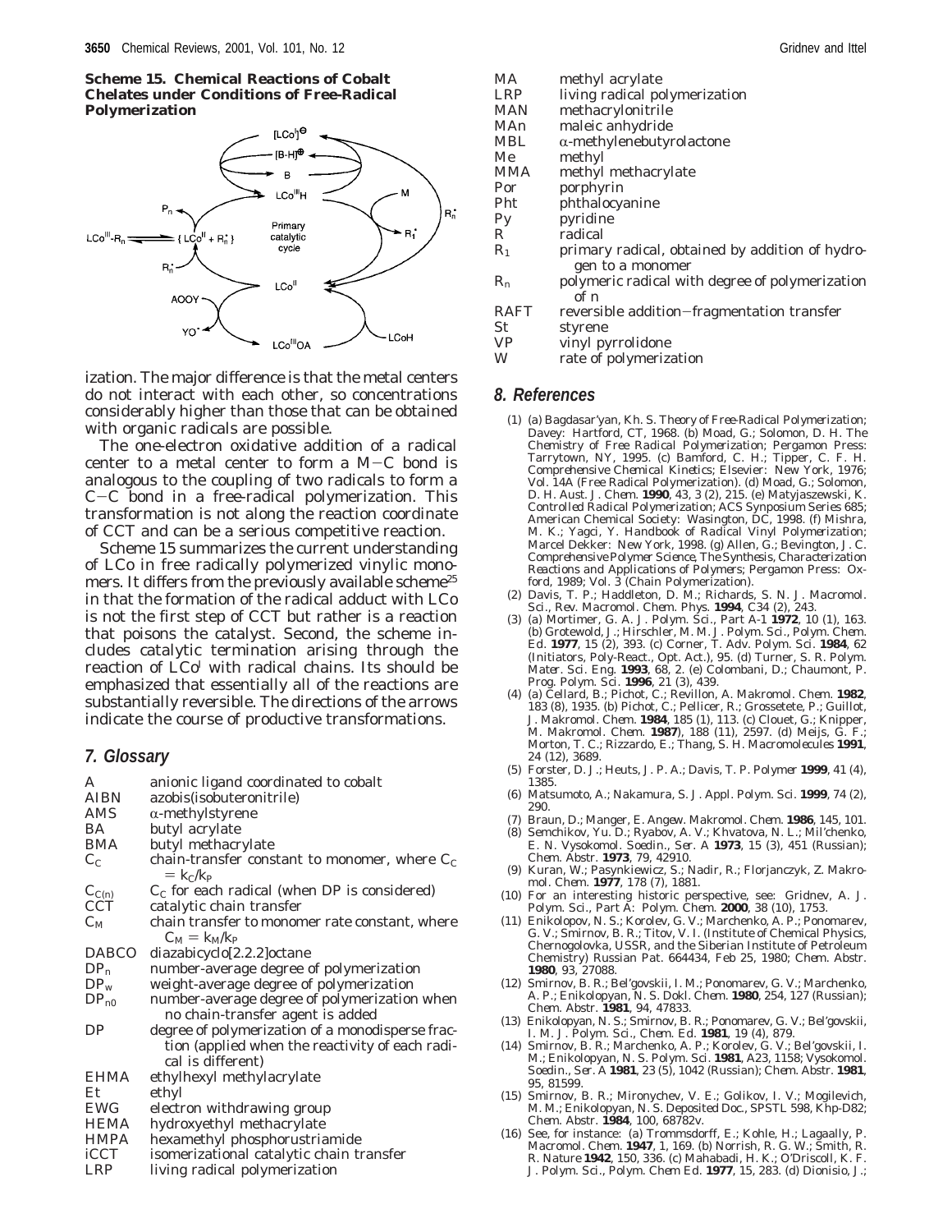**Scheme 15. Chemical Reactions of Cobalt Chelates under Conditions of Free-Radical Polymerization**

ization. The major difference is that the metal centers do not interact with each other, so concentrations considerably higher than those that can be obtained with organic radicals are possible.

The one-electron oxidative addition of a radical center to a metal center to form a M−C bond is analogous to the coupling of two radicals to form a C−C bond in a free-radical polymerization. This transformation is not along the reaction coordinate of CCT and can be a serious competitive reaction.

Scheme 15 summarizes the current understanding of LCo in free radically polymerized vinylic monomers. It differs from the previously available scheme[25] in that the formation of the radical adduct with LCo is not the first step of CCT but rather is a reaction that poisons the catalyst. Second, the scheme includes catalytic termination arising through the reaction of $LCo^{I}$ with radical chains. Its should be emphasized that essentially all of the reactions are substantially reversible. The directions of the arrows indicate the course of productive transformations.

## 7. Glossary

| | |
|---|---|
| A | anionic ligand coordinated to cobalt |
| AIBN | azobis(isobuteronitrile) |
| AMS | α-methylstyrene |
| BA | butyl acrylate |
| BMA | butyl methacrylate |
| $C_C$ | chain-transfer constant to monomer, where $C_C = k_C/k_P$ |
| $C_{C(n)}$ | $C_C$ for each radical (when DP is considered) |
| CCT | catalytic chain transfer |
| $C_M$ | chain transfer to monomer rate constant, where $C_M = k_M/k_P$ |
| DABCO | diazabicyclo[2.2.2]octane |
| $DP_n$ | number-average degree of polymerization |
| $DP_w$ | weight-average degree of polymerization |
| $DP_{n0}$ | number-average degree of polymerization when no chain-transfer agent is added |
| DP | degree of polymerization of a monodisperse fraction (applied when the reactivity of each radical is different) |
| EHMA | ethylhexyl methylacrylate |
| Et | ethyl |
| EWG | electron withdrawing group |
| HEMA | hydroxyethyl methacrylate |
| HMPA | hexamethyl phosphorustriamide |
| iCCT | isomerizational catalytic chain transfer |
| LRP | living radical polymerization |
| MA | methyl acrylate |
| LRP | living radical polymerization |
| MAN | methacrylonitrile |
| MAn | maleic anhydride |
| MBL | α-methylenebutyrolactone |
| Me | methyl |
| MMA | methyl methacrylate |
| Por | porphyrin |
| Pht | phthalocyanine |
| Py | pyridine |
| R | radical |
| $R_1$ | primary radical, obtained by addition of hydrogen to a monomer |
| $R_n$ | polymeric radical with degree of polymerization of n |
| RAFT | reversible addition−fragmentation transfer |
| St | styrene |
| VP | vinyl pyrrolidone |
| W | rate of polymerization |

## 8. References

(1) (a) Bagdasar'yan, Kh. S. *Theory of Free-Radical Polymerization*; Davey: Hartford, CT, 1968. (b) Moad, G.; Solomon, D. H. *The Chemistry of Free Radical Polymerization*; Pergamon Press: Tarrytown, NY, 1995. (c) Bamford, C. H.; Tipper, C. F. H. *Comprehensive Chemical Kinetics*; Elsevier: New York, 1976; Vol. 14A (Free Radical Polymerization). (d) Moad, G.; Solomon, D. H. *Aust. J. Chem.* **1990**, 43, 3 (2), 215. (e) Matyjaszewski, K. *Controlled Radical Polymerization*; ACS Synposium Series 685; American Chemical Society: Wasington, DC, 1998. (f) Mishra, M. K.; Yagci, Y. *Handbook of Radical Vinyl Polymerization*; Marcel Dekker: New York, 1998. (g) Allen, G.; Bevington, J. C. *Comprehensive Polymer Science, The Synthesis, Characterization Reactions and Applications of Polymers*; Pergamon Press: Oxford, 1989; Vol. 3 (Chain Polymerization).

(2) Davis, T. P.; Haddleton, D. M.; Richards, S. N. *J. Macromol. Sci., Rev. Macromol. Chem. Phys.* **1994**, C34 (2), 243.

(3) (a) Mortimer, G. A. *J. Polym. Sci., Part A-1* **1972**, 10 (1), 163. (b) Grotewold, J.; Hirschler, M. M. *J. Polym. Sci., Polym. Chem. Ed.* **1977**, 15 (2), 393. (c) Corner, T. *Adv. Polym. Sci.* **1984**, 62 (Initiators, Poly-React., Opt. Act.), 95. (d) Turner, S. R. *Polym. Mater. Sci. Eng.* **1993**, 68, 2. (e) Colombani, D.; Chaumont, P. *Prog. Polym. Sci.* **1996**, 21 (3), 439.

(4) (a) Cellard, B.; Pichot, C.; Revillon, A. *Makromol. Chem.* **1982**, 183 (8), 1935. (b) Pichot, C.; Pellicer, R.; Grossetete, P.; Guillot, J. *Makromol. Chem.* **1984**, 185 (1), 113. (c) Clouet, G.; Knipper, M. *Makromol. Chem.* **1987**), 188 (11), 2597. (d) Meijs, G. F.; Morton, T. C.; Rizzardo, E.; Thang, S. H. *Macromolecules* **1991**, 24 (12), 3689.

(5) Forster, D. J.; Heuts, J. P. A.; Davis, T. P. *Polymer* **1999**, 41 (4), 1385.

(6) Matsumoto, A.; Nakamura, S. *J. Appl. Polym. Sci.* **1999**, 74 (2), 290.

(7) Braun, D.; Manger, E. *Angew. Makromol. Chem.* **1986**, 145, 101.

(8) Semchikov, Yu. D.; Ryabov, A. V.; Khvatova, N. L.; Mil'chenko, E. N. *Vysokomol. Soedin., Ser. A* **1973**, 15 (3), 451 (Russian); *Chem. Abstr.* **1973**, 79, 42910.

(9) Kuran, W.; Pasynkiewicz, S.; Nadir, R.; Florjanczyk, Z. *Makromol. Chem.* **1977**, 178 (7), 1881.

(10) For an interesting historic perspective, see: Gridnev, A. *J. Polym. Sci., Part A: Polym. Chem.* **2000**, 38 (10), 1753.

(11) Enikolopov, N. S.; Korolev, G. V.; Marchenko, A. P.; Ponomarev, G. V.; Smirnov, B. R.; Titov, V. I. (Institute of Chemical Physics, Chernogolovka, USSR, and the Siberian Institute of Petroleum Chemistry) Russian Pat. 664434, Feb 25, 1980; *Chem. Abstr.* **1980**, 93, 27088.

(12) Smirnov, B. R.; Bel'govskii, I. M.; Ponomarev, G. V.; Marchenko, A. P.; Enikolopyan, N. S. *Dokl. Chem.* **1980**, 254, 127 (Russian); *Chem. Abstr.* **1981**, 94, 47833.

(13) Enikolopyan, N. S.; Smirnov, B. R.; Ponomarev, G. V.; Bel'govskii, I. M. *J. Polym. Sci., Chem. Ed.* **1981**, 19 (4), 879.

(14) Smirnov, B. R.; Marchenko, A. P.; Korolev, G. V.; Bel'govskii, I. M.; Enikolopyan, N. S. *Polym. Sci.* **1981**, A23, 1158; *Vysokomol. Soedin., Ser. A* **1981**, 23 (5), 1042 (Russian); *Chem. Abstr.* **1981**, 95, 81599.

(15) Smirnov, B. R.; Mironychev, V. E.; Golikov, I. V.; Mogilevich, M. M.; Enikolopyan, N. S. Deposited Doc., SPSTL 598, Khp-D82; *Chem. Abstr.* **1984**, 100, 68782v.

(16) See, for instance: (a) Trommsdorff, E.; Kohle, H.; Lagaally, P. *Macromol. Chem.* **1947**, 1, 169. (b) Norrish, R. G. W.; Smith, R. R. *Nature* **1942**, 150, 336. (c) Mahabadi, H. K.; O'Driscoll, K. F. *J. Polym. Sci., Polym. Chem Ed.* **1977**, 15, 283. (d) Dionisio, J.;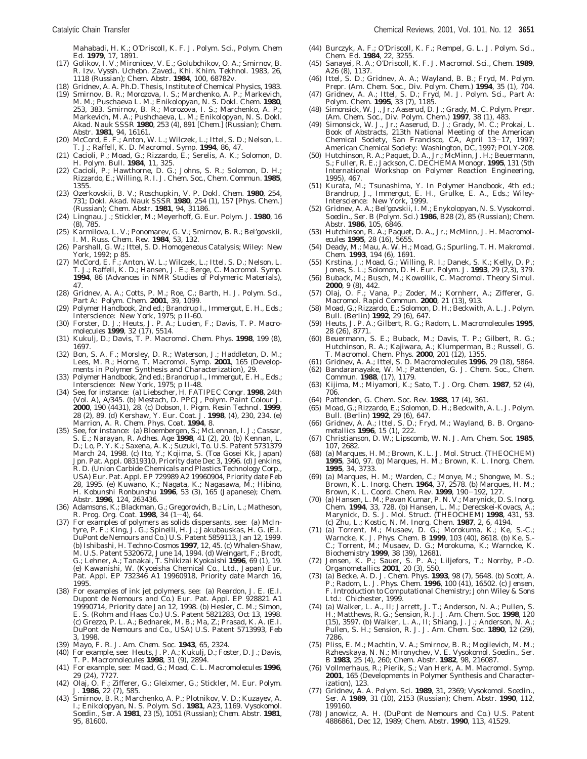Mahabadi, H. K.; O'Driscoll, K. F. *J. Polym. Sci., Polym. Chem Ed.* **1979**, 17, 1891.

(17) Golikov, I. V.; Mironicev, V. E.; Golubchikov, O. A.; Smirnov, B. R. *Izv. Vyssh. Uchebn. Zaved., Khi. Khim. Tekhnol.* 1983, 26, 1118 (Russian); *Chem. Abstr.* **1984**, 100, 68782v.

(18) Gridnev, A. A. Ph.D. Thesis, Institute of Chemical Physics, 1983.

(19) Smirnov, B. R.; Morozova, I. S.; Marchenko, A. P.; Markevich, M. M.; Puschaeva L. M.; Enikolopyan, N. S. *Dokl. Chem.* **1980**, 253, 383. Smirnov, B. R.; Morozova, I. S.; Marchenko, A. P.; Markevich, M. A.; Pushchaeva, L. M.; Enikolopyan, N. S. *Dokl. Akad. Nauk SSSR* **1980**, 253 (4), 891 [Chem.] (Russian); *Chem. Abstr.* **1981**, 94, 16161.

(20) McCord, E. F.; Anton, W. L.; Wilczek, L.; Ittel, S. D.; Nelson, L. T. J.; Raffell, K. D. *Macromol. Symp.* **1994**, 86, 47.

(21) Cacioli, P.; Moad, G.; Rizzardo, E.; Serelis, A. K.; Solomon, D. H. *Polym. Bull.* **1984**, 11, 325.

(22) Cacioli, P.; Hawthorne, D. G.; Johns, S. R.; Solomon, D. H.; Rizzardo, E.; Willing, R. I. *J. Chem. Soc., Chem. Commun.* **1985**, 1355.

(23) Ozerkovskii, B. V.; Roschupkin, V. P. *Dokl. Chem.* **1980**, 254, 731; *Dokl. Akad. Nauk SSSR* **1980**, 254 (1), 157 [Phys. Chem.] (Russian); *Chem. Abstr.* **1981**, 94, 31186.

(24) Lingnau, J.; Stickler, M.; Meyerhoff, G. *Eur. Polym. J.* **1980**, 16 (8), 785.

(25) Karmilova, L. V.; Ponomarev, G. V.; Smirnov, B. R.; Bel'govskii, I. M. *Russ. Chem. Rev.* **1984**, 53, 132.

(26) Parshall, G. W.; Ittel, S. D. *Homogeneous Catalysis*; Wiley: New York, 1992; p 85.

(27) McCord, E. F.; Anton, W. L.; Wilczek, L.; Ittel, S. D.; Nelson, L. T. J.; Raffell, K. D.; Hansen, J. E.; Berge, C. *Macromol. Symp.* **1994**, 86 (Advances in NMR Studies of Polymeric Materials), 47.

(28) Gridnev, A. A.; Cotts, P. M.; Roe, C.; Barth, H. *J. Polym. Sci., Part A: Polym. Chem.* **2001**, 39, 1099.

(29) *Polymer Handbook*, 2nd ed.; Brandrup I., Immergut, E. H., Eds.; Interscience: New York, 1975; p II-60.

(30) Forster, D. J.; Heuts, J. P. A.; Lucien, F.; Davis, T. P. *Macromolecules* **1999**, 32 (17), 5514.

(31) Kukulj, D.; Davis, T. P. *Macromol. Chem. Phys.* **1998**, 199 (8), 1697.

(32) Bon, S. A. F.; Morsley, D. R.; Waterson, J.; Haddleton, D. M.; Lees, M. R.; Horne, T. *Macromol. Symp.* **2001**, 165 (Developments in Polymer Synthesis and Characterization), 29.

(33) *Polymer Handbook*, 2nd ed.; Brandrup I., Immergut, E. H., Eds.; Interscience: New York, 1975; p II-48.

(34) See, for instance: (a) Liebscher, H. *FATIPEC Congr.* **1998**, 24th (Vol. A), A/345. (b) Mestach, D. *PPCJ, Polym. Paint Colour J.* **2000**, 190 (4431), 28. (c) Dobson, I. *Pigm. Resin Technol.* **1999**, 28 (2), 89. (d) Kershaw, Y. *Eur. Coat. J.* **1998**, (4), 230, 234. (e) Marrion, A. R. *Chem. Phys. Coat.* **1994**, 8.

(35) See, for instance: (a) Bloembergen, S.; McLennan, I. J.; Cassar, S. E.; Narayan, R. *Adhes. Age* **1998**, 41 (2), 20. (b) Kennan, L. D.; Lo, P. Y. K.; Saxena, A. K.; Suzuki, To. U.S. Patent 5731379 March 24, 1998. (c) Ito, Y.; Kojima, S. (Toa Gosei Kk, Japan) Jpn. Pat. Appl. 08319310, Priority date Dec 3, 1996. (d) Jenkins, R. D. (Union Carbide Chemicals and Plastics Technology Corp., USA) Eur. Pat. Appl. EP 729989 A2 19960904, Priority date Feb 28, 1995. (e) Kuwano, K.; Nagata, K.; Nagasawa, M.; Hibino, H. *Kobunshi Ronbunshu* **1996**, 53 (3), 165 (Japanese); *Chem. Abstr.* **1996**, 124, 263436.

(36) Adamsons, K.; Blackman, G.; Gregorovich, B.; Lin, L.; Matheson, R. *Prog. Org. Coat.* **1998**, 34 (1–4), 64.

(37) For examples of polymers as solids dispersants, see: (a) McIntyre, P. F.; King, J. G.; Spinelli, H. J.; Jakubauskas, H. G. (E.I. DuPont de Nemours and Co.) U.S. Patent 5859113, Jan 12, 1999. (b) Ishibashi, H. *Techno-Cosmos* **1997**, 12, 45. (c) Whalen-Shaw, M. U.S. Patent 5320672, June 14, 1994. (d) Weingart, F.; Brodt, G.; Lehner, A.; Tanakai, T. *Shikizai Kyokaishi* **1996**, 69 (1), 19. (e) Kawanishi, W. (Kyoeisha Chemical Co., Ltd., Japan) Eur. Pat. Appl. EP 732346 A1 19960918, Priority date March 16, 1995.

(38) For examples of ink jet polymers, see: (a) Reardon, J. E. (E.I. Dupont de Nemours and Co.) Eur. Pat. Appl. EP 928821 A1 19990714, Priority date Jan 12, 1998. (b) Hesler, C. M.; Simon, E. S. (Rohm and Haas Co.) U.S. Patent 5821283, Oct 13, 1998. (c) Grezzo, P. L. A.; Bednarek, M. B.; Ma, Z.; Prasad, K. A. (E.I. DuPont de Nemours and Co., USA) U.S. Patent 5713993, Feb 3, 1998.

(39) Mayo, F. R. *J. Am. Chem. Soc.* **1943**, 65, 2324.

(40) For example, see: Heuts, J. P. A.; Kukulj, D.; Foster, D. J.; Davis, T. P. *Macromolecules* **1998**, 31 (9), 2894.

(41) For example, see: Moad, G.; Moad, C. L. *Macromolecules* **1996**, 29 (24), 7727.

(42) Olaj, O. F.; Zifferer, G.; Gleixmer, G.; Stickler, M. *Eur. Polym. J.* **1986**, 22 (7), 585.

(43) Smirnov, B. R.; Marchenko, A. P.; Plotnikov, V. D.; Kuzayev, A. I.; Enikolopyan, N. S. *Polym. Sci.* **1981**, A23, 1169. *Vysokomol. Soedin., Ser. A* **1981**, 23 (5), 1051 (Russian); *Chem. Abstr.* **1981**, 95, 81600.

(44) Burczyk, A. F.; O'Driscoll, K. F.; Rempel, G. L. *J. Polym. Sci., Chem. Ed.* **1984**, 22, 3255.

(45) Sanayei, R. A.; O'Driscoll, K. F. *J. Macromol. Sci., Chem.* **1989**, A26 (8), 1137.

(46) Ittel, S. D.; Gridnev, A. A.; Wayland, B. B.; Fryd, M. *Polym. Prepr. (Am. Chem. Soc., Div. Polym. Chem.)* **1994**, 35 (1), 704.

(47) Gridnev, A. A.; Ittel, S. D.; Fryd, M. *J. Polym. Sci., Part A: Polym. Chem.* **1995**, 33 (7), 1185.

(48) Simonsick, W. J., Jr.; Aaserud, D. J.; Grady, M. C. *Polym. Prepr. (Am. Chem. Soc., Div. Polym. Chem.)* **1997**, 38 (1), 483.

(49) Simonsick, W. J., Jr.; Aaserud, D. J.; Grady, M. C.; Prokai, L. Book of Abstracts, 213th National Meeting of the American Chemical Society, San Francisco, CA, April 13–17, 1997; American Chemical Society: Washington, DC, 1997; POLY-208.

(50) Hutchinson, R. A.; Paquet, D. A., Jr.; McMinn, J. H.; Beuermann, S.; Fuller, R. E.; Jackson, C. *DECHEMA Monogr.* **1995**, 131 (5th International Workshop on Polymer Reaction Engineering, 1995), 467.

(51) Kurata, M.; Tsunashima, Y. In *Polymer Handbook*, 4th ed.; Brandrup, J., Immergut, E. H., Grulke, E. A., Eds.; Wiley-Interscience: New York, 1999.

(52) Gridnev, A. A.; Bel'govskii, I. M.; Enykolopyan, N. S. *Vysokomol. Soedin., Ser. B (Polym. Sci.)* **1986**, B28 (2), 85 (Russian); *Chem. Abstr.* **1986**, 105, 6846.

(53) Hutchinson, R. A.; Paquet, D. A., Jr.; McMinn, J. H. *Macromolecules* **1995**, 28 (16), 5655.

(54) Deady, M.; Mau, A. W. H.; Moad, G.; Spurling, T. H. *Makromol. Chem.* **1993**, 194 (6), 1691.

(55) Krstina, J.; Moad, G.; Willing, R. I.; Danek, S. K.; Kelly, D. P.; Jones, S. L.; Solomon, D. H. *Eur. Polym. J.* **1993**, 29 (2,3), 379.

(56) Buback, M.; Busch, M.; Kowollik, C. *Macromol. Theory Simul.* **2000**, 9 (8), 442.

(57) Olaj, O. F.; Vana, P.; Zoder, M.; Kornherr, A.; Zifferer, G. *Macromol. Rapid Commun.* **2000**, 21 (13), 913.

(58) Moad, G.; Rizzardo, E.; Solomon, D. H.; Beckwith, A. L. J. *Polym. Bull. (Berlin)* **1992**, 29 (6), 647.

(59) Heuts, J. P. A.; Gilbert, R. G.; Radom, L. *Macromolecules* **1995**, 28 (26), 8771.

(60) Beuermann, S.; Buback, M.; Davis, T. P.; Gilbert, R. G.; Hutchinson, R. A.; Kajiwara, A.; Klumperman, B.; Russell, G. T. *Macromol. Chem. Phys.* **2000**, 201 (12), 1355.

(61) Gridnev, A. A.; Ittel, S. D. *Macromolecules* **1996**, 29 (18), 5864.

(62) Bandaranayake, W. M.; Pattenden, G. *J. Chem. Soc., Chem. Commun.* **1988**, (17), 1179.

(63) Kijima, M.; Miyamori, K.; Sato, T. *J. Org. Chem.* **1987**, 52 (4), 706.

(64) Pattenden, G. *Chem. Soc. Rev.* **1988**, 17 (4), 361.

(65) Moad, G.; Rizzardo, E.; Solomon, D. H.; Beckwith, A. L. J. *Polym. Bull. (Berlin)* **1992**, 29 (6), 647.

(66) Gridnev, A. A.; Ittel, S. D.; Fryd, M.; Wayland, B. B. *Organometallics* **1996**, 15 (1), 222.

(67) Christianson, D. W.; Lipscomb, W. N. *J. Am. Chem. Soc.* **1985**, 107, 2682.

(68) (a) Marques, H. M.; Brown, K. L. *J. Mol. Struct. (THEOCHEM)* **1995**, 340, 97. (b) Marques, H. M.; Brown, K. L. *Inorg. Chem.* **1995**, 34, 3733.

(69) (a) Marques, H. M.; Warden, C.; Monye, M.; Shongwe, M. S.; Brown, K. L. *Inorg. Chem.* **1964**, 37, 2578. (b) Marques, H. M.; Brown, K. L. *Coord. Chem. Rev.* **1999**, 190–192, 127.

(70) (a) Hansen, L. M.; Pavan Kumar, P. N. V.; Marynick, D. S. *Inorg. Chem.* **1994**, 33, 728. (b) Hansen, L. M.; Derecskei-Kovacs, A.; Marynick, D. S. *J. Mol. Struct. (THEOCHEM)* **1998**, 431, 53. (c) Zhu, L.; Kostic, N. M. *Inorg. Chem.* **1987**, 2, 6, 4194.

(71) (a) Torrent, M.; Musaev, D. G.; Morokuma, K.; Ke, S.-C.; Warncke, K. *J. Phys. Chem. B* **1999**, 103 (40), 8618. (b) Ke, S.-C.; Torrent, M.; Musaev, D. G.; Morokuma, K.; Warncke, K. *Biochemistry* **1999**, 38 (39), 12681.

(72) Jensen, K. P.; Sauer, S. P. A.; Liljefors, T.; Norrby, P.-O. *Organometallics* **2001**, 20 (3), 550.

(73) (a) Becke, A. D. *J. Chem. Phys.* **1993**, 98 (7), 5648. (b) Scott, A. P.; Radom, L. *J. Phys. Chem.* **1996**, 100 (41), 16502. (c) Jensen, F. *Introduction to Computational Chemistry*; John Wiley & Sons Ltd.: Chichester, 1999.

(74) (a) Walker, L. A., II; Jarrett, J. T.; Anderson, N. A.; Pullen, S. H.; Matthews, R. G.; Sension, R. J. *J. Am. Chem. Soc.* **1998**, 120 (15), 3597. (b) Walker, L. A., II; Shiang, J. J.; Anderson, N. A.; Pullen, S. H.; Sension, R. J. *J. Am. Chem. Soc.* **1890**, 12 (29), 7286.

(75) Pliss, E. M.; Machtin, V. A.; Smirnov, B. R.; Mogilevich, M. M.; Rzhevskaya, N. N.; Mironychev, V. E. *Vysokomol. Soedin., Ser. B* **1983**, 25 (4), 260; *Chem. Abstr.* **1982**, 98, 216087.

(76) Vollmerhaus, R.; Pierik, S.; Van Herk, A. M. *Macromol. Symp.* **2001**, 165 (Developments in Polymer Synthesis and Characterization), 123.

(77) Gridnev, A. A. *Polym. Sci.* **1989**, 31, 2369; *Vysokomol. Soedin., Ser. A* **1989**, 31 (10), 2153 (Russian); *Chem. Abstr.* **1990**, 112, 199160.

(78) Janowicz, A. H. (DuPont de Nemours and Co.) U.S. Patent 4886861, Dec 12, 1989; *Chem. Abstr.* **1990**, 113, 41529.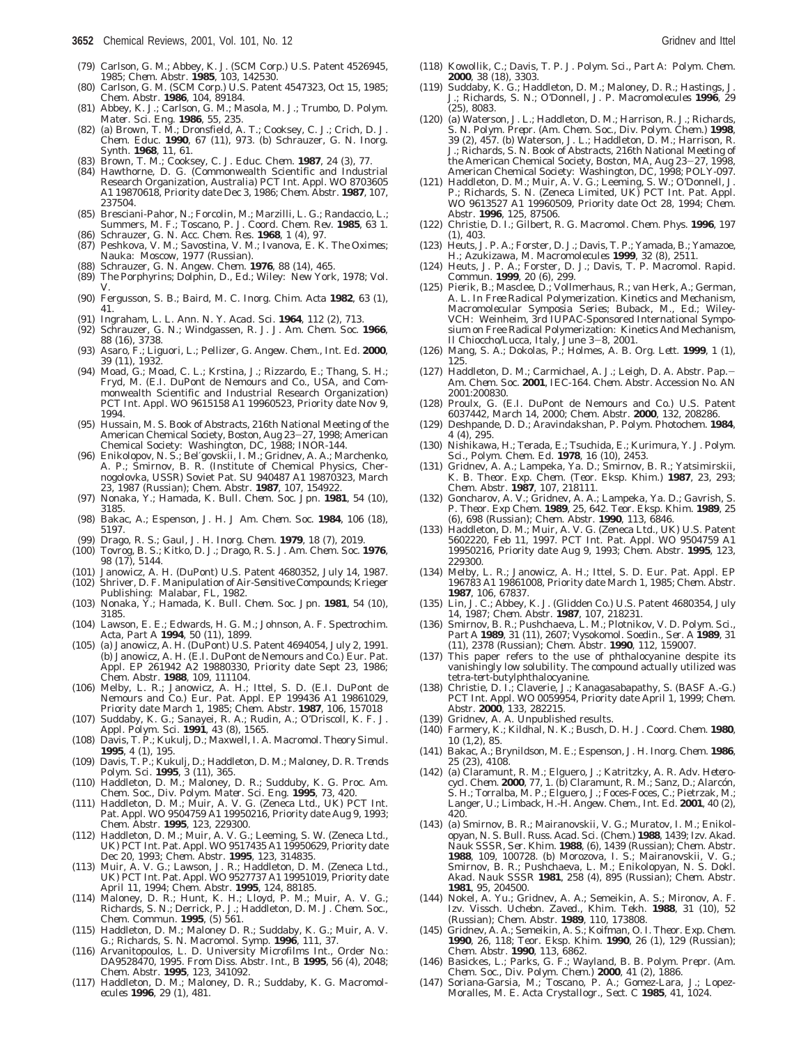(79) Carlson, G. M.; Abbey, K. J. (SCM Corp.) U.S. Patent 4526945, 1985; *Chem. Abstr.* **1985**, 103, 142530.

(80) Carlson, G. M. (SCM Corp.) U.S. Patent 4547323, Oct 15, 1985; *Chem. Abstr.* **1986**, 104, 89184.

(81) Abbey, K. J.; Carlson, G. M.; Masola, M. J.; Trumbo, D. *Polym. Mater. Sci. Eng.* **1986**, 55, 235.

(82) (a) Brown, T. M.; Dronsfield, A. T.; Cooksey, C. J.; Crich, D. J. *Chem. Educ.* **1990**, 67 (11), 973. (b) Schrauzer, G. N. *Inorg. Synth.* **1968**, 11, 61.

(83) Brown, T. M.; Cooksey, C. J. *J. Educ. Chem.* **1987**, 24 (3), 77.

(84) Hawthorne, D. G. (Commonwealth Scientific and Industrial Research Organization, Australia) PCT Int. Appl. WO 8703605 A1 19870618, Priority date Dec 3, 1986; *Chem. Abstr.* **1987**, 107, 237504.

(85) Bresciani-Pahor, N.; Forcolin, M.; Marzilli, L. G.; Randaccio, L.; Summers, M. F.; Toscano, P. J. *Coord. Chem. Rev.* **1985**, 63 1.

(86) Schrauzer, G. N. *Acc. Chem. Res.* **1968**, 1 (4), 97.

(87) Peshkova, V. M.; Savostina, V. M.; Ivanova, E. K. *The Oximes*; Nauka: Moscow, 1977 (Russian).

(88) Schrauzer, G. N. *Angew. Chem.* **1976**, 88 (14), 465.

(89) *The Porphyrins*; Dolphin, D., Ed.; Wiley: New York, 1978; Vol. V.

(90) Fergusson, S. B.; Baird, M. C. *Inorg. Chim. Acta* **1982**, 63 (1), 41.

(91) Ingraham, L. L. *Ann. N. Y. Acad. Sci.* **1964**, 112 (2), 713.

(92) Schrauzer, G. N.; Windgassen, R. J. *J. Am. Chem. Soc.* **1966**, 88 (16), 3738.

(93) Asaro, F.; Liguori, L.; Pellizer, G. *Angew. Chem., Int. Ed.* **2000**, 39 (11), 1932.

(94) Moad, G.; Moad, C. L.; Krstina, J.; Rizzardo, E.; Thang, S. H.; Fryd, M. (E.I. DuPont de Nemours and Co., USA, and Commonwealth Scientific and Industrial Research Organization) PCT Int. Appl. WO 9615158 A1 19960523, Priority date Nov 9, 1994.

(95) Hussain, M. S. *Book of Abstracts*, 216th National Meeting of the American Chemical Society, Boston, Aug 23–27, 1998; American Chemical Society: Washington, DC, 1988; INOR-144.

(96) Enikolopov, N. S.; Bel′govskii, I. M.; Gridnev, A. A.; Marchenko, A. P.; Smirnov, B. R. (Institute of Chemical Physics, Chernogolovka, USSR) Soviet Pat. SU 940487 A1 19870323, March 23, 1987 (Russian); *Chem. Abstr.* **1987**, 107, 154922.

(97) Nonaka, Y.; Hamada, K. *Bull. Chem. Soc. Jpn.* **1981**, 54 (10), 3185.

(98) Bakac, A.; Espenson, J. H. *J Am. Chem. Soc.* **1984**, 106 (18), 5197.

(99) Drago, R. S.; Gaul, J. H. *Inorg. Chem.* **1979**, 18 (7), 2019.

(100) Tovrog, B. S.; Kitko, D. J.; Drago, R. S. *J. Am. Chem. Soc.* **1976**, 98 (17), 5144.

(101) Janowicz, A. H. (DuPont) U.S. Patent 4680352, July 14, 1987.

(102) Shriver, D. F. *Manipulation of Air-Sensitive Compounds*; Krieger Publishing: Malabar, FL, 1982.

(103) Nonaka, Y.; Hamada, K. *Bull. Chem. Soc. Jpn.* **1981**, 54 (10), 3185.

(104) Lawson, E. E.; Edwards, H. G. M.; Johnson, A. F. *Spectrochim. Acta, Part A* **1994**, 50 (11), 1899.

(105) (a) Janowicz, A. H. (DuPont) U.S. Patent 4694054, July 2, 1991. (b) Janowicz, A. H. (E.I. DuPont de Nemours and Co.) Eur. Pat. Appl. EP 261942 A2 19880330, Priority date Sept 23, 1986; *Chem. Abstr.* **1988**, 109, 111104.

(106) Melby, L. R.; Janowicz, A. H.; Ittel, S. D. (E.I. DuPont de Nemours and Co.) Eur. Pat. Appl. EP 199436 A1 19861029, Priority date March 1, 1985; *Chem. Abstr.* **1987**, 106, 157018

(107) Suddaby, K. G.; Sanayei, R. A.; Rudin, A.; O'Driscoll, K. F. *J. Appl. Polym. Sci.* **1991**, 43 (8), 1565.

(108) Davis, T. P.; Kukulj, D.; Maxwell, I. A. *Macromol. Theory Simul.* **1995**, 4 (1), 195.

(109) Davis, T. P.; Kukulj, D.; Haddleton, D. M.; Maloney, D. R. *Trends Polym. Sci.* **1995**, 3 (11), 365.

(110) Haddleton, D. M.; Maloney, D. R.; Sudduby, K. G. *Proc. Am. Chem. Soc., Div. Polym. Mater. Sci. Eng.* **1995**, 73, 420.

(111) Haddleton, D. M.; Muir, A. V. G. (Zeneca Ltd., UK) PCT Int. Pat. Appl. WO 9504759 A1 19950216, Priority date Aug 9, 1993; *Chem. Abstr.* **1995**, 123, 229300.

(112) Haddleton, D. M.; Muir, A. V. G.; Leeming, S. W. (Zeneca Ltd., UK) PCT Int. Pat. Appl. WO 9517435 A1 19950629, Priority date Dec 20, 1993; *Chem. Abstr.* **1995**, 123, 314835.

(113) Muir, A. V. G.; Lawson, J. R.; Haddleton, D. M. (Zeneca Ltd., UK) PCT Int. Pat. Appl. WO 9527737 A1 19951019, Priority date April 11, 1994; *Chem. Abstr.* **1995**, 124, 88185.

(114) Maloney, D. R.; Hunt, K. H.; Lloyd, P. M.; Muir, A. V. G.; Richards, S. N.; Derrick, P. J.; Haddleton, D. M. *J. Chem. Soc., Chem. Commun.* **1995**, (5) 561.

(115) Haddleton, D. M.; Maloney D. R.; Suddaby, K. G.; Muir, A. V. G.; Richards, S. N. *Macromol. Symp.* **1996**, 111, 37.

(116) Arvanitopoulos, L. D. University Microfilms Int., Order No.: DA9528470, 1995. From *Diss. Abstr. Int., B* **1995**, 56 (4), 2048; *Chem. Abstr.* **1995**, 123, 341092.

(117) Haddleton, D. M.; Maloney, D. R.; Suddaby, K. G. *Macromolecules* **1996**, 29 (1), 481.

(118) Kowollik, C.; Davis, T. P. *J. Polym. Sci., Part A: Polym. Chem.* **2000**, 38 (18), 3303.

(119) Suddaby, K. G.; Haddleton, D. M.; Maloney, D. R.; Hastings, J. J.; Richards, S. N.; O'Donnell, J. P. *Macromolecules* **1996**, 29 (25), 8083.

(120) (a) Waterson, J. L.; Haddleton, D. M.; Harrison, R. J.; Richards, S. N. *Polym. Prepr. (Am. Chem. Soc., Div. Polym. Chem.)* **1998**, 39 (2), 457. (b) Waterson, J. L.; Haddleton, D. M.; Harrison, R. J.; Richards, S. N. *Book of Abstracts*, 216th National Meeting of the American Chemical Society, Boston, MA, Aug 23–27, 1998, American Chemical Society: Washington, DC, 1998; POLY-097.

(121) Haddleton, D. M.; Muir, A. V. G.; Leeming, S. W.; O'Donnell, J. P.; Richards, S. N. (Zeneca Limited, UK) PCT Int. Pat. Appl. WO 9613527 A1 19960509, Priority date Oct 28, 1994; *Chem. Abstr.* **1996**, 125, 87506.

(122) Christie, D. I.; Gilbert, R. G. *Macromol. Chem. Phys.* **1996**, 197 (1), 403.

(123) Heuts, J. P. A.; Forster, D. J.; Davis, T. P.; Yamada, B.; Yamazoe, H.; Azukizawa, M. *Macromolecules* **1999**, 32 (8), 2511.

(124) Heuts, J. P. A.; Forster, D. J.; Davis, T. P. *Macromol. Rapid. Commun.* **1999**, 20 (6), 299.

(125) Pierik, B.; Masclee, D.; Vollmerhaus, R.; van Herk, A.; German, A. L. In *Free Radical Polymerization. Kinetics and Mechanism, Macromolecular Symposia Series*; Buback, M., Ed.; Wiley-VCH: Weinheim, 3rd IUPAC-Sponsored International Symposium on Free Radical Polymerization: Kinetics And Mechanism, Il Chioccho/Lucca, Italy, June 3–8, 2001.

(126) Mang, S. A.; Dokolas, P.; Holmes, A. B. *Org. Lett.* **1999**, 1 (1), 125.

(127) Haddleton, D. M.; Carmichael, A. J.; Leigh, D. A. *Abstr. Pap.–Am. Chem. Soc.* **2001**, IEC-164. *Chem. Abstr.* Accession No. AN 2001:200830.

(128) Proulx, G. (E.I. DuPont de Nemours and Co.) U.S. Patent 6037442, March 14, 2000; *Chem. Abstr.* **2000**, 132, 208286.

(129) Deshpande, D. D.; Aravindakshan, P. *Polym. Photochem.* **1984**, 4 (4), 295.

(130) Nishikawa, H.; Terada, E.; Tsuchida, E.; Kurimura, Y. *J. Polym. Sci., Polym. Chem. Ed.* **1978**, 16 (10), 2453.

(131) Gridnev, A. A.; Lampeka, Ya. D.; Smirnov, B. R.; Yatsimirskii, K. B. *Theor. Exp. Chem. (Teor. Eksp. Khim.)* **1987**, 23, 293; *Chem. Abstr.* **1987**, 107, 218111.

(132) Goncharov, A. V.; Gridnev, A. A.; Lampeka, Ya. D.; Gavrish, S. P. *Theor. Exp Chem.* **1989**, 25, 642. *Teor. Eksp. Khim.* **1989**, 25 (6), 698 (Russian); *Chem. Abstr.* **1990**, 113, 6846.

(133) Haddleton, D. M.; Muir, A. V. G. (Zeneca Ltd., UK) U.S. Patent 5602220, Feb 11, 1997. PCT Int. Pat. Appl. WO 9504759 A1 19950216, Priority date Aug 9, 1993; *Chem. Abstr.* **1995**, 123, 229300.

(134) Melby, L. R.; Janowicz, A. H.; Ittel, S. D. Eur. Pat. Appl. EP 196783 A1 19861008, Priority date March 1, 1985; *Chem. Abstr.* **1987**, 106, 67837.

(135) Lin, J. C.; Abbey, K. J. (Glidden Co.) U.S. Patent 4680354, July 14, 1987; *Chem. Abstr.* **1987**, 107, 218231.

(136) Smirnov, B. R.; Pushchaeva, L. M.; Plotnikov, V. D. *Polym. Sci., Part A* **1989**, 31 (11), 2607; *Vysokomol. Soedin., Ser. A* **1989**, 31 (11), 2378 (Russian); *Chem. Abstr.* **1990**, 112, 159007.

(137) This paper refers to the use of phthalocyanine despite its vanishingly low solubility. The compound actually utilized was tetra-*tert*-butylphthalocyanine.

(138) Christie, D. I.; Claverie, J.; Kanagasabapathy, S. (BASF A.-G.) PCT Int. Appl. WO 0059954, Priority date April 1, 1999; *Chem. Abstr.* **2000**, 133, 282215.

(139) Gridnev, A. A. Unpublished results.

(140) Farmery, K.; Kildhal, N. K.; Busch, D. H. *J. Coord. Chem.* **1980**, 10 (1,2), 85.

(141) Bakac, A.; Brynildson, M. E.; Espenson, J. H. *Inorg. Chem.* **1986**, 25 (23), 4108.

(142) (a) Claramunt, R. M.; Elguero, J.; Katritzky, A. R. *Adv. Heterocycl. Chem.* **2000**, 77, 1. (b) Claramunt, R. M.; Sanz, D.; Alarcón, S. H.; Torralba, M. P.; Elguero, J.; Foces-Foces, C.; Pietrzak, M.; Langer, U.; Limback, H.-H. *Angew. Chem., Int. Ed.* **2001**, 40 (2), 420.

(143) (a) Smirnov, B. R.; Mairanovskii, V. G.; Muratov, I. M.; Enikolopyan, N. S. *Bull. Russ. Acad. Sci. (Chem.)* **1988**, 1439; *Izv. Akad. Nauk SSSR, Ser. Khim.* **1988**, (6), 1439 (Russian); *Chem. Abstr.* **1988**, 109, 100728. (b) Morozova, I. S.; Mairanovskii, V. G.; Smirnov, B. R.; Pushchaeva, L. M.; Enikolopyan, N. S. *Dokl. Akad. Nauk SSSR* **1981**, 258 (4), 895 (Russian); *Chem. Abstr.* **1981**, 95, 204500.

(144) Nokel, A. Yu.; Gridnev, A. A.; Semeikin, A. S.; Mironov, A. F. *Izv. Vissch. Uchebn. Zaved., Khim. Tekh.* **1988**, 31 (10), 52 (Russian); *Chem. Abstr.* **1989**, 110, 173808.

(145) Gridnev, A. A.; Semeikin, A. S.; Koifman, O. I. *Theor. Exp. Chem.* **1990**, 26, 118; *Teor. Eksp. Khim.* **1990**, 26 (1), 129 (Russian); *Chem. Abstr.* **1990**, 113, 6862.

(146) Basickes, L.; Parks, G. F.; Wayland, B. B. *Polym. Prepr. (Am. Chem. Soc., Div. Polym. Chem.)* **2000**, 41 (2), 1886.

(147) Soriana-Garsia, M.; Toscano, P. A.; Gomez-Lara, J.; Lopez-Moralles, M. E. *Acta Crystallogr., Sect. C* **1985**, 41, 1024.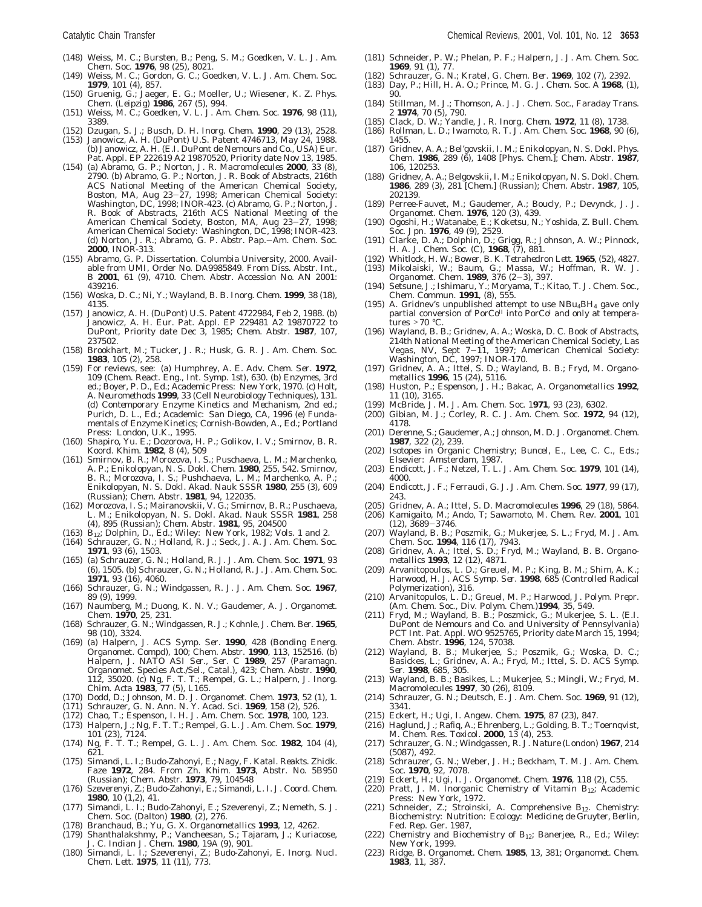(148) Weiss, M. C.; Bursten, B.; Peng, S. M.; Goedken, V. L. *J. Am. Chem. Soc.* **1976**, *98* (25), 8021.

(149) Weiss, M. C.; Gordon, G. C.; Goedken, V. L. *J. Am. Chem. Soc.* **1979**, *101* (4), 857.

(150) Gruenig, G.; Jaeger, E. G.; Moeller, U.; Wiesener, K. *Z. Phys. Chem.* (*Leipzig*) **1986**, *267* (5), 994.

(151) Weiss, M. C.; Goedken, V. L. *J. Am. Chem. Soc.* **1976**, *98* (11), 3389.

(152) Dzugan, S. J.; Busch, D. H. *Inorg. Chem.* **1990**, *29* (13), 2528.

(153) Janowicz, A. H. (DuPont) U.S. Patent 4746713, May 24, 1988. (b) Janowicz, A. H. (E.I. DuPont de Nemours and Co., USA) Eur. Pat. Appl. EP 222619 A2 19870520, Priority date Nov 13, 1985.

(154) (a) Abramo, G. P.; Norton, J. R. *Macromolecules* **2000**, *33* (8), 2790. (b) Abramo, G. P.; Norton, J. R. Book of Abstracts, 216th ACS National Meeting of the American Chemical Society, Boston, MA, Aug 23–27, 1998; American Chemical Society: Washington, DC, 1998; INOR-423. (c) Abramo, G. P.; Norton, J. R. Book of Abstracts, 216th ACS National Meeting of the American Chemical Society, Boston, MA, Aug 23–27, 1998; American Chemical Society: Washington, DC, 1998; INOR-423. (d) Norton, J. R.; Abramo, G. P. *Abstr. Pap.–Am. Chem. Soc.* **2000**, INOR-313.

(155) Abramo, G. P. Dissertation. Columbia University, 2000. Available from UMI, Order No. DA9985849. From *Diss. Abstr. Int., B* **2001**, *61* (9), 4710. *Chem. Abstr.* Accession No. AN 2001: 439216.

(156) Woska, D. C.; Ni, Y.; Wayland, B. B. *Inorg. Chem.* **1999**, *38* (18), 4135.

(157) Janowicz, A. H. (DuPont) U.S. Patent 4722984, Feb 2, 1988. (b) Janowicz, A. H. Eur. Pat. Appl. EP 229481 A2 19870722 to DuPont, Priority date Dec 3, 1985; *Chem. Abstr.* **1987**, *107*, 237502.

(158) Brookhart, M.; Tucker, J. R.; Husk, G. R. *J. Am. Chem. Soc.* **1983**, *105* (2), 258.

(159) For reviews, see: (a) Humphrey, A. E. *Adv. Chem. Ser.* **1972**, *109* (Chem. React. Eng., Int. Symp. 1st), 630. (b) *Enzymes*, 3rd ed.; Boyer, P. D., Ed.; Academic Press: New York, 1970. (c) Holt, A. *Neuromethods* **1999**, *33* (Cell Neurobiology Techniques), 131. (d) *Contemporary Enzyme Kinetics and Mechanism*, 2nd ed.; Purich, D. L., Ed.; Academic: San Diego, CA, 1996 (e) *Fundamentals of Enzyme Kinetics*; Cornish-Bowden, A., Ed.; Portland Press: London, U.K., 1995.

(160) Shapiro, Yu. E.; Dozorova, H. P.; Golikov, I. V.; Smirnov, B. R. *Koord. Khim.* **1982**, *8* (4), 509

(161) Smirnov, B. R.; Morozova, I. S.; Puschaeva, L. M.; Marchenko, A. P.; Enikolopyan, N. S. *Dokl. Chem.* **1980**, *255*, 542. Smirnov, B. R.; Morozova, I. S.; Pushchaeva, L. M.; Marchenko, A. P.; Enikolopyan, N. S. *Dokl. Akad. Nauk SSSR* **1980**, *255* (3), 609 (Russian); *Chem. Abstr.* **1981**, *94*, 122035.

(162) Morozova, I. S.; Mairanovskii, V. G.; Smirnov, B. R.; Puschaeva, L. M.; Enikolopyan, N. S. *Dokl. Akad. Nauk SSSR* **1981**, *258* (4), 895 (Russian); *Chem. Abstr.* **1981**, *95*, 204500

(163) $B_{12}$; Dolphin, D., Ed.; Wiley: New York, 1982; Vols. 1 and 2.

(164) Schrauzer, G. N.; Holland, R. J.; Seck, J. A. *J. Am. Chem. Soc.* **1971**, *93* (6), 1503.

(165) (a) Schrauzer, G. N.; Holland, R. J. *J. Am. Chem. Soc.* **1971**, *93* (6), 1505. (b) Schrauzer, G. N.; Holland, R. J. *J. Am. Chem. Soc.* **1971**, *93* (16), 4060.

(166) Schrauzer, G. N.; Windgassen, R. J. *J. Am. Chem. Soc.* **1967**, *89* (9), 1999.

(167) Naumberg, M.; Duong, K. N. V.; Gaudemer, A. *J. Organomet. Chem.* **1970**, *25*, 231.

(168) Schrauzer, G. N.; Windgassen, R. J.; Kohnle, J. *Chem. Ber.* **1965**, *98* (10), 3324.

(169) (a) Halpern, J. *ACS Symp. Ser.* **1990**, *428* (Bonding Energ. Organomet. Compd), 100; *Chem. Abstr.* **1990**, *113*, 152516. (b) Halpern, J. *NATO ASI Ser., Ser. C* **1989**, *257* (Paramagn. Organomet. Species Act./Sel., Catal.), 423; *Chem. Abstr.* **1990**, *112*, 35020. (c) Ng, F. T. T.; Rempel, G. L.; Halpern, J. *Inorg. Chim. Acta* **1983**, *77* (5), L165.

(170) Dodd, D.; Johnson, M. D. *J. Organomet. Chem.* **1973**, *52* (1), 1.

(171) Schrauzer, G. N. *Ann. N. Y. Acad. Sci.* **1969**, *158* (2), 526.

(172) Chao, T.; Espenson, I. H. *J. Am. Chem. Soc.* **1978**, *100*, 123.

(173) Halpern, J.; Ng, F. T. T.; Rempel, G. L. *J. Am. Chem. Soc.* **1979**, *101* (23), 7124.

(174) Ng, F. T. T.; Rempel, G. L. *J. Am. Chem. Soc.* **1982**, *104* (4), 621.

(175) Simandi, L. I.; Budo-Zahonyi, E.; Nagy, F. *Katal. Reakts. Zhidk. Faze* **1972**, 284. From *Zh. Khim.* **1973**, Abstr. No. 5B950 (Russian); *Chem. Abstr.* **1973**, *79*, 104548

(176) Szeverenyi, Z.; Budo-Zahonyi, E.; Simandi, L. I. *J. Coord. Chem.* **1980**, *10* (1,2), 41.

(177) Simandi, L. I.; Budo-Zahonyi, E.; Szeverenyi, Z.; Nemeth, S. *J. Chem. Soc.* (*Dalton*) **1980**, (2), 276.

(178) Branchaud, B.; Yu, G. X. *Organometallics* **1993**, *12*, 4262.

(179) Shanthalakshmy, P.; Vancheesan, S.; Tajaram, J.; Kuriacose, J. C. *Indian J. Chem.* **1980**, *19A* (9), 901.

(180) Simandi, L. I.; Szeverenyi, Z.; Budo-Zahonyi, E. *Inorg. Nucl. Chem. Lett.* **1975**, *11* (11), 773.

(181) Schneider, P. W.; Phelan, P. F.; Halpern, J. *J. Am. Chem. Soc.* **1969**, *91* (1), 77.

(182) Schrauzer, G. N.; Kratel, G. *Chem. Ber.* **1969**, *102* (7), 2392.

(183) Day, P.; Hill, H. A. O.; Prince, M. G. *J. Chem. Soc. A* **1968**, (1), 90.

(184) Stillman, M. J.; Thomson, A. J. *J. Chem. Soc., Faraday Trans. 2* **1974**, *70* (5), 790.

(185) Clack, D. W.; Yandle, J. R. *Inorg. Chem.* **1972**, *11* (8), 1738.

(186) Rollman, L. D.; Iwamoto, R. T. *J. Am. Chem. Soc.* **1968**, *90* (6), 1455.

(187) Gridnev, A. A.; Bel'govskii, I. M.; Enikolopyan, N. S. *Dokl. Phys. Chem.* **1986**, *289* (6), 1408 [Phys. Chem.]; *Chem. Abstr.* **1987**, *106*, 120253.

(188) Gridnev, A. A.; Belgovskii, I. M.; Enikolopyan, N. S. *Dokl. Chem.* **1986**, *289* (3), 281 [Chem.] (Russian); *Chem. Abstr.* **1987**, *105*, 202139.

(189) Perree-Fauvet, M.; Gaudemer, A.; Boucly, P.; Devynck, J. *J. Organomet. Chem.* **1976**, *120* (3), 439.

(190) Ogoshi, H.; Watanabe, E.; Koketsu, N.; Yoshida, Z. *Bull. Chem. Soc. Jpn.* **1976**, *49* (9), 2529.

(191) Clarke, D. A.; Dolphin, D.; Grigg, R.; Johnson, A. W.; Pinnock, H. A. *J. Chem. Soc. (C)*, **1968**, (7), 881.

(192) Whitlock, H. W.; Bower, B. K. *Tetrahedron Lett.* **1965**, (52), 4827.

(193) Mikolaiski, W.; Baum, G.; Massa, W.; Hoffman, R. W. *J. Organomet. Chem.* **1989**, *376* (2–3), 397.

(194) Setsune, J.; Ishimaru, Y.; Moryama, T.; Kitao, T. *J. Chem. Soc., Chem. Commun.* **1991**, (8), 555.

(195) A. Gridnev's unpublished attempt to use $NBu_4BH_4$ gave only partial conversion of PorCo$^{II}$ into PorCo$^{I}$ and only at temperatures >70 °C.

(196) Wayland, B. B.; Gridnev, A. A.; Woska, D. C. Book of Abstracts, 214th National Meeting of the American Chemical Society, Las Vegas, NV, Sept 7–11, 1997; American Chemical Society: Washington, DC, 1997; INOR-170.

(197) Gridnev, A. A.; Ittel, S. D.; Wayland, B. B.; Fryd, M. *Organometallics* **1996**, *15* (24), 5116.

(198) Huston, P.; Espenson, J. H.; Bakac, A. *Organometallics* **1992**, *11* (10), 3165.

(199) McBride, J. M. *J. Am. Chem. Soc.* 1**971**, *93* (23), 6302.

(200) Gibian, M. J.; Corley, R. C. *J. Am. Chem. Soc.* **1972**, *94* (12), 4178.

(201) Derenne, S.; Gaudemer, A.; Johnson, M. D. *J. Organomet. Chem.* **1987**, *322* (2), 239.

(202) *Isotopes in Organic Chemistry*; Buncel, E., Lee, C. C., Eds.; Elsevier: Amsterdam, 1987.

(203) Endicott, J. F.; Netzel, T. L. *J. Am. Chem. Soc.* **1979**, *101* (14), 4000.

(204) Endicott, J. F.; Ferraudi, G. J. *J. Am. Chem. Soc.* **1977**, *99* (17), 243.

(205) Gridnev, A. A.; Ittel, S. D. *Macromolecules* **1996**, *29* (18), 5864.

(206) Kamigaito, M.; Ando, T; Sawamoto, M. *Chem. Rev.* **2001**, *101* (12), 3689–3746.

(207) Wayland, B. B.; Poszmik, G.; Mukerjee, S. L.; Fryd, M. *J. Am. Chem. Soc.* **1994**, *116* (17), 7943.

(208) Gridnev, A. A.; Ittel, S. D.; Fryd, M.; Wayland, B. B. *Organometallics* **1993**, *12* (12), 4871.

(209) Arvanitopoulos, L. D.; Greuel, M. P.; King, B. M.; Shim, A. K.; Harwood, H. J. *ACS Symp. Ser.* **1998**, *685* (Controlled Radical Polymerization), 316.

(210) Arvanitopulos, L. D.; Greuel, M. P.; Harwood, J. *Polym. Prepr. (Am. Chem. Soc., Div. Polym. Chem.)***1994**, *35*, 549.

(211) Fryd, M.; Wayland, B. B.; Poszmick, G.; Mukerjee, S. L. (E.I. DuPont de Nemours and Co. and University of Pennsylvania) PCT Int. Pat. Appl. WO 9525765, Priority date March 15, 1994; *Chem. Abstr.* **1996**, *124*, 57038.

(212) Wayland, B. B.; Mukerjee, S.; Poszmik, G.; Woska, D. C.; Basickes, L.; Gridnev, A. A.; Fryd, M.; Ittel, S. D. *ACS Symp. Ser.* **1998**, *685*, 305.

(213) Wayland, B. B.; Basikes, L.; Mukerjee, S.; Mingli, W.; Fryd, M. *Macromolecules* **1997**, *30* (26), 8109.

(214) Schrauzer, G. N.; Deutsch, E. *J. Am. Chem. Soc.* **1969**, *91* (12), 3341.

(215) Eckert, H.; Ugi, I. *Angew. Chem.* **1975**, *87* (23), 847.

(216) Haglund, J.; Rafiq, A.; Ehrenberg, L.; Golding, B. T.; Toernqvist, M. *Chem. Res. Toxicol.* **2000**, *13* (4), 253.

(217) Schrauzer, G. N.; Windgassen, R. J. *Nature* (*London*) **1967**, *214* (5087), 492.

(218) Schrauzer, G. N.; Weber, J. H.; Beckham, T. M. *J. Am. Chem. Soc.* **1970**, *92*, 7078.

(219) Eckert, H.; Ugi, I. *J. Organomet. Chem.* **1976**, *118* (2), C55.

(220) Pratt, J. M. *Inorganic Chemistry of Vitamin B*$_{12}$; Academic Press: New York, 1972.

(221) Schneider, Z.; Stroinski, A. *Comprehensive B*$_{12}$. *Chemistry: Biochemistry: Nutrition: Ecology: Medicine*; de Gruyter, Berlin, Fed. Rep. Ger. 1987,

(222) *Chemistry and Biochemistry of B*$_{12}$; Banerjee, R., Ed.; Wiley: New York, 1999.

(223) Ridge, B. *Organomet. Chem.* **1985**, *13*, 381; *Organomet. Chem.* **1983**, *11*, 387.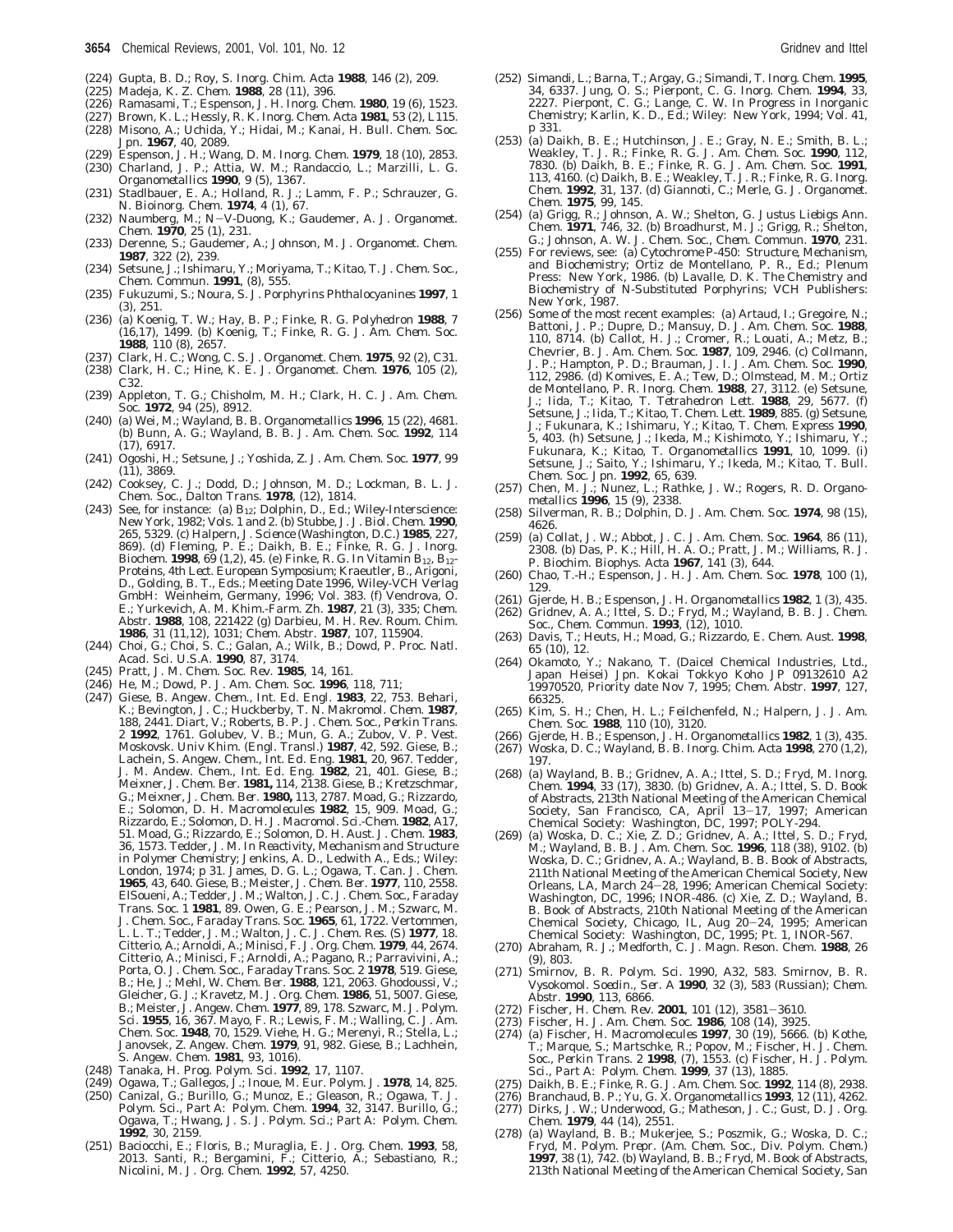(224) Gupta, B. D.; Roy, S. *Inorg. Chim. Acta* **1988**, 146 (2), 209.

(225) Madeja, K. *Z. Chem.* **1988**, 28 (11), 396.

(226) Ramasami, T.; Espenson, J. H. *Inorg. Chem.* **1980**, 19 (6), 1523.

(227) Brown, K. L.; Hessly, R. K. *Inorg. Chem. Acta* **1981**, 53 (2), L115.

(228) Misono, A.; Uchida, Y.; Hidai, M.; Kanai, H. *Bull. Chem. Soc. Jpn.* **1967**, 40, 2089.

(229) Espenson, J. H.; Wang, D. M. *Inorg. Chem.* **1979**, 18 (10), 2853.

(230) Charland, J. P.; Attia, W. M.; Randaccio, L.; Marzilli, L. G. *Organometallics* **1990**, 9 (5), 1367.

(231) Stadlbauer, E. A.; Holland, R. J.; Lamm, F. P.; Schrauzer, G. N. *Bioinorg. Chem.* **1974**, 4 (1), 67.

(232) Naumberg, M.; N-V-Duong, K.; Gaudemer, A. *J. Organomet. Chem.* **1970**, 25 (1), 231.

(233) Derenne, S.; Gaudemer, A.; Johnson, M. *J. Organomet. Chem.* **1987**, 322 (2), 239.

(234) Setsune, J.; Ishimaru, Y.; Moriyama, T.; Kitao, T. *J. Chem. Soc., Chem. Commun.* **1991**, (8), 555.

(235) Fukuzumi, S.; Noura, S. *J. Porphyrins Phthalocyanines* **1997**, 1 (3), 251.

(236) (a) Koenig, T. W.; Hay, B. P.; Finke, R. G. *Polyhedron* **1988**, 7 (16,17), 1499. (b) Koenig, T.; Finke, R. G. *J. Am. Chem. Soc.* **1988**, 110 (8), 2657.

(237) Clark, H. C.; Wong, C. S. *J. Organomet. Chem.* **1975**, 92 (2), C31.

(238) Clark, H. C.; Hine, K. E. *J. Organomet. Chem.* **1976**, 105 (2), C32.

(239) Appleton, T. G.; Chisholm, M. H.; Clark, H. C. *J. Am. Chem. Soc.* **1972**, 94 (25), 8912.

(240) (a) Wei, M.; Wayland, B. B. *Organometallics* **1996**, 15 (22), 4681. (b) Bunn, A. G.; Wayland, B. B. *J. Am. Chem. Soc.* **1992**, 114 (17), 6917.

(241) Ogoshi, H.; Setsune, J.; Yoshida, Z. *J. Am. Chem. Soc.* **1977**, 99 (11), 3869.

(242) Cooksey, C. J.; Dodd, D.; Johnson, M. D.; Lockman, B. L. *J. Chem. Soc., Dalton Trans.* **1978**, (12), 1814.

(243) See, for instance: (a) $B_{12}$; Dolphin, D., Ed.; Wiley-Interscience: New York, 1982; Vols. 1 and 2. (b) Stubbe, J. *J. Biol. Chem.* **1990**, 265, 5329. (c) Halpern, J. *Science (Washington, D.C.)* **1985**, 227, 869). (d) Fleming, P. E.; Daikh, B. E.; Finke, R. G. *J. Inorg. Biochem.* **1998**, 69 (1,2), 45. (e) Finke, R. G. In *Vitamin $B_{12}$, $B_{12}$-Proteins*, 4th Lect. European Symposium; Kraeutler, B., Arigoni, D., Golding, B. T., Eds.; Meeting Date 1996, Wiley-VCH Verlag GmbH: Weinheim, Germany, 1996; Vol. 383. (f) Vendrova, O. E.; Yurkevich, A. M. *Khim.-Farm. Zh.* **1987**, 21 (3), 335; *Chem. Abstr.* **1988**, 108, 221422 (g) Darbieu, M. H. *Rev. Roum. Chim.* **1986**, 31 (11,12), 1031; *Chem. Abstr.* **1987**, 107, 115904.

(244) Choi, G.; Choi, S. C.; Galan, A.; Wilk, B.; Dowd, P. *Proc. Natl. Acad. Sci. U.S.A.* **1990**, 87, 3174.

(245) Pratt, J. M. *Chem. Soc. Rev.* **1985**, 14, 161.

(246) He, M.; Dowd, P. *J. Am. Chem. Soc.* **1996**, 118, 711;

(247) Giese, B. *Angew. Chem., Int. Ed. Engl.* **1983**, 22, 753. Behari, K.; Bevington, J. C.; Huckberby, T. N. *Makromol. Chem.* **1987**, 188, 2441. Diart, V.; Roberts, B. P. *J. Chem. Soc., Perkin Trans. 2* **1992**, 1761. Golubev, V. B.; Mun, G. A.; Zubov, V. P. *Vest. Moskovsk. Univ Khim. (Engl. Transl.)* **1987**, 42, 592. Giese, B.; Lachein, S. *Angew. Chem., Int. Ed. Eng.* **1981**, 20, 967. Tedder, J. M. *Andew. Chem., Int. Ed. Eng.* **1982**, 21, 401. Giese, B.; Meixner, J. *Chem. Ber.* **1981,** 114, 2138. Giese, B.; Kretzschmar, G.; Meixner, J. *Chem. Ber.* **1980,** 113, 2787. Moad, G.; Rizzardo, E.; Solomon, D. H. *Macromolecules* **1982**, 15, 909. Moad, G.; Rizzardo, E.; Solomon, D. H. *J. Macromol. Sci.-Chem.* **1982**, A17, 51. Moad, G.; Rizzardo, E.; Solomon, D. H. *Aust. J. Chem.* **1983**, 36, 1573. Tedder, J. M. In *Reactivity, Mechanism and Structure in Polymer Chemistry*; Jenkins, A. D., Ledwith A., Eds.; Wiley: London, 1974; p 31. James, D. G. L.; Ogawa, T. *Can. J. Chem.* **1965**, 43, 640. Giese, B.; Meister, J. *Chem. Ber.* **1977**, 110, 2558. ElSoueni, A.; Tedder, J. M.; Walton, J. C. *J. Chem. Soc., Faraday Trans. Soc. 1* **1981**, 89. Owen, G. E.; Pearson, J. M.; Szwarc, M. *J. Chem. Soc., Faraday Trans. Soc.* **1965**, 61, 1722. Vertommen, L. L. T.; Tedder, J. M.; Walton, J. C. *J. Chem. Res. (S)* **1977**, 18. Citterio, A.; Arnoldi, A.; Minisci, F. *J. Org. Chem.* **1979**, 44, 2674. Citterio, A.; Minisci, F.; Arnoldi, A.; Pagano, R.; Parravivini, A.; Porta, O. *J. Chem. Soc., Faraday Trans. Soc. 2* **1978** 519. Giese, B.; He, J.; Mehl, W. *Chem. Ber.* **1988**, 121, 2063. Ghodoussi, V.; Gleicher, G. J.; Kravetz, M. *J. Org. Chem.* **1986**, 51, 5007. Giese, B.; Meister, J. *Angew. Chem.* **1977**, 89, 178. Szwarc, M. *J. Polym. Sci.* **1955**, 16, 367. Mayo, F. R.; Lewis, F. M.; Walling, C. *J. Am. Chem. Soc.* **1948**, 70, 1529. Viehe, H. G.; Merenyi, R.; Stella, L.; Janovsek, Z. *Angew. Chem.* **1979**, 91, 982. Giese, B.; Lachhein, S. *Angew. Chem.* **1981**, 93, 1016).

(248) Tanaka, H. *Prog. Polym. Sci.* **1992**, 17, 1107.

(249) Ogawa, T.; Gallegos, J.; Inoue, M. *Eur. Polym. J.* **1978**, 14, 825.

(250) Canizal, G.; Burillo, G.; Munoz, E.; Gleason, R.; Ogawa, T. *J. Polym. Sci., Part A: Polym. Chem.* **1994**, 32, 3147. Burillo, G.; Ogawa, T.; Hwang, J. S. *J. Polym. Sci.; Part A: Polym. Chem.* **1992**, 30, 2159.

(251) Baciocchi, E.; Floris, B.; Muraglia, E. *J. Org. Chem.* **1993**, 58, 2013. Santi, R.; Bergamini, F.; Citterio, A.; Sebastiano, R.; Nicolini, M. *J. Org. Chem.* **1992**, 57, 4250.

(252) Simandi, L.; Barna, T.; Argay, G.; Simandi, T. *Inorg. Chem.* **1995**, 34, 6337. Jung, O. S.; Pierpont, C. G. *Inorg. Chem.* **1994**, 33, 2227. Pierpont, C. G.; Lange, C. W. In *Progress in Inorganic Chemistry*; Karlin, K. D., Ed.; Wiley: New York, 1994; Vol. 41, p 331.

(253) (a) Daikh, B. E.; Hutchinson, J. E.; Gray, N. E.; Smith, B. L.; Weakley, T. J. R.; Finke, R. G. *J. Am. Chem. Soc.* **1990**, 112, 7830. (b) Daikh, B. E.; Finke, R. G. *J. Am. Chem. Soc.* **1991**, 113, 4160. (c) Daikh, B. E.; Weakley, T. J. R.; Finke, R. G. *Inorg. Chem.* **1992**, 31, 137. (d) Giannoti, C.; Merle, G. *J. Organomet. Chem.* **1975**, 99, 145.

(254) (a) Grigg, R.; Johnson, A. W.; Shelton, G. *Justus Liebigs Ann. Chem.* **1971**, 746, 32. (b) Broadhurst, M. J.; Grigg, R.; Shelton, G.; Johnson, A. W. *J. Chem. Soc., Chem. Commun.* **1970**, 231.

(255) For reviews, see: (a) *Cytochrome P-450: Structure, Mechanism, and Biochemistry*; Ortiz de Montellano, P. R., Ed.; Plenum Press: New York, 1986. (b) Lavalle, D. K. *The Chemistry and Biochemistry of N-Substituted Porphyrins*; VCH Publishers: New York, 1987.

(256) Some of the most recent examples: (a) Artaud, I.; Gregoire, N.; Battoni, J. P.; Dupre, D.; Mansuy, D. *J. Am. Chem. Soc.* **1988**, 110, 8714. (b) Callot, H. J.; Cromer, R.; Louati, A.; Metz, B.; Chevrier, B. *J. Am. Chem. Soc.* **1987**, 109, 2946. (c) Collmann, J. P.; Hampton, P. D.; Brauman, J. I. *J. Am. Chem. Soc.* **1990**, 112, 2986. (d) Komives, E. A.; Tew, D.; Olmstead, M. M.; Ortiz de Montellano, P. R. *Inorg. Chem.* **1988**, 27, 3112. (e) Setsune, J.; Iida, T.; Kitao, T. *Tetrahedron Lett.* **1988**, 29, 5677. (f) Setsune, J.; Iida, T.; Kitao, T. *Chem. Lett.* **1989**, 885. (g) Setsune, J.; Fukunara, K.; Ishimaru, Y.; Kitao, T. *Chem. Express* **1990**, 5, 403. (h) Setsune, J.; Ikeda, M.; Kishimoto, Y.; Ishimaru, Y.; Fukunara, K.; Kitao, T. *Organometallics* **1991**, 10, 1099. (i) Setsune, J.; Saito, Y.; Ishimaru, Y.; Ikeda, M.; Kitao, T. *Bull. Chem. Soc. Jpn.* **1992**, 65, 639.

(257) Chen, M. J.; Nunez, L.; Rathke, J. W.; Rogers, R. D. *Organometallics* **1996**, 15 (9), 2338.

(258) Silverman, R. B.; Dolphin, D. *J. Am. Chem. Soc.* **1974**, 98 (15), 4626.

(259) (a) Collat, J. W.; Abbot, J. C. *J. Am. Chem. Soc.* **1964**, 86 (11), 2308. (b) Das, P. K.; Hill, H. A. O.; Pratt, J. M.; Williams, R. J. P. *Biochim. Biophys. Acta* **1967**, 141 (3), 644.

(260) Chao, T.-H.; Espenson, J. H. *J. Am. Chem. Soc.* **1978**, 100 (1), 129.

(261) Gjerde, H. B.; Espenson, J. H. *Organometallics* **1982**, 1 (3), 435.

(262) Gridnev, A. A.; Ittel, S. D.; Fryd, M.; Wayland, B. B. *J. Chem. Soc., Chem. Commun.* **1993**, (12), 1010.

(263) Davis, T.; Heuts, H.; Moad, G.; Rizzardo, E. *Chem. Aust.* **1998**, 65 (10), 12.

(264) Okamoto, Y.; Nakano, T. (Daicel Chemical Industries, Ltd., Japan Heisei) Jpn. Kokai Tokkyo Koho JP 09132610 A2 19970520, Priority date Nov 7, 1995; *Chem. Abstr.* **1997**, 127, 66325.

(265) Kim, S. H.; Chen, H. L.; Feilchenfeld, N.; Halpern, J. *J. Am. Chem. Soc.* **1988**, 110 (10), 3120.

(266) Gjerde, H. B.; Espenson, J. H. *Organometallics* **1982**, 1 (3), 435.

(267) Woska, D. C.; Wayland, B. B. *Inorg. Chim. Acta* **1998**, 270 (1,2), 197.

(268) (a) Wayland, B. B.; Gridnev, A. A.; Ittel, S. D.; Fryd, M. *Inorg. Chem.* **1994**, 33 (17), 3830. (b) Gridnev, A. A.; Ittel, S. D. Book of Abstracts, 213th National Meeting of the American Chemical Society, San Francisco, CA, April 13-17, 1997; American Chemical Society: Washington, DC, 1997; POLY-294.

(269) (a) Woska, D. C.; Xie, Z. D.; Gridnev, A. A.; Ittel, S. D.; Fryd, M.; Wayland, B. B. *J. Am. Chem. Soc.* **1996**, 118 (38), 9102. (b) Woska, D. C.; Gridnev, A. A.; Wayland, B. B. Book of Abstracts, 211th National Meeting of the American Chemical Society, New Orleans, LA, March 24-28, 1996; American Chemical Society: Washington, DC, 1996; INOR-486. (c) Xie, Z. D.; Wayland, B. B. Book of Abstracts, 210th National Meeting of the American Chemical Society, Chicago, IL, Aug 20-24, 1995; American Chemical Society: Washington, DC, 1995; Pt. 1, INOR-567.

(270) Abraham, R. J.; Medforth, C. J. *Magn. Reson. Chem.* **1988**, 26 (9), 803.

(271) Smirnov, B. R. *Polym. Sci.* 1990, A32, 583. Smirnov, B. R. *Vysokomol. Soedin., Ser. A* **1990**, 32 (3), 583 (Russian); *Chem. Abstr.* **1990**, 113, 6866.

(272) Fischer, H. *Chem. Rev.* **2001**, 101 (12), 3581-3610.

(273) Fischer, H. *J. Am. Chem. Soc.* **1986**, 108 (14), 3925.

(274) (a) Fischer, H. *Macromolecules* **1997**, 30 (19), 5666. (b) Kothe, T.; Marque, S.; Martschke, R.; Popov, M.; Fischer, H. *J. Chem. Soc., Perkin Trans. 2* **1998**, (7), 1553. (c) Fischer, H. *J. Polym. Sci., Part A: Polym. Chem.* **1999**, 37 (13), 1885.

(275) Daikh, B. E.; Finke, R. G. *J. Am. Chem. Soc.* **1992**, 114 (8), 2938.

(276) Branchaud, B. P.; Yu, G. X. *Organometallics* **1993**, 12 (11), 4262.

(277) Dirks, J. W.; Underwood, G.; Matheson, J. C.; Gust, D. *J. Org. Chem.* **1979**, 44 (14), 2551.

(278) (a) Wayland, B. B.; Mukerjee, S.; Poszmik, G.; Woska, D. C.; Fryd, M. *Polym. Prepr. (Am. Chem. Soc., Div. Polym. Chem.)* **1997**, 38 (1), 742. (b) Wayland, B. B.; Fryd, M. Book of Abstracts, 213th National Meeting of the American Chemical Society, San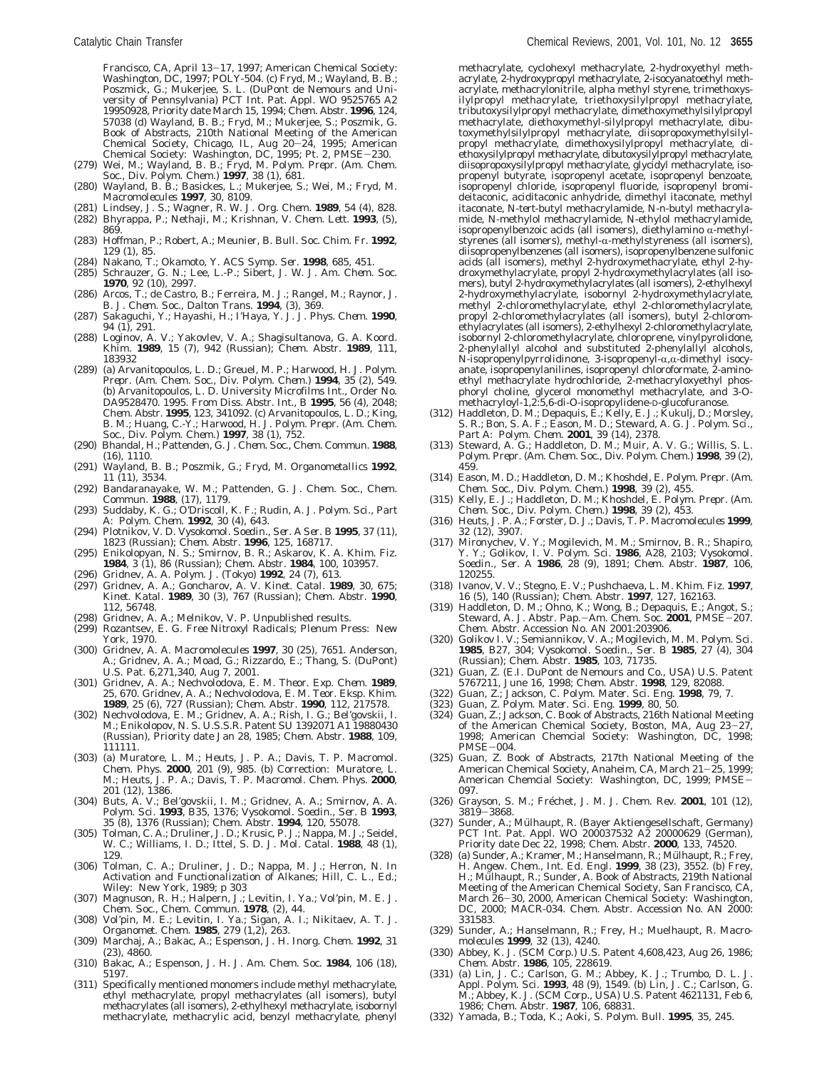Francisco, CA, April 13–17, 1997; American Chemical Society: Washington, DC, 1997; POLY-504. (c) Fryd, M.; Wayland, B. B.; Poszmick, G.; Mukerjee, S. L. (DuPont de Nemours and University of Pennsylvania) PCT Int. Pat. Appl. WO 9525765 A2 19950928, Priority date March 15, 1994; *Chem. Abstr.* **1996**, 124, 57038 (d) Wayland, B. B.; Fryd, M.; Mukerjee, S.; Poszmik, G. Book of Abstracts, 210th National Meeting of the American Chemical Society, Chicago, IL, Aug 20–24, 1995; American Chemical Society: Washington, DC, 1995; Pt. 2, PMSE-230.

(279) Wei, M.; Wayland, B. B.; Fryd, M. *Polym. Prepr. (Am. Chem. Soc., Div. Polym. Chem.)* **1997**, 38 (1), 681.

(280) Wayland, B. B.; Basickes, L.; Mukerjee, S.; Wei, M.; Fryd, M. *Macromolecules* **1997**, 30, 8109.

(281) Lindsey, J. S.; Wagner, R. W. *J. Org. Chem.* **1989**, 54 (4), 828.

(282) Bhyrappa, P.; Nethaji, M.; Krishnan, V. *Chem. Lett.* **1993**, (5), 869.

(283) Hoffman, P.; Robert, A.; Meunier, B. *Bull. Soc. Chim. Fr.* **1992**, 129 (1), 85.

(284) Nakano, T.; Okamoto, Y. *ACS Symp. Ser.* **1998**, 685, 451.

(285) Schrauzer, G. N.; Lee, L.-P.; Sibert, J. W. *J. Am. Chem. Soc.* **1970**, 92 (10), 2997.

(286) Arcos, T.; de Castro, B.; Ferreira, M. J.; Rangel, M.; Raynor, J. B. *J. Chem. Soc., Dalton Trans.* **1994**, (3), 369.

(287) Sakaguchi, Y.; Hayashi, H.; I'Haya, Y. J. *J. Phys. Chem.* **1990**, 94 (1), 291.

(288) Loginov, A. V.; Yakovlev, V. A.; Shagisultanova, G. A. *Koord. Khim.* **1989**, 15 (7), 942 (Russian); *Chem. Abstr.* **1989**, 111, 183932

(289) (a) Arvanitopoulos, L. D.; Greuel, M. P.; Harwood, H. J. *Polym. Prepr. (Am. Chem. Soc., Div. Polym. Chem.)* **1994**, 35 (2), 549. (b) Arvanitopoulos, L. D. University Microfilms Int., Order No. DA9528470. 1995. From *Diss. Abstr. Int., B* **1995**, 56 (4), 2048; *Chem. Abstr.* **1995**, 123, 341092. (c) Arvanitopoulos, L. D.; King, B. M.; Huang, C.-Y.; Harwood, H. J. *Polym. Prepr. (Am. Chem. Soc., Div. Polym. Chem.)* **1997**, 38 (1), 752.

(290) Bhandal, H.; Pattenden, G. *J. Chem. Soc., Chem. Commun.* **1988**, (16), 1110.

(291) Wayland, B. B.; Poszmik, G.; Fryd, M. *Organometallics* **1992**, 11 (11), 3534.

(292) Bandaranayake, W. M.; Pattenden, G. *J. Chem. Soc., Chem. Commun.* **1988**, (17), 1179.

(293) Suddaby, K. G.; O'Driscoll, K. F.; Rudin, A. *J. Polym. Sci., Part A: Polym. Chem.* **1992**, 30 (4), 643.

(294) Plotnikov, V. D. *Vysokomol. Soedin., Ser. A Ser. B* **1995**, 37 (11), 1823 (Russian); *Chem. Abstr.* **1996**, 125, 168717.

(295) Enikolopyan, N. S.; Smirnov, B. R.; Askarov, K. A. *Khim. Fiz.* **1984**, 3 (1), 86 (Russian); *Chem. Abstr.* **1984**, 100, 103957.

(296) Gridnev, A. A. *Polym. J. (Tokyo)* **1992**, 24 (7), 613.

(297) Gridnev, A. A.; Goncharov, A. V. *Kinet. Catal.* **1989**, 30, 675; *Kinet. Katal.* **1989**, 30 (3), 767 (Russian); *Chem. Abstr.* **1990**, 112, 56748.

(298) Gridnev, A. A.; Melnikov, V. P. Unpublished results.

(299) Rozantsev, E. G. *Free Nitroxyl Radicals*; Plenum Press: New York, 1970.

(300) Gridnev, A. A. *Macromolecules* **1997**, 30 (25), 7651. Anderson, A.; Gridnev, A. A.; Moad, G.; Rizzardo, E.; Thang, S. (DuPont) U.S. Pat. 6,271,340, Aug 7, 2001.

(301) Gridnev, A. A.; Nechvolodova, E. M. *Theor. Exp. Chem.* **1989**, 25, 670. Gridnev, A. A.; Nechvolodova, E. M. *Teor. Eksp. Khim.* **1989**, 25 (6), 727 (Russian); *Chem. Abstr.* **1990**, 112, 217578.

(302) Nechvolodova, E. M.; Gridnev, A. A.; Rish, I. G.; Bel'govskii, I. M.; Enikolopov, N. S. U.S.S.R. Patent SU 1392071 A1 19880430 (Russian), Priority date Jan 28, 1985; *Chem. Abstr.* **1988**, 109, 111111.

(303) (a) Muratore, L. M.; Heuts, J. P. A.; Davis, T. P. *Macromol. Chem. Phys.* **2000**, 201 (9), 985. (b) Correction: Muratore, L. M.; Heuts, J. P. A.; Davis, T. P. *Macromol. Chem. Phys.* **2000**, 201 (12), 1386.

(304) Buts, A. V.; Bel'govskii, I. M.; Gridnev, A. A.; Smirnov, A. A. *Polym. Sci.* **1993**, B35, 1376; *Vysokomol. Soedin., Ser. B* **1993**, 35 (8), 1376 (Russian); *Chem. Abstr.* **1994**, 120, 55078.

(305) Tolman, C. A.; Druliner, J. D.; Krusic, P. J.; Nappa, M. J.; Seidel, W. C.; Williams, I. D.; Ittel, S. D. *J. Mol. Catal.* **1988**, 48 (1), 129.

(306) Tolman, C. A.; Druliner, J. D.; Nappa, M. J.; Herron, N. In *Activation and Functionalization of Alkanes*; Hill, C. L., Ed.; Wiley: New York, 1989; p 303

(307) Magnuson, R. H.; Halpern, J.; Levitin, I. Ya.; Vol'pin, M. E. *J. Chem. Soc., Chem. Commun.* **1978**, (2), 44.

(308) Vol'pin, M. E.; Levitin, I. Ya.; Sigan, A. I.; Nikitaev, A. T. *J. Organomet. Chem.* **1985**, 279 (1,2), 263.

(309) Marchaj, A.; Bakac, A.; Espenson, J. H. *Inorg. Chem.* **1992**, 31 (23), 4860.

(310) Bakac, A.; Espenson, J. H. *J. Am. Chem. Soc.* **1984**, 106 (18), 5197.

(311) Specifically mentioned monomers include methyl methacrylate, ethyl methacrylate, propyl methacrylates (all isomers), butyl methacrylates (all isomers), 2-ethylhexyl methacrylate, isobornyl methacrylate, methacrylic acid, benzyl methacrylate, phenyl methacrylate, cyclohexyl methacrylate, 2-hydroxyethyl methacrylate, 2-hydroxypropyl methacrylate, 2-isocyanatoethyl methacrylate, methacrylonitrile, alpha methyl styrene, trimethoxysilylpropyl methacrylate, triethoxysilylpropyl methacrylate, tributoxysilylpropyl methacrylate, dimethoxymethylsilylpropyl methacrylate, diethoxymethyl-silylpropyl methacrylate, dibutoxymethylsilylpropyl methacrylate, diisopropoxymethylsilylpropyl methacrylate, dimethoxysilylpropyl methacrylate, diethoxysilylpropyl methacrylate, dibutoxysilylpropyl methacrylate, diisopropoxysilylpropyl methacrylate, glycidyl methacrylate, isopropenyl butyrate, isopropenyl acetate, isopropenyl benzoate, isopropenyl chloride, isopropenyl fluoride, isopropenyl bromideitaconic, aciditaconic anhydride, dimethyl itaconate, methyl itaconate, N-*tert*-butyl methacrylamide, N-*n*-butyl methacrylamide, N-methylol methacrylamide, N-ethylol methacrylamide, isopropenylbenzoic acids (all isomers), diethylamino α-methylstyrenes (all isomers), methyl-α-methylstyreness (all isomers), diisopropenylbenzenes (all isomers), isopropenylbenzene sulfonic acids (all isomers), methyl 2-hydroxymethacrylate, ethyl 2-hydroxymethylacrylate, propyl 2-hydroxymethylacrylates (all isomers), butyl 2-hydroxymethylacrylates (all isomers), 2-ethylhexyl 2-hydroxymethylacrylate, isobornyl 2-hydroxymethylacrylate, methyl 2-chloromethylacrylate, ethyl 2-chloromethylacrylate, propyl 2-chloromethylacrylates (all isomers), butyl 2-chloromethylacrylates (all isomers), 2-ethylhexyl 2-chloromethylacrylate, isobornyl 2-chloromethylacrylate, chloroprene, vinylpyrolidone, 2-phenylallyl alcohol and substituted 2-phenylallyl alcohols, N-isopropenylpyrrolidinone, 3-isopropenyl-α,α-dimethyl isocyanate, isopropenylanilines, isopropenyl chloroformate, 2-aminoethyl methacrylate hydrochloride, 2-methacryloxyethyl phosphoryl choline, glycerol monomethyl methacrylate, and 3-O-methacryloyl-1,2:5,6-di-O-isopropylidene-D-glucofuranose.

(312) Haddleton, D. M.; Depaquis, E.; Kelly, E. J.; Kukulj, D.; Morsley, S. R.; Bon, S. A. F.; Eason, M. D.; Steward, A. G. *J. Polym. Sci., Part A: Polym. Chem.* **2001**, 39 (14), 2378.

(313) Steward, A. G.; Haddleton, D. M.; Muir, A. V. G.; Willis, S. L. *Polym. Prepr. (Am. Chem. Soc., Div. Polym. Chem.)* **1998**, 39 (2), 459.

(314) Eason, M. D.; Haddleton, D. M.; Khoshdel, E. *Polym. Prepr. (Am. Chem. Soc., Div. Polym. Chem.)* **1998**, 39 (2), 455.

(315) Kelly, E. J.; Haddleton, D. M.; Khoshdel, E. *Polym. Prepr. (Am. Chem. Soc., Div. Polym. Chem.)* **1998**, 39 (2), 453.

(316) Heuts, J. P. A.; Forster, D. J.; Davis, T. P. *Macromolecules* **1999**, 32 (12), 3907.

(317) Mironychev, V. Y.; Mogilevich, M. M.; Smirnov, B. R.; Shapiro, Y. Y.; Golikov, I. V. *Polym. Sci.* **1986**, A28, 2103; *Vysokomol. Soedin., Ser. A* **1986**, 28 (9), 1891; *Chem. Abstr.* **1987**, 106, 120255.

(318) Ivanov, V. V.; Stegno, E. V.; Pushchaeva, L. M. *Khim. Fiz.* **1997**, 16 (5), 140 (Russian); *Chem. Abstr.* **1997**, 127, 162163.

(319) Haddleton, D. M.; Ohno, K.; Wong, B.; Depaquis, E.; Angot, S.; Steward, A. J. *Abstr. Pap.–Am. Chem. Soc.* **2001**, PMSE-207. *Chem. Abstr.* Accession No. AN 2001:203906.

(320) Golikov I. V.; Semiannikov, V. A.; Mogilevich, M. M. *Polym. Sci.* **1985**, B27, 304; *Vysokomol. Soedin., Ser. B* **1985**, 27 (4), 304 (Russian); *Chem. Abstr.* **1985**, 103, 71735.

(321) Guan, Z. (E.I. DuPont de Nemours and Co., USA) U.S. Patent 5767211, June 16, 1998; *Chem. Abstr.* **1998**, 129, 82088.

(322) Guan, Z.; Jackson, C. *Polym. Mater. Sci. Eng.* **1998**, 79, 7.

(323) Guan, Z. *Polym. Mater. Sci. Eng.* **1999**, 80, 50.

(324) Guan, Z.; Jackson, C. Book of Abstracts, 216th National Meeting of the American Chemical Society, Boston, MA, Aug 23–27, 1998; American Chemcial Society: Washington, DC, 1998; PMSE-004.

(325) Guan, Z. Book of Abstracts, 217th National Meeting of the American Chemical Society, Anaheim, CA, March 21–25, 1999; American Chemcial Society: Washington, DC, 1999; PMSE-097.

(326) Grayson, S. M.; Fréchet, J. M. J. *Chem. Rev.* **2001**, 101 (12), 3819–3868.

(327) Sunder, A.; Mülhaupt, R. (Bayer Aktiengesellschaft, Germany) PCT Int. Pat. Appl. WO 200037532 A2 20000629 (German), Priority date Dec 22, 1998; *Chem. Abstr.* **2000**, 133, 74520.

(328) (a) Sunder, A.; Kramer, M.; Hanselmann, R.; Mülhaupt, R.; Frey, H. *Angew. Chem., Int. Ed. Engl.* **1999**, 38 (23), 3552. (b) Frey, H.; Mülhaupt, R.; Sunder, A. Book of Abstracts, 219th National Meeting of the American Chemical Society, San Francisco, CA, March 26–30, 2000, American Chemical Society: Washington, DC, 2000; MACR-034. *Chem. Abstr.* Accession No. AN 2000: 331583.

(329) Sunder, A.; Hanselmann, R.; Frey, H.; Muelhaupt, R. *Macromolecules* **1999**, 32 (13), 4240.

(330) Abbey, K. J. (SCM Corp.) U.S. Patent 4,608,423, Aug 26, 1986; *Chem. Abstr.* **1986**, 105, 228619.

(331) (a) Lin, J. C.; Carlson, G. M.; Abbey, K. J.; Trumbo, D. L. *J. Appl. Polym. Sci.* **1993**, 48 (9), 1549. (b) Lin, J. C.; Carlson, G. M.; Abbey, K. J. (SCM Corp., USA) U.S. Patent 4621131, Feb 6, 1986; *Chem. Abstr.* **1987**, 106, 68831.

(332) Yamada, B.; Toda, K.; Aoki, S. *Polym. Bull.* **1995**, 35, 245.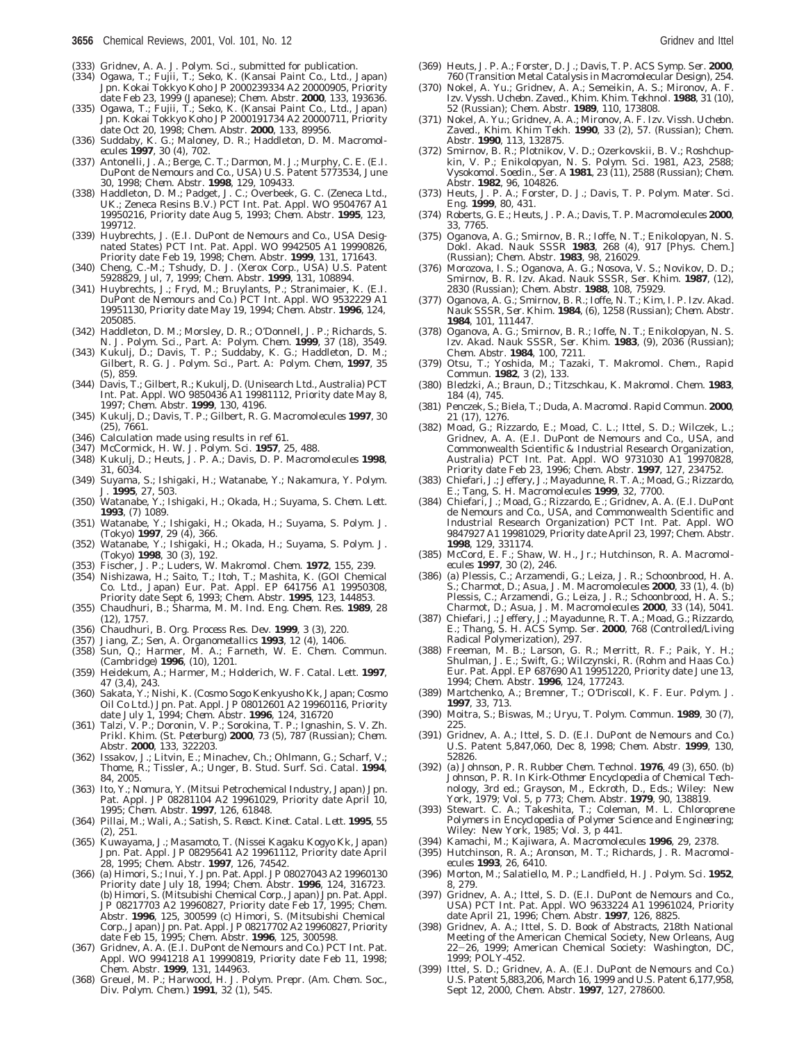(333) Gridnev, A. A. *J. Polym. Sci.*, submitted for publication.

(334) Ogawa, T.; Fujii, T.; Seko, K. (Kansai Paint Co., Ltd., Japan) Jpn. Kokai Tokkyo Koho JP 2000239334 A2 20000905, Priority date Feb 23, 1999 (Japanese); *Chem. Abstr.* **2000**, 133, 193636.

(335) Ogawa, T.; Fujii, T.; Seko, K. (Kansai Paint Co., Ltd., Japan) Jpn. Kokai Tokkyo Koho JP 2000191734 A2 20000711, Priority date Oct 20, 1998; *Chem. Abstr.* **2000**, 133, 89956.

(336) Suddaby, K. G.; Maloney, D. R.; Haddleton, D. M. *Macromolecules* **1997**, 30 (4), 702.

(337) Antonelli, J. A.; Berge, C. T.; Darmon, M. J.; Murphy, C. E. (E.I. DuPont de Nemours and Co., USA) U.S. Patent 5773534, June 30, 1998; *Chem. Abstr.* **1998**, 129, 109433.

(338) Haddleton, D. M.; Padget, J. C.; Overbeek, G. C. (Zeneca Ltd., UK.; Zeneca Resins B.V.) PCT Int. Pat. Appl. WO 9504767 A1 19950216, Priority date Aug 5, 1993; *Chem. Abstr.* **1995**, 123, 199712.

(339) Huybrechts, J. (E.I. DuPont de Nemours and Co., USA Designated States) PCT Int. Pat. Appl. WO 9942505 A1 19990826, Priority date Feb 19, 1998; *Chem. Abstr.* **1999**, 131, 171643.

(340) Cheng, C.-M.; Tshudy, D. J. (Xerox Corp., USA) U.S. Patent 5928829, Jul, 7, 1999; *Chem. Abstr.* **1999**, 131, 108894.

(341) Huybrechts, J.; Fryd, M.; Bruylants, P.; Stranimaier, K. (E.I. DuPont de Nemours and Co.) PCT Int. Pat. Appl. WO 9532229 A1 19951130, Priority date May 19, 1994; *Chem. Abstr.* **1996**, 124, 205085.

(342) Haddleton, D. M.; Morsley, D. R.; O'Donnell, J. P.; Richards, S. N. *J. Polym. Sci., Part. A: Polym. Chem.* **1999**, 37 (18), 3549.

(343) Kukulj, D.; Davis, T. P.; Suddaby, K. G.; Haddleton, D. M.; Gilbert, R. G. *J. Polym. Sci., Part. A: Polym. Chem*, **1997**, 35 (5), 859.

(344) Davis, T.; Gilbert, R.; Kukulj, D. (Unisearch Ltd., Australia) PCT Int. Pat. Appl. WO 9850436 A1 19981112, Priority date May 8, 1997; *Chem. Abstr.* **1999**, 130, 4196.

(345) Kukulj, D.; Davis, T. P.; Gilbert, R. G. *Macromolecules* **1997**, 30 (25), 7661.

(346) Calculation made using results in ref 61.

(347) McCormick, H. W. *J. Polym. Sci.* **1957**, 25, 488.

(348) Kukulj, D.; Heuts, J. P. A.; Davis, D. P. *Macromolecules* **1998**, 31, 6034.

(349) Suyama, S.; Ishigaki, H.; Watanabe, Y.; Nakamura, Y. *Polym. J.* **1995**, 27, 503.

(350) Watanabe, Y.; Ishigaki, H.; Okada, H.; Suyama, S. *Chem. Lett.* **1993**, (7) 1089.

(351) Watanabe, Y.; Ishigaki, H.; Okada, H.; Suyama, S. *Polym. J.* (Tokyo) **1997**, 29 (4), 366.

(352) Watanabe, Y.; Ishigaki, H.; Okada, H.; Suyama, S. *Polym. J.* (Tokyo) **1998**, 30 (3), 192.

(353) Fischer, J. P.; Luders, W. *Makromol. Chem.* **1972**, 155, 239.

(354) Nishizawa, H.; Saito, T.; Itoh, T.; Mashita, K. (GOI Chemical Co. Ltd., Japan) Eur. Pat. Appl. EP 641756 A1 19950308, Priority date Sept 6, 1993; *Chem. Abstr.* **1995**, 123, 144853.

(355) Chaudhuri, B.; Sharma, M. M. *Ind. Eng. Chem. Res.* **1989**, 28 (12), 1757.

(356) Chaudhuri, B. *Org. Process Res. Dev.* **1999**, 3 (3), 220.

(357) Jiang, Z.; Sen, A. *Organometallics* **1993**, 12 (4), 1406.

(358) Sun, Q.; Harmer, M. A.; Farneth, W. E. *Chem. Commun.* (Cambridge) **1996**, (10), 1201.

(359) Heidekum, A.; Harmer, M.; Holderich, W. F. *Catal. Lett.* **1997**, 47 (3,4), 243.

(360) Sakata, Y.; Nishi, K. (Cosmo Sogo Kenkyusho Kk, Japan; Cosmo Oil Co Ltd.) Jpn. Pat. Appl. JP 08012601 A2 19960116, Priority date July 1, 1994; *Chem. Abstr.* **1996**, 124, 316720

(361) Talzi, V. P.; Doronin, V. P.; Sorokina, T. P.; Ignashin, S. V. *Zh. Prikl. Khim.* (St. Peterburg) **2000**, 73 (5), 787 (Russian); *Chem. Abstr.* **2000**, 133, 322203.

(362) Issakov, J.; Litvin, E.; Minachev, Ch.; Ohlmann, G.; Scharf, V.; Thome, R.; Tissler, A.; Unger, B. *Stud. Surf. Sci. Catal.* **1994**, 84, 2005.

(363) Ito, Y.; Nomura, Y. (Mitsui Petrochemical Industry, Japan) Jpn. Pat. Appl. JP 08281104 A2 19961029, Priority date April 10, 1995; *Chem. Abstr.* **1997**, 126, 61848.

(364) Pillai, M.; Wali, A.; Satish, S. *React. Kinet. Catal. Lett.* **1995**, 55 (2), 251.

(365) Kuwayama, J.; Masamoto, T. (Nissei Kagaku Kogyo Kk, Japan) Jpn. Pat. Appl. JP 08295641 A2 19961112, Priority date April 28, 1995; *Chem. Abstr.* **1997**, 126, 74542.

(366) (a) Himori, S.; Inui, Y. Jpn. Pat. Appl. JP 08027043 A2 19960130 Priority date July 18, 1994; *Chem. Abstr.* **1996**, 124, 316723. (b) Himori, S. (Mitsubishi Chemical Corp., Japan) Jpn. Pat. Appl. JP 08217703 A2 19960827, Priority date Feb 17, 1995; *Chem. Abstr.* **1996**, 125, 300599 (c) Himori, S. (Mitsubishi Chemical Corp., Japan) Jpn. Pat. Appl. JP 08217702 A2 19960827, Priority date Feb 15, 1995; *Chem. Abstr.* **1996**, 125, 300598.

(367) Gridnev, A. A. (E.I. DuPont de Nemours and Co.) PCT Int. Pat. Appl. WO 9941218 A1 19990819, Priority date Feb 11, 1998; *Chem. Abstr.* **1999**, 131, 144963.

(368) Greuel, M. P.; Harwood, H. J. *Polym. Prepr. (Am. Chem. Soc., Div. Polym. Chem.)* **1991**, 32 (1), 545.

(369) Heuts, J. P. A.; Forster, D. J.; Davis, T. P. *ACS Symp. Ser.* **2000**, 760 (Transition Metal Catalysis in Macromolecular Design), 254.

(370) Nokel, A. Yu.; Gridnev, A. A.; Semeikin, A. S.; Mironov, A. F. *Izv. Vyssh. Uchebn. Zaved., Khim. Khim. Tekhnol.* **1988**, 31 (10), 52 (Russian); *Chem. Abstr.* **1989**, 110, 173808.

(371) Nokel, A. Yu.; Gridnev, A. A.; Mironov, A. F. *Izv. Vissh. Uchebn. Zaved., Khim. Khim Tekh.* **1990**, 33 (2), 57. (Russian); *Chem. Abstr.* **1990**, 113, 132875.

(372) Smirnov, B. R.; Plotnikov, V. D.; Ozerkovskii, B. V.; Roshchupkin, V. P.; Enikolopyan, N. S. *Polym. Sci.* 1981, A23, 2588; *Vysokomol. Soedin., Ser. A* **1981**, 23 (11), 2588 (Russian); *Chem. Abstr.* **1982**, 96, 104826.

(373) Heuts, J. P. A.; Forster, D. J.; Davis, T. P. *Polym. Mater. Sci. Eng.* **1999**, 80, 431.

(374) Roberts, G. E.; Heuts, J. P. A.; Davis, T. P. *Macromolecules* **2000**, 33, 7765.

(375) Oganova, A. G.; Smirnov, B. R.; Ioffe, N. T.; Enikolopyan, N. S. *Dokl. Akad. Nauk SSSR* **1983**, 268 (4), 917 [Phys. Chem.] (Russian); *Chem. Abstr.* **1983**, 98, 216029.

(376) Morozova, I. S.; Oganova, A. G.; Nosova, V. S.; Novikov, D. D.; Smirnov, B. R. *Izv. Akad. Nauk SSSR, Ser. Khim.* **1987**, (12), 2830 (Russian); *Chem. Abstr.* **1988**, 108, 75929.

(377) Oganova, A. G.; Smirnov, B. R.; Ioffe, N. T.; Kim, I. P. *Izv. Akad. Nauk SSSR, Ser. Khim.* **1984**, (6), 1258 (Russian); *Chem. Abstr.* **1984**, 101, 111447.

(378) Oganova, A. G.; Smirnov, B. R.; Ioffe, N. T.; Enikolopyan, N. S. *Izv. Akad. Nauk SSSR, Ser. Khim.* **1983**, (9), 2036 (Russian); *Chem. Abstr.* **1984**, 100, 7211.

(379) Otsu, T.; Yoshida, M.; Tazaki, T. *Makromol. Chem., Rapid Commun.* **1982**, 3 (2), 133.

(380) Bledzki, A.; Braun, D.; Titzschkau, K. *Makromol. Chem.* **1983**, 184 (4), 745.

(381) Penczek, S.; Biela, T.; Duda, A. *Macromol. Rapid Commun.* **2000**, 21 (17), 1276.

(382) Moad, G.; Rizzardo, E.; Moad, C. L.; Ittel, S. D.; Wilczek, L.; Gridnev, A. A. (E.I. DuPont de Nemours and Co., USA, and Commonwealth Scientific & Industrial Research Organization, Australia) PCT Int. Pat. Appl. WO 9731030 A1 19970828, Priority date Feb 23, 1996; *Chem. Abstr.* **1997**, 127, 234752.

(383) Chiefari, J.; Jeffery, J.; Mayadunne, R. T. A.; Moad, G.; Rizzardo, E.; Tang, S. H. *Macromolecules* **1999**, 32, 7700.

(384) Chiefari, J.; Moad, G.; Rizzardo, E.; Gridnev, A. A. (E.I. DuPont de Nemours and Co., USA, and Commonwealth Scientific and Industrial Research Organization) PCT Int. Pat. Appl. WO 9847927 A1 19981029, Priority date April 23, 1997; *Chem. Abstr.* **1998**, 129, 331174.

(385) McCord, E. F.; Shaw, W. H., Jr.; Hutchinson, R. A. *Macromolecules* **1997**, 30 (2), 246.

(386) (a) Plessis, C.; Arzamendi, G.; Leiza, J. R.; Schoonbrood, H. A. S.; Charmot, D.; Asua, J. M. *Macromolecules* **2000**, 33 (1), 4. (b) Plessis, C.; Arzamendi, G.; Leiza, J. R.; Schoonbrood, H. A. S.; Charmot, D.; Asua, J. M. *Macromolecules* **2000**, 33 (14), 5041.

(387) Chiefari, J.; Jeffery, J.; Mayadunne, R. T. A.; Moad, G.; Rizzardo, E.; Thang, S. H. *ACS Symp. Ser.* **2000**, 768 (Controlled/Living Radical Polymerization), 297.

(388) Freeman, M. B.; Larson, G. R.; Merritt, R. F.; Paik, Y. H.; Shulman, J. E.; Swift, G.; Wilczynski, R. (Rohm and Haas Co.) Eur. Pat. Appl. EP 687690 A1 19951220, Priority date June 13, 1994; *Chem. Abstr.* **1996**, 124, 177243.

(389) Martchenko, A.; Bremner, T.; O'Driscoll, K. F. *Eur. Polym. J.* **1997**, 33, 713.

(390) Moitra, S.; Biswas, M.; Uryu, T. *Polym. Commun.* **1989**, 30 (7), 225.

(391) Gridnev, A. A.; Ittel, S. D. (E.I. DuPont de Nemours and Co.) U.S. Patent 5,847,060, Dec 8, 1998; *Chem. Abstr.* **1999**, 130, 52826.

(392) (a) Johnson, P. R. *Rubber Chem. Technol.* **1976**, 49 (3), 650. (b) Johnson, P. R. In *Kirk-Othmer Encyclopedia of Chemical Technology*, 3rd ed.; Grayson, M., Eckroth, D., Eds.; Wiley: New York, 1979; Vol. 5, p 773; *Chem. Abstr.* **1979**, 90, 138819.

(393) Stewart. C. A.; Takeshita, T.; Coleman, M. L. *Chloroprene Polymers in Encyclopedia of Polymer Science and Engineering*; Wiley: New York, 1985; Vol. 3, p 441.

(394) Kamachi, M.; Kajiwara, A. *Macromolecules* **1996**, 29, 2378.

(395) Hutchinson, R. A.; Aronson, M. T.; Richards, J. R. *Macromolecules* **1993**, 26, 6410.

(396) Morton, M.; Salatiello, M. P.; Landfield, H. *J. Polym. Sci.* **1952**, 8, 279.

(397) Gridnev, A. A.; Ittel, S. D. (E.I. DuPont de Nemours and Co., USA) PCT Int. Pat. Appl. WO 9633224 A1 19961024, Priority date April 21, 1996; *Chem. Abstr.* **1997**, 126, 8825.

(398) Gridnev, A. A.; Ittel, S. D. Book of Abstracts, 218th National Meeting of the American Chemical Society, New Orleans, Aug 22–26, 1999; American Chemical Society: Washington, DC, 1999; POLY-452.

(399) Ittel, S. D.; Gridnev, A. A. (E.I. DuPont de Nemours and Co.) U.S. Patent 5,883,206, March 16, 1999 and U.S. Patent 6,177,958, Sept 12, 2000, *Chem. Abstr.* **1997**, 127, 278600.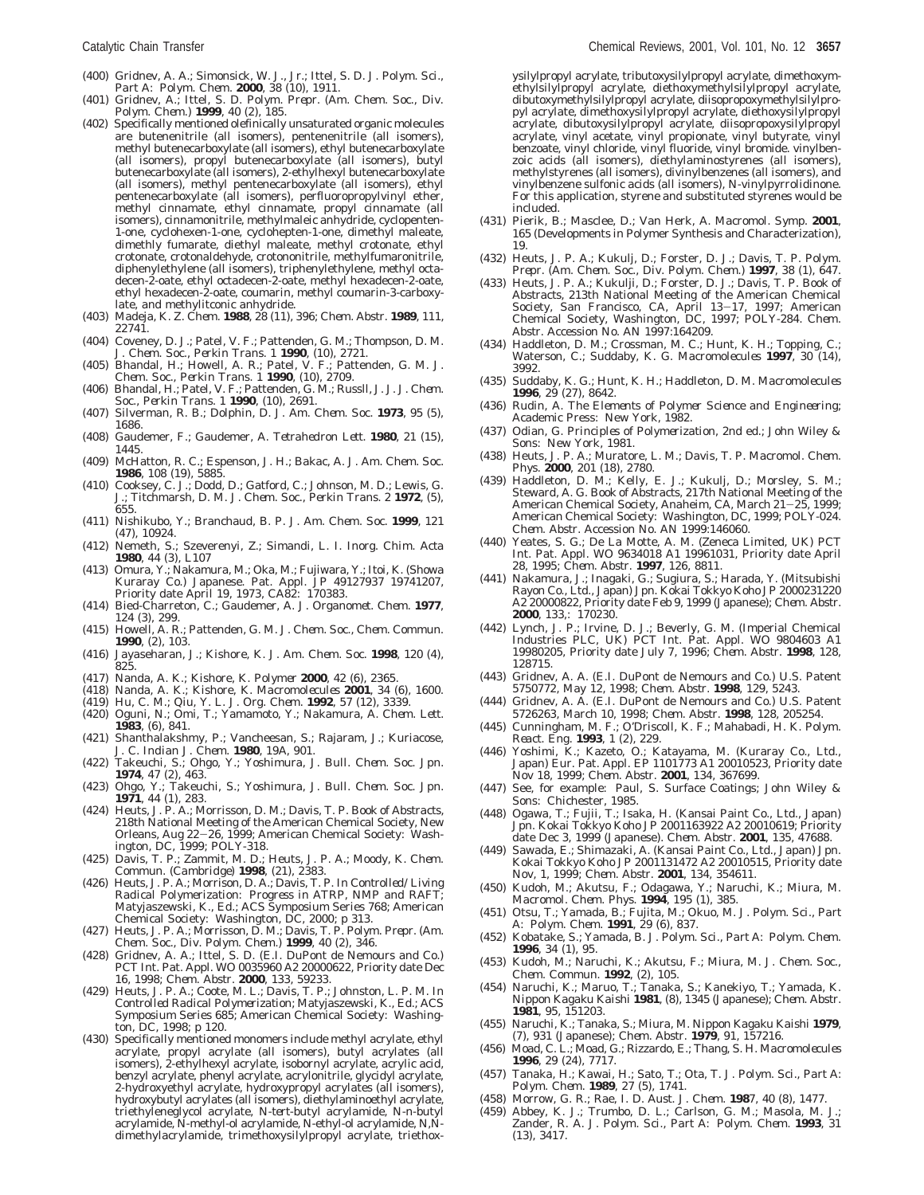(400) Gridnev, A. A.; Simonsick, W. J., Jr.; Ittel, S. D. *J. Polym. Sci., Part A: Polym. Chem.* **2000**, *38* (10), 1911.

(401) Gridnev, A.; Ittel, S. D. *Polym. Prepr. (Am. Chem. Soc., Div. Polym. Chem.)* **1999**, *40* (2), 185.

(402) Specifically mentioned olefinically unsaturated organic molecules are butenenitrile (all isomers), pentenenitrile (all isomers), methyl butenecarboxylate (all isomers), ethyl butenecarboxylate (all isomers), propyl butenecarboxylate (all isomers), butyl butenecarboxylate (all isomers), 2-ethylhexyl butenecarboxylate (all isomers), methyl pentenecarboxylate (all isomers), ethyl pentenecarboxylate (all isomers), perfluoropropylvinyl ether, methyl cinnamate, ethyl cinnamate, propyl cinnamate (all isomers), cinnamonitrile, methylmaleic anhydride, cyclopenten-1-one, cyclohexen-1-one, cyclohepten-1-one, dimethyl maleate, dimethly fumarate, diethyl maleate, methyl crotonate, ethyl crotonate, crotonaldehyde, crotononitrile, methylfumaronitrile, diphenylethylene (all isomers), triphenylethylene, methyl octadecen-2-oate, ethyl octadecen-2-oate, methyl hexadecen-2-oate, ethyl hexadecen-2-oate, coumarin, methyl coumarin-3-carboxylate, and methylitconic anhydride.

(403) Madeja, K. *Z. Chem.* **1988**, *28* (11), 396; *Chem. Abstr.* **1989**, *111*, 22741.

(404) Coveney, D. J.; Patel, V. F.; Pattenden, G. M.; Thompson, D. M. *J. Chem. Soc., Perkin Trans. 1* **1990**, (10), 2721.

(405) Bhandal, H.; Howell, A. R.; Patel, V. F.; Pattenden, G. M. *J. Chem. Soc., Perkin Trans. 1* **1990**, (10), 2709.

(406) Bhandal, H.; Patel, V. F.; Pattenden, G. M.; Russll, J. J. *J. Chem. Soc., Perkin Trans. 1* **1990**, (10), 2691.

(407) Silverman, R. B.; Dolphin, D. *J. Am. Chem. Soc.* **1973**, *95* (5), 1686.

(408) Gaudemer, F.; Gaudemer, A. *Tetrahedron Lett.* **1980**, *21* (15), 1445.

(409) McHatton, R. C.; Espenson, J. H.; Bakac, A. *J. Am. Chem. Soc.* **1986**, *108* (19), 5885.

(410) Cooksey, C. J.; Dodd, D.; Gatford, C.; Johnson, M. D.; Lewis, G. J.; Titchmarsh, D. M. *J. Chem. Soc., Perkin Trans. 2* **1972**, (5), 655.

(411) Nishikubo, Y.; Branchaud, B. P. *J. Am. Chem. Soc.* **1999**, *121* (47), 10924.

(412) Nemeth, S.; Szeverenyi, Z.; Simandi, L. I. *Inorg. Chim. Acta* **1980**, *44* (3), L107

(413) Omura, Y.; Nakamura, M.; Oka, M.; Fujiwara, Y.; Itoi, K. (Showa Kuraray Co.) Japanese. Pat. Appl. JP 49127937 19741207, Priority date April 19, 1973, CA82: 170383.

(414) Bied-Charreton, C.; Gaudemer, A. *J. Organomet. Chem.* **1977**, *124* (3), 299.

(415) Howell, A. R.; Pattenden, G. M. *J. Chem. Soc., Chem. Commun.* **1990**, (2), 103.

(416) Jayaseharan, J.; Kishore, K. *J. Am. Chem. Soc.* **1998**, *120* (4), 825.

(417) Nanda, A. K.; Kishore, K. *Polymer* **2000**, *42* (6), 2365.

(418) Nanda, A. K.; Kishore, K. *Macromolecules* **2001**, *34* (6), 1600.

(419) Hu, C. M.; Qiu, Y. L. *J. Org. Chem.* **1992**, *57* (12), 3339.

(420) Oguni, N.; Omi, T.; Yamamoto, Y.; Nakamura, A. *Chem. Lett.* **1983**, (6), 841.

(421) Shanthalakshmy, P.; Vancheesan, S.; Rajaram, J.; Kuriacose, J. C. *Indian J. Chem.* **1980**, *19A*, 901.

(422) Takeuchi, S.; Ohgo, Y.; Yoshimura, J. *Bull. Chem. Soc. Jpn.* **1974**, *47* (2), 463.

(423) Ohgo, Y.; Takeuchi, S.; Yoshimura, J. *Bull. Chem. Soc. Jpn.* **1971**, *44* (1), 283.

(424) Heuts, J. P. A.; Morrisson, D. M.; Davis, T. P. *Book of Abstracts*, 218th National Meeting of the American Chemical Society, New Orleans, Aug 22–26, 1999; American Chemical Society: Washington, DC, 1999; POLY-318.

(425) Davis, T. P.; Zammit, M. D.; Heuts, J. P. A.; Moody, K. *Chem. Commun. (Cambridge)* **1998**, (21), 2383.

(426) Heuts, J. P. A.; Morrison, D. A.; Davis, T. P. In *Controlled/Living Radical Polymerization: Progress in ATRP, NMP and RAFT*; Matyjaszewski, K., Ed.; ACS Symposium Series 768; American Chemical Society: Washington, DC, 2000; p 313.

(427) Heuts, J. P. A.; Morrisson, D. M.; Davis, T. P. *Polym. Prepr. (Am. Chem. Soc., Div. Polym. Chem.)* **1999**, *40* (2), 346.

(428) Gridnev, A. A.; Ittel, S. D. (E.I. DuPont de Nemours and Co.) PCT Int. Pat. Appl. WO 0035960 A2 20000622, Priority date Dec 16, 1998; *Chem. Abstr.* **2000**, *133*, 59233.

(429) Heuts, J. P. A.; Coote, M. L.; Davis, T. P.; Johnston, L. P. M. In *Controlled Radical Polymerization*; Matyjaszewski, K., Ed.; ACS Symposium Series 685; American Chemical Society: Washington, DC, 1998; p 120.

(430) Specifically mentioned monomers include methyl acrylate, ethyl acrylate, propyl acrylate (all isomers), butyl acrylates (all isomers), 2-ethylhexyl acrylate, isobornyl acrylate, acrylic acid, benzyl acrylate, phenyl acrylate, acrylonitrile, glycidyl acrylate, 2-hydroxyethyl acrylate, hydroxypropyl acrylates (all isomers), hydroxybutyl acrylates (all isomers), diethylaminoethyl acrylate, triethyleneglycol acrylate, N-*tert*-butyl acrylamide, N-*n*-butyl acrylamide, N-methyl-ol acrylamide, N-ethyl-ol acrylamide, N,N-dimethylacrylamide, trimethoxysilylpropyl acrylate, triethoxysilylpropyl acrylate, tributoxysilylpropyl acrylate, dimethoxymethylsilylpropyl acrylate, diethoxymethylsilylpropyl acrylate, dibutoxymethylsilylpropyl acrylate, diisopropoxymethylsilylpropyl acrylate, dimethoxysilylpropyl acrylate, diethoxysilylpropyl acrylate, dibutoxysilylpropyl acrylate, diisopropoxysilylpropyl acrylate, vinyl acetate, vinyl propionate, vinyl butyrate, vinyl benzoate, vinyl chloride, vinyl fluoride, vinyl bromide. vinylbenzoic acids (all isomers), diethylaminostyrenes (all isomers), methylstyrenes (all isomers), divinylbenzenes (all isomers), and vinylbenzene sulfonic acids (all isomers), N-vinylpyrrolidinone. For this application, styrene and substituted styrenes would be included.

(431) Pierik, B.; Masclee, D.; Van Herk, A. *Macromol. Symp.* **2001**, *165* (Developments in Polymer Synthesis and Characterization), 19.

(432) Heuts, J. P. A.; Kukulj, D.; Forster, D. J.; Davis, T. P. *Polym. Prepr. (Am. Chem. Soc., Div. Polym. Chem.)* **1997**, *38* (1), 647.

(433) Heuts, J. P. A.; Kukulj, D.; Forster, D. J.; Davis, T. P. *Book of Abstracts*, 213th National Meeting of the American Chemical Society, San Francisco, CA, April 13–17, 1997; American Chemical Society, Washington, DC, 1997; POLY-284. *Chem. Abstr.* Accession No. AN 1997:164209.

(434) Haddleton, D. M.; Crossman, M. C.; Hunt, K. H.; Topping, C.; Waterson, C.; Suddaby, K. G. *Macromolecules* **1997**, *30* (14), 3992.

(435) Suddaby, K. G.; Hunt, K. H.; Haddleton, D. M. *Macromolecules* **1996**, *29* (27), 8642.

(436) Rudin, A. *The Elements of Polymer Science and Engineering*; Academic Press: New York, 1982.

(437) Odian, G. *Principles of Polymerization*, 2nd ed.; John Wiley & Sons: New York, 1981.

(438) Heuts, J. P. A.; Muratore, L. M.; Davis, T. P. *Macromol. Chem. Phys.* **2000**, *201* (18), 2780.

(439) Haddleton, D. M.; Kelly, E. J.; Kukulj, D.; Morsley, S. M.; Steward, A. G. *Book of Abstracts*, 217th National Meeting of the American Chemical Society, Anaheim, CA, March 21–25, 1999; American Chemical Society: Washington, DC, 1999; POLY-024. *Chem. Abstr.* Accession No. AN 1999:146060.

(440) Yeates, S. G.; De La Motte, A. M. (Zeneca Limited, UK) PCT Int. Pat. Appl. WO 9634018 A1 19961031, Priority date April 28, 1995; *Chem. Abstr.* **1997**, *126*, 8811.

(441) Nakamura, J.; Inagaki, G.; Sugiura, S.; Harada, Y. (Mitsubishi Rayon Co., Ltd., Japan) Jpn. Kokai Tokkyo Koho JP 2000231220 A2 20000822, Priority date Feb 9, 1999 (Japanese); *Chem. Abstr.* **2000**, *133*,: 170230.

(442) Lynch, J. P.; Irvine, D. J.; Beverly, G. M. (Imperial Chemical Industries PLC, UK) PCT Int. Pat. Appl. WO 9804603 A1 19980205, Priority date July 7, 1996; *Chem. Abstr.* **1998**, *128*, 128715.

(443) Gridnev, A. A. (E.I. DuPont de Nemours and Co.) U.S. Patent 5750772, May 12, 1998; *Chem. Abstr.* **1998**, *129*, 5243.

(444) Gridnev, A. A. (E.I. DuPont de Nemours and Co.) U.S. Patent 5726263, March 10, 1998; *Chem. Abstr.* **1998**, *128*, 205254.

(445) Cunningham, M. F.; O'Driscoll, K. F.; Mahabadi, H. K. *Polym. React. Eng.* **1993**, *1* (2), 229.

(446) Yoshimi, K.; Kazeto, O.; Katayama, M. (Kuraray Co., Ltd., Japan) Eur. Pat. Appl. EP 1101773 A1 20010523, Priority date Nov 18, 1999; *Chem. Abstr.* **2001**, *134*, 367699.

(447) See, for example: Paul, S. *Surface Coatings*; John Wiley & Sons: Chichester, 1985.

(448) Ogawa, T.; Fujii, T.; Isaka, H. (Kansai Paint Co., Ltd., Japan) Jpn. Kokai Tokkyo Koho JP 2001163922 A2 20010619; Priority date Dec 3, 1999 (Japanese). *Chem. Abstr.* **2001**, *135*, 47688.

(449) Sawada, E.; Shimazaki, A. (Kansai Paint Co., Ltd., Japan) Jpn. Kokai Tokkyo Koho JP 2001131472 A2 20010515, Priority date Nov, 1, 1999; *Chem. Abstr.* **2001**, *134*, 354611.

(450) Kudoh, M.; Akutsu, F.; Odagawa, Y.; Naruchi, K.; Miura, M. *Macromol. Chem. Phys.* **1994**, *195* (1), 385.

(451) Otsu, T.; Yamada, B.; Fujita, M.; Okuo, M. *J. Polym. Sci., Part A: Polym. Chem.* **1991**, *29* (6), 837.

(452) Kobatake, S.; Yamada, B. *J. Polym. Sci., Part A: Polym. Chem.* **1996**, *34* (1), 95.

(453) Kudoh, M.; Naruchi, K.; Akutsu, F.; Miura, M. *J. Chem. Soc., Chem. Commun.* **1992**, (2), 105.

(454) Naruchi, K.; Maruo, T.; Tanaka, S.; Kanekiyo, T.; Yamada, K. *Nippon Kagaku Kaishi* **1981**, (8), 1345 (Japanese); *Chem. Abstr.* **1981**, *95*, 151203.

(455) Naruchi, K.; Tanaka, S.; Miura, M. *Nippon Kagaku Kaishi* **1979**, (7), 931 (Japanese); *Chem. Abstr.* **1979**, *91*, 157216.

(456) Moad, C. L.; Moad, G.; Rizzardo, E.; Thang, S. H. *Macromolecules* **1996**, *29* (24), 7717.

(457) Tanaka, H.; Kawai, H.; Sato, T.; Ota, T. *J. Polym. Sci., Part A: Polym. Chem.* **1989**, *27* (5), 1741.

(458) Morrow, G. R.; Rae, I. D. *Aust. J. Chem.* **1987**, *40* (8), 1477.

(459) Abbey, K. J.; Trumbo, D. L.; Carlson, G. M.; Masola, M. J.; Zander, R. A. *J. Polym. Sci., Part A: Polym. Chem.* **1993**, *31* (13), 3417.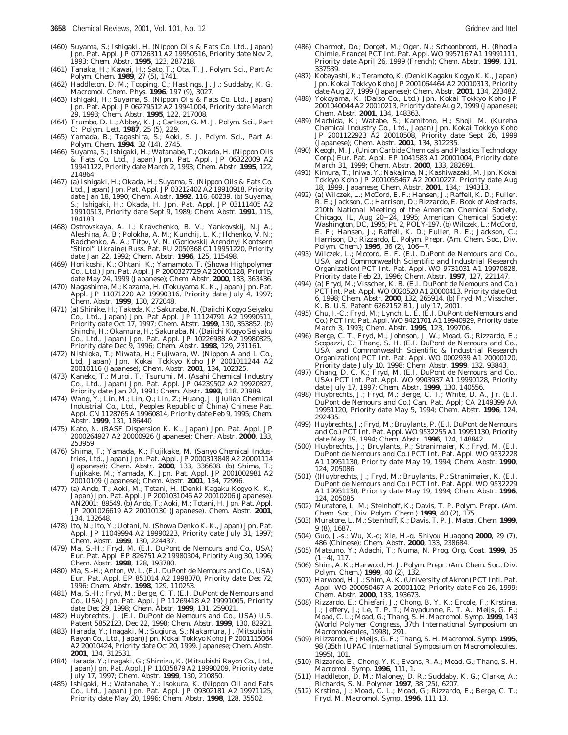(460) Suyama, S.; Ishigaki, H. (Nippon Oils & Fats Co. Ltd., Japan) Jpn. Pat. Appl. JP 07126311 A2 19950516, Priority date Nov 2, 1993; *Chem. Abstr.* **1995**, 123, 287218.

(461) Tanaka, H.; Kawai, H.; Sato, T.; Ota, T. *J. Polym. Sci., Part A: Polym. Chem.* **1989**, 27 (5), 1741.

(462) Haddleton, D. M.; Topping, C.; Hastings, J. J.; Suddaby, K. G. *Macromol. Chem. Phys.* **1996**, 197 (9), 3027.

(463) Ishigaki, H.; Suyama, S. (Nippon Oils & Fats Co. Ltd., Japan) Jpn. Pat. Appl. JP 06279512 A2 19941004, Priority date March 29, 1993; *Chem. Abstr.* **1995**, 122, 217008.

(464) Trumbo, D. L.; Abbey, K. J.; Carlson, G. M. *J. Polym. Sci., Part C: Polym. Lett.* **1987**, 25 (5), 229.

(465) Yamada, B.; Tagashira, S.; Aoki, S. *J. Polym. Sci., Part A: Polym. Chem.* **1994**, 32 (14), 2745.

(466) Suyama, S.; Ishigaki, H.; Watanabe, T.; Okada, H. (Nippon Oils & Fats Co. Ltd., Japan) Jpn. Pat. Appl. JP 06322009 A2 19941122, Priority date March 2, 1993; *Chem. Abstr.* **1995**, 122, 214864.

(467) (a) Ishigaki, H.; Okada, H.; Suyama, S. (Nippon Oils & Fats Co. Ltd., Japan) Jpn. Pat. Appl. JP 03212402 A2 19910918, Priority date Jan 18, 1990; *Chem. Abstr.* **1992**, 116, 60239. (b) Suyama, S.; Ishigaki, H.; Okada, H. Jpn. Pat. Appl. JP 03111405 A2 19910513, Priority date Sept 9, 1989; *Chem. Abstr.* **1991**, 115, 184183.

(468) Ostrovskaya, A. I.; Kravchenko, B. V.; Yankovskij, N.j A.; Aleshina, A. B.; Polokha, A. M.; Kunchij, L. K.; Ilchenko, V. N.; Radchenko, A. A.; Titov, V. N. (Gorlovskij Arendnyj Kontsern "Stirol", Ukraine) Russ. Pat. RU 2050368 C1 19951220, Priority date Jan 22, 1992; *Chem. Abstr.* **1996**, 125, 115498.

(469) Horikoshi, K.; Ohtani, K.; Yamamoto, T. (Showa Highpolymer Co., Ltd.) Jpn. Pat. Appl. JP 2000327729 A2 20001128, Priority date May 24, 1999 (Japanese); *Chem. Abstr.* **2000**, 133, 363436.

(470) Nagashima, M.; Kazama, H. (Tokuyama K. K., Japan) Jpn. Pat. Appl. JP 11071220 A2 19990316, Priority date July 4, 1997; *Chem. Abstr.* **1999**, 130, 272048.

(471) (a) Shinike, H.; Takeda, K.; Sakuraba, N. (Daiichi Kogyo Seiyaku Co., Ltd., Japan) Jpn. Pat Appl. JP 11124791 A2 19990511, Priority date Oct 17, 1997; *Chem. Abstr.* **1999**, 130, 353852. (b) Shinchi, H.; Okamura, H.; Sakuraba, N. (Daiichi Kogyo Seiyaku Co., Ltd., Japan) Jpn. Pat. Appl. JP 10226988 A2 19980825, Priority date Dec 9, 1996; *Chem. Abstr.* **1998**, 129, 231161.

(472) Nishioka, T.; Miwata, H.; Fujiwara, W. (Nippon A and L Co., Ltd, Japan) Jpn. Kokai Tokkyo Koho JP 2001011244 A2 20010116 (Japanese); *Chem. Abstr.* **2001**, 134, 102325.

(473) Kaneko, T.; Muroi, T.; Tsurumi, M. (Asahi Chemical Industry Co., Ltd., Japan) Jpn. Pat. Appl. JP 04239502 A2 19920827, Priority date Jan 22, 1991; *Chem. Abstr.* **1993**, 118, 23989.

(474) Wang, Y.; Lin, M.; Lin, Q.; Lin, Z.; Huang, J. (Jiulian Chemical Industrial Co., Ltd., Peoples Republic of China) Chinese Pat. Appl. CN 1128765 A 19960814, Priority date Feb 9, 1995; *Chem. Abstr.* **1999**, 131, 186440

(475) Kato, N. (BASF Dispersion K. K., Japan) Jpn. Pat. Appl. JP 2000264927 A2 20000926 (Japanese); *Chem. Abstr.* **2000**, 133, 253959.

(476) Shima, T.; Yamada, K.; Fujikake, M. (Sanyo Chemical Industries, Ltd., Japan) Jpn. Pat. Appl. JP 2000313848 A2 20001114 (Japanese); *Chem. Abstr.* **2000**, 133, 336608. (b) Shima, T.; Fujikake, M.; Yamada, K. Jpn. Pat. Appl. JP 2001002981 A2 20010109 (Japanese); *Chem. Abstr.* **2001**, 134, 72996.

(477) (a) Ando, T.; Aoki, M.; Totani, H. (Denki Kagaku Kogyo K. K., Japan) Jpn. Pat. Appl. JP 2001031046 A2 20010206 (Japanese). AN2001: 89549. (b) Ando, T.; Aoki, M.; Totani, H. Jpn. Pat. Appl. JP 2001026619 A2 20010130 (Japanese). *Chem. Abstr.* **2001**, 134, 132648.

(478) Ito, N.; Ito, Y.; Uotani, N. (Showa Denko K. K., Japan) Jpn. Pat. Appl. JP 11049994 A2 19990223, Priority date July 31, 1997; *Chem. Abstr.* **1999**, 130, 224437.

(479) Ma, S.-H.; Fryd, M. (E.I. DuPont de Nemours and Co., USA) Eur. Pat. Appl. EP 826751 A2 19980304, Priority Aug 30, 1996; *Chem. Abstr.* **1998**, 128, 193780.

(480) Ma, S.-H.; Anton, W. L. (E.I. DuPont de Nemours and Co., USA) Eur. Pat. Appl. EP 851014 A2 1998070, Priority date Dec 72, 1996; *Chem. Abstr.* **1998**, 129, 110253.

(481) Ma, S.-H.; Fryd, M.; Berge, C. T. (E.I. DuPont de Nemours and Co., USA) Jpn. Pat. Appl. JP 11269418 A2 19991005, Priority date Dec 29, 1998; *Chem. Abstr.* **1999**, 131, 259021.

(482) Huybrechts, J. (E.I. DuPont de Nemours and Co., USA) U.S. Patent 5852123, Dec 22, 1998; *Chem. Abstr.* **1999**, 130, 82921.

(483) Harada, Y.; Inagaki, M.; Sugiura, S.; Nakamura, J. (Mitsubishi Rayon Co., Ltd., Japan) Jpn. Kokai Tokkyo Koho JP 2001115064 A2 20010424, Priority date Oct 20, 1999. Japanese; *Chem. Abstr.* **2001**, 134, 312531.

(484) Harada, Y.; Inagaki, G.; Shimizu, K. (Mitsubishi Rayon Co., Ltd., Japan) Jpn. Pat. Appl. JP 11035879 A2 19990209, Priority date July 17, 1997; *Chem. Abstr.* **1999**, 130, 210850.

(485) Ishigaki, H.; Watanabe, Y.; Isokura, K. (Nippon Oil and Fats Co., Ltd., Japan) Jpn. Pat. Appl. JP 09302181 A2 19971125, Priority date May 20, 1996; *Chem. Abstr.* **1998**, 128, 35502.

(486) Charmot, Do.; Dorget, M.; Oger, N.; Schoonbrood, H. (Rhodia Chimie, France) PCT Int. Pat. Appl. WO 9957167 A1 19991111, Priority date April 26, 1999 (French); *Chem. Abstr.* **1999**, 131, 337539.

(487) Kobayashi, K.; Teramoto, K. (Denki Kagaku Kogyo K. K., Japan) Jpn. Kokai Tokkyo Koho JP 2001064464 A2 20010313, Priority date Aug 27, 1999 (Japanese); *Chem. Abstr.* **2001**, 134, 223482.

(488) Yokoyama, K. (Daiso Co., Ltd.) Jpn. Kokai Tokkyo Koho JP 2001040044 A2 20010213, Priority date Aug 2, 1999 (Japanese); *Chem. Abstr.* **2001**, 134, 148363.

(489) Machida, K.; Watabe, S.; Kamitono, H.; Shoji, M. (Kureha Chemical Industry Co., Ltd., Japan) Jpn. Kokai Tokkyo Koho JP 2001122923 A2 20010508, Priority date Sept 26, 1999 (Japanese); *Chem. Abstr.* **2001**, 134, 312235.

(490) Keogh, M. J. (Union Carbide Chemicals and Plastics Technology Corp.) Eur. Pat. Appl. EP 1041583 A1 20001004, Priority date March 31, 1999; *Chem. Abstr.* **2000**, 133, 282691.

(491) Kimura, T.; Iniwa, Y.; Nakajima, N.; Kashiwazaki, M. Jpn. Kokai Tokkyo Koho JP 2001055467 A2 20010227. Priority date Aug 18, 1999. Japanese; *Chem. Abstr.* **2001**, 134,: 194313.

(492) (a) Wilczek, L.; McCord, E. F.; Hansen, J.; Raffell, K. D.; Fuller, R. E.; Jackson, C.; Harrison, D.; Rizzardo, E. Book of Abstracts, 210th National Meeting of the American Chemical Society, Chicago, IL, Aug 20–24, 1995; American Chemical Society: Washington, DC, 1995; Pt. 2, POLY-197. (b) Wilczek, L.; McCord, E. F.; Hansen, J.; Raffell, K. D.; Fuller, R. E.; Jackson, C.; Harrison, D.; Rizzardo, E. *Polym. Prepr. (Am. Chem. Soc., Div. Polym. Chem.)* **1995**, 36 (2), 106–7.

(493) Wilczek, L.; Mccord, E. F. (E.I. DuPont de Nemours and Co., USA, and Commonwealth Scientific and Industrial Research Organization) PCT Int. Pat. Appl. WO 9731031 A1 19970828, Priority date Feb 23, 1996; *Chem. Abstr.* **1997**, 127, 221147.

(494) (a) Fryd, M.; Visscher, K. B. (E.I. DuPont de Nemours and Co.) PCT Int. Pat. Appl. WO 0020520 A1 20000413, Priority date Oct 6, 1998; *Chem. Abstr.* **2000**, 132, 265914. (b) Fryd, M.; Visscher, K. B. U.S. Patent 6262152 B1, July 17, 2001.

(495) Chu, I.-C.; Fryd, M.; Lynch, L. E. (E.I. DuPont de Nemours and Co.) PCT Int. Pat. Appl. WO 9421701 A1 19940929, Priority date March 3, 1993; *Chem. Abstr.* **1995**, 123, 199706.

(496) Berge, C. T.; Fryd, M.; Johnson, J. W.; Moad, G.; Rizzardo, E.; Scopazzi, C.; Thang, S. H. (E.I. DuPont de Nemours and Co., USA, and Commonwealth Scientific & Industrial Research Organization) PCT Int. Pat. Appl. WO 0002939 A1 20000120, Priority date July 10, 1998; *Chem. Abstr.* **1999**, 132, 93843.

(497) Chang, D. C. K.; Fryd, M. (E.I. DuPont de Nemours and Co., USA) PCT Int. Pat. Appl. WO 9903937 A1 19990128, Priority date July 17, 1997; *Chem. Abstr.* **1999**, 130, 140556.

(498) Huybrechts, J.; Fryd, M.; Berge, C. T.; White, D. A., Jr. (E.I. DuPont de Nemours and Co.) Can. Pat. Appl; CA 2149399 AA 19951120, Priority date May 5, 1994; *Chem. Abstr.* **1996**, 124, 292435.

(499) Huybrechts, J.; Fryd, M.; Bruylants, P. (E.I. DuPont de Nemours and Co.) PCT Int. Pat. Appl. WO 9532255 A1 19951130, Priority date May 19, 1994; *Chem. Abstr.* **1996**, 124, 148842.

(500) Huybrechts, J.; Bruylants, P.; Stranimaier, K.; Fryd, M. (E.I. DuPont de Nemours and Co.) PCT Int. Pat. Appl. WO 9532228 A1 19951130, Priority date May 19, 1994; *Chem. Abstr.* **1990**, 124, 205086.

(501) ()Huybrechts, J.; Fryd, M.; Bruylants, P.; Stranimaier, K. (E.I. DuPont de Nemours and Co.) PCT Int. Pat. Appl. WO 9532229 A1 19951130, Priority date May 19, 1994; *Chem. Abstr.* **1996**, 124, 205085.

(502) Muratore, L. M.; Steinhoff, K.; Davis, T. P. *Polym. Prepr. (Am. Chem. Soc., Div. Polym. Chem.)* **1999**, 40 (2), 175.

(503) Muratore, L. M.; Steinhoff, K.; Davis, T. P. *J. Mater. Chem.* **1999**, 9 (8), 1687.

(504) Guo, J.-s.; Wu, X.-d; Xie, H.-q. *Shiyou Huagong* **2000**, 29 (7), 486 (Chinese); *Chem. Abstr.* **2000**, 133, 238684.

(505) Matsuno, Y.; Adachi, T.; Numa, N. *Prog. Org. Coat.* **1999**, 35 (1–4), 117.

(506) Shim, A. K.; Harwood, H. J. *Polym. Prepr. (Am. Chem. Soc., Div. Polym. Chem.)* **1999**, 40 (2), 132.

(507) Harwood, H. J.; Shim, A. K. (University of Akron) PCT Intl. Pat. Appl. WO 200050467 A 20001102, Priority date Feb 26, 1999; *Chem. Abstr.* **2000**, 133, 193673.

(508) Rizzardo, E.; Chiefari, J.; Chong, B. Y. K.; Ercole, F.; Krstina, J.; Jeffery, J.; Le, T. P. T.; Mayadunne, R. T. A.; Meijs, G. F.; Moad, C. L.; Moad, G.; Thang, S. H. *Macromol. Symp.* **1999**, 143 (World Polymer Congress, 37th International Symposium on Macromolecules, 1998), 291.

(509) Riizzardo, E.; Meijs, G. F.; Thang, S. H. *Macromol. Symp.* **1995**, 98 (35th IUPAC International Symposium on Macromolecules, 1995), 101.

(510) Rizzardo, E.; Chong, Y. K.; Evans, R. A.; Moad, G.; Thang, S. H. *Macromol. Symp.* **1996**, 111, 1.

(511) Haddleton, D. M.; Maloney, D. R.; Suddaby, K. G.; Clarke, A.; Richards, S. N. *Polymer* **1997**, 38 (25), 6207.

(512) Krstina, J.; Moad, C. L.; Moad, G.; Rizzardo, E.; Berge, C. T.; Fryd, M. *Macromol. Symp.* **1996**, 111 13.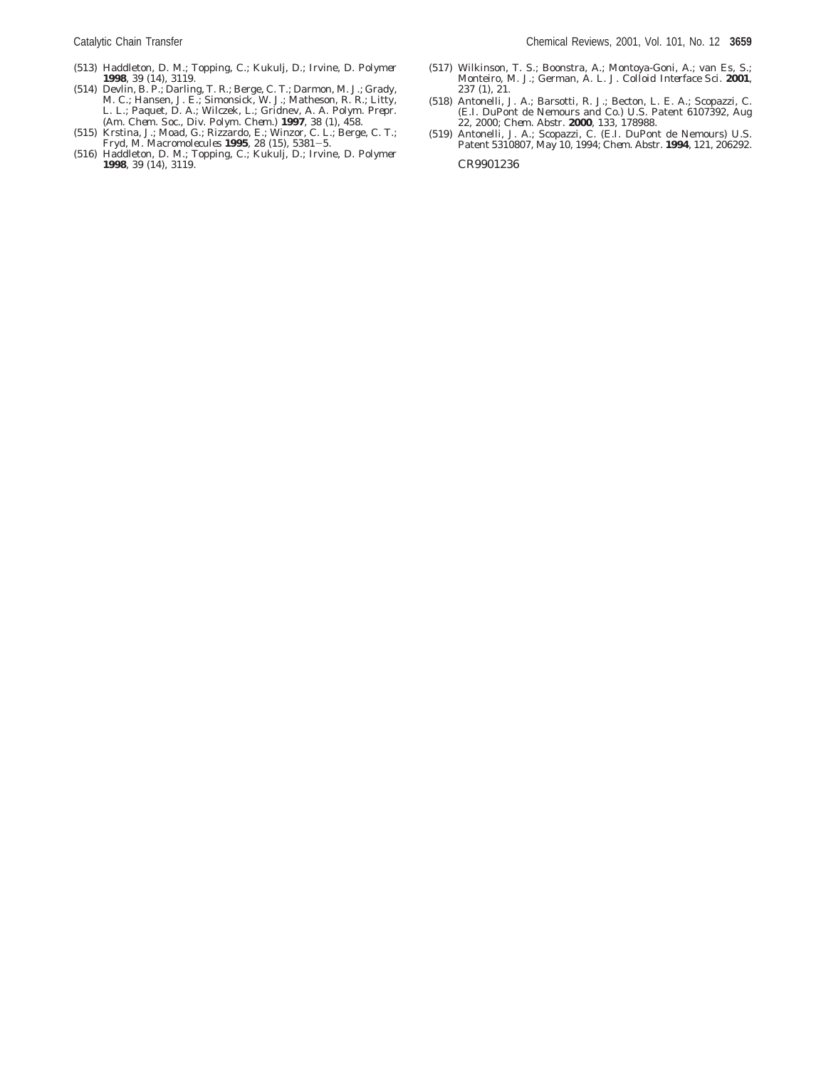(513) Haddleton, D. M.; Topping, C.; Kukulj, D.; Irvine, D. *Polymer* **1998**, 39 (14), 3119.

(514) Devlin, B. P.; Darling, T. R.; Berge, C. T.; Darmon, M. J.; Grady, M. C.; Hansen, J. E.; Simonsick, W. J.; Matheson, R. R.; Litty, L. L.; Paquet, D. A.; Wilczek, L.; Gridnev, A. A. *Polym. Prepr. (Am. Chem. Soc., Div. Polym. Chem.)* **1997**, 38 (1), 458.

(515) Krstina, J.; Moad, G.; Rizzardo, E.; Winzor, C. L.; Berge, C. T.; Fryd, M. *Macromolecules* **1995**, 28 (15), 5381–5.

(516) Haddleton, D. M.; Topping, C.; Kukulj, D.; Irvine, D. *Polymer* **1998**, 39 (14), 3119.

(517) Wilkinson, T. S.; Boonstra, A.; Montoya-Goni, A.; van Es, S.; Monteiro, M. J.; German, A. L. *J. Colloid Interface Sci.* **2001**, 237 (1), 21.

(518) Antonelli, J. A.; Barsotti, R. J.; Becton, L. E. A.; Scopazzi, C. (E.I. DuPont de Nemours and Co.) U.S. Patent 6107392, Aug 22, 2000; *Chem. Abstr.* **2000**, 133, 178988.

(519) Antonelli, J. A.; Scopazzi, C. (E.I. DuPont de Nemours) U.S. Patent 5310807, May 10, 1994; *Chem. Abstr.* **1994**, 121, 206292.

CR9901236